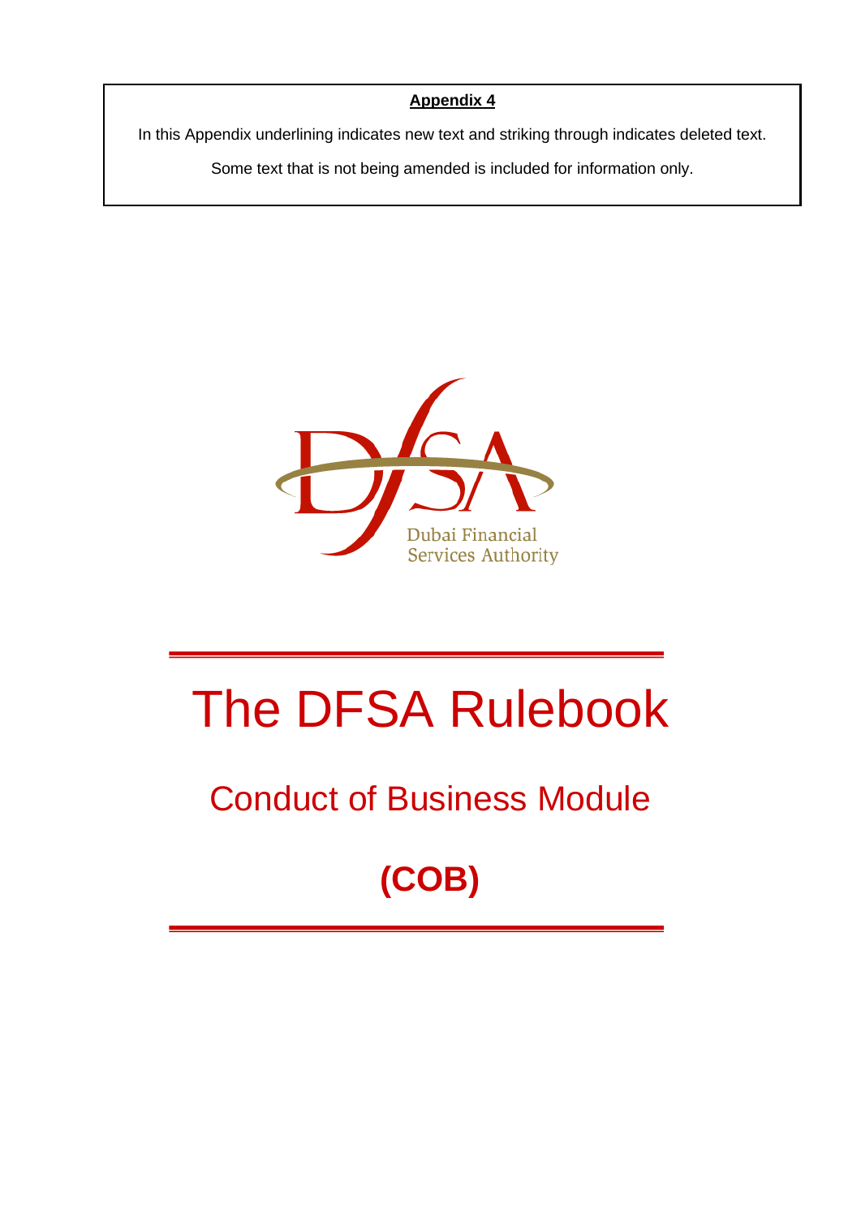**Appendix 4**

In this Appendix underlining indicates new text and striking through indicates deleted text.

Some text that is not being amended is included for information only.

Dubai Financial Services Authority

# The DFSA Rulebook

## Conduct of Business Module

## (COB)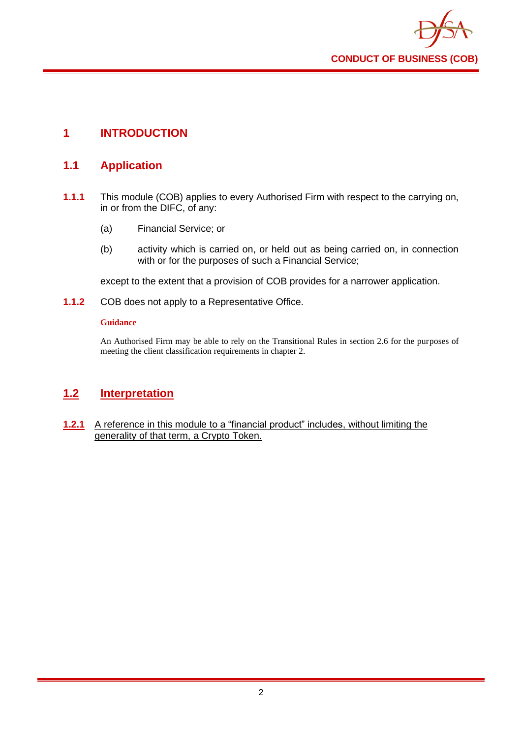# 1 INTRODUCTION

## 1.1 Application

**1.1.1** This module (COB) applies to every Authorised Firm with respect to the carrying on, in or from the DIFC, of any:

(a) Financial Service; or

(b) activity which is carried on, or held out as being carried on, in connection with or for the purposes of such a Financial Service;

except to the extent that a provision of COB provides for a narrower application.

**1.1.2** COB does not apply to a Representative Office.

**Guidance**

An Authorised Firm may be able to rely on the Transitional Rules in section 2.6 for the purposes of meeting the client classification requirements in chapter 2.

## 1.2 Interpretation

**1.2.1** A reference in this module to a "financial product" includes, without limiting the generality of that term, a Crypto Token.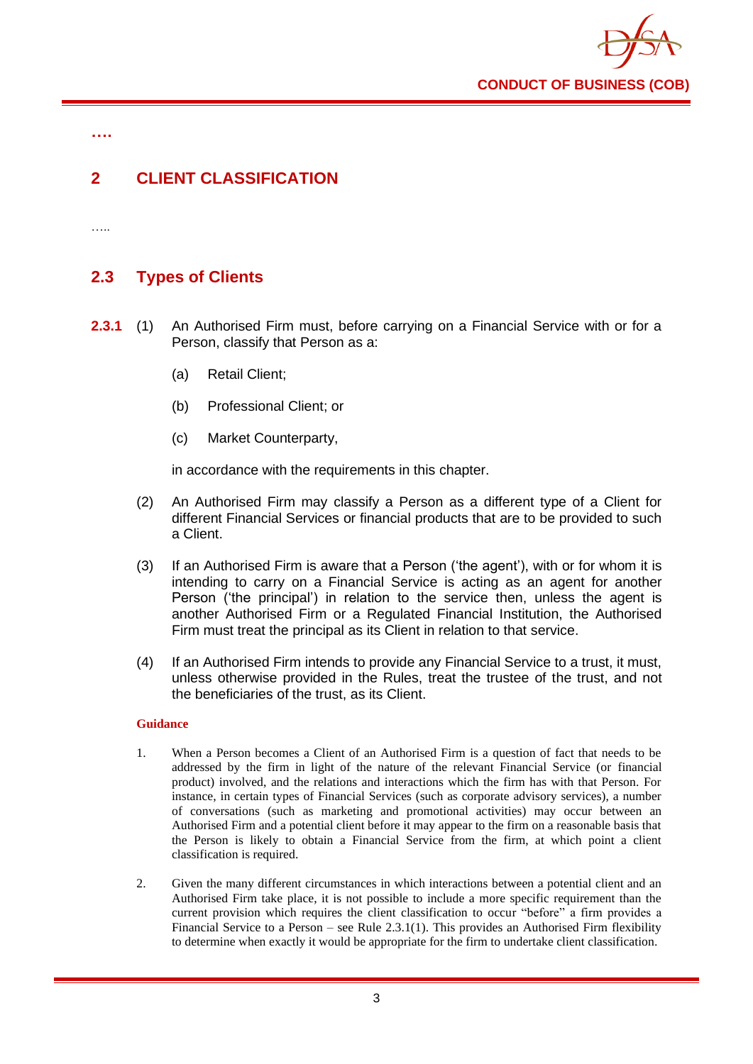….

## 2 CLIENT CLASSIFICATION

…..

### 2.3 Types of Clients

**2.3.1** (1) An Authorised Firm must, before carrying on a Financial Service with or for a Person, classify that Person as a:

(a) Retail Client;

(b) Professional Client; or

(c) Market Counterparty,

in accordance with the requirements in this chapter.

(2) An Authorised Firm may classify a Person as a different type of a Client for different Financial Services or financial products that are to be provided to such a Client.

(3) If an Authorised Firm is aware that a Person ('the agent'), with or for whom it is intending to carry on a Financial Service is acting as an agent for another Person ('the principal') in relation to the service then, unless the agent is another Authorised Firm or a Regulated Financial Institution, the Authorised Firm must treat the principal as its Client in relation to that service.

(4) If an Authorised Firm intends to provide any Financial Service to a trust, it must, unless otherwise provided in the Rules, treat the trustee of the trust, and not the beneficiaries of the trust, as its Client.

**Guidance**

1. When a Person becomes a Client of an Authorised Firm is a question of fact that needs to be addressed by the firm in light of the nature of the relevant Financial Service (or financial product) involved, and the relations and interactions which the firm has with that Person. For instance, in certain types of Financial Services (such as corporate advisory services), a number of conversations (such as marketing and promotional activities) may occur between an Authorised Firm and a potential client before it may appear to the firm on a reasonable basis that the Person is likely to obtain a Financial Service from the firm, at which point a client classification is required.

2. Given the many different circumstances in which interactions between a potential client and an Authorised Firm take place, it is not possible to include a more specific requirement than the current provision which requires the client classification to occur "before" a firm provides a Financial Service to a Person – see Rule 2.3.1(1). This provides an Authorised Firm flexibility to determine when exactly it would be appropriate for the firm to undertake client classification.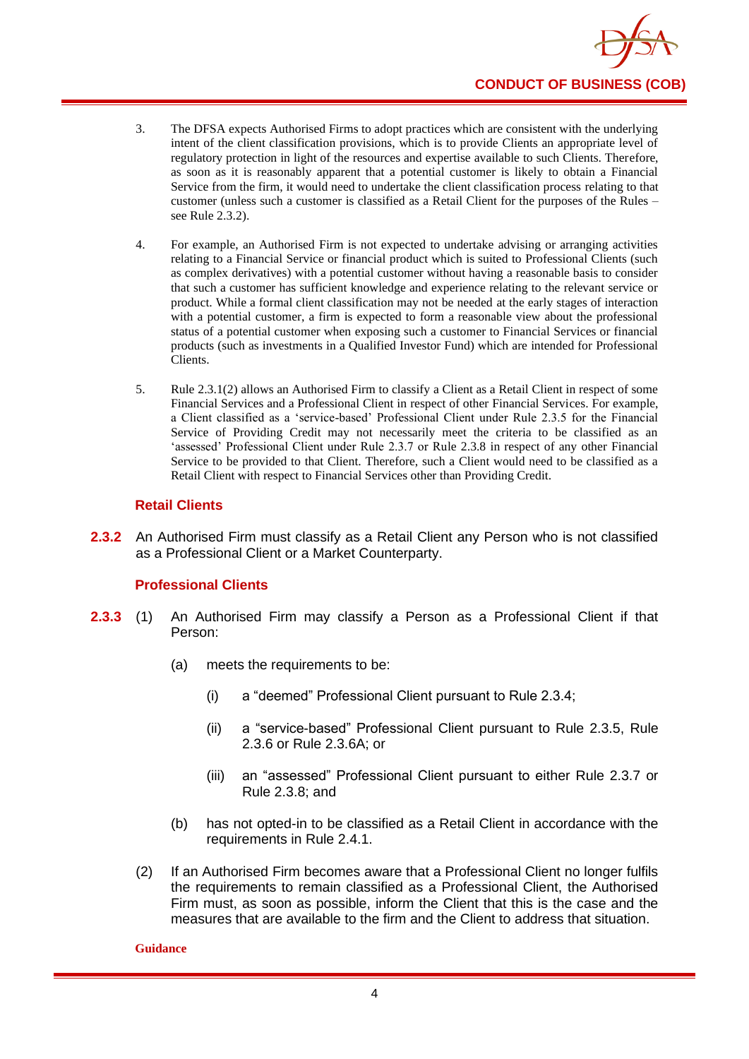3. The DFSA expects Authorised Firms to adopt practices which are consistent with the underlying intent of the client classification provisions, which is to provide Clients an appropriate level of regulatory protection in light of the resources and expertise available to such Clients. Therefore, as soon as it is reasonably apparent that a potential customer is likely to obtain a Financial Service from the firm, it would need to undertake the client classification process relating to that customer (unless such a customer is classified as a Retail Client for the purposes of the Rules – see Rule 2.3.2).

4. For example, an Authorised Firm is not expected to undertake advising or arranging activities relating to a Financial Service or financial product which is suited to Professional Clients (such as complex derivatives) with a potential customer without having a reasonable basis to consider that such a customer has sufficient knowledge and experience relating to the relevant service or product. While a formal client classification may not be needed at the early stages of interaction with a potential customer, a firm is expected to form a reasonable view about the professional status of a potential customer when exposing such a customer to Financial Services or financial products (such as investments in a Qualified Investor Fund) which are intended for Professional Clients.

5. Rule 2.3.1(2) allows an Authorised Firm to classify a Client as a Retail Client in respect of some Financial Services and a Professional Client in respect of other Financial Services. For example, a Client classified as a 'service-based' Professional Client under Rule 2.3.5 for the Financial Service of Providing Credit may not necessarily meet the criteria to be classified as an 'assessed' Professional Client under Rule 2.3.7 or Rule 2.3.8 in respect of any other Financial Service to be provided to that Client. Therefore, such a Client would need to be classified as a Retail Client with respect to Financial Services other than Providing Credit.

### Retail Clients

**2.3.2** An Authorised Firm must classify as a Retail Client any Person who is not classified as a Professional Client or a Market Counterparty.

### Professional Clients

**2.3.3** (1) An Authorised Firm may classify a Person as a Professional Client if that Person:

(a) meets the requirements to be:

(i) a "deemed" Professional Client pursuant to Rule 2.3.4;

(ii) a "service-based" Professional Client pursuant to Rule 2.3.5, Rule 2.3.6 or Rule 2.3.6A; or

(iii) an "assessed" Professional Client pursuant to either Rule 2.3.7 or Rule 2.3.8; and

(b) has not opted-in to be classified as a Retail Client in accordance with the requirements in Rule 2.4.1.

(2) If an Authorised Firm becomes aware that a Professional Client no longer fulfils the requirements to remain classified as a Professional Client, the Authorised Firm must, as soon as possible, inform the Client that this is the case and the measures that are available to the firm and the Client to address that situation.

**Guidance**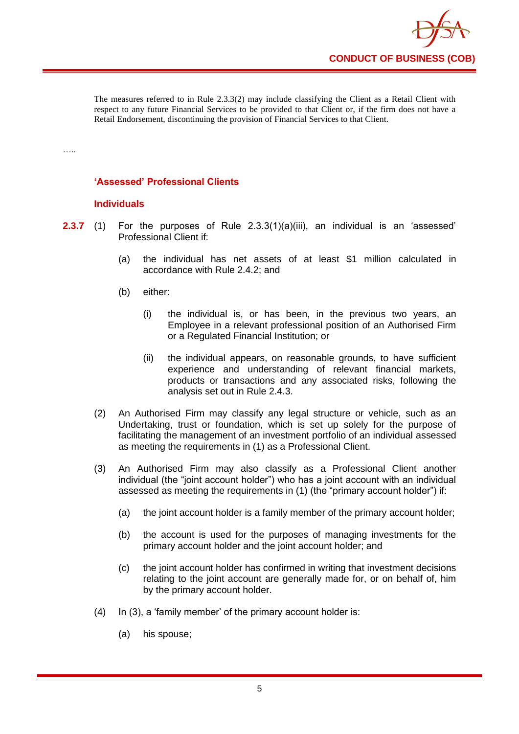The measures referred to in Rule 2.3.3(2) may include classifying the Client as a Retail Client with respect to any future Financial Services to be provided to that Client or, if the firm does not have a Retail Endorsement, discontinuing the provision of Financial Services to that Client.

…..

### 'Assessed' Professional Clients

#### Individuals

**2.3.7** (1) For the purposes of Rule 2.3.3(1)(a)(iii), an individual is an 'assessed' Professional Client if:

(a) the individual has net assets of at least $1 million calculated in accordance with Rule 2.4.2; and

(b) either:

(i) the individual is, or has been, in the previous two years, an Employee in a relevant professional position of an Authorised Firm or a Regulated Financial Institution; or

(ii) the individual appears, on reasonable grounds, to have sufficient experience and understanding of relevant financial markets, products or transactions and any associated risks, following the analysis set out in Rule 2.4.3.

(2) An Authorised Firm may classify any legal structure or vehicle, such as an Undertaking, trust or foundation, which is set up solely for the purpose of facilitating the management of an investment portfolio of an individual assessed as meeting the requirements in (1) as a Professional Client.

(3) An Authorised Firm may also classify as a Professional Client another individual (the "joint account holder") who has a joint account with an individual assessed as meeting the requirements in (1) (the "primary account holder") if:

(a) the joint account holder is a family member of the primary account holder;

(b) the account is used for the purposes of managing investments for the primary account holder and the joint account holder; and

(c) the joint account holder has confirmed in writing that investment decisions relating to the joint account are generally made for, or on behalf of, him by the primary account holder.

(4) In (3), a 'family member' of the primary account holder is:

(a) his spouse;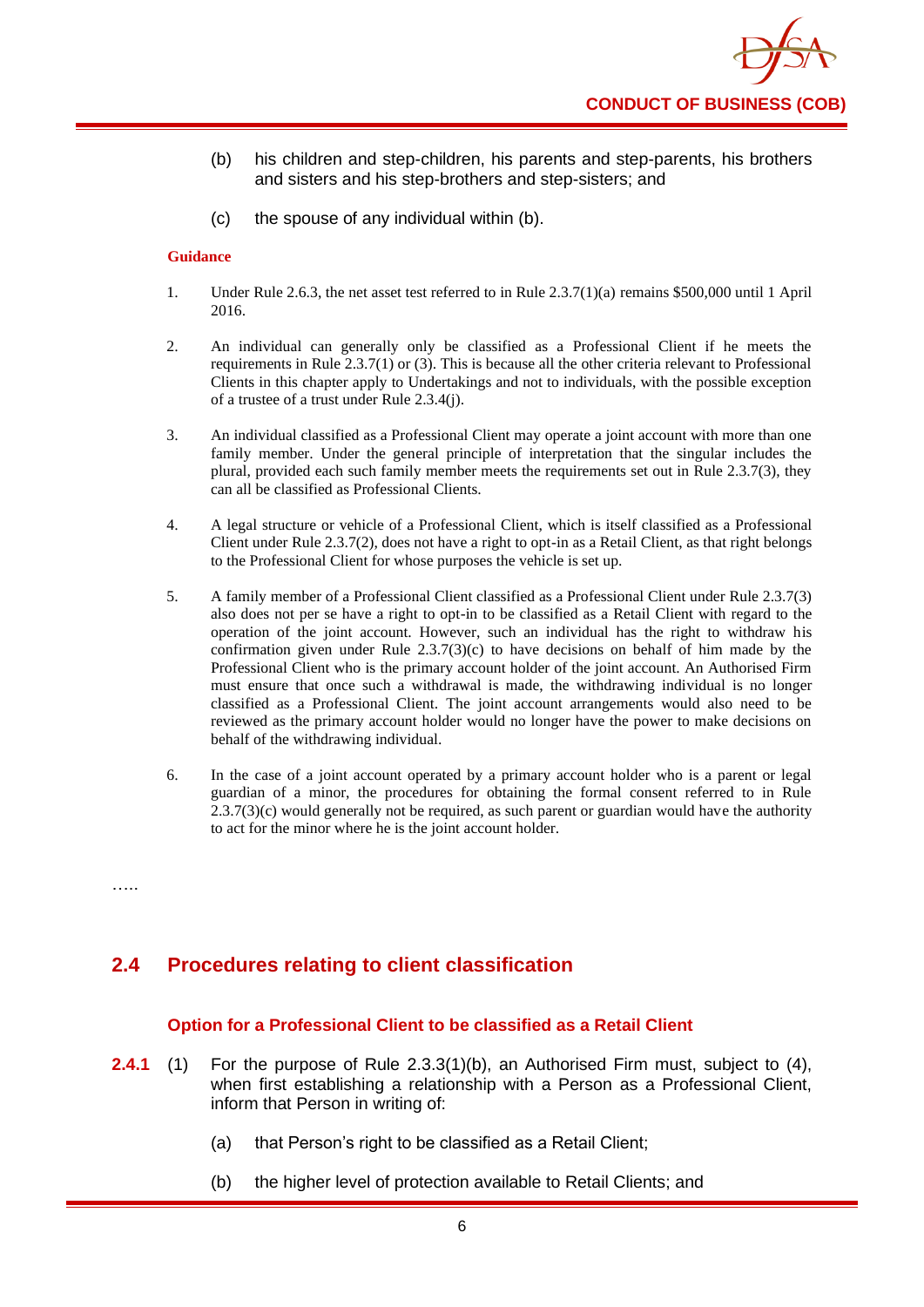(b) his children and step-children, his parents and step-parents, his brothers and sisters and his step-brothers and step-sisters; and

(c) the spouse of any individual within (b).

**Guidance**

1. Under Rule 2.6.3, the net asset test referred to in Rule 2.3.7(1)(a) remains $500,000 until 1 April 2016.

2. An individual can generally only be classified as a Professional Client if he meets the requirements in Rule 2.3.7(1) or (3). This is because all the other criteria relevant to Professional Clients in this chapter apply to Undertakings and not to individuals, with the possible exception of a trustee of a trust under Rule 2.3.4(j).

3. An individual classified as a Professional Client may operate a joint account with more than one family member. Under the general principle of interpretation that the singular includes the plural, provided each such family member meets the requirements set out in Rule 2.3.7(3), they can all be classified as Professional Clients.

4. A legal structure or vehicle of a Professional Client, which is itself classified as a Professional Client under Rule 2.3.7(2), does not have a right to opt-in as a Retail Client, as that right belongs to the Professional Client for whose purposes the vehicle is set up.

5. A family member of a Professional Client classified as a Professional Client under Rule 2.3.7(3) also does not per se have a right to opt-in to be classified as a Retail Client with regard to the operation of the joint account. However, such an individual has the right to withdraw his confirmation given under Rule 2.3.7(3)(c) to have decisions on behalf of him made by the Professional Client who is the primary account holder of the joint account. An Authorised Firm must ensure that once such a withdrawal is made, the withdrawing individual is no longer classified as a Professional Client. The joint account arrangements would also need to be reviewed as the primary account holder would no longer have the power to make decisions on behalf of the withdrawing individual.

6. In the case of a joint account operated by a primary account holder who is a parent or legal guardian of a minor, the procedures for obtaining the formal consent referred to in Rule 2.3.7(3)(c) would generally not be required, as such parent or guardian would have the authority to act for the minor where he is the joint account holder.

…..

## 2.4 Procedures relating to client classification

### Option for a Professional Client to be classified as a Retail Client

**2.4.1** (1) For the purpose of Rule 2.3.3(1)(b), an Authorised Firm must, subject to (4), when first establishing a relationship with a Person as a Professional Client, inform that Person in writing of:

(a) that Person's right to be classified as a Retail Client;

(b) the higher level of protection available to Retail Clients; and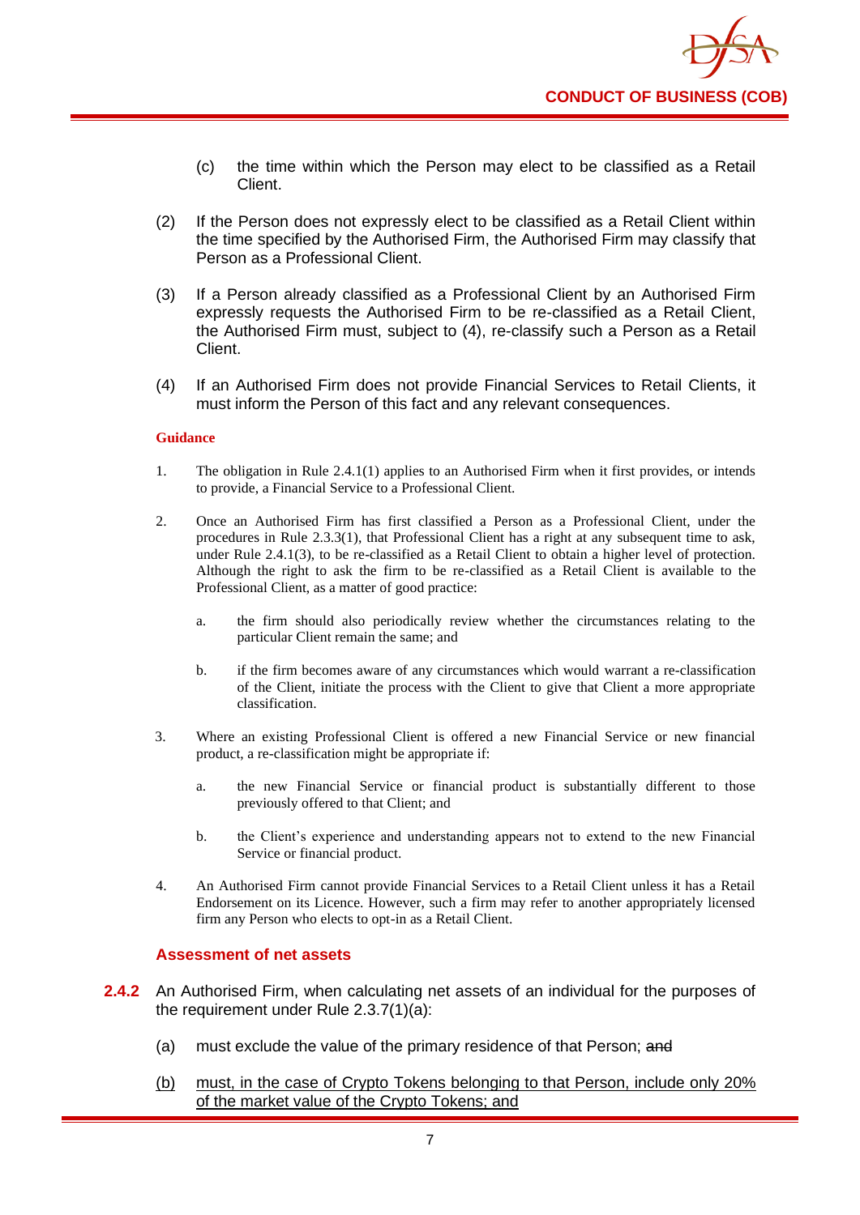(c) the time within which the Person may elect to be classified as a Retail Client.

(2) If the Person does not expressly elect to be classified as a Retail Client within the time specified by the Authorised Firm, the Authorised Firm may classify that Person as a Professional Client.

(3) If a Person already classified as a Professional Client by an Authorised Firm expressly requests the Authorised Firm to be re-classified as a Retail Client, the Authorised Firm must, subject to (4), re-classify such a Person as a Retail Client.

(4) If an Authorised Firm does not provide Financial Services to Retail Clients, it must inform the Person of this fact and any relevant consequences.

**Guidance**

1. The obligation in Rule 2.4.1(1) applies to an Authorised Firm when it first provides, or intends to provide, a Financial Service to a Professional Client.

2. Once an Authorised Firm has first classified a Person as a Professional Client, under the procedures in Rule 2.3.3(1), that Professional Client has a right at any subsequent time to ask, under Rule 2.4.1(3), to be re-classified as a Retail Client to obtain a higher level of protection. Although the right to ask the firm to be re-classified as a Retail Client is available to the Professional Client, as a matter of good practice:

   a. the firm should also periodically review whether the circumstances relating to the particular Client remain the same; and

   b. if the firm becomes aware of any circumstances which would warrant a re-classification of the Client, initiate the process with the Client to give that Client a more appropriate classification.

3. Where an existing Professional Client is offered a new Financial Service or new financial product, a re-classification might be appropriate if:

   a. the new Financial Service or financial product is substantially different to those previously offered to that Client; and

   b. the Client's experience and understanding appears not to extend to the new Financial Service or financial product.

4. An Authorised Firm cannot provide Financial Services to a Retail Client unless it has a Retail Endorsement on its Licence. However, such a firm may refer to another appropriately licensed firm any Person who elects to opt-in as a Retail Client.

### Assessment of net assets

**2.4.2** An Authorised Firm, when calculating net assets of an individual for the purposes of the requirement under Rule 2.3.7(1)(a):

(a) must exclude the value of the primary residence of that Person; ~~and~~

<u>(b) must, in the case of Crypto Tokens belonging to that Person, include only 20% of the market value of the Crypto Tokens; and</u>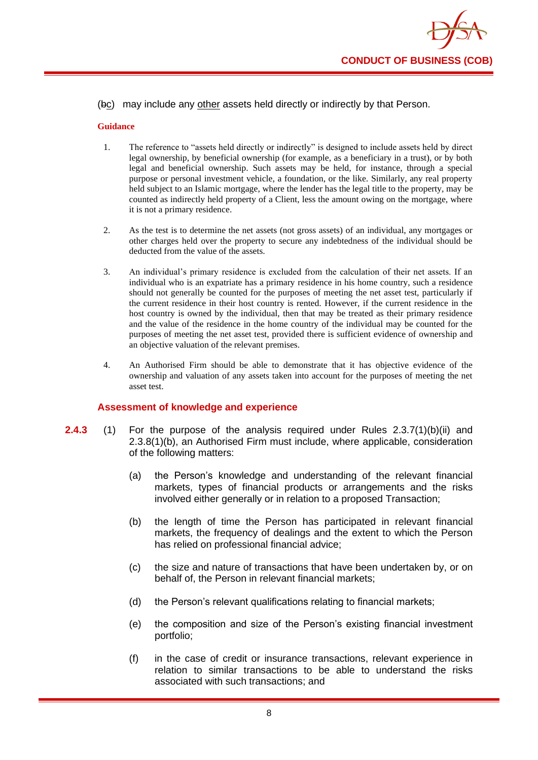(~~b~~c) may include any <u>other</u> assets held directly or indirectly by that Person.

**Guidance**

1. The reference to "assets held directly or indirectly" is designed to include assets held by direct legal ownership, by beneficial ownership (for example, as a beneficiary in a trust), or by both legal and beneficial ownership. Such assets may be held, for instance, through a special purpose or personal investment vehicle, a foundation, or the like. Similarly, any real property held subject to an Islamic mortgage, where the lender has the legal title to the property, may be counted as indirectly held property of a Client, less the amount owing on the mortgage, where it is not a primary residence.

2. As the test is to determine the net assets (not gross assets) of an individual, any mortgages or other charges held over the property to secure any indebtedness of the individual should be deducted from the value of the assets.

3. An individual's primary residence is excluded from the calculation of their net assets. If an individual who is an expatriate has a primary residence in his home country, such a residence should not generally be counted for the purposes of meeting the net asset test, particularly if the current residence in their host country is rented. However, if the current residence in the host country is owned by the individual, then that may be treated as their primary residence and the value of the residence in the home country of the individual may be counted for the purposes of meeting the net asset test, provided there is sufficient evidence of ownership and an objective valuation of the relevant premises.

4. An Authorised Firm should be able to demonstrate that it has objective evidence of the ownership and valuation of any assets taken into account for the purposes of meeting the net asset test.

### Assessment of knowledge and experience

**2.4.3** (1) For the purpose of the analysis required under Rules 2.3.7(1)(b)(ii) and 2.3.8(1)(b), an Authorised Firm must include, where applicable, consideration of the following matters:

(a) the Person's knowledge and understanding of the relevant financial markets, types of financial products or arrangements and the risks involved either generally or in relation to a proposed Transaction;

(b) the length of time the Person has participated in relevant financial markets, the frequency of dealings and the extent to which the Person has relied on professional financial advice;

(c) the size and nature of transactions that have been undertaken by, or on behalf of, the Person in relevant financial markets;

(d) the Person's relevant qualifications relating to financial markets;

(e) the composition and size of the Person's existing financial investment portfolio;

(f) in the case of credit or insurance transactions, relevant experience in relation to similar transactions to be able to understand the risks associated with such transactions; and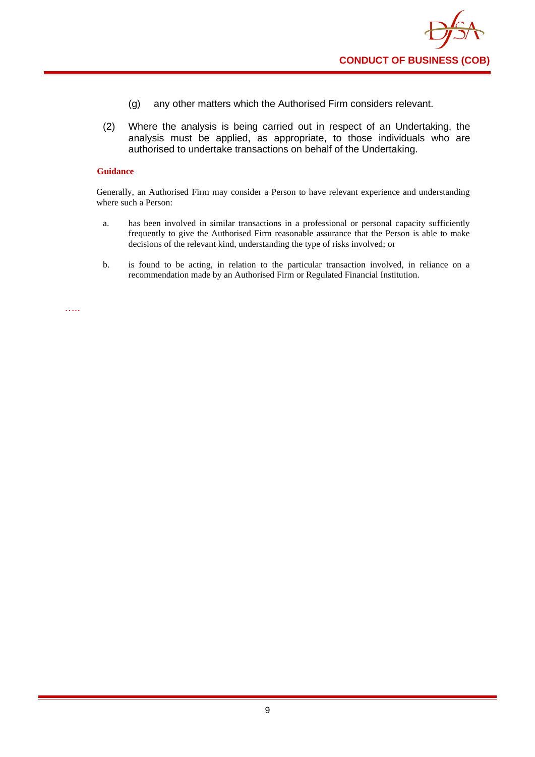(g) any other matters which the Authorised Firm considers relevant.

(2) Where the analysis is being carried out in respect of an Undertaking, the analysis must be applied, as appropriate, to those individuals who are authorised to undertake transactions on behalf of the Undertaking.

**Guidance**

Generally, an Authorised Firm may consider a Person to have relevant experience and understanding where such a Person:

a. has been involved in similar transactions in a professional or personal capacity sufficiently frequently to give the Authorised Firm reasonable assurance that the Person is able to make decisions of the relevant kind, understanding the type of risks involved; or

b. is found to be acting, in relation to the particular transaction involved, in reliance on a recommendation made by an Authorised Firm or Regulated Financial Institution.

…..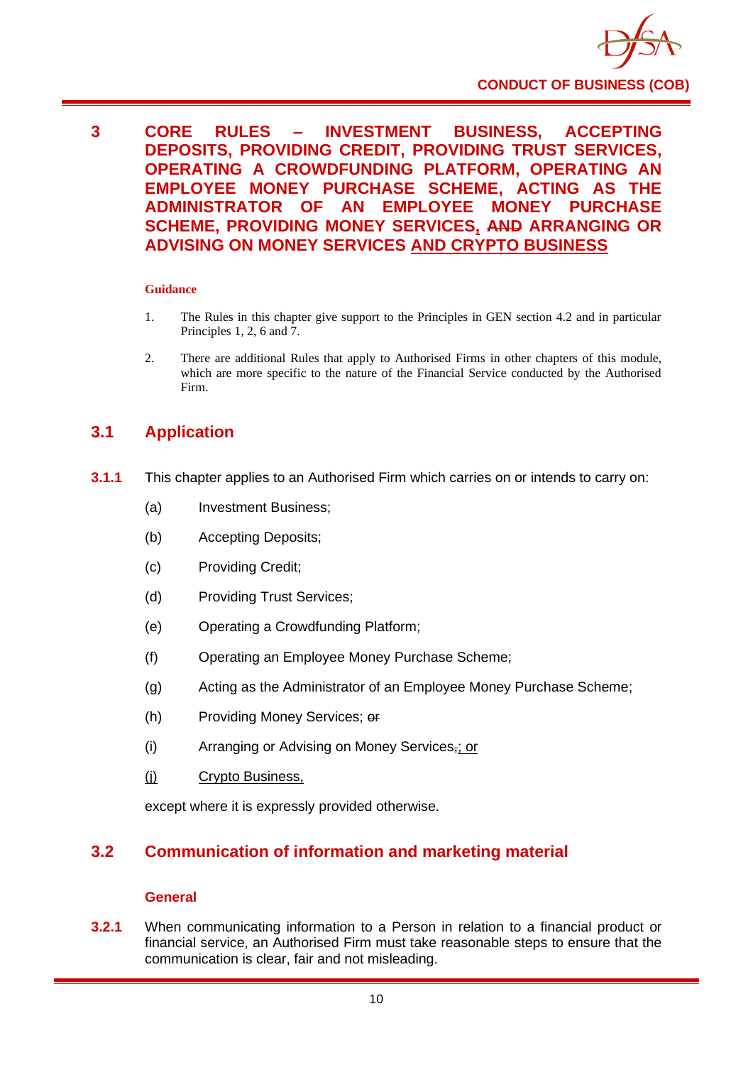# 3 CORE RULES – INVESTMENT BUSINESS, ACCEPTING DEPOSITS, PROVIDING CREDIT, PROVIDING TRUST SERVICES, OPERATING A CROWDFUNDING PLATFORM, OPERATING AN EMPLOYEE MONEY PURCHASE SCHEME, ACTING AS THE ADMINISTRATOR OF AN EMPLOYEE MONEY PURCHASE SCHEME, PROVIDING MONEY SERVICES, ~~AND~~ ARRANGING OR ADVISING ON MONEY SERVICES <u>AND CRYPTO BUSINESS</u>

**Guidance**

1. The Rules in this chapter give support to the Principles in GEN section 4.2 and in particular Principles 1, 2, 6 and 7.
2. There are additional Rules that apply to Authorised Firms in other chapters of this module, which are more specific to the nature of the Financial Service conducted by the Authorised Firm.

## 3.1 Application

**3.1.1** This chapter applies to an Authorised Firm which carries on or intends to carry on:

(a) Investment Business;

(b) Accepting Deposits;

(c) Providing Credit;

(d) Providing Trust Services;

(e) Operating a Crowdfunding Platform;

(f) Operating an Employee Money Purchase Scheme;

(g) Acting as the Administrator of an Employee Money Purchase Scheme;

(h) Providing Money Services; ~~or~~

(i) Arranging or Advising on Money Services~~,~~<u>; or</u>

<u>(j) Crypto Business,</u>

except where it is expressly provided otherwise.

## 3.2 Communication of information and marketing material

### General

**3.2.1** When communicating information to a Person in relation to a financial product or financial service, an Authorised Firm must take reasonable steps to ensure that the communication is clear, fair and not misleading.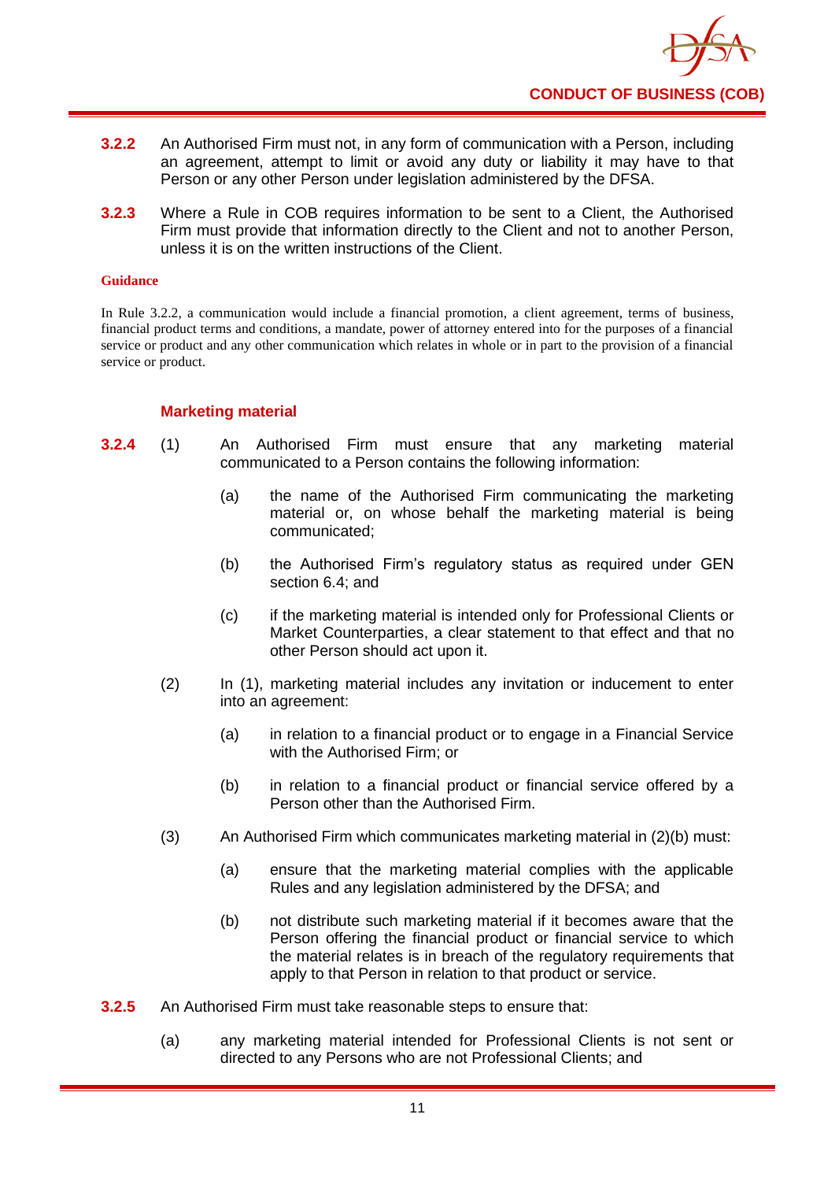**3.2.2** An Authorised Firm must not, in any form of communication with a Person, including an agreement, attempt to limit or avoid any duty or liability it may have to that Person or any other Person under legislation administered by the DFSA.

**3.2.3** Where a Rule in COB requires information to be sent to a Client, the Authorised Firm must provide that information directly to the Client and not to another Person, unless it is on the written instructions of the Client.

**Guidance**

In Rule 3.2.2, a communication would include a financial promotion, a client agreement, terms of business, financial product terms and conditions, a mandate, power of attorney entered into for the purposes of a financial service or product and any other communication which relates in whole or in part to the provision of a financial service or product.

### Marketing material

**3.2.4** (1) An Authorised Firm must ensure that any marketing material communicated to a Person contains the following information:

(a) the name of the Authorised Firm communicating the marketing material or, on whose behalf the marketing material is being communicated;

(b) the Authorised Firm's regulatory status as required under GEN section 6.4; and

(c) if the marketing material is intended only for Professional Clients or Market Counterparties, a clear statement to that effect and that no other Person should act upon it.

(2) In (1), marketing material includes any invitation or inducement to enter into an agreement:

(a) in relation to a financial product or to engage in a Financial Service with the Authorised Firm; or

(b) in relation to a financial product or financial service offered by a Person other than the Authorised Firm.

(3) An Authorised Firm which communicates marketing material in (2)(b) must:

(a) ensure that the marketing material complies with the applicable Rules and any legislation administered by the DFSA; and

(b) not distribute such marketing material if it becomes aware that the Person offering the financial product or financial service to which the material relates is in breach of the regulatory requirements that apply to that Person in relation to that product or service.

**3.2.5** An Authorised Firm must take reasonable steps to ensure that:

(a) any marketing material intended for Professional Clients is not sent or directed to any Persons who are not Professional Clients; and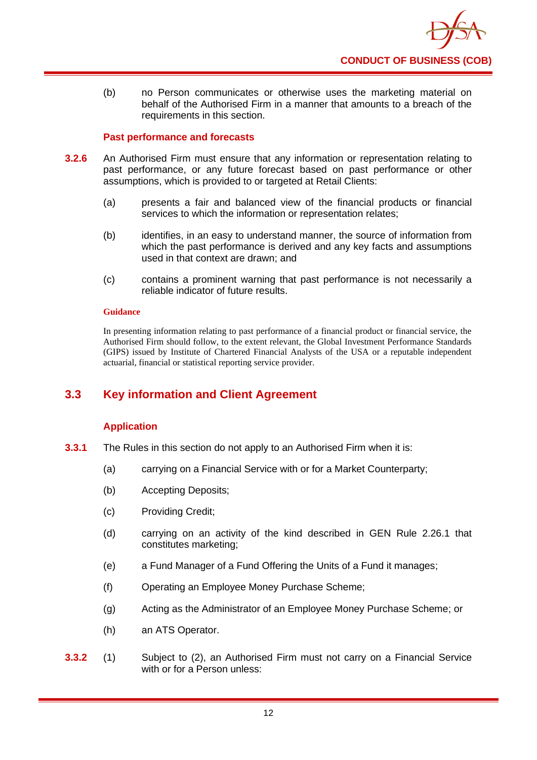(b) no Person communicates or otherwise uses the marketing material on behalf of the Authorised Firm in a manner that amounts to a breach of the requirements in this section.

### Past performance and forecasts

**3.2.6** An Authorised Firm must ensure that any information or representation relating to past performance, or any future forecast based on past performance or other assumptions, which is provided to or targeted at Retail Clients:

(a) presents a fair and balanced view of the financial products or financial services to which the information or representation relates;

(b) identifies, in an easy to understand manner, the source of information from which the past performance is derived and any key facts and assumptions used in that context are drawn; and

(c) contains a prominent warning that past performance is not necessarily a reliable indicator of future results.

**Guidance**

In presenting information relating to past performance of a financial product or financial service, the Authorised Firm should follow, to the extent relevant, the Global Investment Performance Standards (GIPS) issued by Institute of Chartered Financial Analysts of the USA or a reputable independent actuarial, financial or statistical reporting service provider.

## 3.3 Key information and Client Agreement

### Application

**3.3.1** The Rules in this section do not apply to an Authorised Firm when it is:

(a) carrying on a Financial Service with or for a Market Counterparty;

(b) Accepting Deposits;

(c) Providing Credit;

(d) carrying on an activity of the kind described in GEN Rule 2.26.1 that constitutes marketing;

(e) a Fund Manager of a Fund Offering the Units of a Fund it manages;

(f) Operating an Employee Money Purchase Scheme;

(g) Acting as the Administrator of an Employee Money Purchase Scheme; or

(h) an ATS Operator.

**3.3.2** (1) Subject to (2), an Authorised Firm must not carry on a Financial Service with or for a Person unless: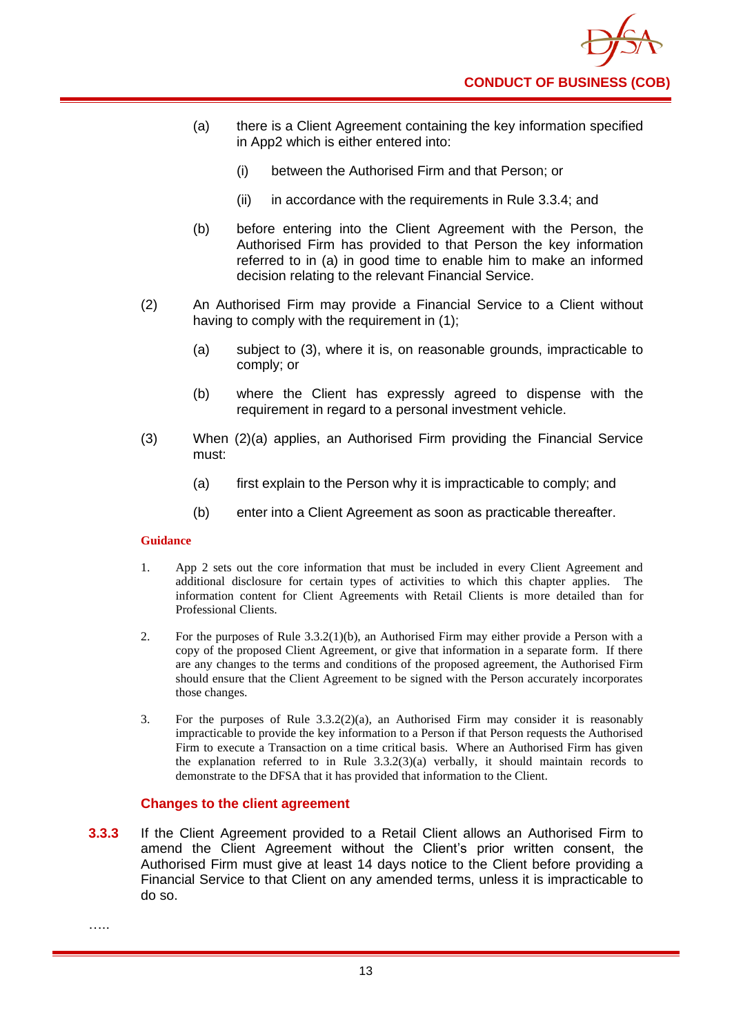(a) there is a Client Agreement containing the key information specified in App2 which is either entered into:

   (i) between the Authorised Firm and that Person; or

   (ii) in accordance with the requirements in Rule 3.3.4; and

(b) before entering into the Client Agreement with the Person, the Authorised Firm has provided to that Person the key information referred to in (a) in good time to enable him to make an informed decision relating to the relevant Financial Service.

(2) An Authorised Firm may provide a Financial Service to a Client without having to comply with the requirement in (1);

   (a) subject to (3), where it is, on reasonable grounds, impracticable to comply; or

   (b) where the Client has expressly agreed to dispense with the requirement in regard to a personal investment vehicle.

(3) When (2)(a) applies, an Authorised Firm providing the Financial Service must:

   (a) first explain to the Person why it is impracticable to comply; and

   (b) enter into a Client Agreement as soon as practicable thereafter.

**Guidance**

1. App 2 sets out the core information that must be included in every Client Agreement and additional disclosure for certain types of activities to which this chapter applies. The information content for Client Agreements with Retail Clients is more detailed than for Professional Clients.

2. For the purposes of Rule 3.3.2(1)(b), an Authorised Firm may either provide a Person with a copy of the proposed Client Agreement, or give that information in a separate form. If there are any changes to the terms and conditions of the proposed agreement, the Authorised Firm should ensure that the Client Agreement to be signed with the Person accurately incorporates those changes.

3. For the purposes of Rule 3.3.2(2)(a), an Authorised Firm may consider it is reasonably impracticable to provide the key information to a Person if that Person requests the Authorised Firm to execute a Transaction on a time critical basis. Where an Authorised Firm has given the explanation referred to in Rule 3.3.2(3)(a) verbally, it should maintain records to demonstrate to the DFSA that it has provided that information to the Client.

### Changes to the client agreement

**3.3.3** If the Client Agreement provided to a Retail Client allows an Authorised Firm to amend the Client Agreement without the Client's prior written consent, the Authorised Firm must give at least 14 days notice to the Client before providing a Financial Service to that Client on any amended terms, unless it is impracticable to do so.

…..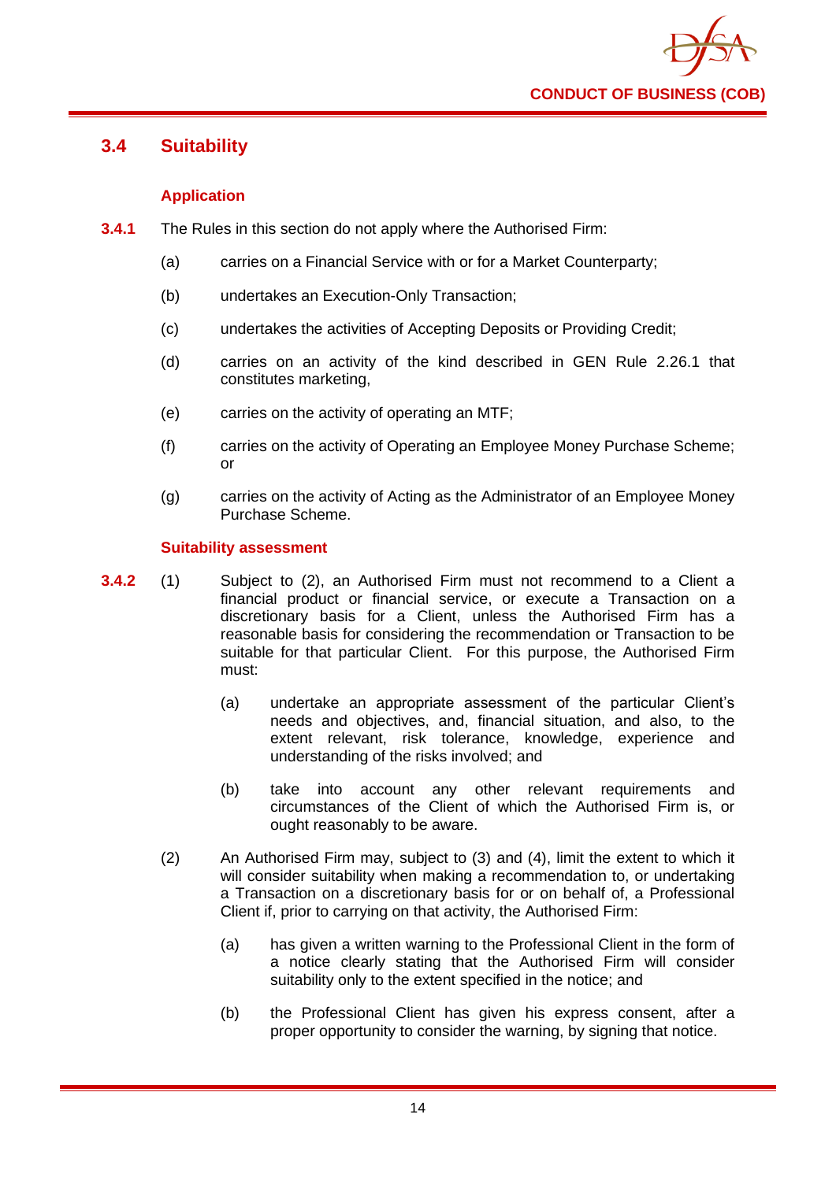## 3.4 Suitability

### Application

**3.4.1** The Rules in this section do not apply where the Authorised Firm:

(a) carries on a Financial Service with or for a Market Counterparty;

(b) undertakes an Execution-Only Transaction;

(c) undertakes the activities of Accepting Deposits or Providing Credit;

(d) carries on an activity of the kind described in GEN Rule 2.26.1 that constitutes marketing,

(e) carries on the activity of operating an MTF;

(f) carries on the activity of Operating an Employee Money Purchase Scheme; or

(g) carries on the activity of Acting as the Administrator of an Employee Money Purchase Scheme.

### Suitability assessment

**3.4.2** (1) Subject to (2), an Authorised Firm must not recommend to a Client a financial product or financial service, or execute a Transaction on a discretionary basis for a Client, unless the Authorised Firm has a reasonable basis for considering the recommendation or Transaction to be suitable for that particular Client. For this purpose, the Authorised Firm must:

(a) undertake an appropriate assessment of the particular Client's needs and objectives, and, financial situation, and also, to the extent relevant, risk tolerance, knowledge, experience and understanding of the risks involved; and

(b) take into account any other relevant requirements and circumstances of the Client of which the Authorised Firm is, or ought reasonably to be aware.

(2) An Authorised Firm may, subject to (3) and (4), limit the extent to which it will consider suitability when making a recommendation to, or undertaking a Transaction on a discretionary basis for or on behalf of, a Professional Client if, prior to carrying on that activity, the Authorised Firm:

(a) has given a written warning to the Professional Client in the form of a notice clearly stating that the Authorised Firm will consider suitability only to the extent specified in the notice; and

(b) the Professional Client has given his express consent, after a proper opportunity to consider the warning, by signing that notice.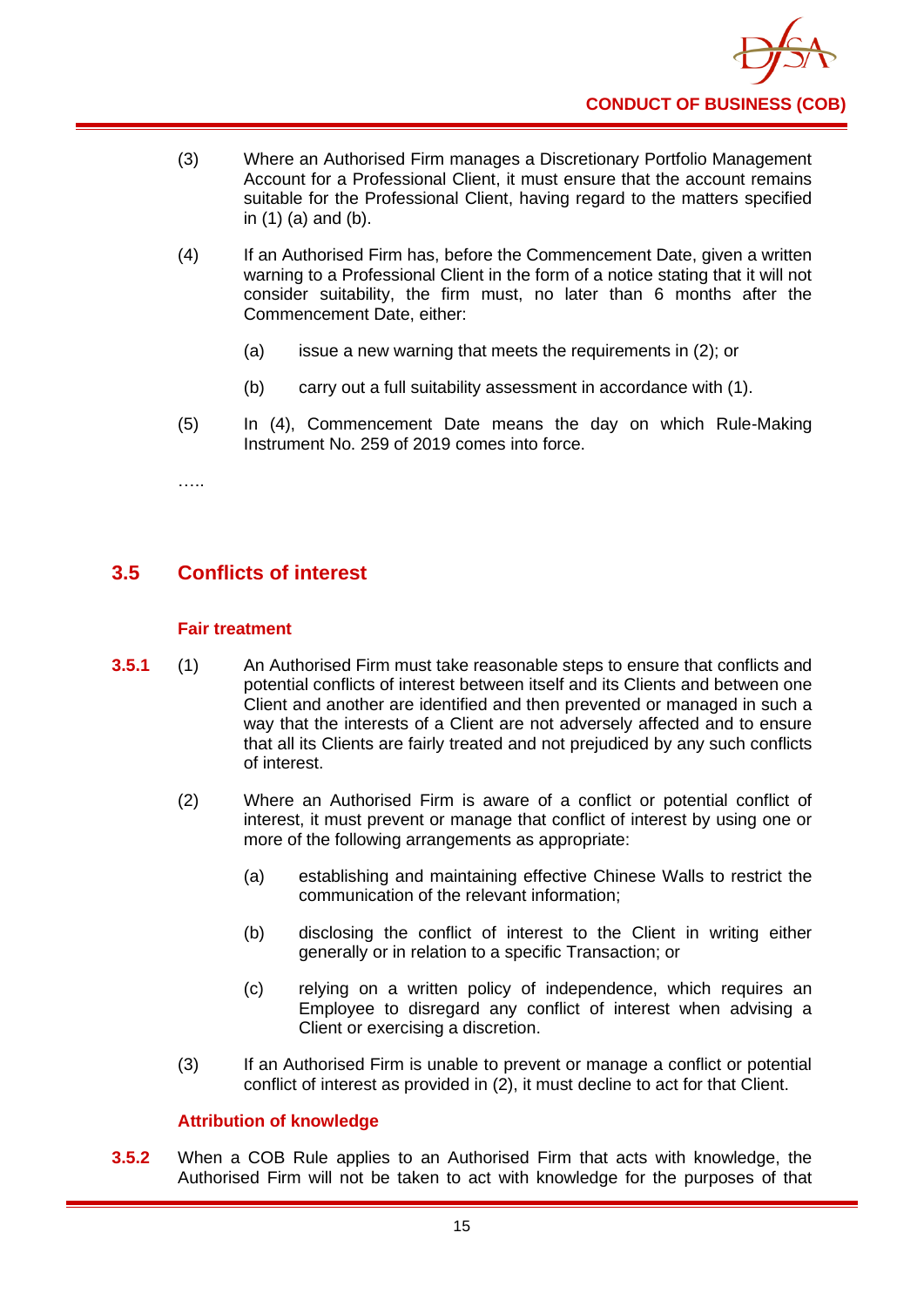(3) Where an Authorised Firm manages a Discretionary Portfolio Management Account for a Professional Client, it must ensure that the account remains suitable for the Professional Client, having regard to the matters specified in (1) (a) and (b).

(4) If an Authorised Firm has, before the Commencement Date, given a written warning to a Professional Client in the form of a notice stating that it will not consider suitability, the firm must, no later than 6 months after the Commencement Date, either:

   (a) issue a new warning that meets the requirements in (2); or

   (b) carry out a full suitability assessment in accordance with (1).

(5) In (4), Commencement Date means the day on which Rule-Making Instrument No. 259 of 2019 comes into force.

…..

## 3.5 Conflicts of interest

### Fair treatment

**3.5.1** (1) An Authorised Firm must take reasonable steps to ensure that conflicts and potential conflicts of interest between itself and its Clients and between one Client and another are identified and then prevented or managed in such a way that the interests of a Client are not adversely affected and to ensure that all its Clients are fairly treated and not prejudiced by any such conflicts of interest.

(2) Where an Authorised Firm is aware of a conflict or potential conflict of interest, it must prevent or manage that conflict of interest by using one or more of the following arrangements as appropriate:

   (a) establishing and maintaining effective Chinese Walls to restrict the communication of the relevant information;

   (b) disclosing the conflict of interest to the Client in writing either generally or in relation to a specific Transaction; or

   (c) relying on a written policy of independence, which requires an Employee to disregard any conflict of interest when advising a Client or exercising a discretion.

(3) If an Authorised Firm is unable to prevent or manage a conflict or potential conflict of interest as provided in (2), it must decline to act for that Client.

### Attribution of knowledge

**3.5.2** When a COB Rule applies to an Authorised Firm that acts with knowledge, the Authorised Firm will not be taken to act with knowledge for the purposes of that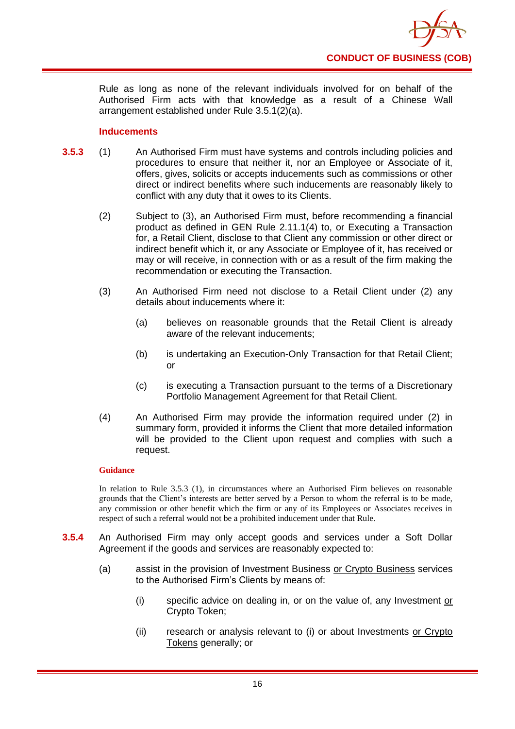Rule as long as none of the relevant individuals involved for on behalf of the Authorised Firm acts with that knowledge as a result of a Chinese Wall arrangement established under Rule 3.5.1(2)(a).

### Inducements

**3.5.3** (1) An Authorised Firm must have systems and controls including policies and procedures to ensure that neither it, nor an Employee or Associate of it, offers, gives, solicits or accepts inducements such as commissions or other direct or indirect benefits where such inducements are reasonably likely to conflict with any duty that it owes to its Clients.

(2) Subject to (3), an Authorised Firm must, before recommending a financial product as defined in GEN Rule 2.11.1(4) to, or Executing a Transaction for, a Retail Client, disclose to that Client any commission or other direct or indirect benefit which it, or any Associate or Employee of it, has received or may or will receive, in connection with or as a result of the firm making the recommendation or executing the Transaction.

(3) An Authorised Firm need not disclose to a Retail Client under (2) any details about inducements where it:

(a) believes on reasonable grounds that the Retail Client is already aware of the relevant inducements;

(b) is undertaking an Execution-Only Transaction for that Retail Client; or

(c) is executing a Transaction pursuant to the terms of a Discretionary Portfolio Management Agreement for that Retail Client.

(4) An Authorised Firm may provide the information required under (2) in summary form, provided it informs the Client that more detailed information will be provided to the Client upon request and complies with such a request.

**Guidance**

In relation to Rule 3.5.3 (1), in circumstances where an Authorised Firm believes on reasonable grounds that the Client's interests are better served by a Person to whom the referral is to be made, any commission or other benefit which the firm or any of its Employees or Associates receives in respect of such a referral would not be a prohibited inducement under that Rule.

**3.5.4** An Authorised Firm may only accept goods and services under a Soft Dollar Agreement if the goods and services are reasonably expected to:

(a) assist in the provision of Investment Business or Crypto Business services to the Authorised Firm's Clients by means of:

(i) specific advice on dealing in, or on the value of, any Investment or Crypto Token;

(ii) research or analysis relevant to (i) or about Investments or Crypto Tokens generally; or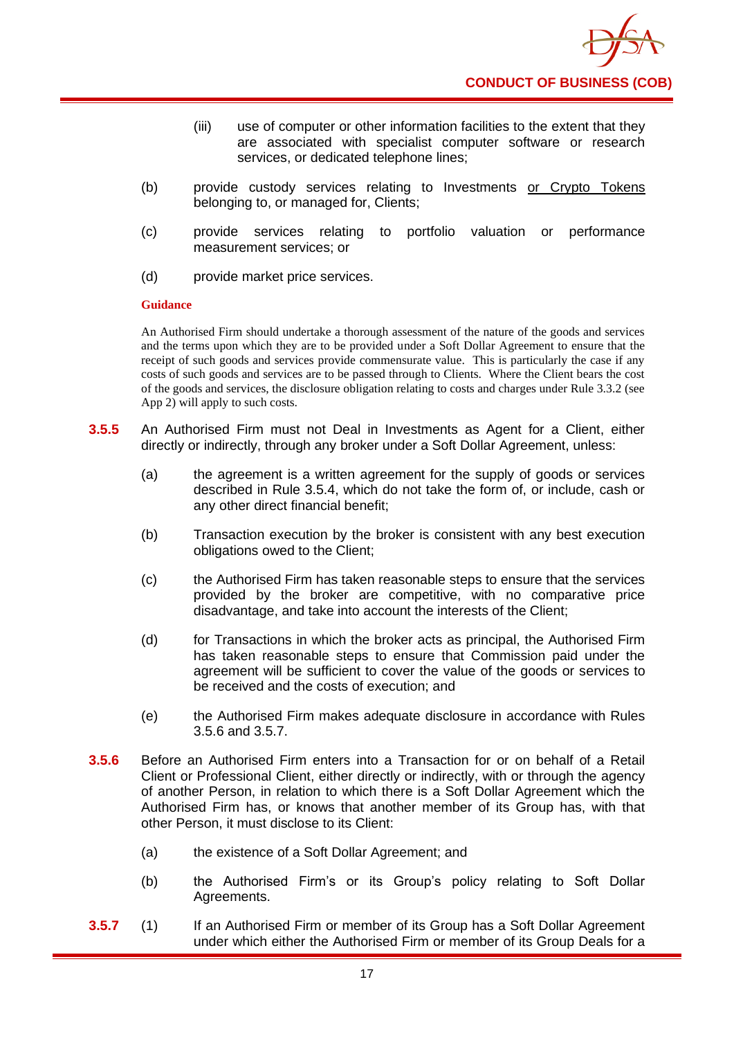(iii) use of computer or other information facilities to the extent that they are associated with specialist computer software or research services, or dedicated telephone lines;

(b) provide custody services relating to Investments <u>or Crypto Tokens</u> belonging to, or managed for, Clients;

(c) provide services relating to portfolio valuation or performance measurement services; or

(d) provide market price services.

**Guidance**

An Authorised Firm should undertake a thorough assessment of the nature of the goods and services and the terms upon which they are to be provided under a Soft Dollar Agreement to ensure that the receipt of such goods and services provide commensurate value. This is particularly the case if any costs of such goods and services are to be passed through to Clients. Where the Client bears the cost of the goods and services, the disclosure obligation relating to costs and charges under Rule 3.3.2 (see App 2) will apply to such costs.

**3.5.5** An Authorised Firm must not Deal in Investments as Agent for a Client, either directly or indirectly, through any broker under a Soft Dollar Agreement, unless:

(a) the agreement is a written agreement for the supply of goods or services described in Rule 3.5.4, which do not take the form of, or include, cash or any other direct financial benefit;

(b) Transaction execution by the broker is consistent with any best execution obligations owed to the Client;

(c) the Authorised Firm has taken reasonable steps to ensure that the services provided by the broker are competitive, with no comparative price disadvantage, and take into account the interests of the Client;

(d) for Transactions in which the broker acts as principal, the Authorised Firm has taken reasonable steps to ensure that Commission paid under the agreement will be sufficient to cover the value of the goods or services to be received and the costs of execution; and

(e) the Authorised Firm makes adequate disclosure in accordance with Rules 3.5.6 and 3.5.7.

**3.5.6** Before an Authorised Firm enters into a Transaction for or on behalf of a Retail Client or Professional Client, either directly or indirectly, with or through the agency of another Person, in relation to which there is a Soft Dollar Agreement which the Authorised Firm has, or knows that another member of its Group has, with that other Person, it must disclose to its Client:

(a) the existence of a Soft Dollar Agreement; and

(b) the Authorised Firm's or its Group's policy relating to Soft Dollar Agreements.

**3.5.7** (1) If an Authorised Firm or member of its Group has a Soft Dollar Agreement under which either the Authorised Firm or member of its Group Deals for a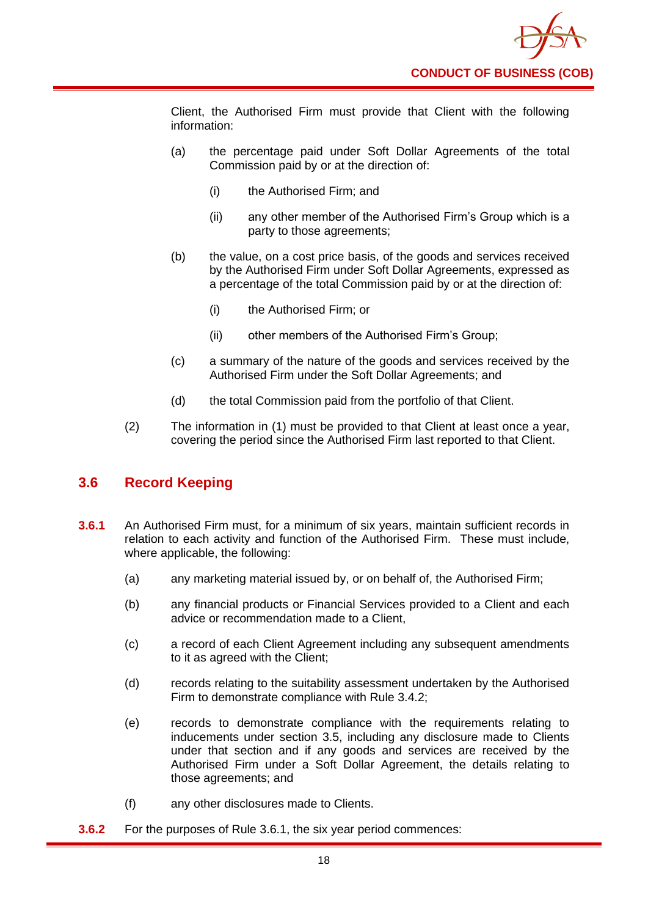Client, the Authorised Firm must provide that Client with the following information:

(a) the percentage paid under Soft Dollar Agreements of the total Commission paid by or at the direction of:

 (i) the Authorised Firm; and

 (ii) any other member of the Authorised Firm's Group which is a party to those agreements;

(b) the value, on a cost price basis, of the goods and services received by the Authorised Firm under Soft Dollar Agreements, expressed as a percentage of the total Commission paid by or at the direction of:

 (i) the Authorised Firm; or

 (ii) other members of the Authorised Firm's Group;

(c) a summary of the nature of the goods and services received by the Authorised Firm under the Soft Dollar Agreements; and

(d) the total Commission paid from the portfolio of that Client.

(2) The information in (1) must be provided to that Client at least once a year, covering the period since the Authorised Firm last reported to that Client.

## 3.6 Record Keeping

**3.6.1** An Authorised Firm must, for a minimum of six years, maintain sufficient records in relation to each activity and function of the Authorised Firm. These must include, where applicable, the following:

(a) any marketing material issued by, or on behalf of, the Authorised Firm;

(b) any financial products or Financial Services provided to a Client and each advice or recommendation made to a Client,

(c) a record of each Client Agreement including any subsequent amendments to it as agreed with the Client;

(d) records relating to the suitability assessment undertaken by the Authorised Firm to demonstrate compliance with Rule 3.4.2;

(e) records to demonstrate compliance with the requirements relating to inducements under section 3.5, including any disclosure made to Clients under that section and if any goods and services are received by the Authorised Firm under a Soft Dollar Agreement, the details relating to those agreements; and

(f) any other disclosures made to Clients.

**3.6.2** For the purposes of Rule 3.6.1, the six year period commences: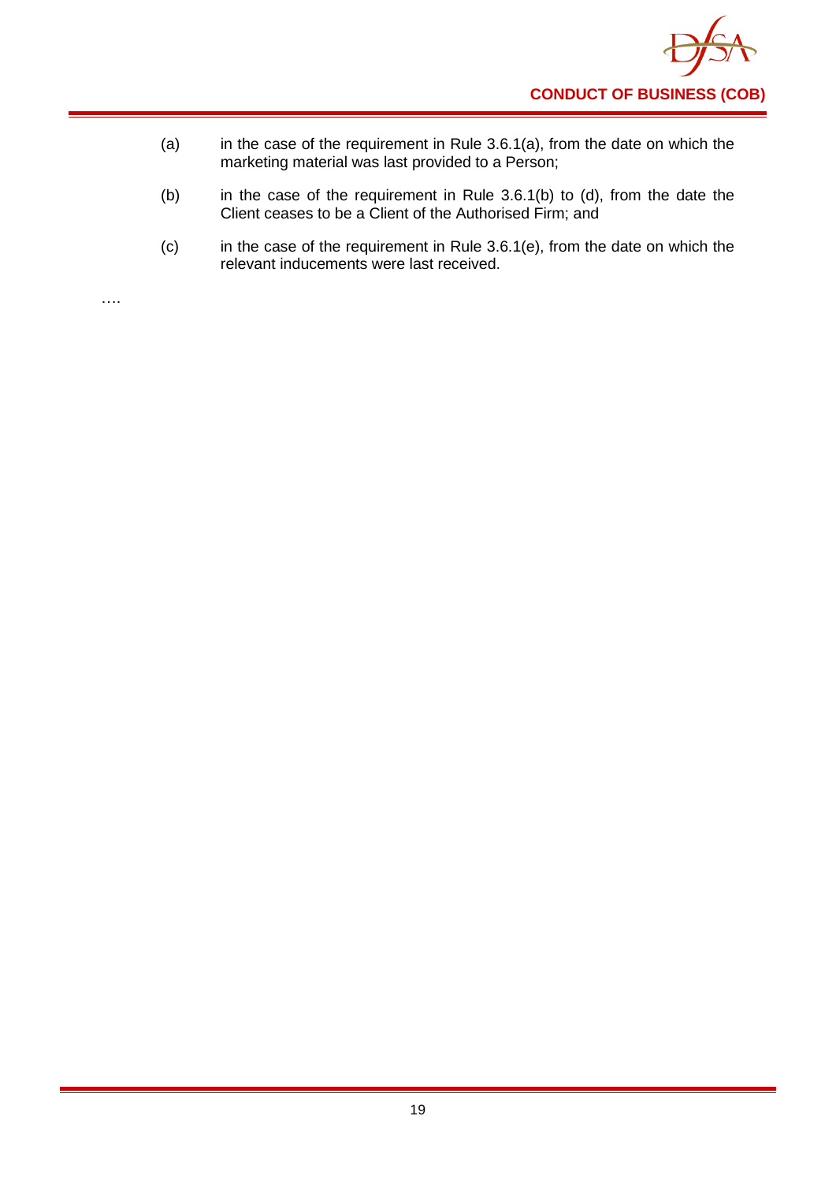(a) in the case of the requirement in Rule 3.6.1(a), from the date on which the marketing material was last provided to a Person;

(b) in the case of the requirement in Rule 3.6.1(b) to (d), from the date the Client ceases to be a Client of the Authorised Firm; and

(c) in the case of the requirement in Rule 3.6.1(e), from the date on which the relevant inducements were last received.

….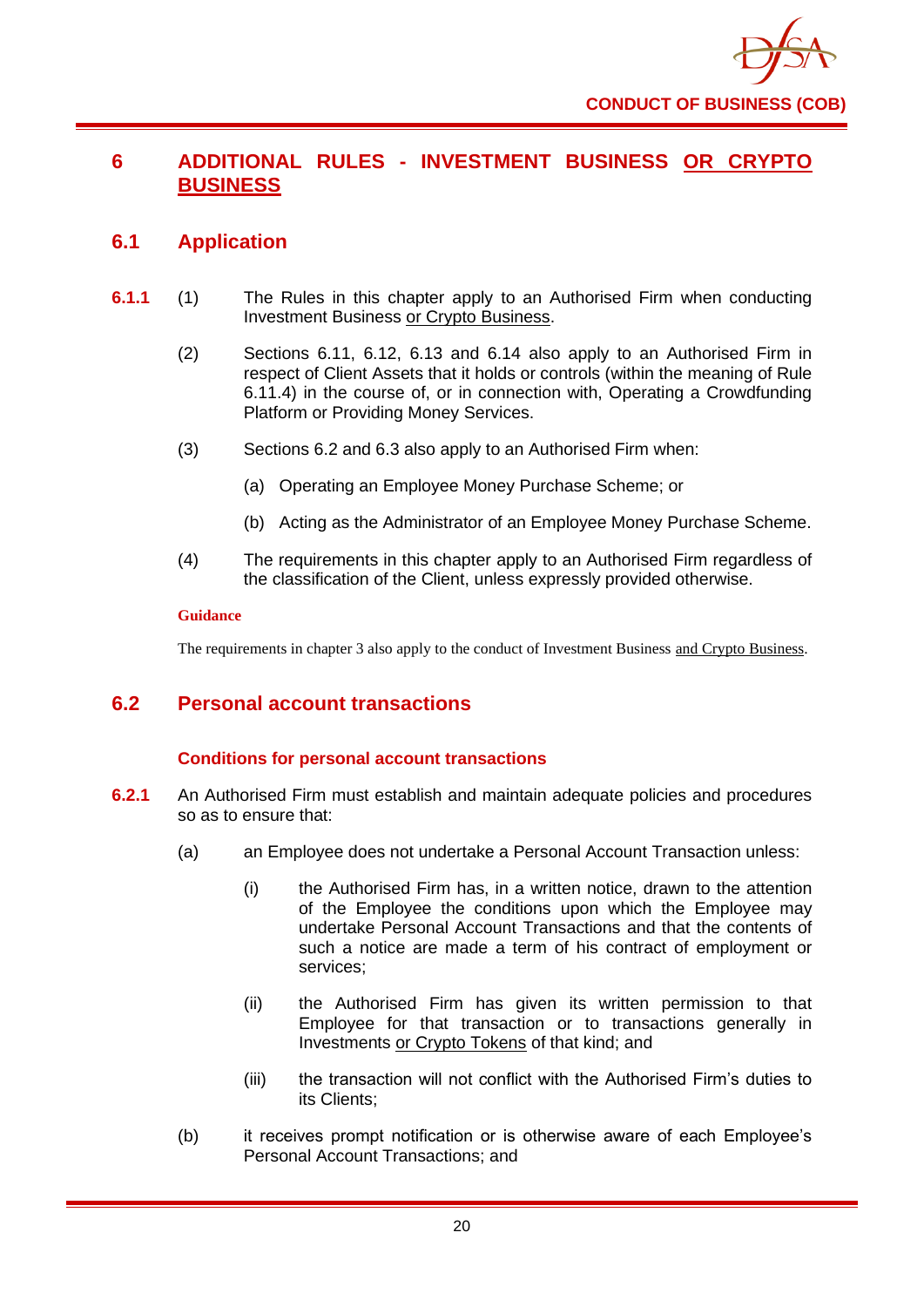# 6 ADDITIONAL RULES - INVESTMENT BUSINESS <u>OR CRYPTO BUSINESS</u>

## 6.1 Application

**6.1.1** (1) The Rules in this chapter apply to an Authorised Firm when conducting Investment Business <u>or Crypto Business</u>.

(2) Sections 6.11, 6.12, 6.13 and 6.14 also apply to an Authorised Firm in respect of Client Assets that it holds or controls (within the meaning of Rule 6.11.4) in the course of, or in connection with, Operating a Crowdfunding Platform or Providing Money Services.

(3) Sections 6.2 and 6.3 also apply to an Authorised Firm when:

(a) Operating an Employee Money Purchase Scheme; or

(b) Acting as the Administrator of an Employee Money Purchase Scheme.

(4) The requirements in this chapter apply to an Authorised Firm regardless of the classification of the Client, unless expressly provided otherwise.

**Guidance**

The requirements in chapter 3 also apply to the conduct of Investment Business <u>and Crypto Business</u>.

## 6.2 Personal account transactions

### Conditions for personal account transactions

**6.2.1** An Authorised Firm must establish and maintain adequate policies and procedures so as to ensure that:

(a) an Employee does not undertake a Personal Account Transaction unless:

(i) the Authorised Firm has, in a written notice, drawn to the attention of the Employee the conditions upon which the Employee may undertake Personal Account Transactions and that the contents of such a notice are made a term of his contract of employment or services;

(ii) the Authorised Firm has given its written permission to that Employee for that transaction or to transactions generally in Investments <u>or Crypto Tokens</u> of that kind; and

(iii) the transaction will not conflict with the Authorised Firm's duties to its Clients;

(b) it receives prompt notification or is otherwise aware of each Employee's Personal Account Transactions; and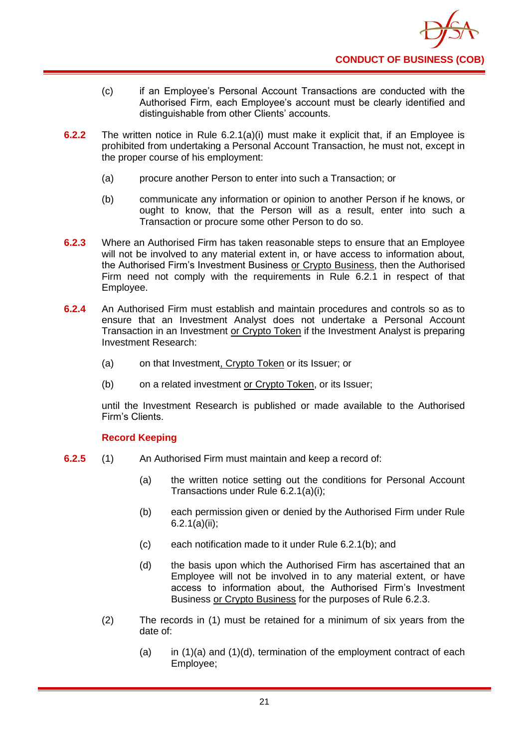(c) if an Employee's Personal Account Transactions are conducted with the Authorised Firm, each Employee's account must be clearly identified and distinguishable from other Clients' accounts.

**6.2.2** The written notice in Rule 6.2.1(a)(i) must make it explicit that, if an Employee is prohibited from undertaking a Personal Account Transaction, he must not, except in the proper course of his employment:

(a) procure another Person to enter into such a Transaction; or

(b) communicate any information or opinion to another Person if he knows, or ought to know, that the Person will as a result, enter into such a Transaction or procure some other Person to do so.

**6.2.3** Where an Authorised Firm has taken reasonable steps to ensure that an Employee will not be involved to any material extent in, or have access to information about, the Authorised Firm's Investment Business or Crypto Business, then the Authorised Firm need not comply with the requirements in Rule 6.2.1 in respect of that Employee.

**6.2.4** An Authorised Firm must establish and maintain procedures and controls so as to ensure that an Investment Analyst does not undertake a Personal Account Transaction in an Investment or Crypto Token if the Investment Analyst is preparing Investment Research:

(a) on that Investment, Crypto Token or its Issuer; or

(b) on a related investment or Crypto Token, or its Issuer;

until the Investment Research is published or made available to the Authorised Firm's Clients.

### Record Keeping

**6.2.5** (1) An Authorised Firm must maintain and keep a record of:

(a) the written notice setting out the conditions for Personal Account Transactions under Rule 6.2.1(a)(i);

(b) each permission given or denied by the Authorised Firm under Rule 6.2.1(a)(ii);

(c) each notification made to it under Rule 6.2.1(b); and

(d) the basis upon which the Authorised Firm has ascertained that an Employee will not be involved in to any material extent, or have access to information about, the Authorised Firm's Investment Business or Crypto Business for the purposes of Rule 6.2.3.

(2) The records in (1) must be retained for a minimum of six years from the date of:

(a) in (1)(a) and (1)(d), termination of the employment contract of each Employee;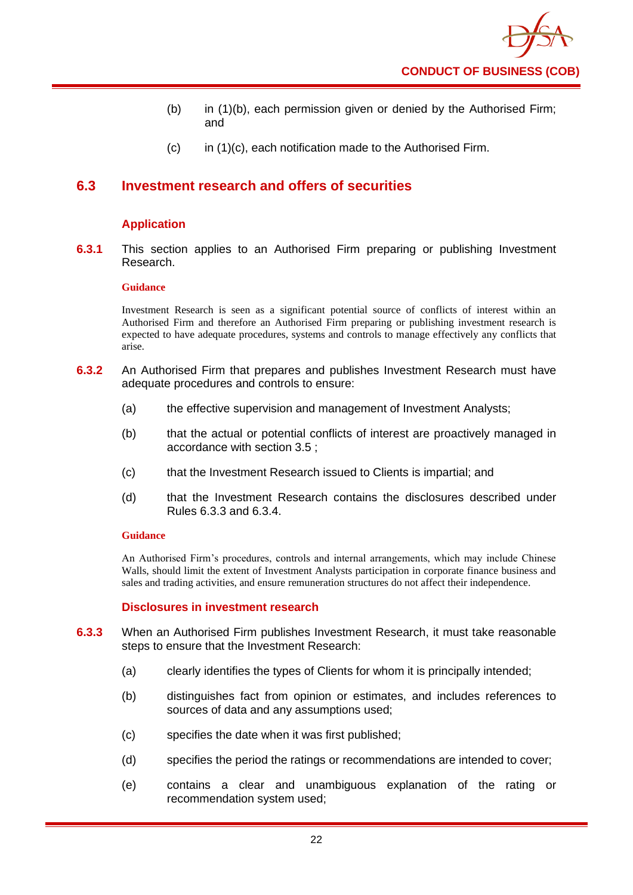(b) in (1)(b), each permission given or denied by the Authorised Firm; and

(c) in (1)(c), each notification made to the Authorised Firm.

## 6.3 Investment research and offers of securities

### Application

**6.3.1** This section applies to an Authorised Firm preparing or publishing Investment Research.

**Guidance**

Investment Research is seen as a significant potential source of conflicts of interest within an Authorised Firm and therefore an Authorised Firm preparing or publishing investment research is expected to have adequate procedures, systems and controls to manage effectively any conflicts that arise.

**6.3.2** An Authorised Firm that prepares and publishes Investment Research must have adequate procedures and controls to ensure:

(a) the effective supervision and management of Investment Analysts;

(b) that the actual or potential conflicts of interest are proactively managed in accordance with section 3.5 ;

(c) that the Investment Research issued to Clients is impartial; and

(d) that the Investment Research contains the disclosures described under Rules 6.3.3 and 6.3.4.

**Guidance**

An Authorised Firm's procedures, controls and internal arrangements, which may include Chinese Walls, should limit the extent of Investment Analysts participation in corporate finance business and sales and trading activities, and ensure remuneration structures do not affect their independence.

### Disclosures in investment research

**6.3.3** When an Authorised Firm publishes Investment Research, it must take reasonable steps to ensure that the Investment Research:

(a) clearly identifies the types of Clients for whom it is principally intended;

(b) distinguishes fact from opinion or estimates, and includes references to sources of data and any assumptions used;

(c) specifies the date when it was first published;

(d) specifies the period the ratings or recommendations are intended to cover;

(e) contains a clear and unambiguous explanation of the rating or recommendation system used;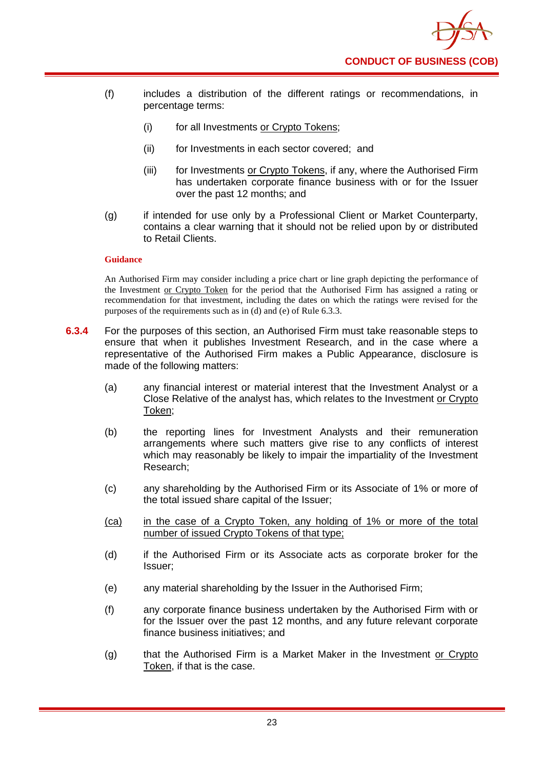(f) includes a distribution of the different ratings or recommendations, in percentage terms:

  (i) for all Investments <u>or Crypto Tokens</u>;

  (ii) for Investments in each sector covered; and

  (iii) for Investments <u>or Crypto Tokens</u>, if any, where the Authorised Firm has undertaken corporate finance business with or for the Issuer over the past 12 months; and

(g) if intended for use only by a Professional Client or Market Counterparty, contains a clear warning that it should not be relied upon by or distributed to Retail Clients.

**Guidance**

An Authorised Firm may consider including a price chart or line graph depicting the performance of the Investment <u>or Crypto Token</u> for the period that the Authorised Firm has assigned a rating or recommendation for that investment, including the dates on which the ratings were revised for the purposes of the requirements such as in (d) and (e) of Rule 6.3.3.

**6.3.4** For the purposes of this section, an Authorised Firm must take reasonable steps to ensure that when it publishes Investment Research, and in the case where a representative of the Authorised Firm makes a Public Appearance, disclosure is made of the following matters:

(a) any financial interest or material interest that the Investment Analyst or a Close Relative of the analyst has, which relates to the Investment <u>or Crypto Token</u>;

(b) the reporting lines for Investment Analysts and their remuneration arrangements where such matters give rise to any conflicts of interest which may reasonably be likely to impair the impartiality of the Investment Research;

(c) any shareholding by the Authorised Firm or its Associate of 1% or more of the total issued share capital of the Issuer;

<u>(ca)</u> <u>in the case of a Crypto Token, any holding of 1% or more of the total number of issued Crypto Tokens of that type;</u>

(d) if the Authorised Firm or its Associate acts as corporate broker for the Issuer;

(e) any material shareholding by the Issuer in the Authorised Firm;

(f) any corporate finance business undertaken by the Authorised Firm with or for the Issuer over the past 12 months, and any future relevant corporate finance business initiatives; and

(g) that the Authorised Firm is a Market Maker in the Investment <u>or Crypto Token</u>, if that is the case.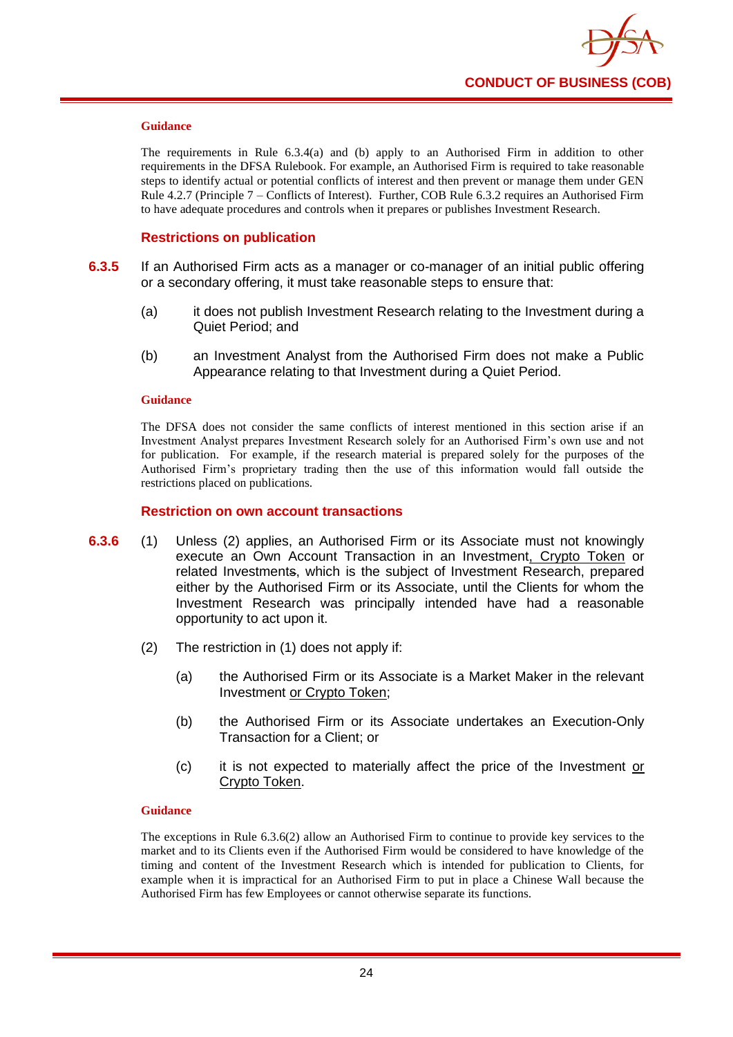#### Guidance

The requirements in Rule 6.3.4(a) and (b) apply to an Authorised Firm in addition to other requirements in the DFSA Rulebook. For example, an Authorised Firm is required to take reasonable steps to identify actual or potential conflicts of interest and then prevent or manage them under GEN Rule 4.2.7 (Principle 7 – Conflicts of Interest). Further, COB Rule 6.3.2 requires an Authorised Firm to have adequate procedures and controls when it prepares or publishes Investment Research.

### Restrictions on publication

**6.3.5** If an Authorised Firm acts as a manager or co-manager of an initial public offering or a secondary offering, it must take reasonable steps to ensure that:

(a) it does not publish Investment Research relating to the Investment during a Quiet Period; and

(b) an Investment Analyst from the Authorised Firm does not make a Public Appearance relating to that Investment during a Quiet Period.

#### Guidance

The DFSA does not consider the same conflicts of interest mentioned in this section arise if an Investment Analyst prepares Investment Research solely for an Authorised Firm's own use and not for publication. For example, if the research material is prepared solely for the purposes of the Authorised Firm's proprietary trading then the use of this information would fall outside the restrictions placed on publications.

### Restriction on own account transactions

**6.3.6** (1) Unless (2) applies, an Authorised Firm or its Associate must not knowingly execute an Own Account Transaction in an Investment, Crypto Token or related Investments, which is the subject of Investment Research, prepared either by the Authorised Firm or its Associate, until the Clients for whom the Investment Research was principally intended have had a reasonable opportunity to act upon it.

(2) The restriction in (1) does not apply if:

(a) the Authorised Firm or its Associate is a Market Maker in the relevant Investment or Crypto Token;

(b) the Authorised Firm or its Associate undertakes an Execution-Only Transaction for a Client; or

(c) it is not expected to materially affect the price of the Investment or Crypto Token.

#### Guidance

The exceptions in Rule 6.3.6(2) allow an Authorised Firm to continue to provide key services to the market and to its Clients even if the Authorised Firm would be considered to have knowledge of the timing and content of the Investment Research which is intended for publication to Clients, for example when it is impractical for an Authorised Firm to put in place a Chinese Wall because the Authorised Firm has few Employees or cannot otherwise separate its functions.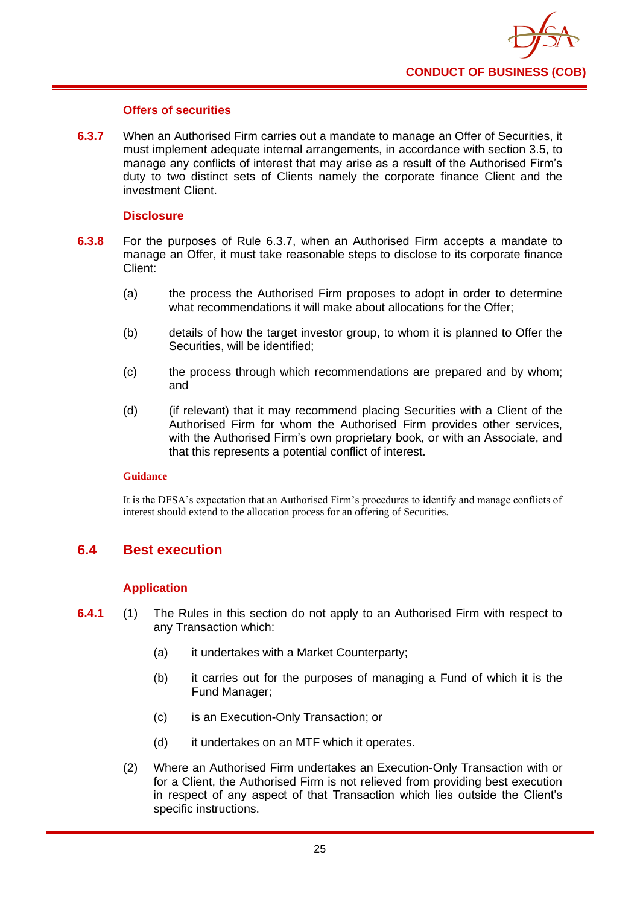#### Offers of securities

**6.3.7** When an Authorised Firm carries out a mandate to manage an Offer of Securities, it must implement adequate internal arrangements, in accordance with section 3.5, to manage any conflicts of interest that may arise as a result of the Authorised Firm's duty to two distinct sets of Clients namely the corporate finance Client and the investment Client.

#### Disclosure

**6.3.8** For the purposes of Rule 6.3.7, when an Authorised Firm accepts a mandate to manage an Offer, it must take reasonable steps to disclose to its corporate finance Client:

(a) the process the Authorised Firm proposes to adopt in order to determine what recommendations it will make about allocations for the Offer;

(b) details of how the target investor group, to whom it is planned to Offer the Securities, will be identified;

(c) the process through which recommendations are prepared and by whom; and

(d) (if relevant) that it may recommend placing Securities with a Client of the Authorised Firm for whom the Authorised Firm provides other services, with the Authorised Firm's own proprietary book, or with an Associate, and that this represents a potential conflict of interest.

**Guidance**

It is the DFSA's expectation that an Authorised Firm's procedures to identify and manage conflicts of interest should extend to the allocation process for an offering of Securities.

## 6.4 Best execution

#### Application

**6.4.1** (1) The Rules in this section do not apply to an Authorised Firm with respect to any Transaction which:

(a) it undertakes with a Market Counterparty;

(b) it carries out for the purposes of managing a Fund of which it is the Fund Manager;

(c) is an Execution-Only Transaction; or

(d) it undertakes on an MTF which it operates.

(2) Where an Authorised Firm undertakes an Execution-Only Transaction with or for a Client, the Authorised Firm is not relieved from providing best execution in respect of any aspect of that Transaction which lies outside the Client's specific instructions.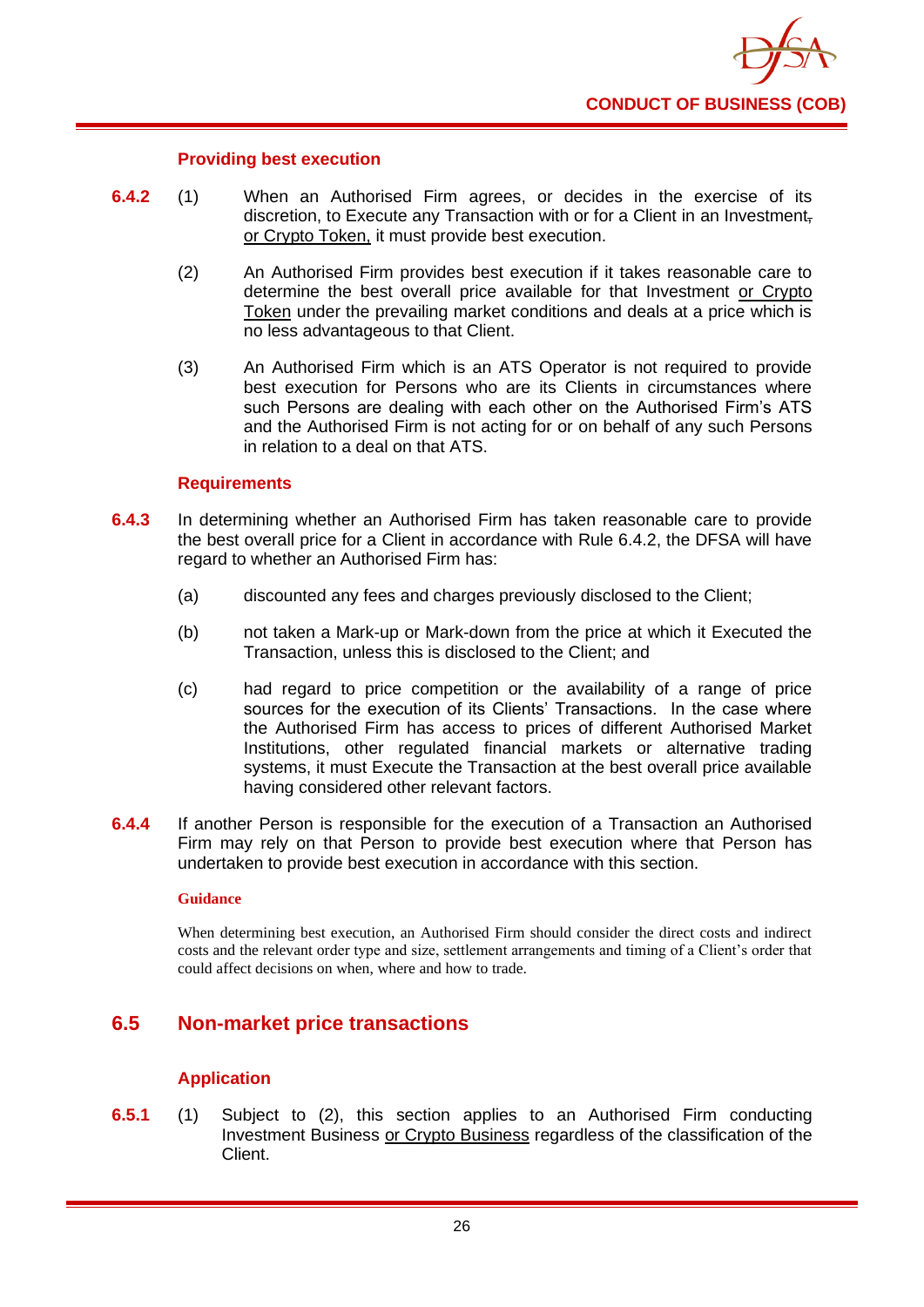### Providing best execution

**6.4.2** (1) When an Authorised Firm agrees, or decides in the exercise of its discretion, to Execute any Transaction with or for a Client in an Investment~~,~~ or Crypto Token, it must provide best execution.

(2) An Authorised Firm provides best execution if it takes reasonable care to determine the best overall price available for that Investment or Crypto Token under the prevailing market conditions and deals at a price which is no less advantageous to that Client.

(3) An Authorised Firm which is an ATS Operator is not required to provide best execution for Persons who are its Clients in circumstances where such Persons are dealing with each other on the Authorised Firm's ATS and the Authorised Firm is not acting for or on behalf of any such Persons in relation to a deal on that ATS.

### Requirements

**6.4.3** In determining whether an Authorised Firm has taken reasonable care to provide the best overall price for a Client in accordance with Rule 6.4.2, the DFSA will have regard to whether an Authorised Firm has:

(a) discounted any fees and charges previously disclosed to the Client;

(b) not taken a Mark-up or Mark-down from the price at which it Executed the Transaction, unless this is disclosed to the Client; and

(c) had regard to price competition or the availability of a range of price sources for the execution of its Clients' Transactions. In the case where the Authorised Firm has access to prices of different Authorised Market Institutions, other regulated financial markets or alternative trading systems, it must Execute the Transaction at the best overall price available having considered other relevant factors.

**6.4.4** If another Person is responsible for the execution of a Transaction an Authorised Firm may rely on that Person to provide best execution where that Person has undertaken to provide best execution in accordance with this section.

**Guidance**

When determining best execution, an Authorised Firm should consider the direct costs and indirect costs and the relevant order type and size, settlement arrangements and timing of a Client's order that could affect decisions on when, where and how to trade.

## 6.5 Non-market price transactions

### Application

**6.5.1** (1) Subject to (2), this section applies to an Authorised Firm conducting Investment Business or Crypto Business regardless of the classification of the Client.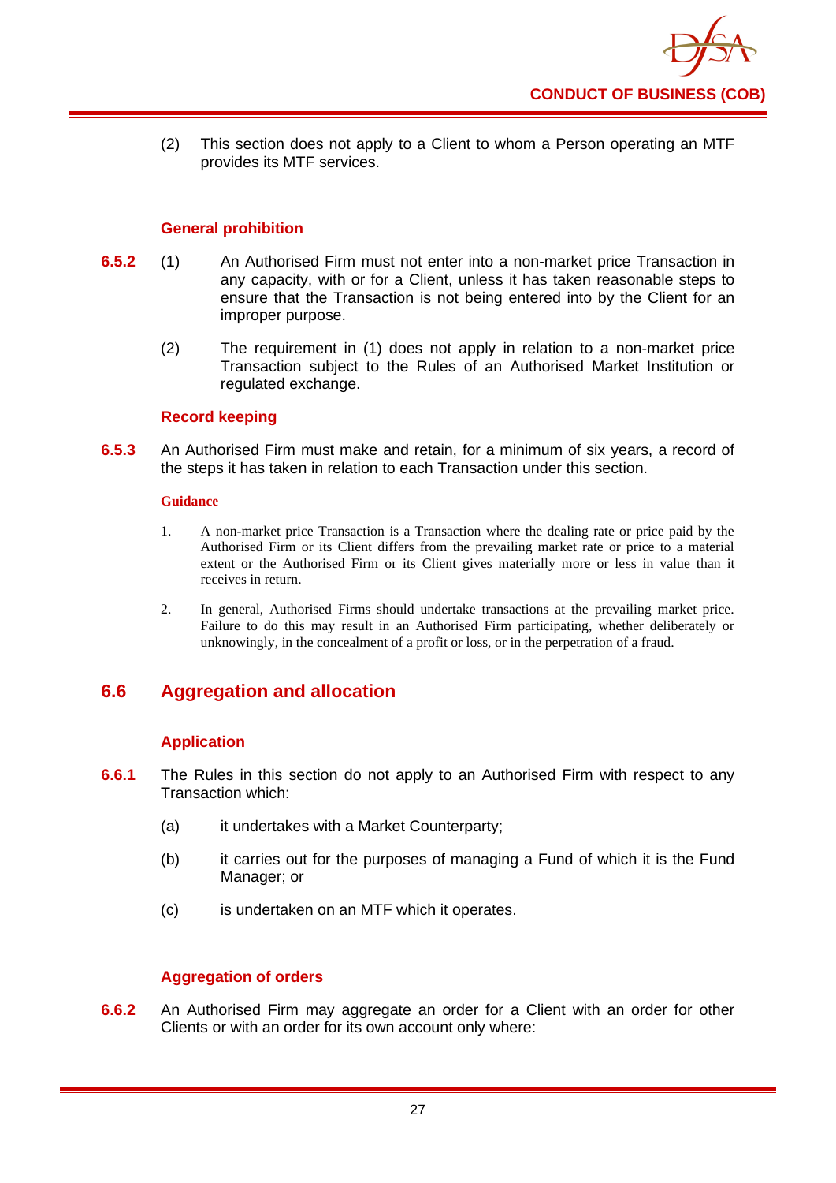(2) This section does not apply to a Client to whom a Person operating an MTF provides its MTF services.

### General prohibition

**6.5.2** (1) An Authorised Firm must not enter into a non-market price Transaction in any capacity, with or for a Client, unless it has taken reasonable steps to ensure that the Transaction is not being entered into by the Client for an improper purpose.

(2) The requirement in (1) does not apply in relation to a non-market price Transaction subject to the Rules of an Authorised Market Institution or regulated exchange.

### Record keeping

**6.5.3** An Authorised Firm must make and retain, for a minimum of six years, a record of the steps it has taken in relation to each Transaction under this section.

**Guidance**

1. A non-market price Transaction is a Transaction where the dealing rate or price paid by the Authorised Firm or its Client differs from the prevailing market rate or price to a material extent or the Authorised Firm or its Client gives materially more or less in value than it receives in return.

2. In general, Authorised Firms should undertake transactions at the prevailing market price. Failure to do this may result in an Authorised Firm participating, whether deliberately or unknowingly, in the concealment of a profit or loss, or in the perpetration of a fraud.

## 6.6 Aggregation and allocation

### Application

**6.6.1** The Rules in this section do not apply to an Authorised Firm with respect to any Transaction which:

(a) it undertakes with a Market Counterparty;

(b) it carries out for the purposes of managing a Fund of which it is the Fund Manager; or

(c) is undertaken on an MTF which it operates.

### Aggregation of orders

**6.6.2** An Authorised Firm may aggregate an order for a Client with an order for other Clients or with an order for its own account only where: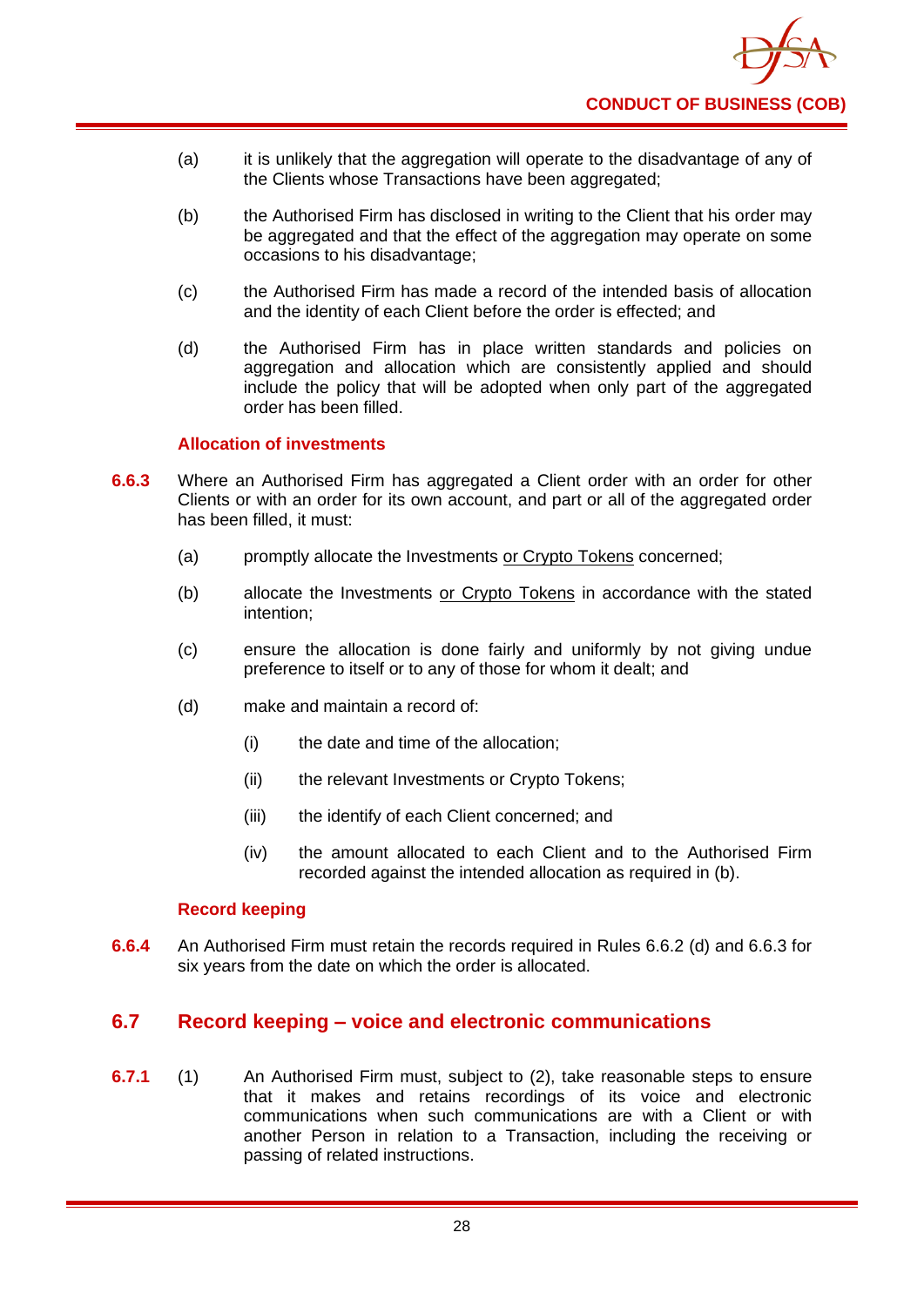(a) it is unlikely that the aggregation will operate to the disadvantage of any of the Clients whose Transactions have been aggregated;

(b) the Authorised Firm has disclosed in writing to the Client that his order may be aggregated and that the effect of the aggregation may operate on some occasions to his disadvantage;

(c) the Authorised Firm has made a record of the intended basis of allocation and the identity of each Client before the order is effected; and

(d) the Authorised Firm has in place written standards and policies on aggregation and allocation which are consistently applied and should include the policy that will be adopted when only part of the aggregated order has been filled.

### Allocation of investments

**6.6.3** Where an Authorised Firm has aggregated a Client order with an order for other Clients or with an order for its own account, and part or all of the aggregated order has been filled, it must:

(a) promptly allocate the Investments <u>or Crypto Tokens</u> concerned;

(b) allocate the Investments <u>or Crypto Tokens</u> in accordance with the stated intention;

(c) ensure the allocation is done fairly and uniformly by not giving undue preference to itself or to any of those for whom it dealt; and

(d) make and maintain a record of:

  (i) the date and time of the allocation;

  (ii) the relevant Investments or Crypto Tokens;

  (iii) the identify of each Client concerned; and

  (iv) the amount allocated to each Client and to the Authorised Firm recorded against the intended allocation as required in (b).

### Record keeping

**6.6.4** An Authorised Firm must retain the records required in Rules 6.6.2 (d) and 6.6.3 for six years from the date on which the order is allocated.

## 6.7 Record keeping – voice and electronic communications

**6.7.1** (1) An Authorised Firm must, subject to (2), take reasonable steps to ensure that it makes and retains recordings of its voice and electronic communications when such communications are with a Client or with another Person in relation to a Transaction, including the receiving or passing of related instructions.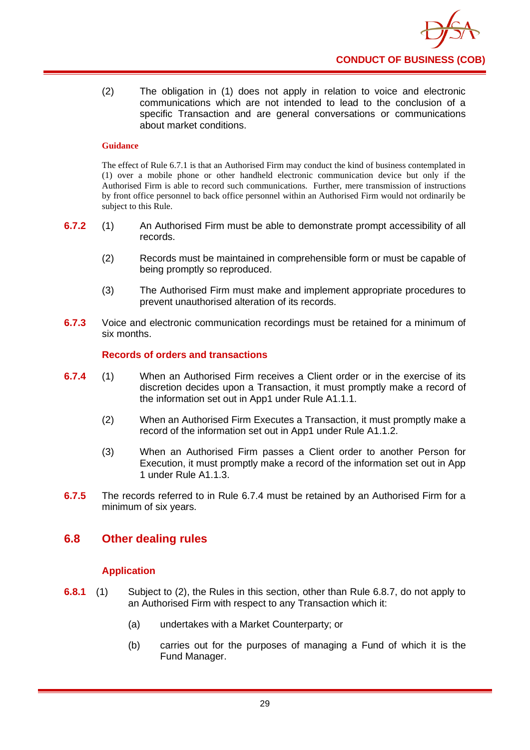(2) The obligation in (1) does not apply in relation to voice and electronic communications which are not intended to lead to the conclusion of a specific Transaction and are general conversations or communications about market conditions.

**Guidance**

The effect of Rule 6.7.1 is that an Authorised Firm may conduct the kind of business contemplated in (1) over a mobile phone or other handheld electronic communication device but only if the Authorised Firm is able to record such communications. Further, mere transmission of instructions by front office personnel to back office personnel within an Authorised Firm would not ordinarily be subject to this Rule.

**6.7.2** (1) An Authorised Firm must be able to demonstrate prompt accessibility of all records.

(2) Records must be maintained in comprehensible form or must be capable of being promptly so reproduced.

(3) The Authorised Firm must make and implement appropriate procedures to prevent unauthorised alteration of its records.

**6.7.3** Voice and electronic communication recordings must be retained for a minimum of six months.

### Records of orders and transactions

**6.7.4** (1) When an Authorised Firm receives a Client order or in the exercise of its discretion decides upon a Transaction, it must promptly make a record of the information set out in App1 under Rule A1.1.1.

(2) When an Authorised Firm Executes a Transaction, it must promptly make a record of the information set out in App1 under Rule A1.1.2.

(3) When an Authorised Firm passes a Client order to another Person for Execution, it must promptly make a record of the information set out in App 1 under Rule A1.1.3.

**6.7.5** The records referred to in Rule 6.7.4 must be retained by an Authorised Firm for a minimum of six years.

## 6.8 Other dealing rules

### Application

**6.8.1** (1) Subject to (2), the Rules in this section, other than Rule 6.8.7, do not apply to an Authorised Firm with respect to any Transaction which it:

(a) undertakes with a Market Counterparty; or

(b) carries out for the purposes of managing a Fund of which it is the Fund Manager.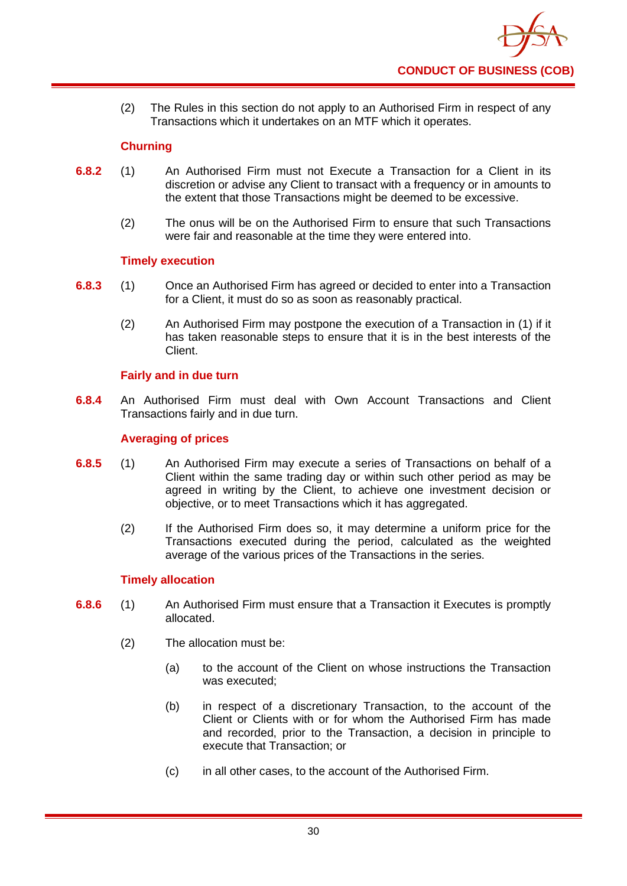(2) The Rules in this section do not apply to an Authorised Firm in respect of any Transactions which it undertakes on an MTF which it operates.

### Churning

**6.8.2** (1) An Authorised Firm must not Execute a Transaction for a Client in its discretion or advise any Client to transact with a frequency or in amounts to the extent that those Transactions might be deemed to be excessive.

(2) The onus will be on the Authorised Firm to ensure that such Transactions were fair and reasonable at the time they were entered into.

### Timely execution

**6.8.3** (1) Once an Authorised Firm has agreed or decided to enter into a Transaction for a Client, it must do so as soon as reasonably practical.

(2) An Authorised Firm may postpone the execution of a Transaction in (1) if it has taken reasonable steps to ensure that it is in the best interests of the Client.

### Fairly and in due turn

**6.8.4** An Authorised Firm must deal with Own Account Transactions and Client Transactions fairly and in due turn.

### Averaging of prices

**6.8.5** (1) An Authorised Firm may execute a series of Transactions on behalf of a Client within the same trading day or within such other period as may be agreed in writing by the Client, to achieve one investment decision or objective, or to meet Transactions which it has aggregated.

(2) If the Authorised Firm does so, it may determine a uniform price for the Transactions executed during the period, calculated as the weighted average of the various prices of the Transactions in the series.

### Timely allocation

**6.8.6** (1) An Authorised Firm must ensure that a Transaction it Executes is promptly allocated.

(2) The allocation must be:

(a) to the account of the Client on whose instructions the Transaction was executed;

(b) in respect of a discretionary Transaction, to the account of the Client or Clients with or for whom the Authorised Firm has made and recorded, prior to the Transaction, a decision in principle to execute that Transaction; or

(c) in all other cases, to the account of the Authorised Firm.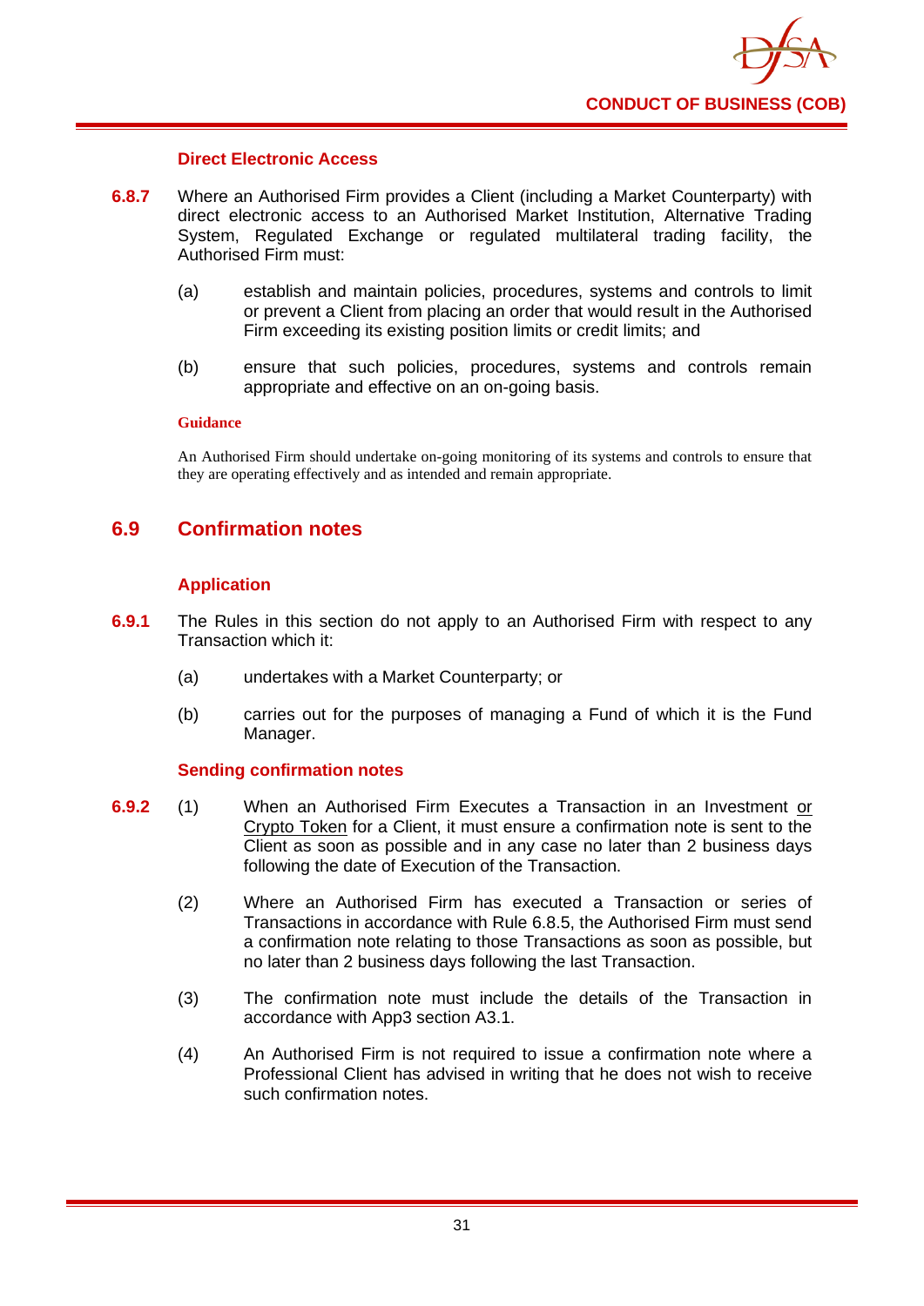### Direct Electronic Access

**6.8.7** Where an Authorised Firm provides a Client (including a Market Counterparty) with direct electronic access to an Authorised Market Institution, Alternative Trading System, Regulated Exchange or regulated multilateral trading facility, the Authorised Firm must:

(a) establish and maintain policies, procedures, systems and controls to limit or prevent a Client from placing an order that would result in the Authorised Firm exceeding its existing position limits or credit limits; and

(b) ensure that such policies, procedures, systems and controls remain appropriate and effective on an on-going basis.

**Guidance**

An Authorised Firm should undertake on-going monitoring of its systems and controls to ensure that they are operating effectively and as intended and remain appropriate.

## 6.9 Confirmation notes

### Application

**6.9.1** The Rules in this section do not apply to an Authorised Firm with respect to any Transaction which it:

(a) undertakes with a Market Counterparty; or

(b) carries out for the purposes of managing a Fund of which it is the Fund Manager.

### Sending confirmation notes

**6.9.2** (1) When an Authorised Firm Executes a Transaction in an Investment <u>or Crypto Token</u> for a Client, it must ensure a confirmation note is sent to the Client as soon as possible and in any case no later than 2 business days following the date of Execution of the Transaction.

(2) Where an Authorised Firm has executed a Transaction or series of Transactions in accordance with Rule 6.8.5, the Authorised Firm must send a confirmation note relating to those Transactions as soon as possible, but no later than 2 business days following the last Transaction.

(3) The confirmation note must include the details of the Transaction in accordance with App3 section A3.1.

(4) An Authorised Firm is not required to issue a confirmation note where a Professional Client has advised in writing that he does not wish to receive such confirmation notes.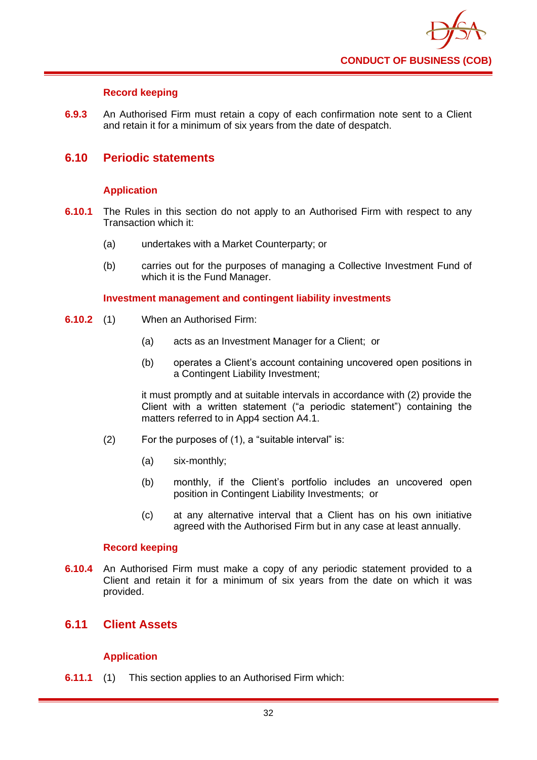### Record keeping

**6.9.3** An Authorised Firm must retain a copy of each confirmation note sent to a Client and retain it for a minimum of six years from the date of despatch.

## 6.10 Periodic statements

### Application

**6.10.1** The Rules in this section do not apply to an Authorised Firm with respect to any Transaction which it:

(a) undertakes with a Market Counterparty; or

(b) carries out for the purposes of managing a Collective Investment Fund of which it is the Fund Manager.

### Investment management and contingent liability investments

**6.10.2** (1) When an Authorised Firm:

(a) acts as an Investment Manager for a Client; or

(b) operates a Client's account containing uncovered open positions in a Contingent Liability Investment;

it must promptly and at suitable intervals in accordance with (2) provide the Client with a written statement ("a periodic statement") containing the matters referred to in App4 section A4.1.

(2) For the purposes of (1), a "suitable interval" is:

(a) six-monthly;

(b) monthly, if the Client's portfolio includes an uncovered open position in Contingent Liability Investments; or

(c) at any alternative interval that a Client has on his own initiative agreed with the Authorised Firm but in any case at least annually.

### Record keeping

**6.10.4** An Authorised Firm must make a copy of any periodic statement provided to a Client and retain it for a minimum of six years from the date on which it was provided.

## 6.11 Client Assets

### Application

**6.11.1** (1) This section applies to an Authorised Firm which: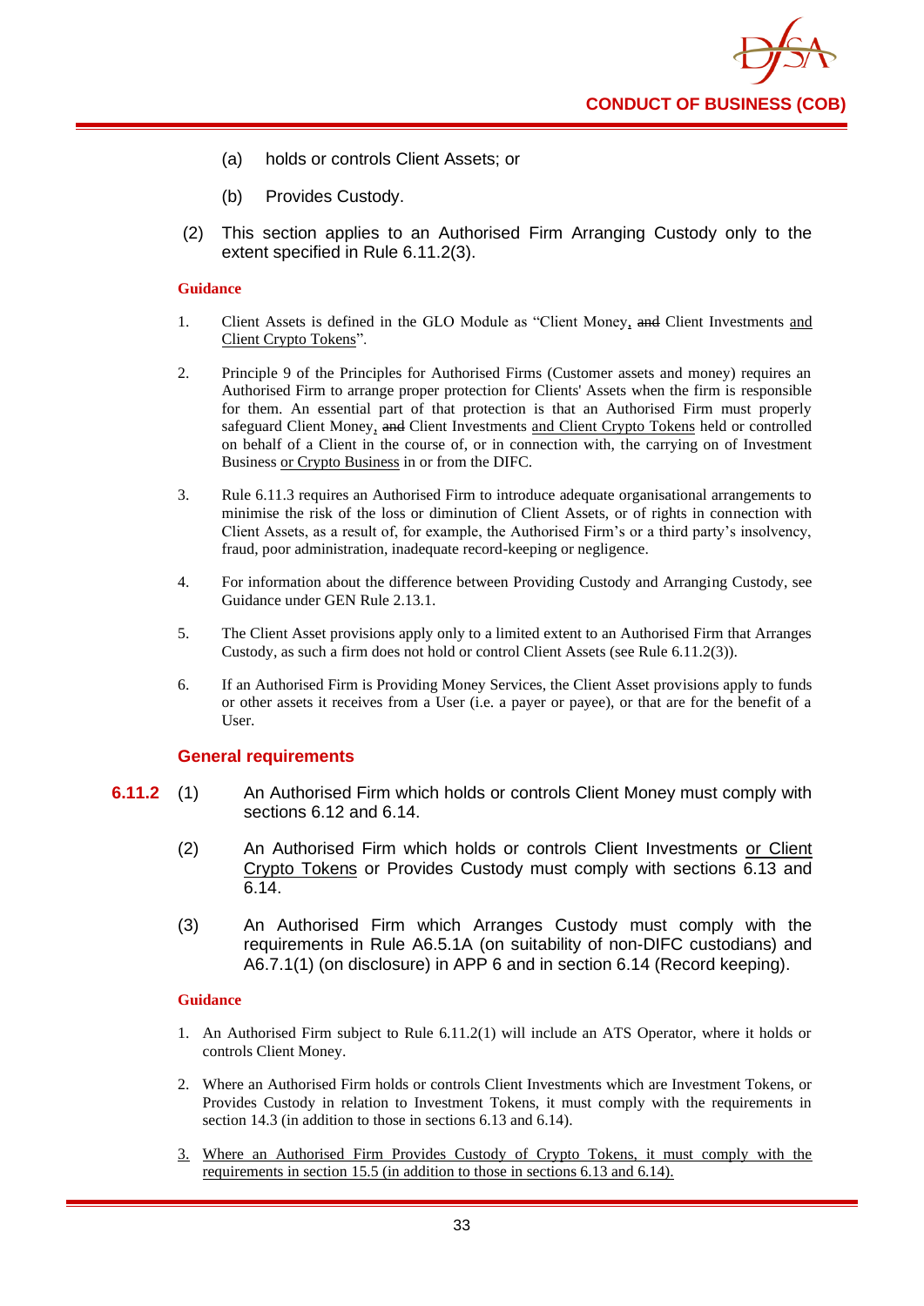(a) holds or controls Client Assets; or

(b) Provides Custody.

(2) This section applies to an Authorised Firm Arranging Custody only to the extent specified in Rule 6.11.2(3).

**Guidance**

1. Client Assets is defined in the GLO Module as "Client Money, ~~and~~ Client Investments and Client Crypto Tokens".

2. Principle 9 of the Principles for Authorised Firms (Customer assets and money) requires an Authorised Firm to arrange proper protection for Clients' Assets when the firm is responsible for them. An essential part of that protection is that an Authorised Firm must properly safeguard Client Money, ~~and~~ Client Investments and Client Crypto Tokens held or controlled on behalf of a Client in the course of, or in connection with, the carrying on of Investment Business or Crypto Business in or from the DIFC.

3. Rule 6.11.3 requires an Authorised Firm to introduce adequate organisational arrangements to minimise the risk of the loss or diminution of Client Assets, or of rights in connection with Client Assets, as a result of, for example, the Authorised Firm's or a third party's insolvency, fraud, poor administration, inadequate record-keeping or negligence.

4. For information about the difference between Providing Custody and Arranging Custody, see Guidance under GEN Rule 2.13.1.

5. The Client Asset provisions apply only to a limited extent to an Authorised Firm that Arranges Custody, as such a firm does not hold or control Client Assets (see Rule 6.11.2(3)).

6. If an Authorised Firm is Providing Money Services, the Client Asset provisions apply to funds or other assets it receives from a User (i.e. a payer or payee), or that are for the benefit of a User.

## General requirements

**6.11.2** (1) An Authorised Firm which holds or controls Client Money must comply with sections 6.12 and 6.14.

(2) An Authorised Firm which holds or controls Client Investments or Client Crypto Tokens or Provides Custody must comply with sections 6.13 and 6.14.

(3) An Authorised Firm which Arranges Custody must comply with the requirements in Rule A6.5.1A (on suitability of non-DIFC custodians) and A6.7.1(1) (on disclosure) in APP 6 and in section 6.14 (Record keeping).

**Guidance**

1. An Authorised Firm subject to Rule 6.11.2(1) will include an ATS Operator, where it holds or controls Client Money.

2. Where an Authorised Firm holds or controls Client Investments which are Investment Tokens, or Provides Custody in relation to Investment Tokens, it must comply with the requirements in section 14.3 (in addition to those in sections 6.13 and 6.14).

3. Where an Authorised Firm Provides Custody of Crypto Tokens, it must comply with the requirements in section 15.5 (in addition to those in sections 6.13 and 6.14).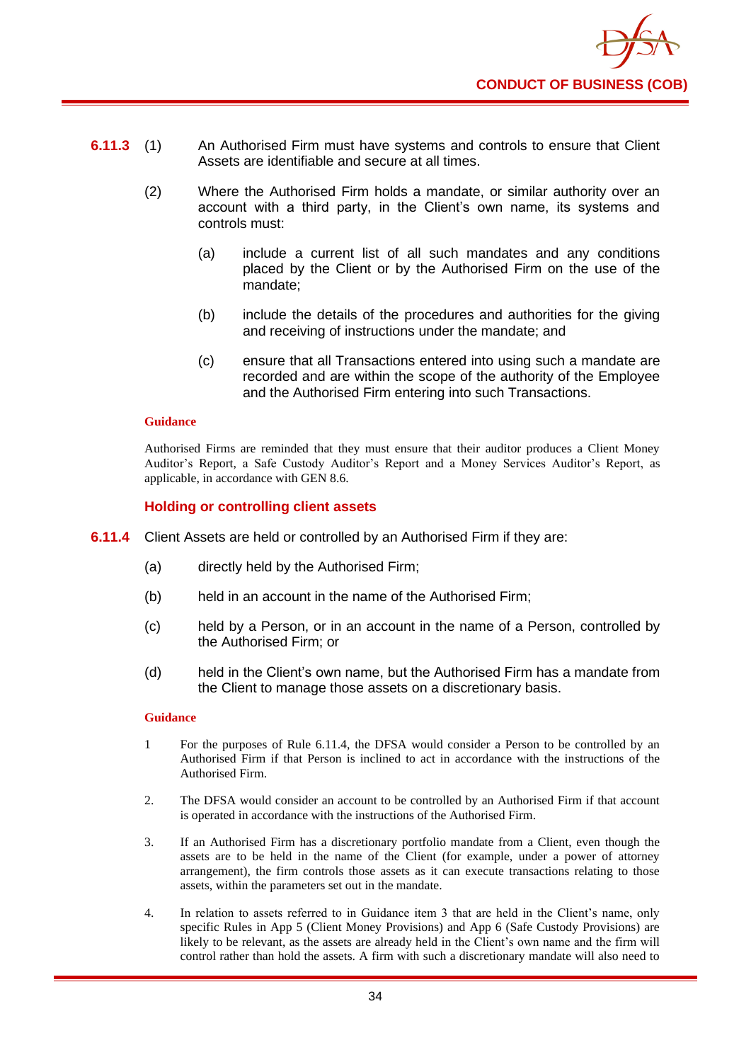**6.11.3** (1) An Authorised Firm must have systems and controls to ensure that Client Assets are identifiable and secure at all times.

(2) Where the Authorised Firm holds a mandate, or similar authority over an account with a third party, in the Client's own name, its systems and controls must:

(a) include a current list of all such mandates and any conditions placed by the Client or by the Authorised Firm on the use of the mandate;

(b) include the details of the procedures and authorities for the giving and receiving of instructions under the mandate; and

(c) ensure that all Transactions entered into using such a mandate are recorded and are within the scope of the authority of the Employee and the Authorised Firm entering into such Transactions.

**Guidance**

Authorised Firms are reminded that they must ensure that their auditor produces a Client Money Auditor's Report, a Safe Custody Auditor's Report and a Money Services Auditor's Report, as applicable, in accordance with GEN 8.6.

### Holding or controlling client assets

**6.11.4** Client Assets are held or controlled by an Authorised Firm if they are:

(a) directly held by the Authorised Firm;

(b) held in an account in the name of the Authorised Firm;

(c) held by a Person, or in an account in the name of a Person, controlled by the Authorised Firm; or

(d) held in the Client's own name, but the Authorised Firm has a mandate from the Client to manage those assets on a discretionary basis.

**Guidance**

1 For the purposes of Rule 6.11.4, the DFSA would consider a Person to be controlled by an Authorised Firm if that Person is inclined to act in accordance with the instructions of the Authorised Firm.

2. The DFSA would consider an account to be controlled by an Authorised Firm if that account is operated in accordance with the instructions of the Authorised Firm.

3. If an Authorised Firm has a discretionary portfolio mandate from a Client, even though the assets are to be held in the name of the Client (for example, under a power of attorney arrangement), the firm controls those assets as it can execute transactions relating to those assets, within the parameters set out in the mandate.

4. In relation to assets referred to in Guidance item 3 that are held in the Client's name, only specific Rules in App 5 (Client Money Provisions) and App 6 (Safe Custody Provisions) are likely to be relevant, as the assets are already held in the Client's own name and the firm will control rather than hold the assets. A firm with such a discretionary mandate will also need to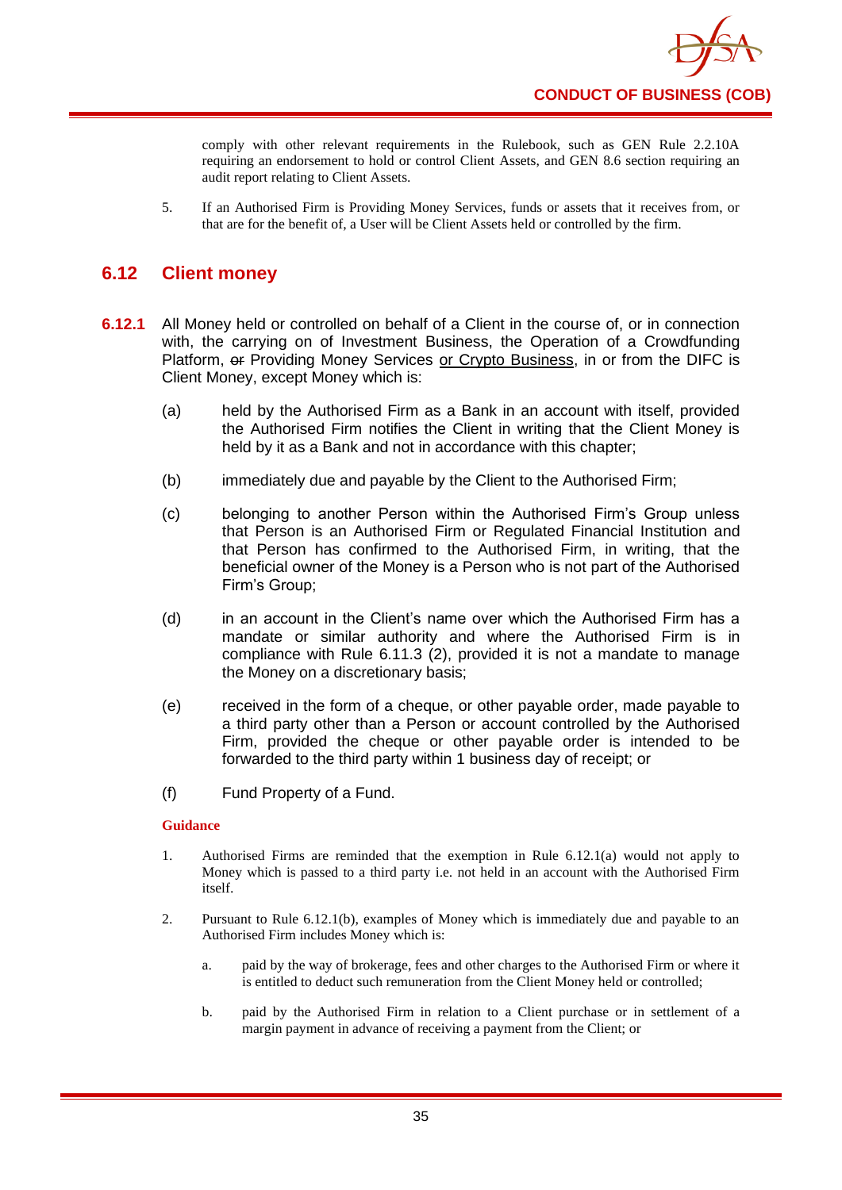comply with other relevant requirements in the Rulebook, such as GEN Rule 2.2.10A requiring an endorsement to hold or control Client Assets, and GEN 8.6 section requiring an audit report relating to Client Assets.

5. If an Authorised Firm is Providing Money Services, funds or assets that it receives from, or that are for the benefit of, a User will be Client Assets held or controlled by the firm.

## 6.12 Client money

**6.12.1** All Money held or controlled on behalf of a Client in the course of, or in connection with, the carrying on of Investment Business, the Operation of a Crowdfunding Platform, ~~or~~ Providing Money Services <u>or Crypto Business</u>, in or from the DIFC is Client Money, except Money which is:

(a) held by the Authorised Firm as a Bank in an account with itself, provided the Authorised Firm notifies the Client in writing that the Client Money is held by it as a Bank and not in accordance with this chapter;

(b) immediately due and payable by the Client to the Authorised Firm;

(c) belonging to another Person within the Authorised Firm's Group unless that Person is an Authorised Firm or Regulated Financial Institution and that Person has confirmed to the Authorised Firm, in writing, that the beneficial owner of the Money is a Person who is not part of the Authorised Firm's Group;

(d) in an account in the Client's name over which the Authorised Firm has a mandate or similar authority and where the Authorised Firm is in compliance with Rule 6.11.3 (2), provided it is not a mandate to manage the Money on a discretionary basis;

(e) received in the form of a cheque, or other payable order, made payable to a third party other than a Person or account controlled by the Authorised Firm, provided the cheque or other payable order is intended to be forwarded to the third party within 1 business day of receipt; or

(f) Fund Property of a Fund.

**Guidance**

1. Authorised Firms are reminded that the exemption in Rule 6.12.1(a) would not apply to Money which is passed to a third party i.e. not held in an account with the Authorised Firm itself.

2. Pursuant to Rule 6.12.1(b), examples of Money which is immediately due and payable to an Authorised Firm includes Money which is:

   a. paid by the way of brokerage, fees and other charges to the Authorised Firm or where it is entitled to deduct such remuneration from the Client Money held or controlled;

   b. paid by the Authorised Firm in relation to a Client purchase or in settlement of a margin payment in advance of receiving a payment from the Client; or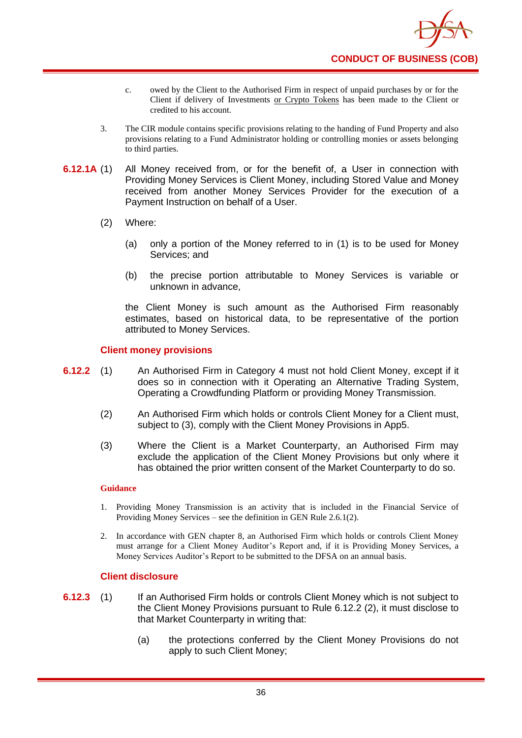c. owed by the Client to the Authorised Firm in respect of unpaid purchases by or for the Client if delivery of Investments or Crypto Tokens has been made to the Client or credited to his account.

3. The CIR module contains specific provisions relating to the handing of Fund Property and also provisions relating to a Fund Administrator holding or controlling monies or assets belonging to third parties.

**6.12.1A** (1) All Money received from, or for the benefit of, a User in connection with Providing Money Services is Client Money, including Stored Value and Money received from another Money Services Provider for the execution of a Payment Instruction on behalf of a User.

(2) Where:

(a) only a portion of the Money referred to in (1) is to be used for Money Services; and

(b) the precise portion attributable to Money Services is variable or unknown in advance,

the Client Money is such amount as the Authorised Firm reasonably estimates, based on historical data, to be representative of the portion attributed to Money Services.

### Client money provisions

**6.12.2** (1) An Authorised Firm in Category 4 must not hold Client Money, except if it does so in connection with it Operating an Alternative Trading System, Operating a Crowdfunding Platform or providing Money Transmission.

(2) An Authorised Firm which holds or controls Client Money for a Client must, subject to (3), comply with the Client Money Provisions in App5.

(3) Where the Client is a Market Counterparty, an Authorised Firm may exclude the application of the Client Money Provisions but only where it has obtained the prior written consent of the Market Counterparty to do so.

#### Guidance

1. Providing Money Transmission is an activity that is included in the Financial Service of Providing Money Services – see the definition in GEN Rule 2.6.1(2).

2. In accordance with GEN chapter 8, an Authorised Firm which holds or controls Client Money must arrange for a Client Money Auditor's Report and, if it is Providing Money Services, a Money Services Auditor's Report to be submitted to the DFSA on an annual basis.

### Client disclosure

**6.12.3** (1) If an Authorised Firm holds or controls Client Money which is not subject to the Client Money Provisions pursuant to Rule 6.12.2 (2), it must disclose to that Market Counterparty in writing that:

(a) the protections conferred by the Client Money Provisions do not apply to such Client Money;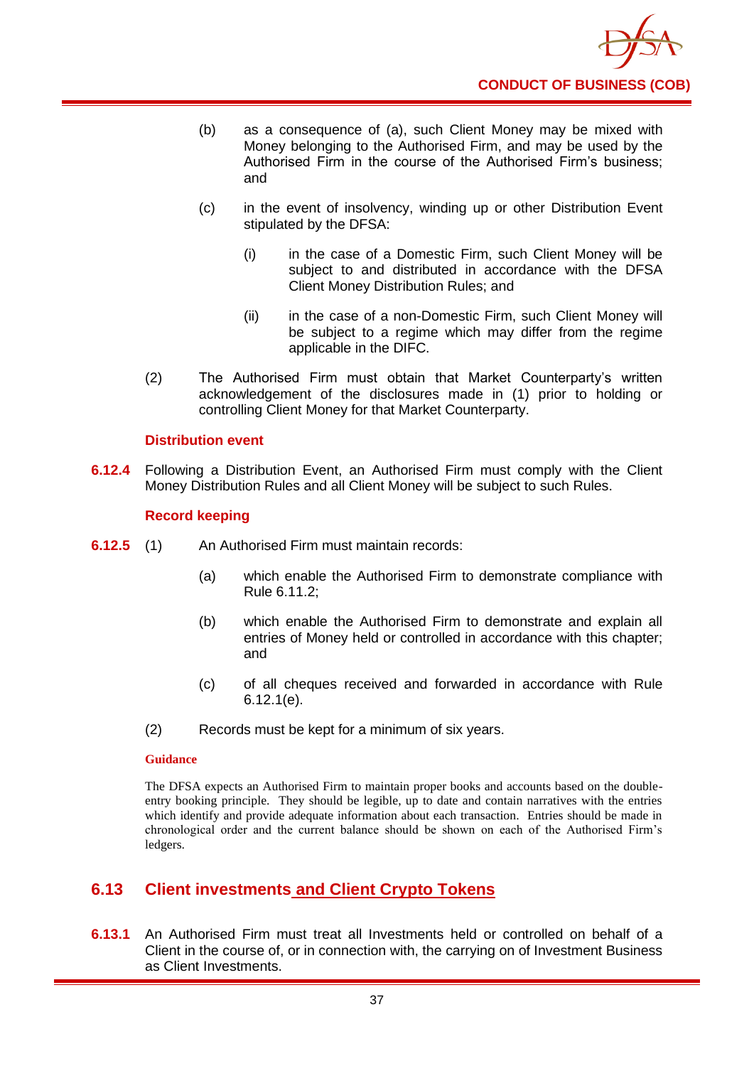(b) as a consequence of (a), such Client Money may be mixed with Money belonging to the Authorised Firm, and may be used by the Authorised Firm in the course of the Authorised Firm's business; and

(c) in the event of insolvency, winding up or other Distribution Event stipulated by the DFSA:

  (i) in the case of a Domestic Firm, such Client Money will be subject to and distributed in accordance with the DFSA Client Money Distribution Rules; and

  (ii) in the case of a non-Domestic Firm, such Client Money will be subject to a regime which may differ from the regime applicable in the DIFC.

(2) The Authorised Firm must obtain that Market Counterparty's written acknowledgement of the disclosures made in (1) prior to holding or controlling Client Money for that Market Counterparty.

**Distribution event**

**6.12.4** Following a Distribution Event, an Authorised Firm must comply with the Client Money Distribution Rules and all Client Money will be subject to such Rules.

**Record keeping**

**6.12.5** (1) An Authorised Firm must maintain records:

(a) which enable the Authorised Firm to demonstrate compliance with Rule 6.11.2;

(b) which enable the Authorised Firm to demonstrate and explain all entries of Money held or controlled in accordance with this chapter; and

(c) of all cheques received and forwarded in accordance with Rule 6.12.1(e).

(2) Records must be kept for a minimum of six years.

**Guidance**

The DFSA expects an Authorised Firm to maintain proper books and accounts based on the double-entry booking principle. They should be legible, up to date and contain narratives with the entries which identify and provide adequate information about each transaction. Entries should be made in chronological order and the current balance should be shown on each of the Authorised Firm's ledgers.

## 6.13 Client investments and Client Crypto Tokens

**6.13.1** An Authorised Firm must treat all Investments held or controlled on behalf of a Client in the course of, or in connection with, the carrying on of Investment Business as Client Investments.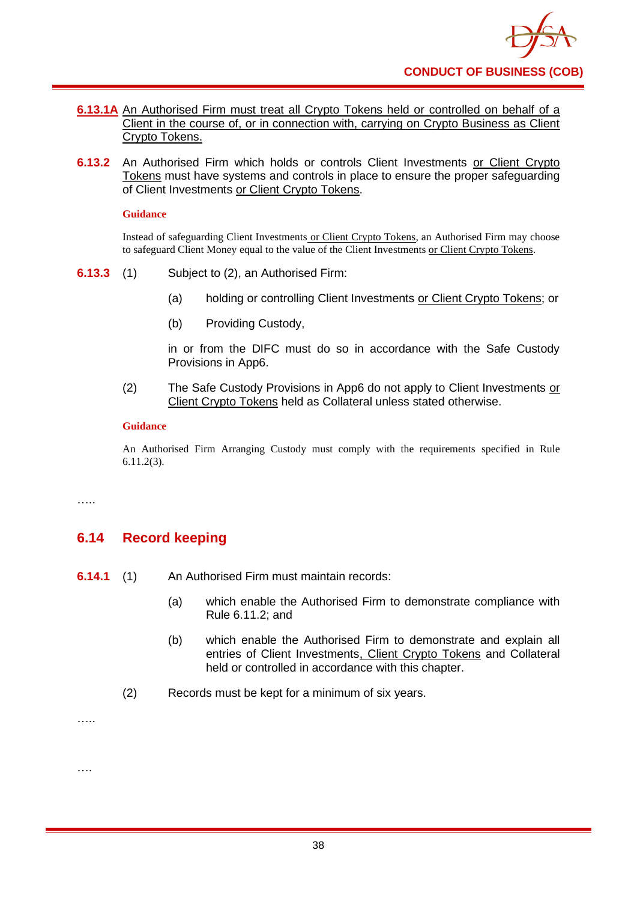**6.13.1A** An Authorised Firm must treat all Crypto Tokens held or controlled on behalf of a Client in the course of, or in connection with, carrying on Crypto Business as Client Crypto Tokens.

**6.13.2** An Authorised Firm which holds or controls Client Investments or Client Crypto Tokens must have systems and controls in place to ensure the proper safeguarding of Client Investments or Client Crypto Tokens.

**Guidance**

Instead of safeguarding Client Investments or Client Crypto Tokens, an Authorised Firm may choose to safeguard Client Money equal to the value of the Client Investments or Client Crypto Tokens.

**6.13.3** (1) Subject to (2), an Authorised Firm:

(a) holding or controlling Client Investments or Client Crypto Tokens; or

(b) Providing Custody,

in or from the DIFC must do so in accordance with the Safe Custody Provisions in App6.

(2) The Safe Custody Provisions in App6 do not apply to Client Investments or Client Crypto Tokens held as Collateral unless stated otherwise.

**Guidance**

An Authorised Firm Arranging Custody must comply with the requirements specified in Rule 6.11.2(3).

…..

## 6.14 Record keeping

**6.14.1** (1) An Authorised Firm must maintain records:

(a) which enable the Authorised Firm to demonstrate compliance with Rule 6.11.2; and

(b) which enable the Authorised Firm to demonstrate and explain all entries of Client Investments, Client Crypto Tokens and Collateral held or controlled in accordance with this chapter.

(2) Records must be kept for a minimum of six years.

…..

….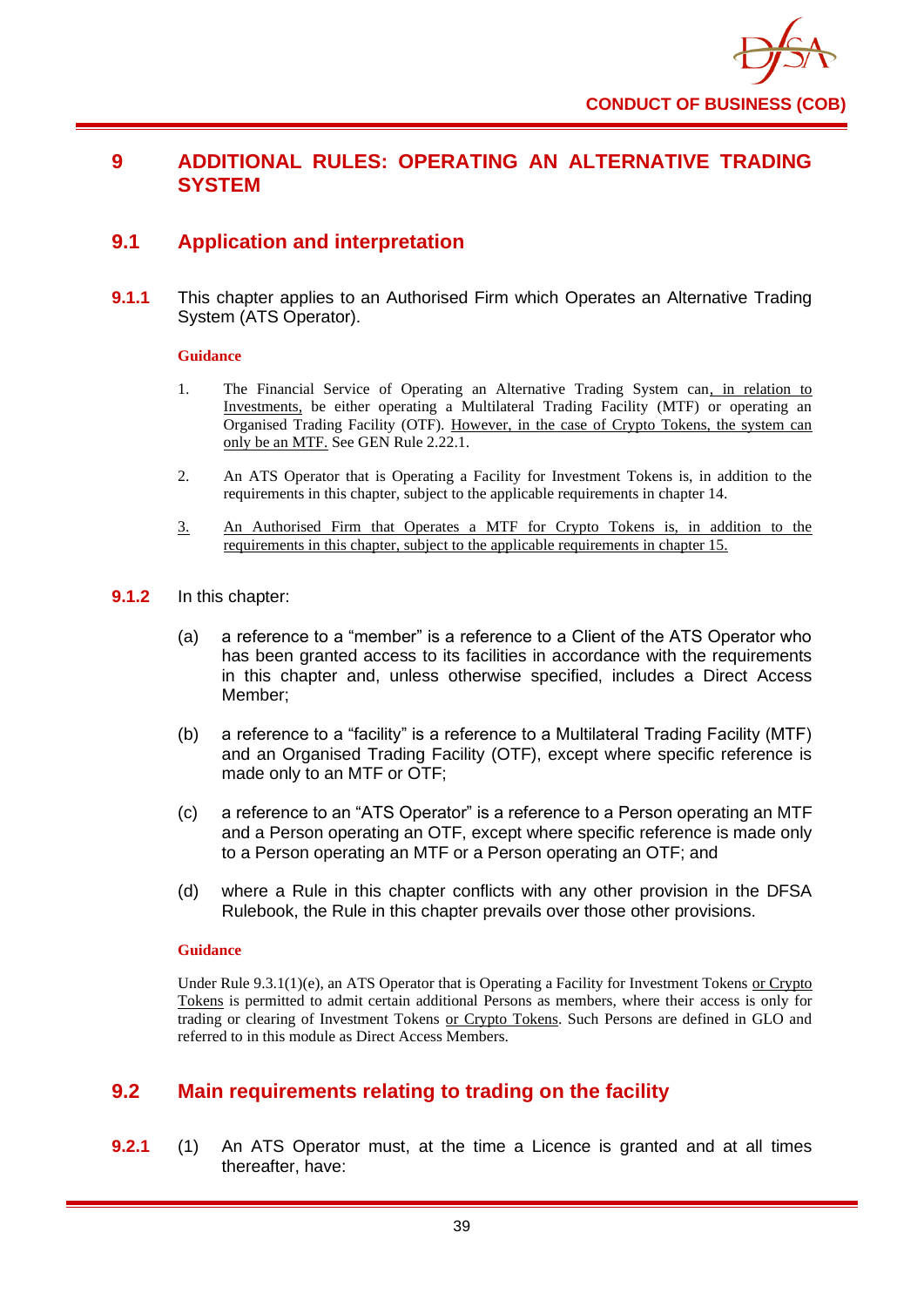# 9 ADDITIONAL RULES: OPERATING AN ALTERNATIVE TRADING SYSTEM

## 9.1 Application and interpretation

**9.1.1** This chapter applies to an Authorised Firm which Operates an Alternative Trading System (ATS Operator).

**Guidance**

1. The Financial Service of Operating an Alternative Trading System can, in relation to Investments, be either operating a Multilateral Trading Facility (MTF) or operating an Organised Trading Facility (OTF). However, in the case of Crypto Tokens, the system can only be an MTF. See GEN Rule 2.22.1.

2. An ATS Operator that is Operating a Facility for Investment Tokens is, in addition to the requirements in this chapter, subject to the applicable requirements in chapter 14.

3. An Authorised Firm that Operates a MTF for Crypto Tokens is, in addition to the requirements in this chapter, subject to the applicable requirements in chapter 15.

**9.1.2** In this chapter:

(a) a reference to a "member" is a reference to a Client of the ATS Operator who has been granted access to its facilities in accordance with the requirements in this chapter and, unless otherwise specified, includes a Direct Access Member;

(b) a reference to a "facility" is a reference to a Multilateral Trading Facility (MTF) and an Organised Trading Facility (OTF), except where specific reference is made only to an MTF or OTF;

(c) a reference to an "ATS Operator" is a reference to a Person operating an MTF and a Person operating an OTF, except where specific reference is made only to a Person operating an MTF or a Person operating an OTF; and

(d) where a Rule in this chapter conflicts with any other provision in the DFSA Rulebook, the Rule in this chapter prevails over those other provisions.

**Guidance**

Under Rule 9.3.1(1)(e), an ATS Operator that is Operating a Facility for Investment Tokens or Crypto Tokens is permitted to admit certain additional Persons as members, where their access is only for trading or clearing of Investment Tokens or Crypto Tokens. Such Persons are defined in GLO and referred to in this module as Direct Access Members.

## 9.2 Main requirements relating to trading on the facility

**9.2.1** (1) An ATS Operator must, at the time a Licence is granted and at all times thereafter, have: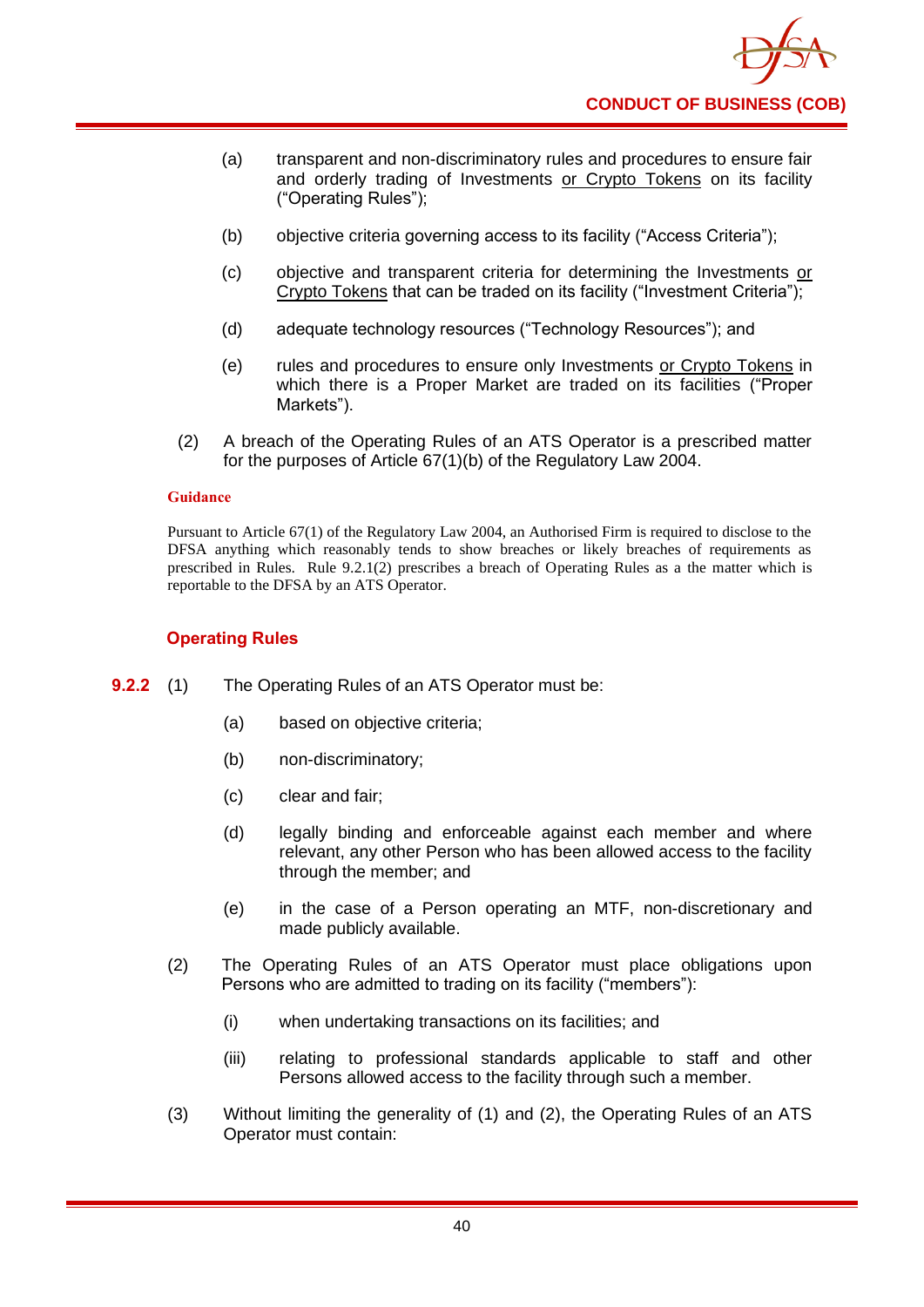(a) transparent and non-discriminatory rules and procedures to ensure fair and orderly trading of Investments <u>or Crypto Tokens</u> on its facility ("Operating Rules");

(b) objective criteria governing access to its facility ("Access Criteria");

(c) objective and transparent criteria for determining the Investments <u>or Crypto Tokens</u> that can be traded on its facility ("Investment Criteria");

(d) adequate technology resources ("Technology Resources"); and

(e) rules and procedures to ensure only Investments <u>or Crypto Tokens</u> in which there is a Proper Market are traded on its facilities ("Proper Markets").

(2) A breach of the Operating Rules of an ATS Operator is a prescribed matter for the purposes of Article 67(1)(b) of the Regulatory Law 2004.

**Guidance**

Pursuant to Article 67(1) of the Regulatory Law 2004, an Authorised Firm is required to disclose to the DFSA anything which reasonably tends to show breaches or likely breaches of requirements as prescribed in Rules. Rule 9.2.1(2) prescribes a breach of Operating Rules as a the matter which is reportable to the DFSA by an ATS Operator.

### Operating Rules

**9.2.2** (1) The Operating Rules of an ATS Operator must be:

(a) based on objective criteria;

(b) non-discriminatory;

(c) clear and fair;

(d) legally binding and enforceable against each member and where relevant, any other Person who has been allowed access to the facility through the member; and

(e) in the case of a Person operating an MTF, non-discretionary and made publicly available.

(2) The Operating Rules of an ATS Operator must place obligations upon Persons who are admitted to trading on its facility ("members"):

(i) when undertaking transactions on its facilities; and

(iii) relating to professional standards applicable to staff and other Persons allowed access to the facility through such a member.

(3) Without limiting the generality of (1) and (2), the Operating Rules of an ATS Operator must contain: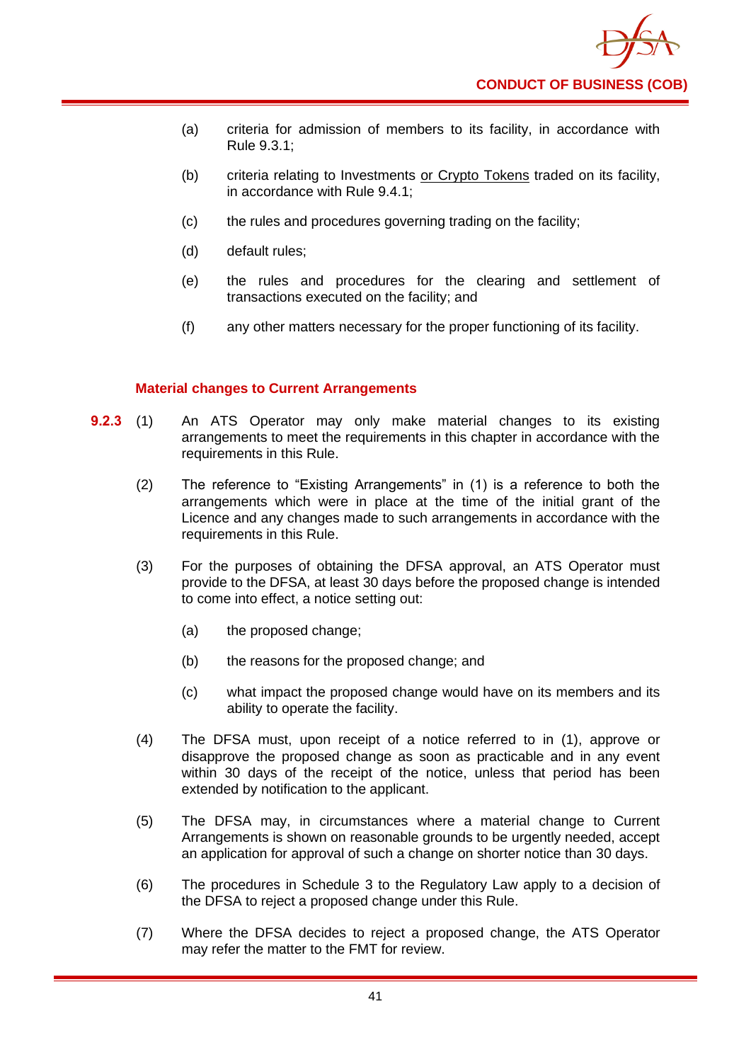(a) criteria for admission of members to its facility, in accordance with Rule 9.3.1;

(b) criteria relating to Investments <u>or Crypto Tokens</u> traded on its facility, in accordance with Rule 9.4.1;

(c) the rules and procedures governing trading on the facility;

(d) default rules;

(e) the rules and procedures for the clearing and settlement of transactions executed on the facility; and

(f) any other matters necessary for the proper functioning of its facility.

### Material changes to Current Arrangements

**9.2.3** (1) An ATS Operator may only make material changes to its existing arrangements to meet the requirements in this chapter in accordance with the requirements in this Rule.

(2) The reference to "Existing Arrangements" in (1) is a reference to both the arrangements which were in place at the time of the initial grant of the Licence and any changes made to such arrangements in accordance with the requirements in this Rule.

(3) For the purposes of obtaining the DFSA approval, an ATS Operator must provide to the DFSA, at least 30 days before the proposed change is intended to come into effect, a notice setting out:

(a) the proposed change;

(b) the reasons for the proposed change; and

(c) what impact the proposed change would have on its members and its ability to operate the facility.

(4) The DFSA must, upon receipt of a notice referred to in (1), approve or disapprove the proposed change as soon as practicable and in any event within 30 days of the receipt of the notice, unless that period has been extended by notification to the applicant.

(5) The DFSA may, in circumstances where a material change to Current Arrangements is shown on reasonable grounds to be urgently needed, accept an application for approval of such a change on shorter notice than 30 days.

(6) The procedures in Schedule 3 to the Regulatory Law apply to a decision of the DFSA to reject a proposed change under this Rule.

(7) Where the DFSA decides to reject a proposed change, the ATS Operator may refer the matter to the FMT for review.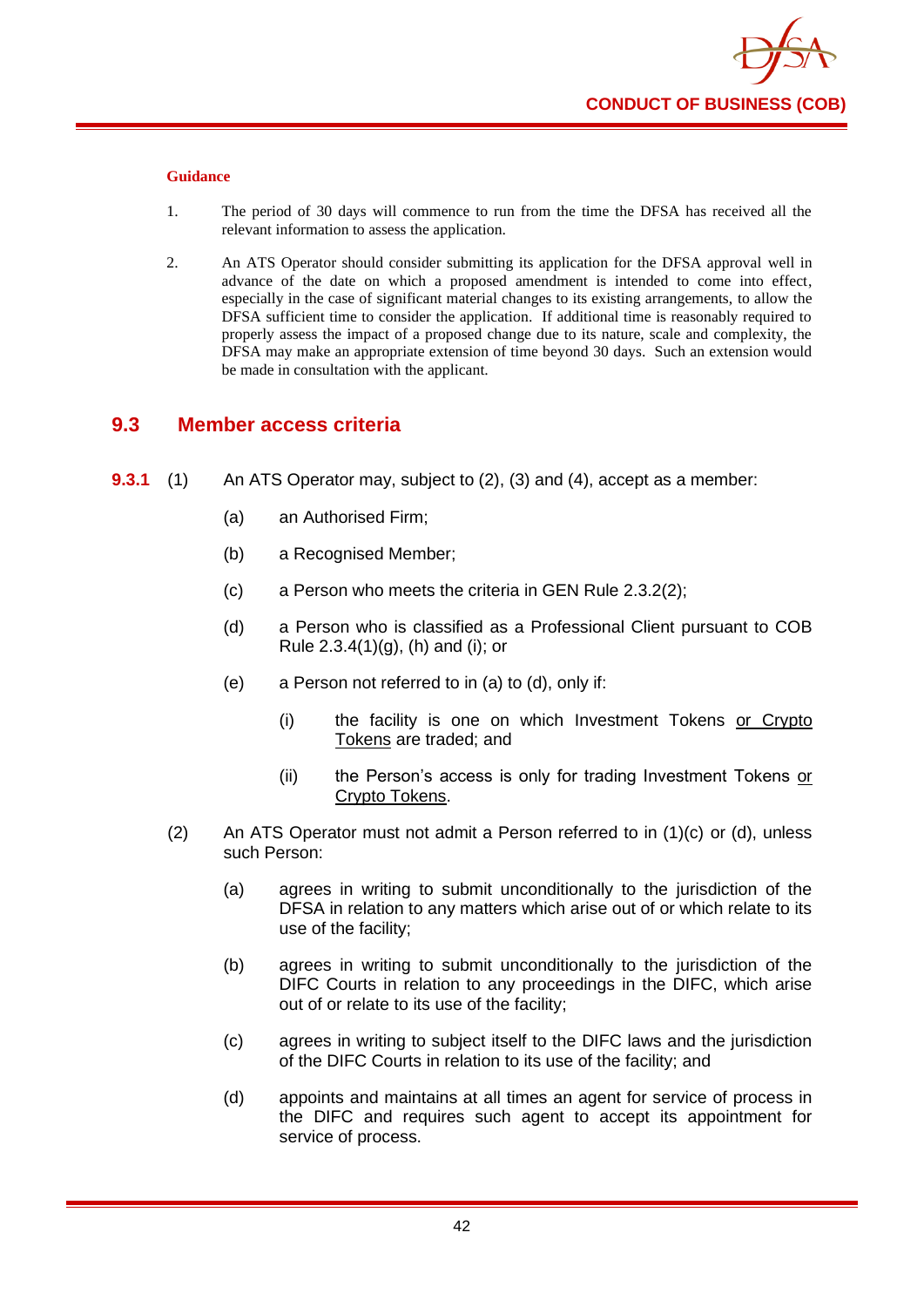#### Guidance

1. The period of 30 days will commence to run from the time the DFSA has received all the relevant information to assess the application.

2. An ATS Operator should consider submitting its application for the DFSA approval well in advance of the date on which a proposed amendment is intended to come into effect, especially in the case of significant material changes to its existing arrangements, to allow the DFSA sufficient time to consider the application. If additional time is reasonably required to properly assess the impact of a proposed change due to its nature, scale and complexity, the DFSA may make an appropriate extension of time beyond 30 days. Such an extension would be made in consultation with the applicant.

## 9.3 Member access criteria

**9.3.1** (1) An ATS Operator may, subject to (2), (3) and (4), accept as a member:

- (a) an Authorised Firm;
- (b) a Recognised Member;
- (c) a Person who meets the criteria in GEN Rule 2.3.2(2);
- (d) a Person who is classified as a Professional Client pursuant to COB Rule 2.3.4(1)(g), (h) and (i); or
- (e) a Person not referred to in (a) to (d), only if:
  - (i) the facility is one on which Investment Tokens or Crypto Tokens are traded; and
  - (ii) the Person's access is only for trading Investment Tokens or Crypto Tokens.

(2) An ATS Operator must not admit a Person referred to in (1)(c) or (d), unless such Person:

- (a) agrees in writing to submit unconditionally to the jurisdiction of the DFSA in relation to any matters which arise out of or which relate to its use of the facility;
- (b) agrees in writing to submit unconditionally to the jurisdiction of the DIFC Courts in relation to any proceedings in the DIFC, which arise out of or relate to its use of the facility;
- (c) agrees in writing to subject itself to the DIFC laws and the jurisdiction of the DIFC Courts in relation to its use of the facility; and
- (d) appoints and maintains at all times an agent for service of process in the DIFC and requires such agent to accept its appointment for service of process.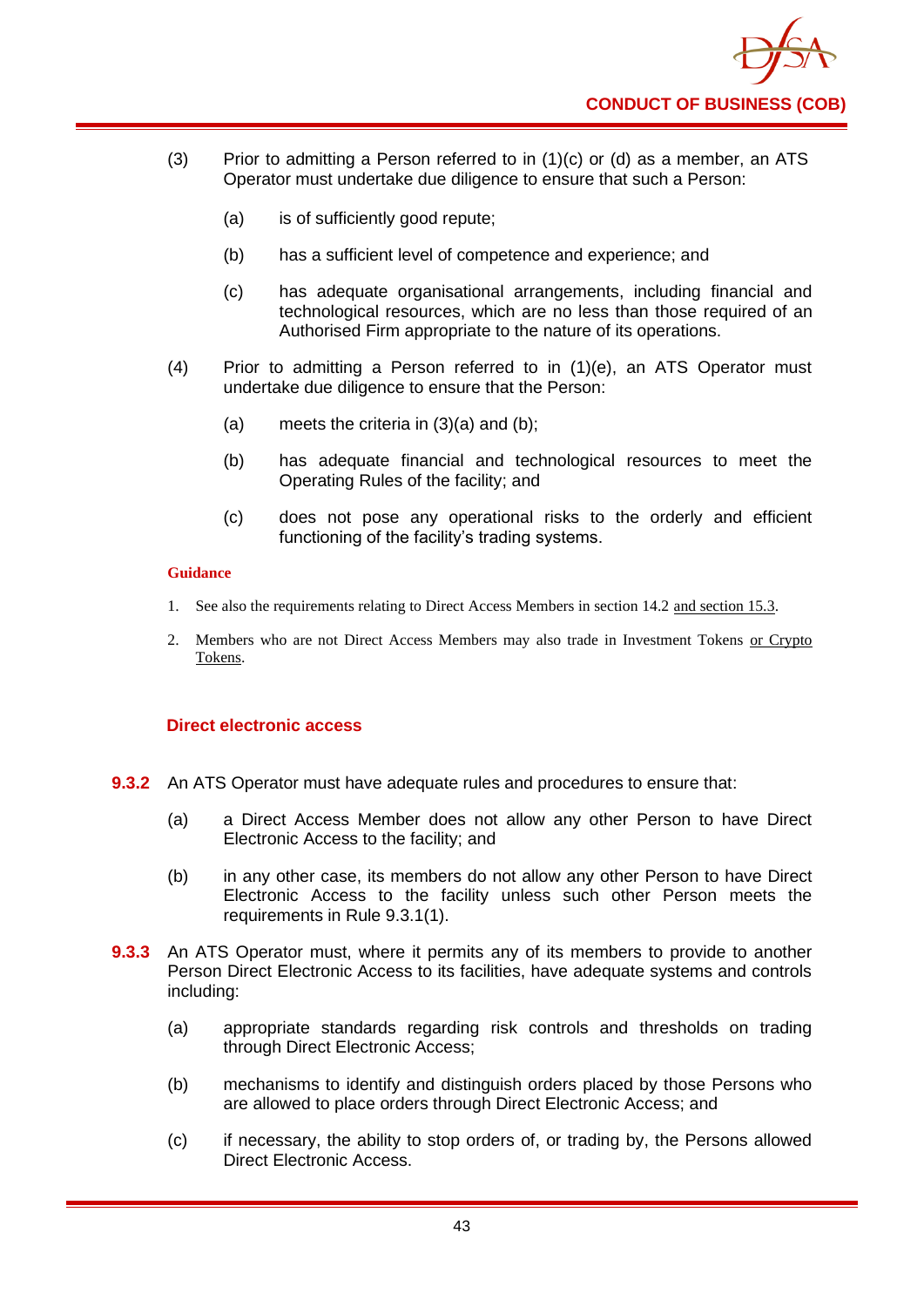(3) Prior to admitting a Person referred to in (1)(c) or (d) as a member, an ATS Operator must undertake due diligence to ensure that such a Person:

   (a) is of sufficiently good repute;

   (b) has a sufficient level of competence and experience; and

   (c) has adequate organisational arrangements, including financial and technological resources, which are no less than those required of an Authorised Firm appropriate to the nature of its operations.

(4) Prior to admitting a Person referred to in (1)(e), an ATS Operator must undertake due diligence to ensure that the Person:

   (a) meets the criteria in (3)(a) and (b);

   (b) has adequate financial and technological resources to meet the Operating Rules of the facility; and

   (c) does not pose any operational risks to the orderly and efficient functioning of the facility's trading systems.

**Guidance**

1. See also the requirements relating to Direct Access Members in section 14.2 and section 15.3.

2. Members who are not Direct Access Members may also trade in Investment Tokens or Crypto Tokens.

### Direct electronic access

**9.3.2** An ATS Operator must have adequate rules and procedures to ensure that:

   (a) a Direct Access Member does not allow any other Person to have Direct Electronic Access to the facility; and

   (b) in any other case, its members do not allow any other Person to have Direct Electronic Access to the facility unless such other Person meets the requirements in Rule 9.3.1(1).

**9.3.3** An ATS Operator must, where it permits any of its members to provide to another Person Direct Electronic Access to its facilities, have adequate systems and controls including:

   (a) appropriate standards regarding risk controls and thresholds on trading through Direct Electronic Access;

   (b) mechanisms to identify and distinguish orders placed by those Persons who are allowed to place orders through Direct Electronic Access; and

   (c) if necessary, the ability to stop orders of, or trading by, the Persons allowed Direct Electronic Access.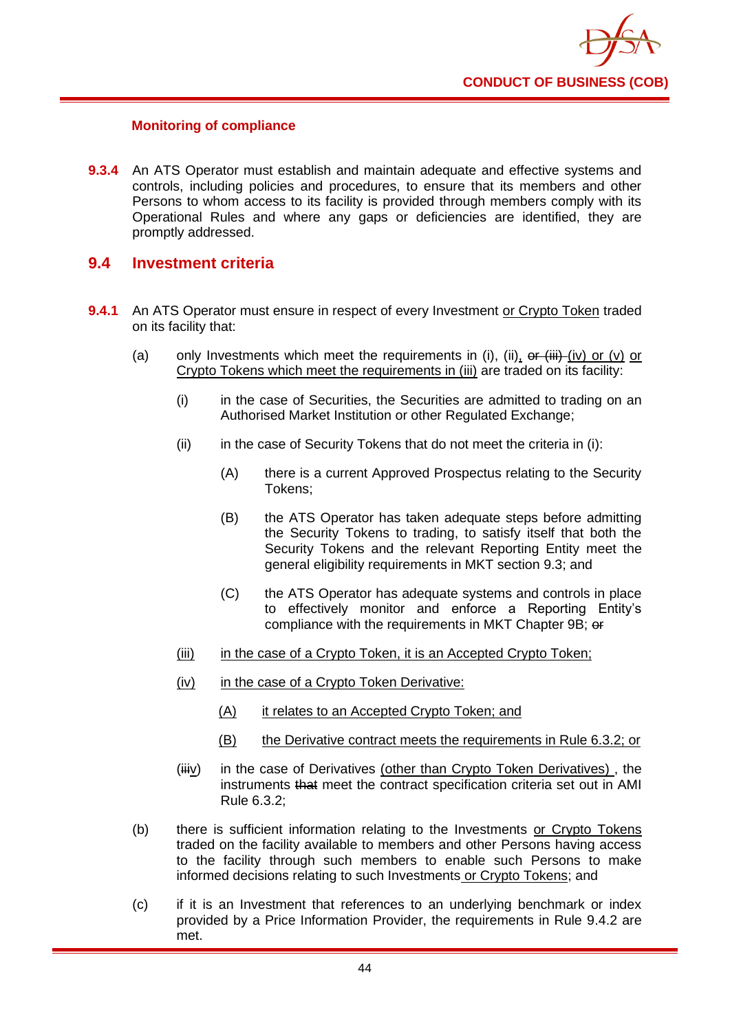**Monitoring of compliance**

**9.3.4** An ATS Operator must establish and maintain adequate and effective systems and controls, including policies and procedures, to ensure that its members and other Persons to whom access to its facility is provided through members comply with its Operational Rules and where any gaps or deficiencies are identified, they are promptly addressed.

## 9.4 Investment criteria

**9.4.1** An ATS Operator must ensure in respect of every Investment or Crypto Token traded on its facility that:

(a) only Investments which meet the requirements in (i), (ii), ~~or (iii)~~ (iv) or (v) or Crypto Tokens which meet the requirements in (iii) are traded on its facility:

(i) in the case of Securities, the Securities are admitted to trading on an Authorised Market Institution or other Regulated Exchange;

(ii) in the case of Security Tokens that do not meet the criteria in (i):

(A) there is a current Approved Prospectus relating to the Security Tokens;

(B) the ATS Operator has taken adequate steps before admitting the Security Tokens to trading, to satisfy itself that both the Security Tokens and the relevant Reporting Entity meet the general eligibility requirements in MKT section 9.3; and

(C) the ATS Operator has adequate systems and controls in place to effectively monitor and enforce a Reporting Entity's compliance with the requirements in MKT Chapter 9B; ~~or~~

(iii) in the case of a Crypto Token, it is an Accepted Crypto Token;

(iv) in the case of a Crypto Token Derivative:

(A) it relates to an Accepted Crypto Token; and

(B) the Derivative contract meets the requirements in Rule 6.3.2; or

(~~iii~~v) in the case of Derivatives (other than Crypto Token Derivatives) , the instruments ~~that~~ meet the contract specification criteria set out in AMI Rule 6.3.2;

(b) there is sufficient information relating to the Investments or Crypto Tokens traded on the facility available to members and other Persons having access to the facility through such members to enable such Persons to make informed decisions relating to such Investments or Crypto Tokens; and

(c) if it is an Investment that references to an underlying benchmark or index provided by a Price Information Provider, the requirements in Rule 9.4.2 are met.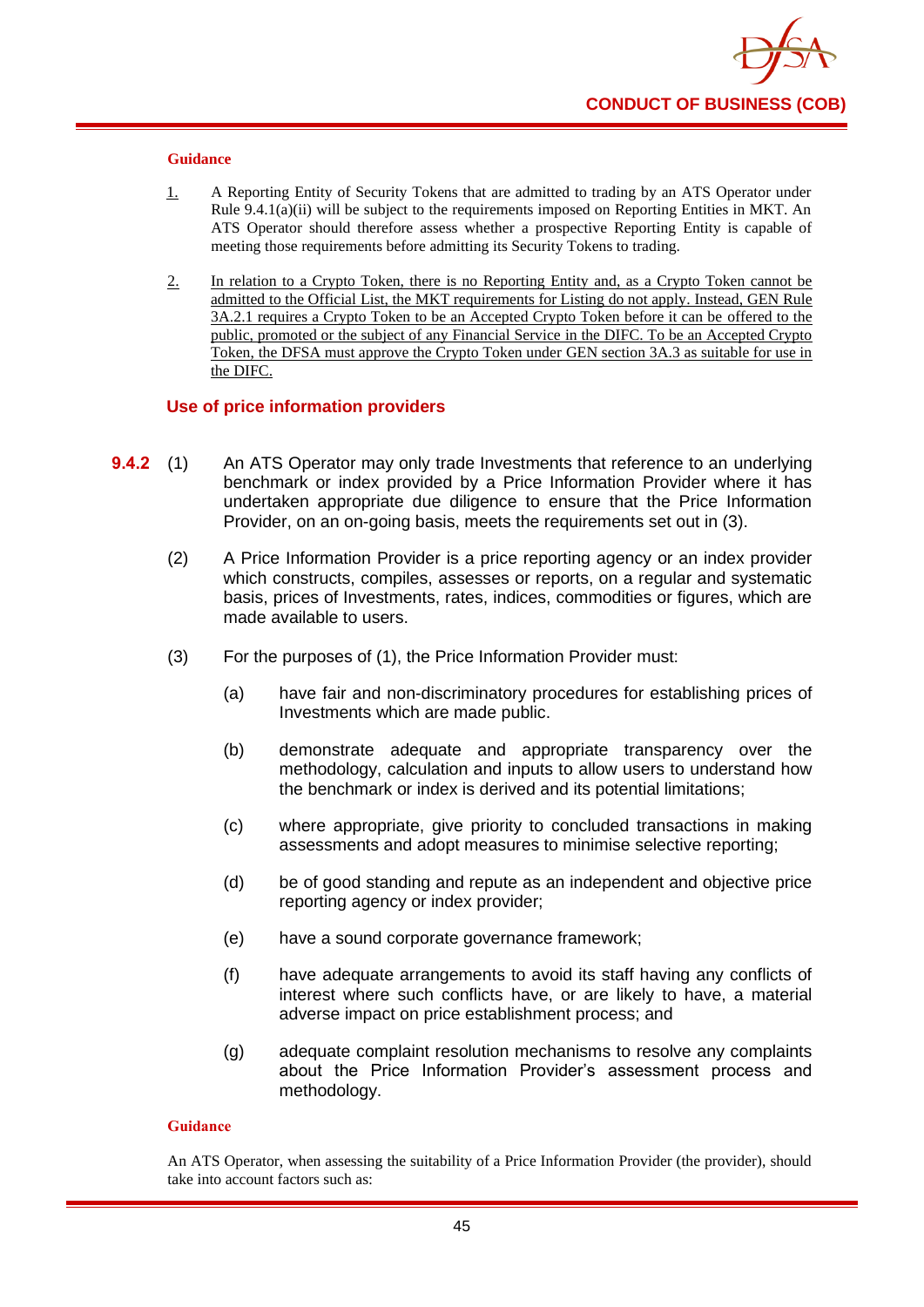**Guidance**

1. A Reporting Entity of Security Tokens that are admitted to trading by an ATS Operator under Rule 9.4.1(a)(ii) will be subject to the requirements imposed on Reporting Entities in MKT. An ATS Operator should therefore assess whether a prospective Reporting Entity is capable of meeting those requirements before admitting its Security Tokens to trading.

2. In relation to a Crypto Token, there is no Reporting Entity and, as a Crypto Token cannot be admitted to the Official List, the MKT requirements for Listing do not apply. Instead, GEN Rule 3A.2.1 requires a Crypto Token to be an Accepted Crypto Token before it can be offered to the public, promoted or the subject of any Financial Service in the DIFC. To be an Accepted Crypto Token, the DFSA must approve the Crypto Token under GEN section 3A.3 as suitable for use in the DIFC.

### Use of price information providers

**9.4.2** (1) An ATS Operator may only trade Investments that reference to an underlying benchmark or index provided by a Price Information Provider where it has undertaken appropriate due diligence to ensure that the Price Information Provider, on an on-going basis, meets the requirements set out in (3).

(2) A Price Information Provider is a price reporting agency or an index provider which constructs, compiles, assesses or reports, on a regular and systematic basis, prices of Investments, rates, indices, commodities or figures, which are made available to users.

(3) For the purposes of (1), the Price Information Provider must:

(a) have fair and non-discriminatory procedures for establishing prices of Investments which are made public.

(b) demonstrate adequate and appropriate transparency over the methodology, calculation and inputs to allow users to understand how the benchmark or index is derived and its potential limitations;

(c) where appropriate, give priority to concluded transactions in making assessments and adopt measures to minimise selective reporting;

(d) be of good standing and repute as an independent and objective price reporting agency or index provider;

(e) have a sound corporate governance framework;

(f) have adequate arrangements to avoid its staff having any conflicts of interest where such conflicts have, or are likely to have, a material adverse impact on price establishment process; and

(g) adequate complaint resolution mechanisms to resolve any complaints about the Price Information Provider's assessment process and methodology.

**Guidance**

An ATS Operator, when assessing the suitability of a Price Information Provider (the provider), should take into account factors such as: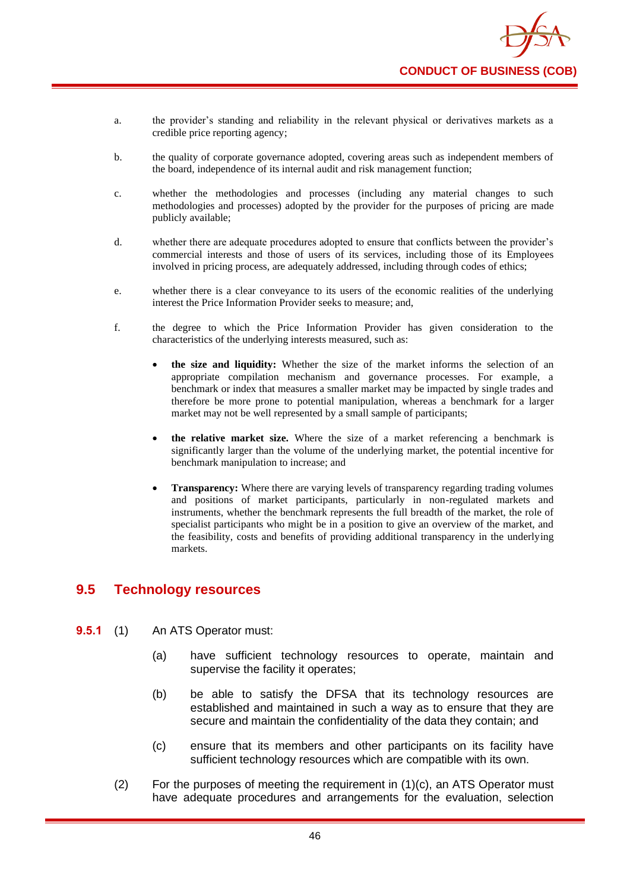a. the provider's standing and reliability in the relevant physical or derivatives markets as a credible price reporting agency;

b. the quality of corporate governance adopted, covering areas such as independent members of the board, independence of its internal audit and risk management function;

c. whether the methodologies and processes (including any material changes to such methodologies and processes) adopted by the provider for the purposes of pricing are made publicly available;

d. whether there are adequate procedures adopted to ensure that conflicts between the provider's commercial interests and those of users of its services, including those of its Employees involved in pricing process, are adequately addressed, including through codes of ethics;

e. whether there is a clear conveyance to its users of the economic realities of the underlying interest the Price Information Provider seeks to measure; and,

f. the degree to which the Price Information Provider has given consideration to the characteristics of the underlying interests measured, such as:

- **the size and liquidity:** Whether the size of the market informs the selection of an appropriate compilation mechanism and governance processes. For example, a benchmark or index that measures a smaller market may be impacted by single trades and therefore be more prone to potential manipulation, whereas a benchmark for a larger market may not be well represented by a small sample of participants;

- **the relative market size.** Where the size of a market referencing a benchmark is significantly larger than the volume of the underlying market, the potential incentive for benchmark manipulation to increase; and

- **Transparency:** Where there are varying levels of transparency regarding trading volumes and positions of market participants, particularly in non-regulated markets and instruments, whether the benchmark represents the full breadth of the market, the role of specialist participants who might be in a position to give an overview of the market, and the feasibility, costs and benefits of providing additional transparency in the underlying markets.

## 9.5 Technology resources

**9.5.1** (1) An ATS Operator must:

(a) have sufficient technology resources to operate, maintain and supervise the facility it operates;

(b) be able to satisfy the DFSA that its technology resources are established and maintained in such a way as to ensure that they are secure and maintain the confidentiality of the data they contain; and

(c) ensure that its members and other participants on its facility have sufficient technology resources which are compatible with its own.

(2) For the purposes of meeting the requirement in (1)(c), an ATS Operator must have adequate procedures and arrangements for the evaluation, selection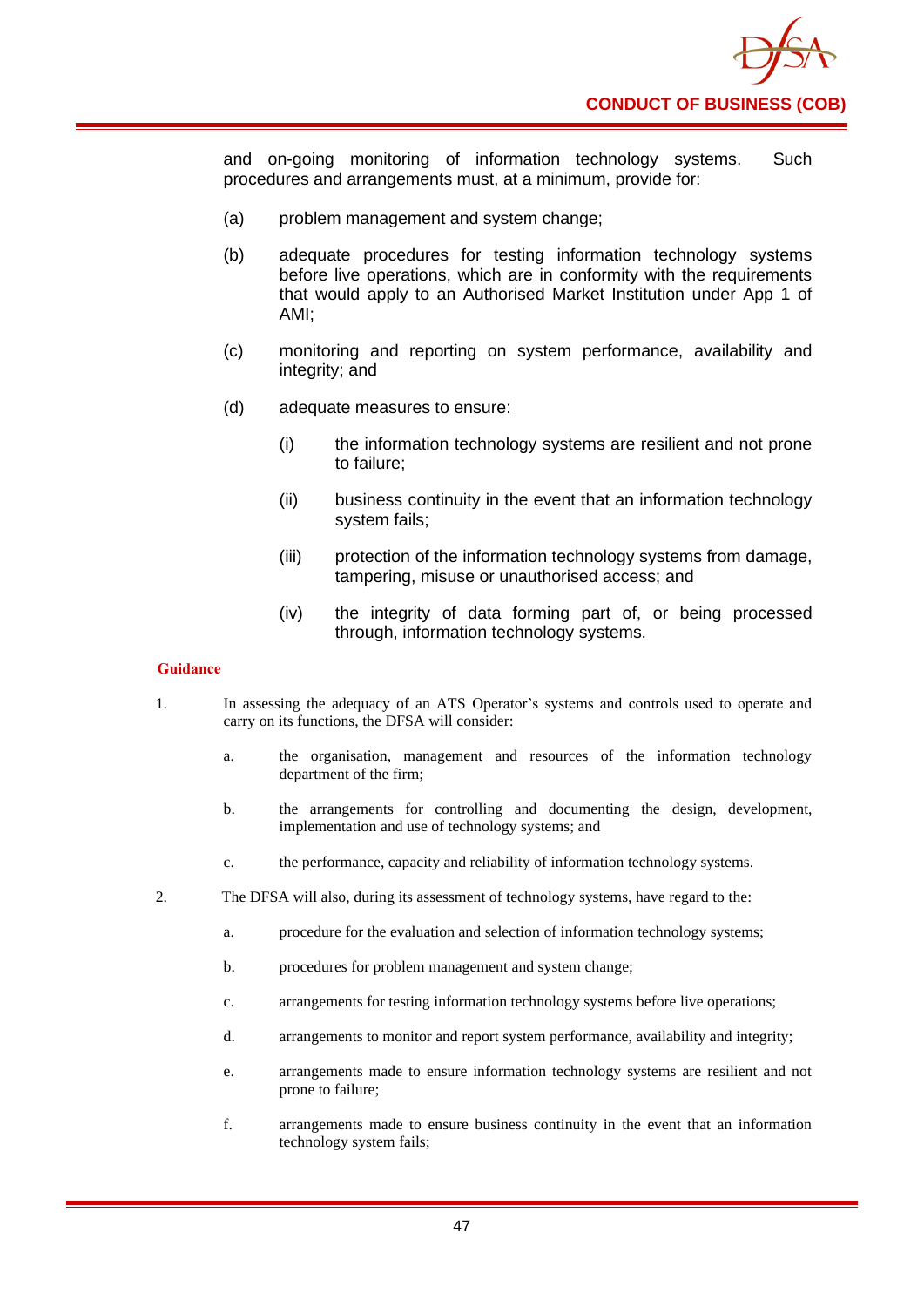and on-going monitoring of information technology systems. Such procedures and arrangements must, at a minimum, provide for:

(a) problem management and system change;

(b) adequate procedures for testing information technology systems before live operations, which are in conformity with the requirements that would apply to an Authorised Market Institution under App 1 of AMI;

(c) monitoring and reporting on system performance, availability and integrity; and

(d) adequate measures to ensure:

   (i) the information technology systems are resilient and not prone to failure;

   (ii) business continuity in the event that an information technology system fails;

   (iii) protection of the information technology systems from damage, tampering, misuse or unauthorised access; and

   (iv) the integrity of data forming part of, or being processed through, information technology systems.

**Guidance**

1. In assessing the adequacy of an ATS Operator's systems and controls used to operate and carry on its functions, the DFSA will consider:

   a. the organisation, management and resources of the information technology department of the firm;

   b. the arrangements for controlling and documenting the design, development, implementation and use of technology systems; and

   c. the performance, capacity and reliability of information technology systems.

2. The DFSA will also, during its assessment of technology systems, have regard to the:

   a. procedure for the evaluation and selection of information technology systems;

   b. procedures for problem management and system change;

   c. arrangements for testing information technology systems before live operations;

   d. arrangements to monitor and report system performance, availability and integrity;

   e. arrangements made to ensure information technology systems are resilient and not prone to failure;

   f. arrangements made to ensure business continuity in the event that an information technology system fails;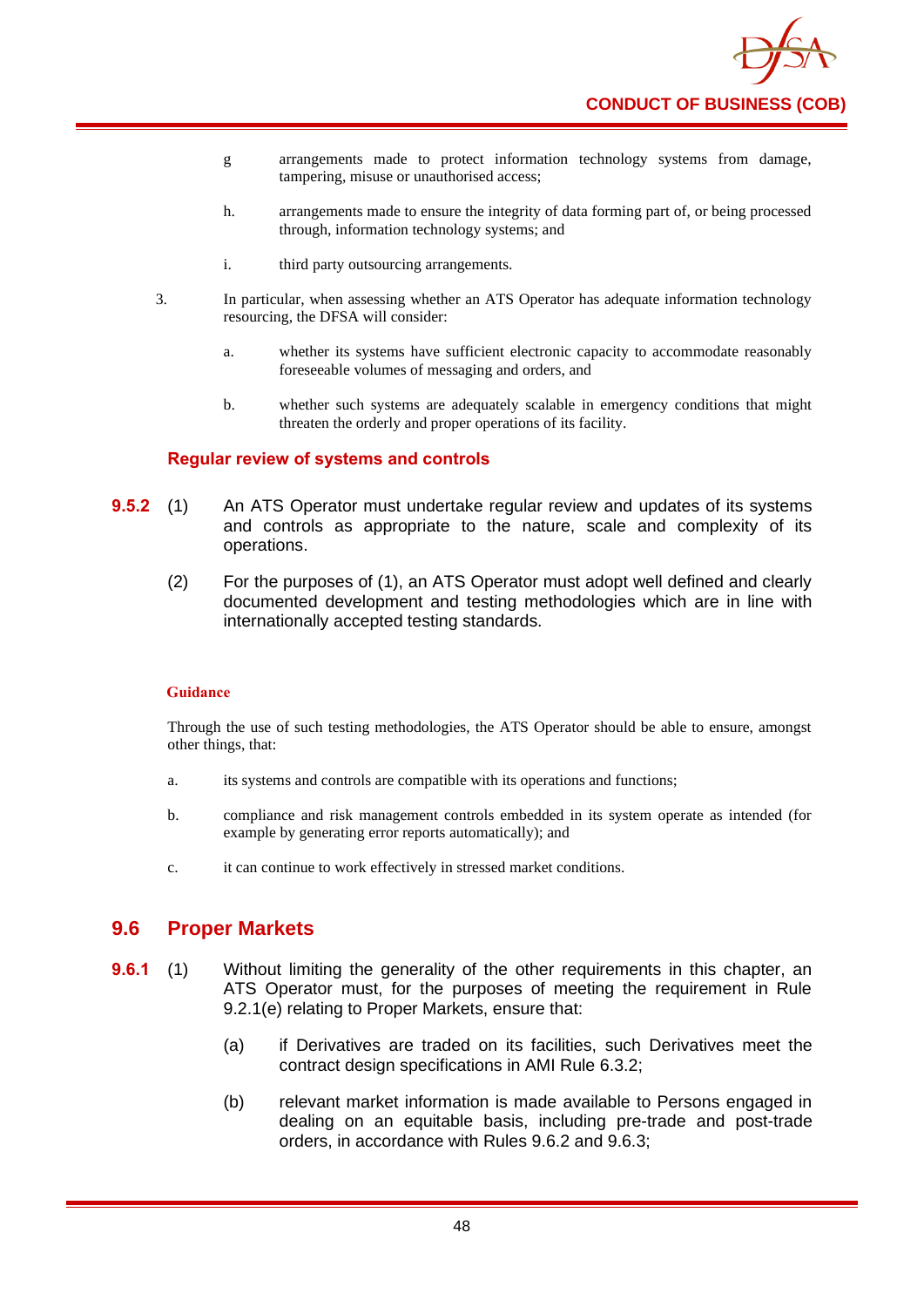g. arrangements made to protect information technology systems from damage, tampering, misuse or unauthorised access;

h. arrangements made to ensure the integrity of data forming part of, or being processed through, information technology systems; and

i. third party outsourcing arrangements.

3. In particular, when assessing whether an ATS Operator has adequate information technology resourcing, the DFSA will consider:

   a. whether its systems have sufficient electronic capacity to accommodate reasonably foreseeable volumes of messaging and orders, and

   b. whether such systems are adequately scalable in emergency conditions that might threaten the orderly and proper operations of its facility.

### Regular review of systems and controls

**9.5.2** (1) An ATS Operator must undertake regular review and updates of its systems and controls as appropriate to the nature, scale and complexity of its operations.

(2) For the purposes of (1), an ATS Operator must adopt well defined and clearly documented development and testing methodologies which are in line with internationally accepted testing standards.

#### Guidance

Through the use of such testing methodologies, the ATS Operator should be able to ensure, amongst other things, that:

a. its systems and controls are compatible with its operations and functions;

b. compliance and risk management controls embedded in its system operate as intended (for example by generating error reports automatically); and

c. it can continue to work effectively in stressed market conditions.

## 9.6 Proper Markets

**9.6.1** (1) Without limiting the generality of the other requirements in this chapter, an ATS Operator must, for the purposes of meeting the requirement in Rule 9.2.1(e) relating to Proper Markets, ensure that:

(a) if Derivatives are traded on its facilities, such Derivatives meet the contract design specifications in AMI Rule 6.3.2;

(b) relevant market information is made available to Persons engaged in dealing on an equitable basis, including pre-trade and post-trade orders, in accordance with Rules 9.6.2 and 9.6.3;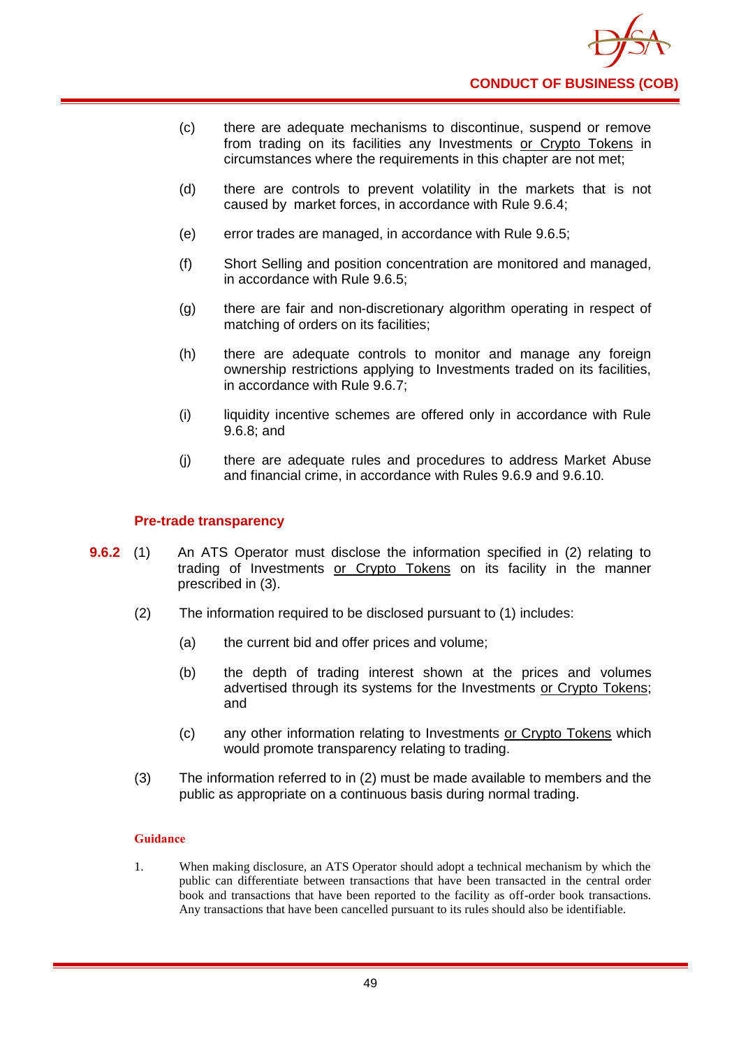(c) there are adequate mechanisms to discontinue, suspend or remove from trading on its facilities any Investments <u>or Crypto Tokens</u> in circumstances where the requirements in this chapter are not met;

(d) there are controls to prevent volatility in the markets that is not caused by market forces, in accordance with Rule 9.6.4;

(e) error trades are managed, in accordance with Rule 9.6.5;

(f) Short Selling and position concentration are monitored and managed, in accordance with Rule 9.6.5;

(g) there are fair and non-discretionary algorithm operating in respect of matching of orders on its facilities;

(h) there are adequate controls to monitor and manage any foreign ownership restrictions applying to Investments traded on its facilities, in accordance with Rule 9.6.7;

(i) liquidity incentive schemes are offered only in accordance with Rule 9.6.8; and

(j) there are adequate rules and procedures to address Market Abuse and financial crime, in accordance with Rules 9.6.9 and 9.6.10.

### Pre-trade transparency

**9.6.2** (1) An ATS Operator must disclose the information specified in (2) relating to trading of Investments <u>or Crypto Tokens</u> on its facility in the manner prescribed in (3).

(2) The information required to be disclosed pursuant to (1) includes:

(a) the current bid and offer prices and volume;

(b) the depth of trading interest shown at the prices and volumes advertised through its systems for the Investments <u>or Crypto Tokens</u>; and

(c) any other information relating to Investments <u>or Crypto Tokens</u> which would promote transparency relating to trading.

(3) The information referred to in (2) must be made available to members and the public as appropriate on a continuous basis during normal trading.

#### Guidance

1. When making disclosure, an ATS Operator should adopt a technical mechanism by which the public can differentiate between transactions that have been transacted in the central order book and transactions that have been reported to the facility as off-order book transactions. Any transactions that have been cancelled pursuant to its rules should also be identifiable.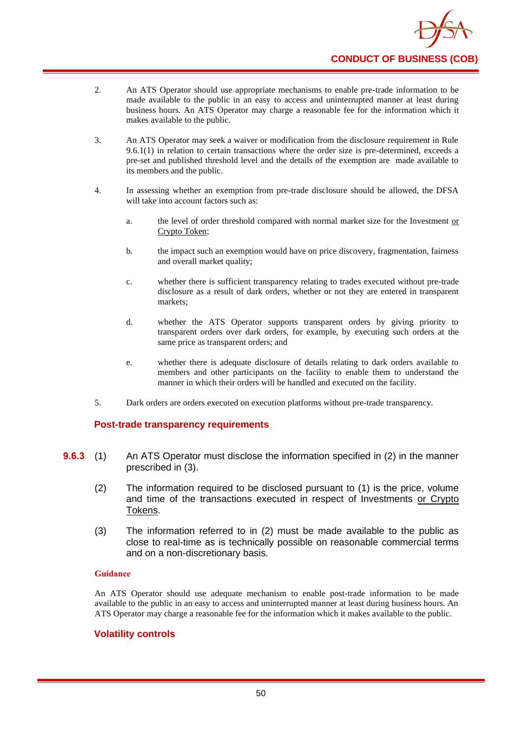2. An ATS Operator should use appropriate mechanisms to enable pre-trade information to be made available to the public in an easy to access and uninterrupted manner at least during business hours. An ATS Operator may charge a reasonable fee for the information which it makes available to the public.

3. An ATS Operator may seek a waiver or modification from the disclosure requirement in Rule 9.6.1(1) in relation to certain transactions where the order size is pre-determined, exceeds a pre-set and published threshold level and the details of the exemption are made available to its members and the public.

4. In assessing whether an exemption from pre-trade disclosure should be allowed, the DFSA will take into account factors such as:

   a. the level of order threshold compared with normal market size for the Investment <u>or Crypto Token</u>;

   b. the impact such an exemption would have on price discovery, fragmentation, fairness and overall market quality;

   c. whether there is sufficient transparency relating to trades executed without pre-trade disclosure as a result of dark orders, whether or not they are entered in transparent markets;

   d. whether the ATS Operator supports transparent orders by giving priority to transparent orders over dark orders, for example, by executing such orders at the same price as transparent orders; and

   e. whether there is adequate disclosure of details relating to dark orders available to members and other participants on the facility to enable them to understand the manner in which their orders will be handled and executed on the facility.

5. Dark orders are orders executed on execution platforms without pre-trade transparency.

### Post-trade transparency requirements

**9.6.3** (1) An ATS Operator must disclose the information specified in (2) in the manner prescribed in (3).

(2) The information required to be disclosed pursuant to (1) is the price, volume and time of the transactions executed in respect of Investments <u>or Crypto Tokens</u>.

(3) The information referred to in (2) must be made available to the public as close to real-time as is technically possible on reasonable commercial terms and on a non-discretionary basis.

**Guidance**

An ATS Operator should use adequate mechanism to enable post-trade information to be made available to the public in an easy to access and uninterrupted manner at least during business hours. An ATS Operator may charge a reasonable fee for the information which it makes available to the public.

### Volatility controls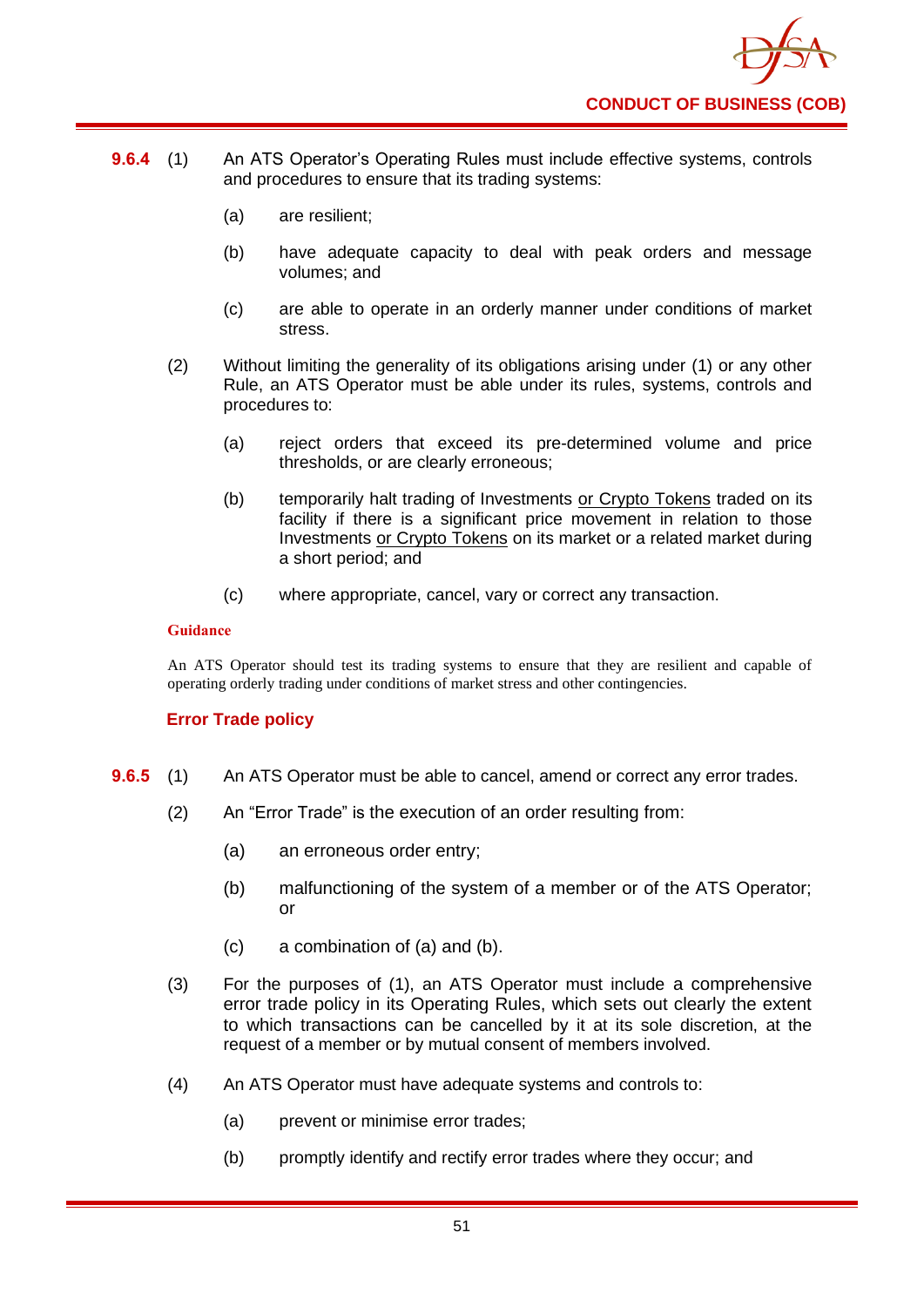**9.6.4** (1) An ATS Operator's Operating Rules must include effective systems, controls and procedures to ensure that its trading systems:

(a) are resilient;

(b) have adequate capacity to deal with peak orders and message volumes; and

(c) are able to operate in an orderly manner under conditions of market stress.

(2) Without limiting the generality of its obligations arising under (1) or any other Rule, an ATS Operator must be able under its rules, systems, controls and procedures to:

(a) reject orders that exceed its pre-determined volume and price thresholds, or are clearly erroneous;

(b) temporarily halt trading of Investments or Crypto Tokens traded on its facility if there is a significant price movement in relation to those Investments or Crypto Tokens on its market or a related market during a short period; and

(c) where appropriate, cancel, vary or correct any transaction.

**Guidance**

An ATS Operator should test its trading systems to ensure that they are resilient and capable of operating orderly trading under conditions of market stress and other contingencies.

### Error Trade policy

**9.6.5** (1) An ATS Operator must be able to cancel, amend or correct any error trades.

(2) An "Error Trade" is the execution of an order resulting from:

(a) an erroneous order entry;

(b) malfunctioning of the system of a member or of the ATS Operator; or

(c) a combination of (a) and (b).

(3) For the purposes of (1), an ATS Operator must include a comprehensive error trade policy in its Operating Rules, which sets out clearly the extent to which transactions can be cancelled by it at its sole discretion, at the request of a member or by mutual consent of members involved.

(4) An ATS Operator must have adequate systems and controls to:

(a) prevent or minimise error trades;

(b) promptly identify and rectify error trades where they occur; and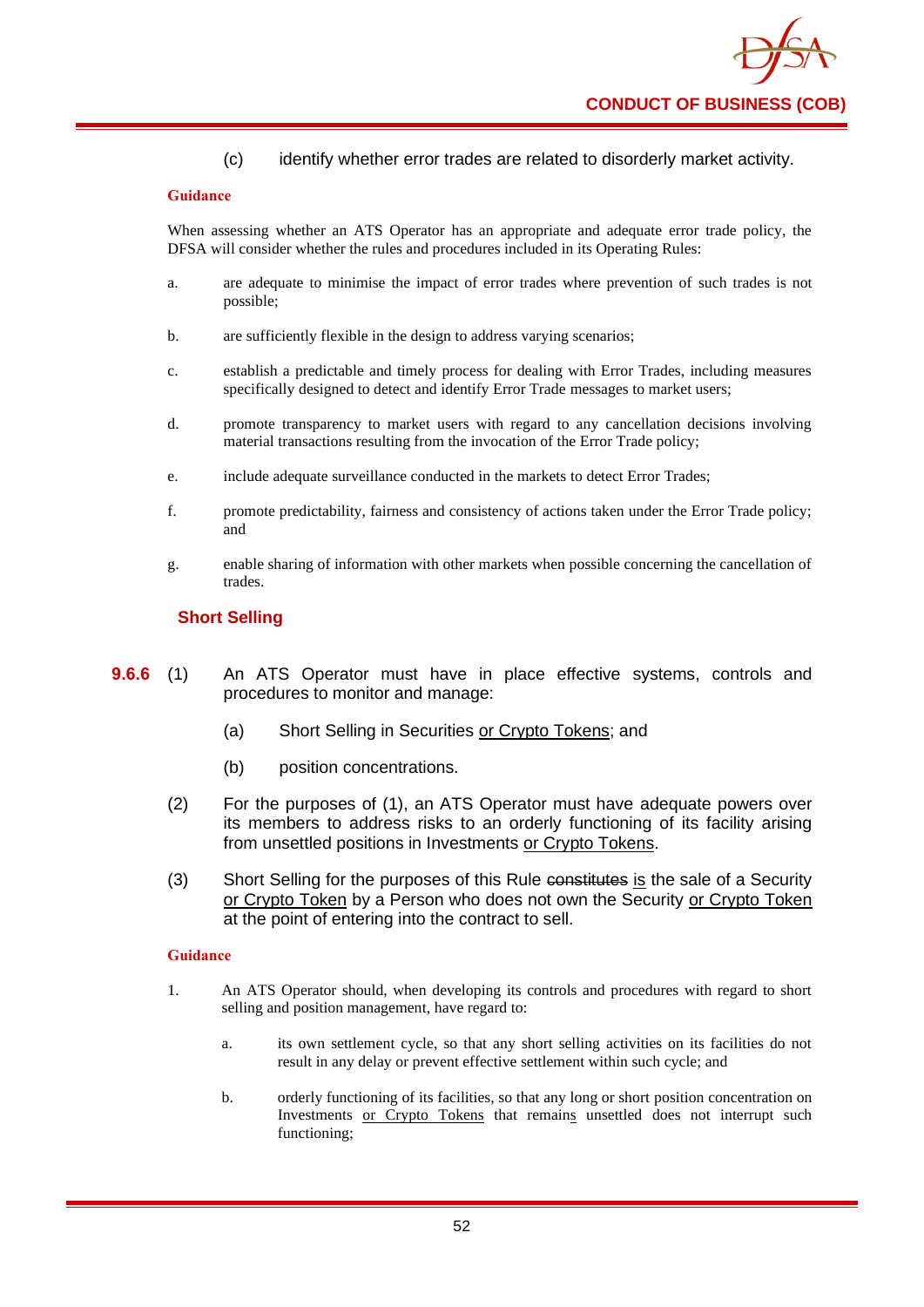(c) identify whether error trades are related to disorderly market activity.

**Guidance**

When assessing whether an ATS Operator has an appropriate and adequate error trade policy, the DFSA will consider whether the rules and procedures included in its Operating Rules:

a. are adequate to minimise the impact of error trades where prevention of such trades is not possible;

b. are sufficiently flexible in the design to address varying scenarios;

c. establish a predictable and timely process for dealing with Error Trades, including measures specifically designed to detect and identify Error Trade messages to market users;

d. promote transparency to market users with regard to any cancellation decisions involving material transactions resulting from the invocation of the Error Trade policy;

e. include adequate surveillance conducted in the markets to detect Error Trades;

f. promote predictability, fairness and consistency of actions taken under the Error Trade policy; and

g. enable sharing of information with other markets when possible concerning the cancellation of trades.

## Short Selling

**9.6.6** (1) An ATS Operator must have in place effective systems, controls and procedures to monitor and manage:

(a) Short Selling in Securities <u>or Crypto Tokens</u>; and

(b) position concentrations.

(2) For the purposes of (1), an ATS Operator must have adequate powers over its members to address risks to an orderly functioning of its facility arising from unsettled positions in Investments <u>or Crypto Tokens</u>.

(3) Short Selling for the purposes of this Rule ~~constitutes~~ <u>is</u> the sale of a Security <u>or Crypto Token</u> by a Person who does not own the Security <u>or Crypto Token</u> at the point of entering into the contract to sell.

**Guidance**

1. An ATS Operator should, when developing its controls and procedures with regard to short selling and position management, have regard to:

   a. its own settlement cycle, so that any short selling activities on its facilities do not result in any delay or prevent effective settlement within such cycle; and

   b. orderly functioning of its facilities, so that any long or short position concentration on Investments <u>or Crypto Tokens</u> that remain<u>s</u> unsettled does not interrupt such functioning;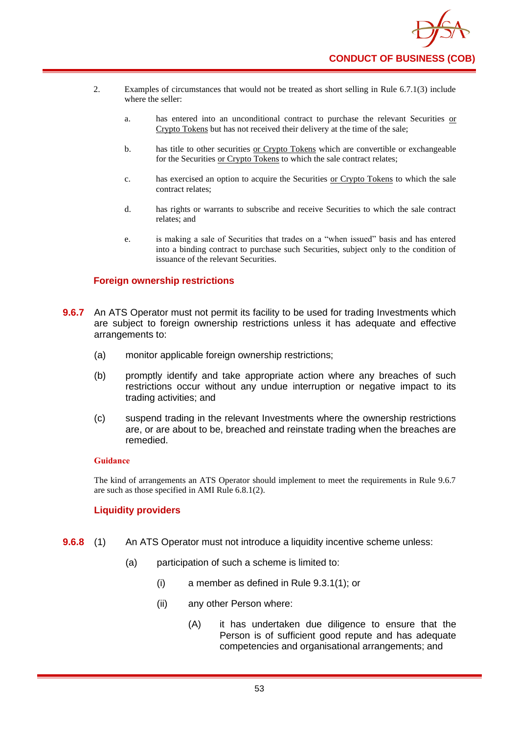2. Examples of circumstances that would not be treated as short selling in Rule 6.7.1(3) include where the seller:

   a. has entered into an unconditional contract to purchase the relevant Securities or Crypto Tokens but has not received their delivery at the time of the sale;

   b. has title to other securities or Crypto Tokens which are convertible or exchangeable for the Securities or Crypto Tokens to which the sale contract relates;

   c. has exercised an option to acquire the Securities or Crypto Tokens to which the sale contract relates;

   d. has rights or warrants to subscribe and receive Securities to which the sale contract relates; and

   e. is making a sale of Securities that trades on a "when issued" basis and has entered into a binding contract to purchase such Securities, subject only to the condition of issuance of the relevant Securities.

### Foreign ownership restrictions

**9.6.7** An ATS Operator must not permit its facility to be used for trading Investments which are subject to foreign ownership restrictions unless it has adequate and effective arrangements to:

(a) monitor applicable foreign ownership restrictions;

(b) promptly identify and take appropriate action where any breaches of such restrictions occur without any undue interruption or negative impact to its trading activities; and

(c) suspend trading in the relevant Investments where the ownership restrictions are, or are about to be, breached and reinstate trading when the breaches are remedied.

**Guidance**

The kind of arrangements an ATS Operator should implement to meet the requirements in Rule 9.6.7 are such as those specified in AMI Rule 6.8.1(2).

### Liquidity providers

**9.6.8** (1) An ATS Operator must not introduce a liquidity incentive scheme unless:

(a) participation of such a scheme is limited to:

(i) a member as defined in Rule 9.3.1(1); or

(ii) any other Person where:

(A) it has undertaken due diligence to ensure that the Person is of sufficient good repute and has adequate competencies and organisational arrangements; and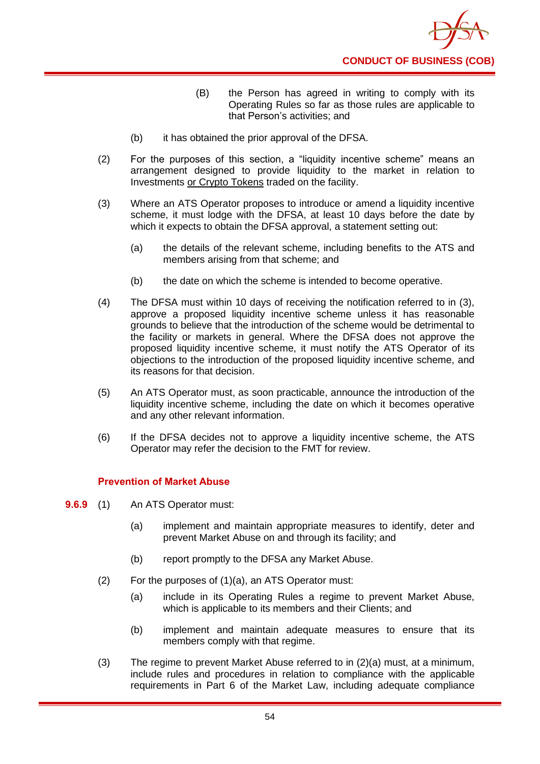(B) the Person has agreed in writing to comply with its Operating Rules so far as those rules are applicable to that Person's activities; and

(b) it has obtained the prior approval of the DFSA.

(2) For the purposes of this section, a "liquidity incentive scheme" means an arrangement designed to provide liquidity to the market in relation to Investments <u>or Crypto Tokens</u> traded on the facility.

(3) Where an ATS Operator proposes to introduce or amend a liquidity incentive scheme, it must lodge with the DFSA, at least 10 days before the date by which it expects to obtain the DFSA approval, a statement setting out:

(a) the details of the relevant scheme, including benefits to the ATS and members arising from that scheme; and

(b) the date on which the scheme is intended to become operative.

(4) The DFSA must within 10 days of receiving the notification referred to in (3), approve a proposed liquidity incentive scheme unless it has reasonable grounds to believe that the introduction of the scheme would be detrimental to the facility or markets in general. Where the DFSA does not approve the proposed liquidity incentive scheme, it must notify the ATS Operator of its objections to the introduction of the proposed liquidity incentive scheme, and its reasons for that decision.

(5) An ATS Operator must, as soon practicable, announce the introduction of the liquidity incentive scheme, including the date on which it becomes operative and any other relevant information.

(6) If the DFSA decides not to approve a liquidity incentive scheme, the ATS Operator may refer the decision to the FMT for review.

### Prevention of Market Abuse

**9.6.9** (1) An ATS Operator must:

(a) implement and maintain appropriate measures to identify, deter and prevent Market Abuse on and through its facility; and

(b) report promptly to the DFSA any Market Abuse.

(2) For the purposes of (1)(a), an ATS Operator must:

(a) include in its Operating Rules a regime to prevent Market Abuse, which is applicable to its members and their Clients; and

(b) implement and maintain adequate measures to ensure that its members comply with that regime.

(3) The regime to prevent Market Abuse referred to in (2)(a) must, at a minimum, include rules and procedures in relation to compliance with the applicable requirements in Part 6 of the Market Law, including adequate compliance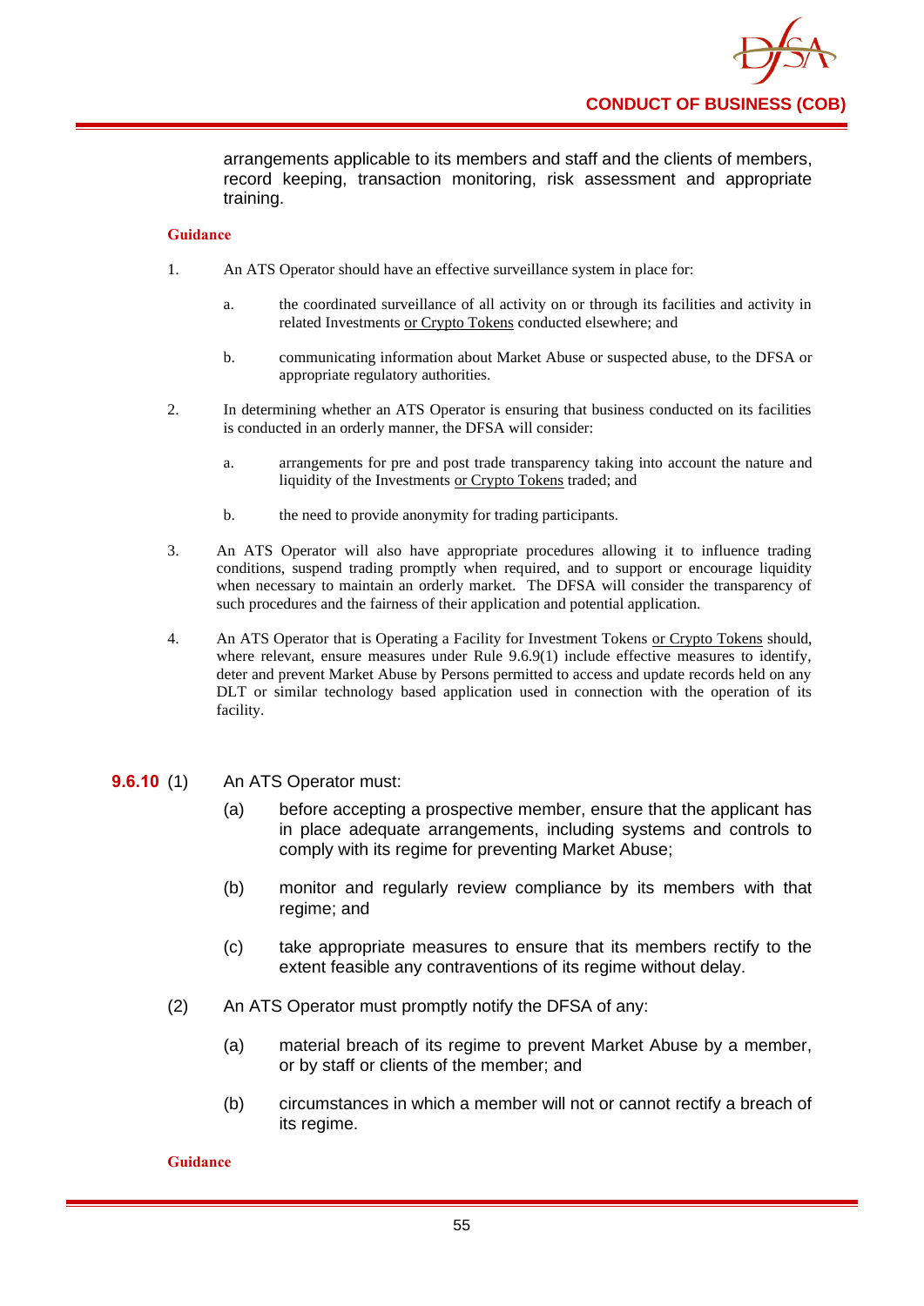arrangements applicable to its members and staff and the clients of members, record keeping, transaction monitoring, risk assessment and appropriate training.

**Guidance**

1. An ATS Operator should have an effective surveillance system in place for:

   a. the coordinated surveillance of all activity on or through its facilities and activity in related Investments or Crypto Tokens conducted elsewhere; and

   b. communicating information about Market Abuse or suspected abuse, to the DFSA or appropriate regulatory authorities.

2. In determining whether an ATS Operator is ensuring that business conducted on its facilities is conducted in an orderly manner, the DFSA will consider:

   a. arrangements for pre and post trade transparency taking into account the nature and liquidity of the Investments or Crypto Tokens traded; and

   b. the need to provide anonymity for trading participants.

3. An ATS Operator will also have appropriate procedures allowing it to influence trading conditions, suspend trading promptly when required, and to support or encourage liquidity when necessary to maintain an orderly market. The DFSA will consider the transparency of such procedures and the fairness of their application and potential application.

4. An ATS Operator that is Operating a Facility for Investment Tokens or Crypto Tokens should, where relevant, ensure measures under Rule 9.6.9(1) include effective measures to identify, deter and prevent Market Abuse by Persons permitted to access and update records held on any DLT or similar technology based application used in connection with the operation of its facility.

**9.6.10** (1) An ATS Operator must:

(a) before accepting a prospective member, ensure that the applicant has in place adequate arrangements, including systems and controls to comply with its regime for preventing Market Abuse;

(b) monitor and regularly review compliance by its members with that regime; and

(c) take appropriate measures to ensure that its members rectify to the extent feasible any contraventions of its regime without delay.

(2) An ATS Operator must promptly notify the DFSA of any:

(a) material breach of its regime to prevent Market Abuse by a member, or by staff or clients of the member; and

(b) circumstances in which a member will not or cannot rectify a breach of its regime.

**Guidance**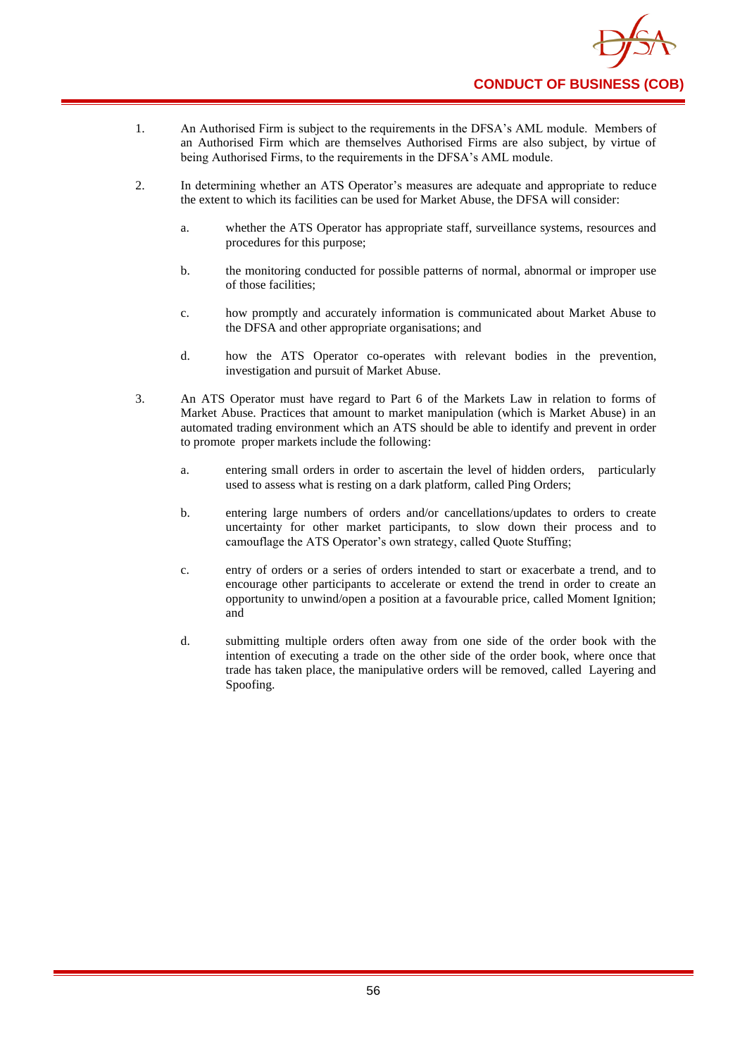1. An Authorised Firm is subject to the requirements in the DFSA's AML module. Members of an Authorised Firm which are themselves Authorised Firms are also subject, by virtue of being Authorised Firms, to the requirements in the DFSA's AML module.

2. In determining whether an ATS Operator's measures are adequate and appropriate to reduce the extent to which its facilities can be used for Market Abuse, the DFSA will consider:

   a. whether the ATS Operator has appropriate staff, surveillance systems, resources and procedures for this purpose;

   b. the monitoring conducted for possible patterns of normal, abnormal or improper use of those facilities;

   c. how promptly and accurately information is communicated about Market Abuse to the DFSA and other appropriate organisations; and

   d. how the ATS Operator co-operates with relevant bodies in the prevention, investigation and pursuit of Market Abuse.

3. An ATS Operator must have regard to Part 6 of the Markets Law in relation to forms of Market Abuse. Practices that amount to market manipulation (which is Market Abuse) in an automated trading environment which an ATS should be able to identify and prevent in order to promote proper markets include the following:

   a. entering small orders in order to ascertain the level of hidden orders, particularly used to assess what is resting on a dark platform, called Ping Orders;

   b. entering large numbers of orders and/or cancellations/updates to orders to create uncertainty for other market participants, to slow down their process and to camouflage the ATS Operator's own strategy, called Quote Stuffing;

   c. entry of orders or a series of orders intended to start or exacerbate a trend, and to encourage other participants to accelerate or extend the trend in order to create an opportunity to unwind/open a position at a favourable price, called Moment Ignition; and

   d. submitting multiple orders often away from one side of the order book with the intention of executing a trade on the other side of the order book, where once that trade has taken place, the manipulative orders will be removed, called Layering and Spoofing.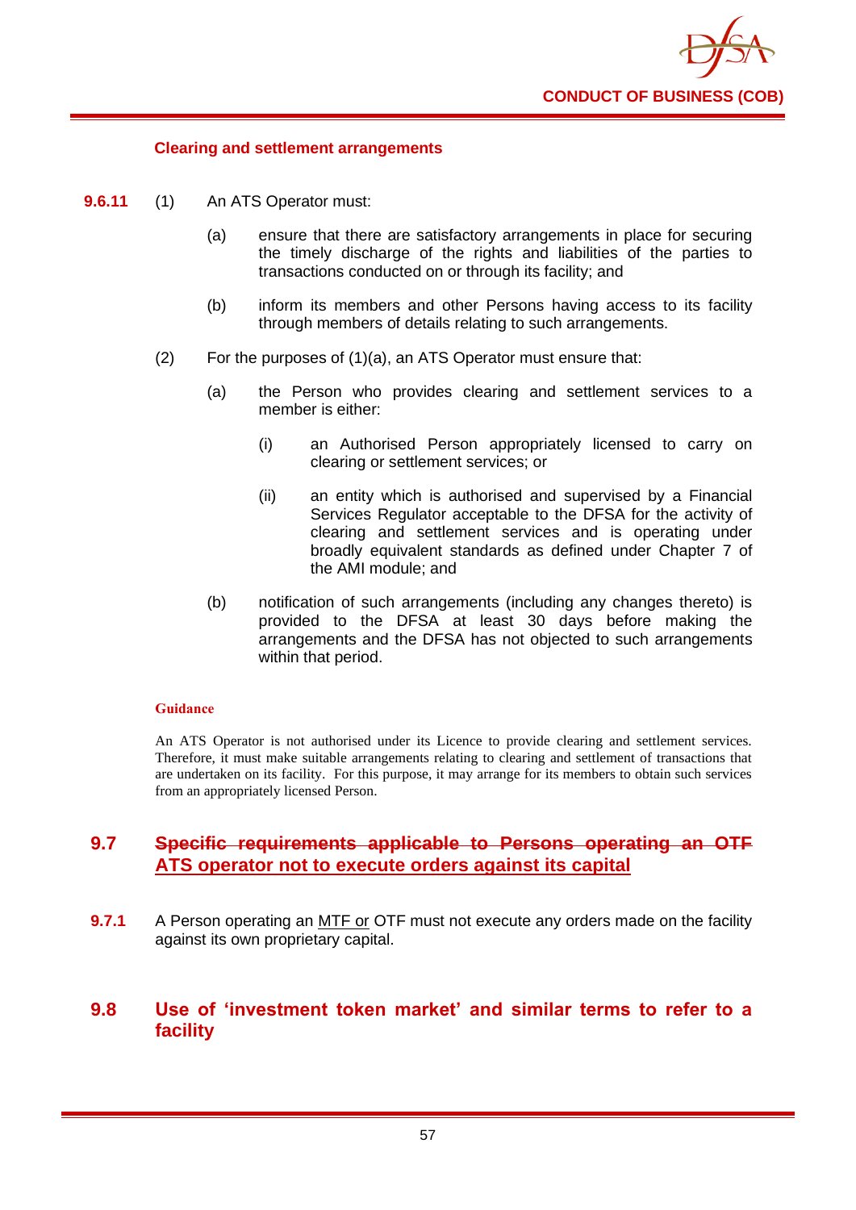#### Clearing and settlement arrangements

**9.6.11** (1) An ATS Operator must:

(a) ensure that there are satisfactory arrangements in place for securing the timely discharge of the rights and liabilities of the parties to transactions conducted on or through its facility; and

(b) inform its members and other Persons having access to its facility through members of details relating to such arrangements.

(2) For the purposes of (1)(a), an ATS Operator must ensure that:

(a) the Person who provides clearing and settlement services to a member is either:

(i) an Authorised Person appropriately licensed to carry on clearing or settlement services; or

(ii) an entity which is authorised and supervised by a Financial Services Regulator acceptable to the DFSA for the activity of clearing and settlement services and is operating under broadly equivalent standards as defined under Chapter 7 of the AMI module; and

(b) notification of such arrangements (including any changes thereto) is provided to the DFSA at least 30 days before making the arrangements and the DFSA has not objected to such arrangements within that period.

**Guidance**

An ATS Operator is not authorised under its Licence to provide clearing and settlement services. Therefore, it must make suitable arrangements relating to clearing and settlement of transactions that are undertaken on its facility. For this purpose, it may arrange for its members to obtain such services from an appropriately licensed Person.

## 9.7 ~~Specific requirements applicable to Persons operating an OTF~~ <u>ATS operator not to execute orders against its capital</u>

**9.7.1** A Person operating an <u>MTF or</u> OTF must not execute any orders made on the facility against its own proprietary capital.

## 9.8 Use of 'investment token market' and similar terms to refer to a facility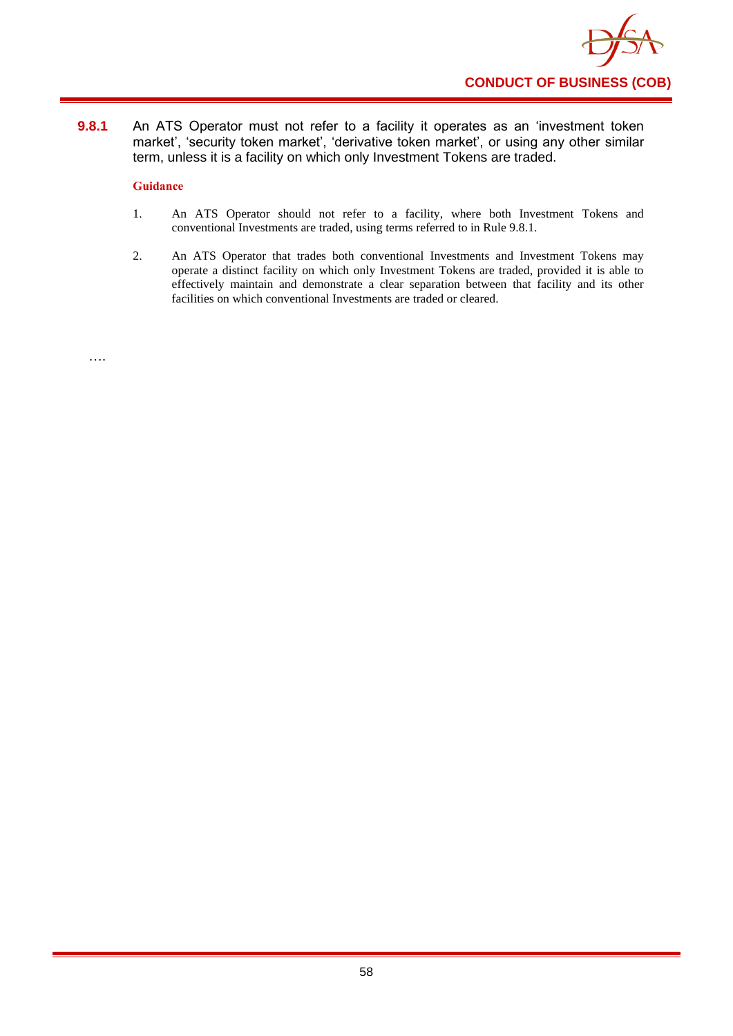**9.8.1** An ATS Operator must not refer to a facility it operates as an 'investment token market', 'security token market', 'derivative token market', or using any other similar term, unless it is a facility on which only Investment Tokens are traded.

**Guidance**

1. An ATS Operator should not refer to a facility, where both Investment Tokens and conventional Investments are traded, using terms referred to in Rule 9.8.1.

2. An ATS Operator that trades both conventional Investments and Investment Tokens may operate a distinct facility on which only Investment Tokens are traded, provided it is able to effectively maintain and demonstrate a clear separation between that facility and its other facilities on which conventional Investments are traded or cleared.

….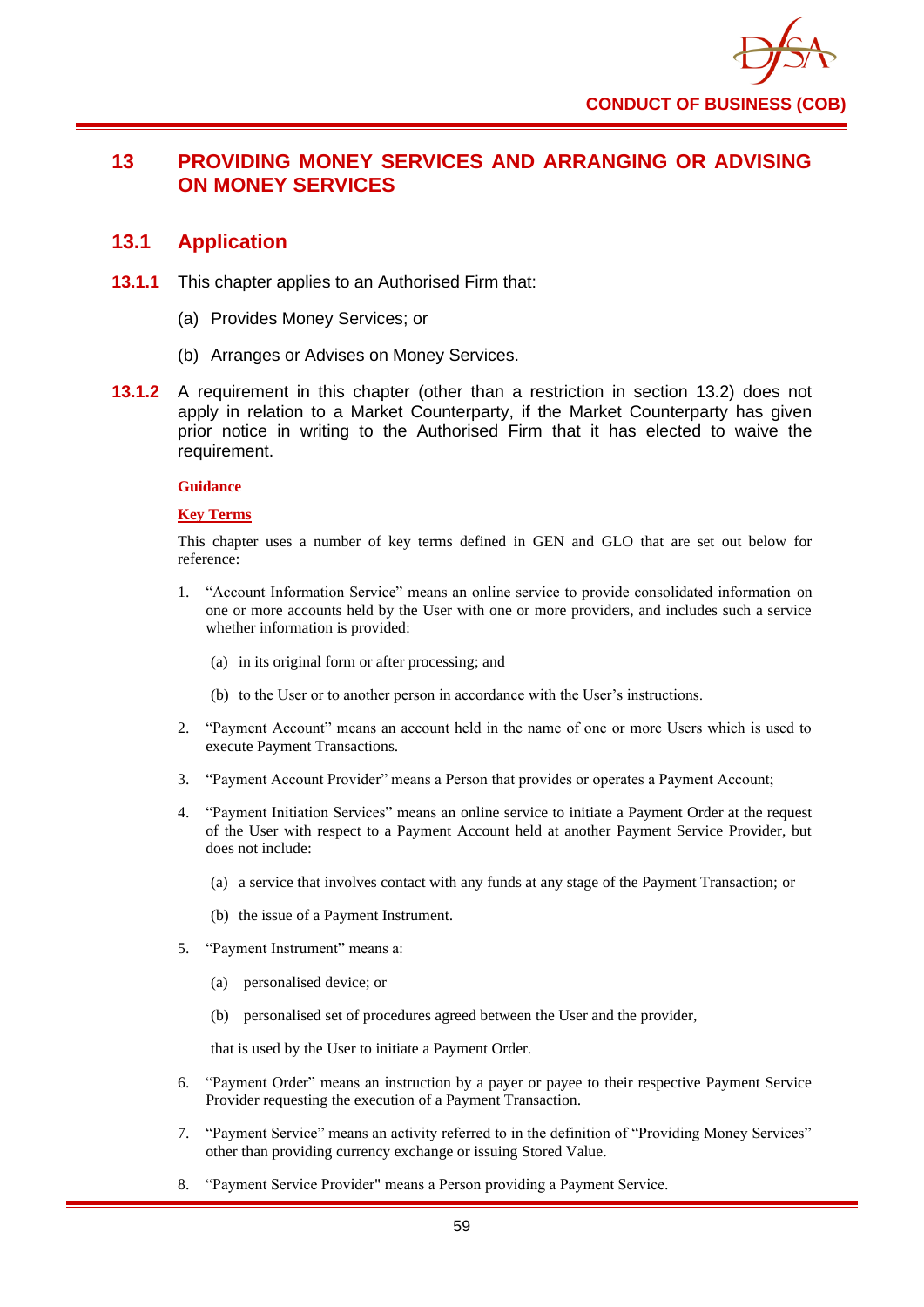# 13 PROVIDING MONEY SERVICES AND ARRANGING OR ADVISING ON MONEY SERVICES

## 13.1 Application

**13.1.1** This chapter applies to an Authorised Firm that:

(a) Provides Money Services; or

(b) Arranges or Advises on Money Services.

**13.1.2** A requirement in this chapter (other than a restriction in section 13.2) does not apply in relation to a Market Counterparty, if the Market Counterparty has given prior notice in writing to the Authorised Firm that it has elected to waive the requirement.

**Guidance**

**Key Terms**

This chapter uses a number of key terms defined in GEN and GLO that are set out below for reference:

1. "Account Information Service" means an online service to provide consolidated information on one or more accounts held by the User with one or more providers, and includes such a service whether information is provided:

   (a) in its original form or after processing; and

   (b) to the User or to another person in accordance with the User's instructions.

2. "Payment Account" means an account held in the name of one or more Users which is used to execute Payment Transactions.

3. "Payment Account Provider" means a Person that provides or operates a Payment Account;

4. "Payment Initiation Services" means an online service to initiate a Payment Order at the request of the User with respect to a Payment Account held at another Payment Service Provider, but does not include:

   (a) a service that involves contact with any funds at any stage of the Payment Transaction; or

   (b) the issue of a Payment Instrument.

5. "Payment Instrument" means a:

   (a) personalised device; or

   (b) personalised set of procedures agreed between the User and the provider,

   that is used by the User to initiate a Payment Order.

6. "Payment Order" means an instruction by a payer or payee to their respective Payment Service Provider requesting the execution of a Payment Transaction.

7. "Payment Service" means an activity referred to in the definition of "Providing Money Services" other than providing currency exchange or issuing Stored Value.

8. "Payment Service Provider" means a Person providing a Payment Service.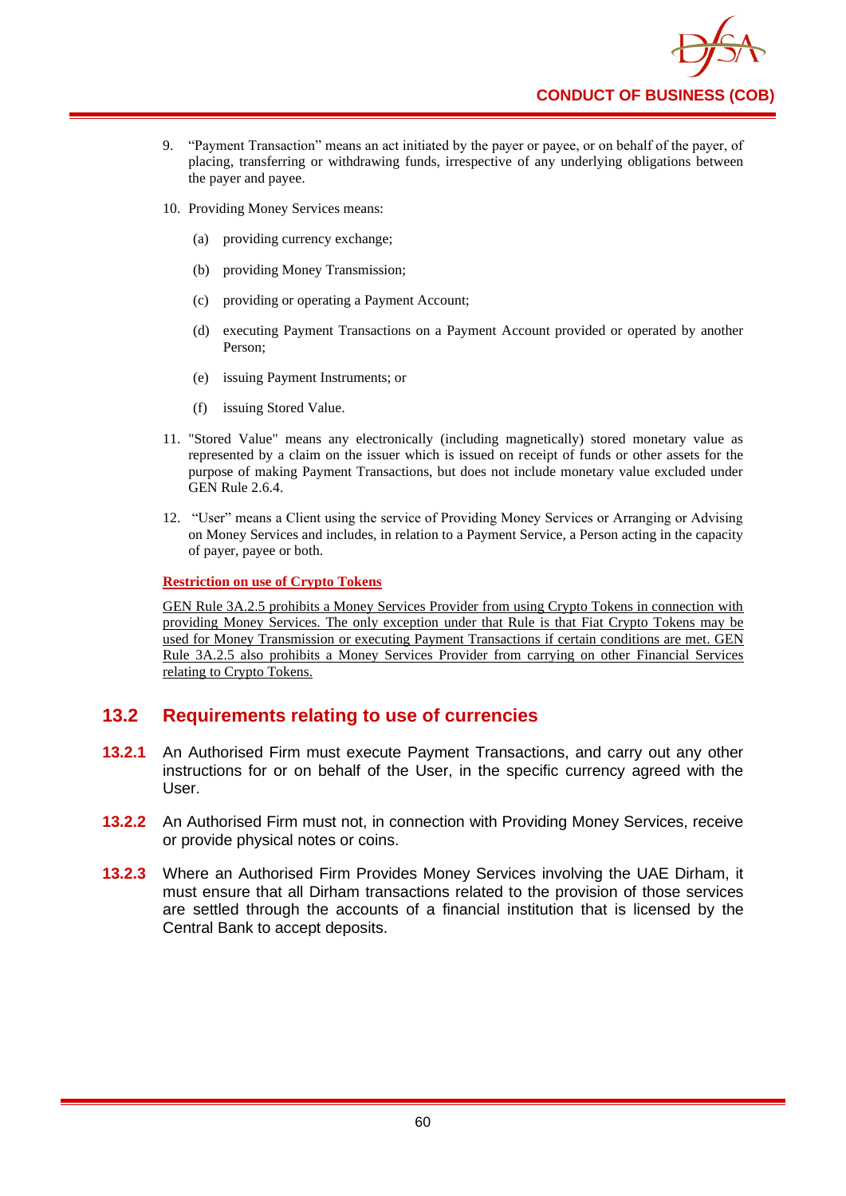9. "Payment Transaction" means an act initiated by the payer or payee, or on behalf of the payer, of placing, transferring or withdrawing funds, irrespective of any underlying obligations between the payer and payee.

10. Providing Money Services means:

    (a) providing currency exchange;

    (b) providing Money Transmission;

    (c) providing or operating a Payment Account;

    (d) executing Payment Transactions on a Payment Account provided or operated by another Person;

    (e) issuing Payment Instruments; or

    (f) issuing Stored Value.

11. "Stored Value" means any electronically (including magnetically) stored monetary value as represented by a claim on the issuer which is issued on receipt of funds or other assets for the purpose of making Payment Transactions, but does not include monetary value excluded under GEN Rule 2.6.4.

12. "User" means a Client using the service of Providing Money Services or Arranging or Advising on Money Services and includes, in relation to a Payment Service, a Person acting in the capacity of payer, payee or both.

**Restriction on use of Crypto Tokens**

GEN Rule 3A.2.5 prohibits a Money Services Provider from using Crypto Tokens in connection with providing Money Services. The only exception under that Rule is that Fiat Crypto Tokens may be used for Money Transmission or executing Payment Transactions if certain conditions are met. GEN Rule 3A.2.5 also prohibits a Money Services Provider from carrying on other Financial Services relating to Crypto Tokens.

## 13.2 Requirements relating to use of currencies

**13.2.1** An Authorised Firm must execute Payment Transactions, and carry out any other instructions for or on behalf of the User, in the specific currency agreed with the User.

**13.2.2** An Authorised Firm must not, in connection with Providing Money Services, receive or provide physical notes or coins.

**13.2.3** Where an Authorised Firm Provides Money Services involving the UAE Dirham, it must ensure that all Dirham transactions related to the provision of those services are settled through the accounts of a financial institution that is licensed by the Central Bank to accept deposits.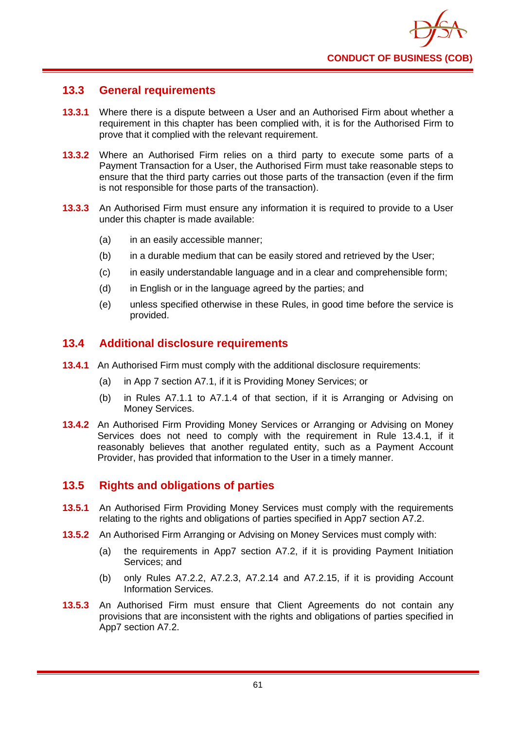## 13.3 General requirements

**13.3.1** Where there is a dispute between a User and an Authorised Firm about whether a requirement in this chapter has been complied with, it is for the Authorised Firm to prove that it complied with the relevant requirement.

**13.3.2** Where an Authorised Firm relies on a third party to execute some parts of a Payment Transaction for a User, the Authorised Firm must take reasonable steps to ensure that the third party carries out those parts of the transaction (even if the firm is not responsible for those parts of the transaction).

**13.3.3** An Authorised Firm must ensure any information it is required to provide to a User under this chapter is made available:

- (a) in an easily accessible manner;
- (b) in a durable medium that can be easily stored and retrieved by the User;
- (c) in easily understandable language and in a clear and comprehensible form;
- (d) in English or in the language agreed by the parties; and
- (e) unless specified otherwise in these Rules, in good time before the service is provided.

## 13.4 Additional disclosure requirements

**13.4.1** An Authorised Firm must comply with the additional disclosure requirements:

- (a) in App 7 section A7.1, if it is Providing Money Services; or
- (b) in Rules A7.1.1 to A7.1.4 of that section, if it is Arranging or Advising on Money Services.

**13.4.2** An Authorised Firm Providing Money Services or Arranging or Advising on Money Services does not need to comply with the requirement in Rule 13.4.1, if it reasonably believes that another regulated entity, such as a Payment Account Provider, has provided that information to the User in a timely manner.

## 13.5 Rights and obligations of parties

**13.5.1** An Authorised Firm Providing Money Services must comply with the requirements relating to the rights and obligations of parties specified in App7 section A7.2.

**13.5.2** An Authorised Firm Arranging or Advising on Money Services must comply with:

- (a) the requirements in App7 section A7.2, if it is providing Payment Initiation Services; and
- (b) only Rules A7.2.2, A7.2.3, A7.2.14 and A7.2.15, if it is providing Account Information Services.

**13.5.3** An Authorised Firm must ensure that Client Agreements do not contain any provisions that are inconsistent with the rights and obligations of parties specified in App7 section A7.2.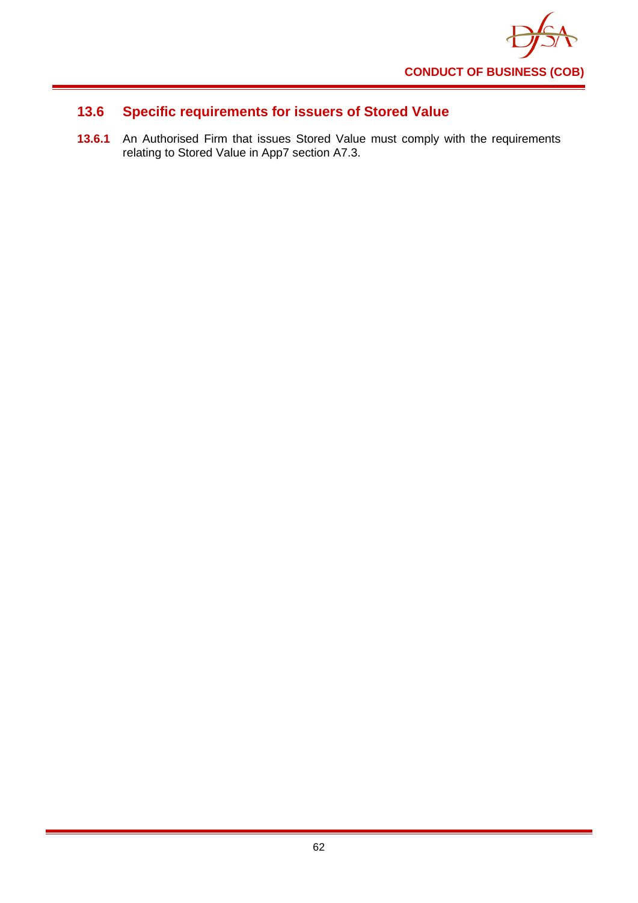## 13.6 Specific requirements for issuers of Stored Value

**13.6.1** An Authorised Firm that issues Stored Value must comply with the requirements relating to Stored Value in App7 section A7.3.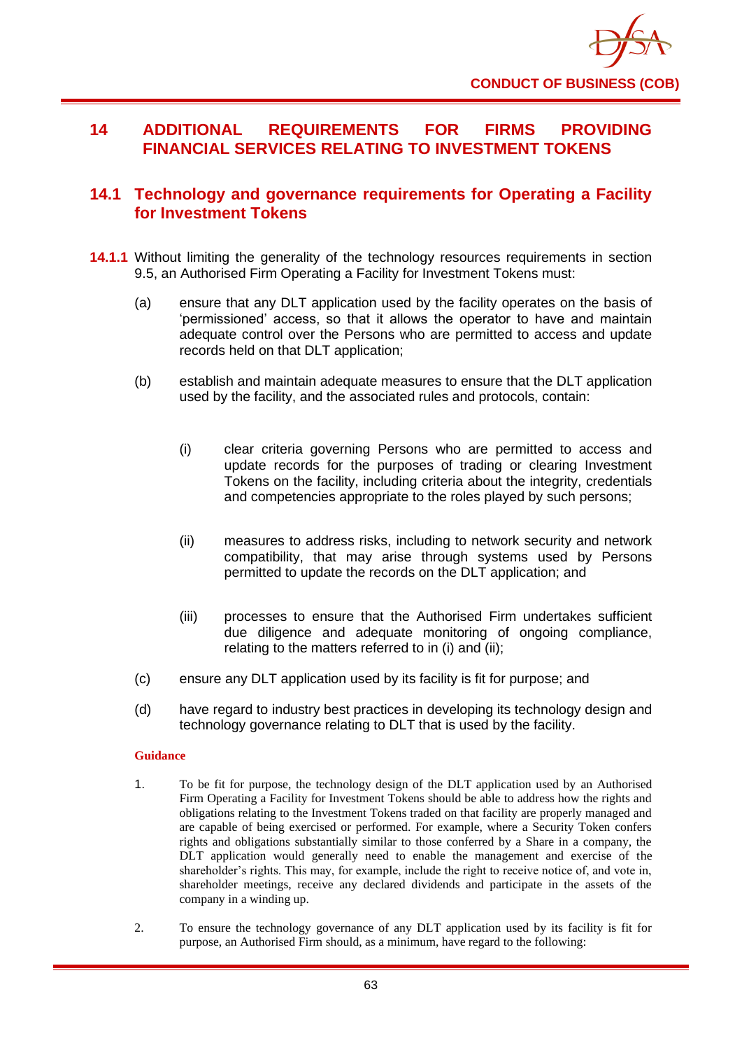# 14 ADDITIONAL REQUIREMENTS FOR FIRMS PROVIDING FINANCIAL SERVICES RELATING TO INVESTMENT TOKENS

## 14.1 Technology and governance requirements for Operating a Facility for Investment Tokens

**14.1.1** Without limiting the generality of the technology resources requirements in section 9.5, an Authorised Firm Operating a Facility for Investment Tokens must:

(a) ensure that any DLT application used by the facility operates on the basis of 'permissioned' access, so that it allows the operator to have and maintain adequate control over the Persons who are permitted to access and update records held on that DLT application;

(b) establish and maintain adequate measures to ensure that the DLT application used by the facility, and the associated rules and protocols, contain:

(i) clear criteria governing Persons who are permitted to access and update records for the purposes of trading or clearing Investment Tokens on the facility, including criteria about the integrity, credentials and competencies appropriate to the roles played by such persons;

(ii) measures to address risks, including to network security and network compatibility, that may arise through systems used by Persons permitted to update the records on the DLT application; and

(iii) processes to ensure that the Authorised Firm undertakes sufficient due diligence and adequate monitoring of ongoing compliance, relating to the matters referred to in (i) and (ii);

(c) ensure any DLT application used by its facility is fit for purpose; and

(d) have regard to industry best practices in developing its technology design and technology governance relating to DLT that is used by the facility.

**Guidance**

1. To be fit for purpose, the technology design of the DLT application used by an Authorised Firm Operating a Facility for Investment Tokens should be able to address how the rights and obligations relating to the Investment Tokens traded on that facility are properly managed and are capable of being exercised or performed. For example, where a Security Token confers rights and obligations substantially similar to those conferred by a Share in a company, the DLT application would generally need to enable the management and exercise of the shareholder's rights. This may, for example, include the right to receive notice of, and vote in, shareholder meetings, receive any declared dividends and participate in the assets of the company in a winding up.

2. To ensure the technology governance of any DLT application used by its facility is fit for purpose, an Authorised Firm should, as a minimum, have regard to the following: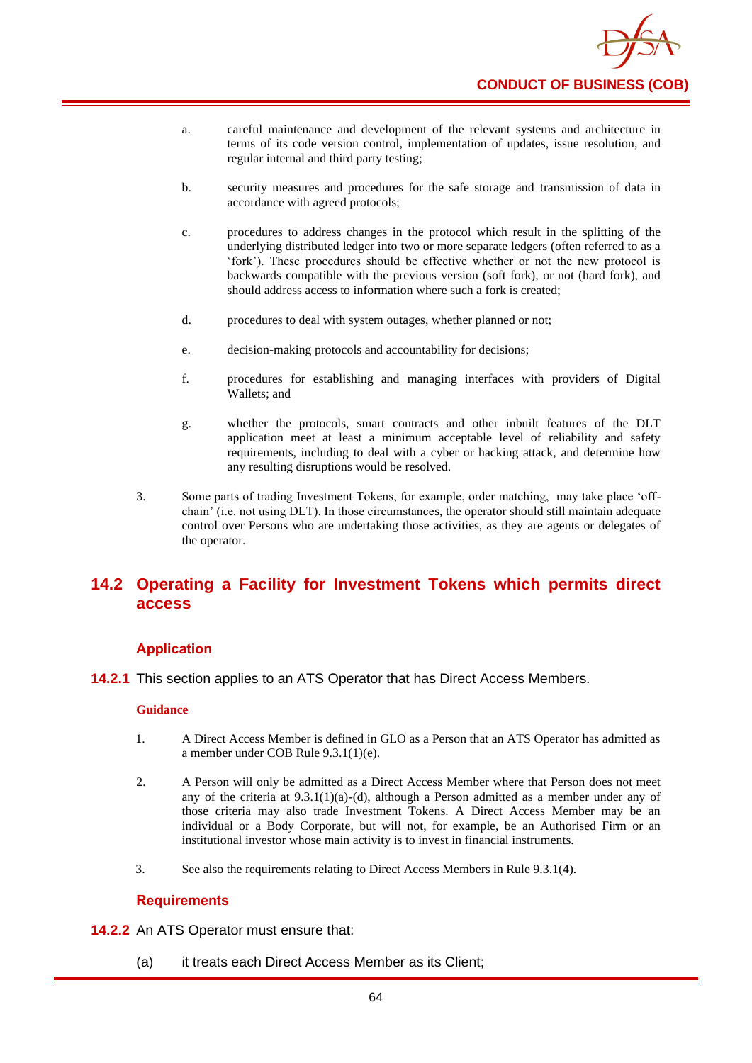a. careful maintenance and development of the relevant systems and architecture in terms of its code version control, implementation of updates, issue resolution, and regular internal and third party testing;

b. security measures and procedures for the safe storage and transmission of data in accordance with agreed protocols;

c. procedures to address changes in the protocol which result in the splitting of the underlying distributed ledger into two or more separate ledgers (often referred to as a 'fork'). These procedures should be effective whether or not the new protocol is backwards compatible with the previous version (soft fork), or not (hard fork), and should address access to information where such a fork is created;

d. procedures to deal with system outages, whether planned or not;

e. decision-making protocols and accountability for decisions;

f. procedures for establishing and managing interfaces with providers of Digital Wallets; and

g. whether the protocols, smart contracts and other inbuilt features of the DLT application meet at least a minimum acceptable level of reliability and safety requirements, including to deal with a cyber or hacking attack, and determine how any resulting disruptions would be resolved.

3. Some parts of trading Investment Tokens, for example, order matching, may take place 'off-chain' (i.e. not using DLT). In those circumstances, the operator should still maintain adequate control over Persons who are undertaking those activities, as they are agents or delegates of the operator.

## 14.2 Operating a Facility for Investment Tokens which permits direct access

### Application

**14.2.1** This section applies to an ATS Operator that has Direct Access Members.

#### Guidance

1. A Direct Access Member is defined in GLO as a Person that an ATS Operator has admitted as a member under COB Rule 9.3.1(1)(e).

2. A Person will only be admitted as a Direct Access Member where that Person does not meet any of the criteria at 9.3.1(1)(a)-(d), although a Person admitted as a member under any of those criteria may also trade Investment Tokens. A Direct Access Member may be an individual or a Body Corporate, but will not, for example, be an Authorised Firm or an institutional investor whose main activity is to invest in financial instruments.

3. See also the requirements relating to Direct Access Members in Rule 9.3.1(4).

### Requirements

**14.2.2** An ATS Operator must ensure that:

(a) it treats each Direct Access Member as its Client;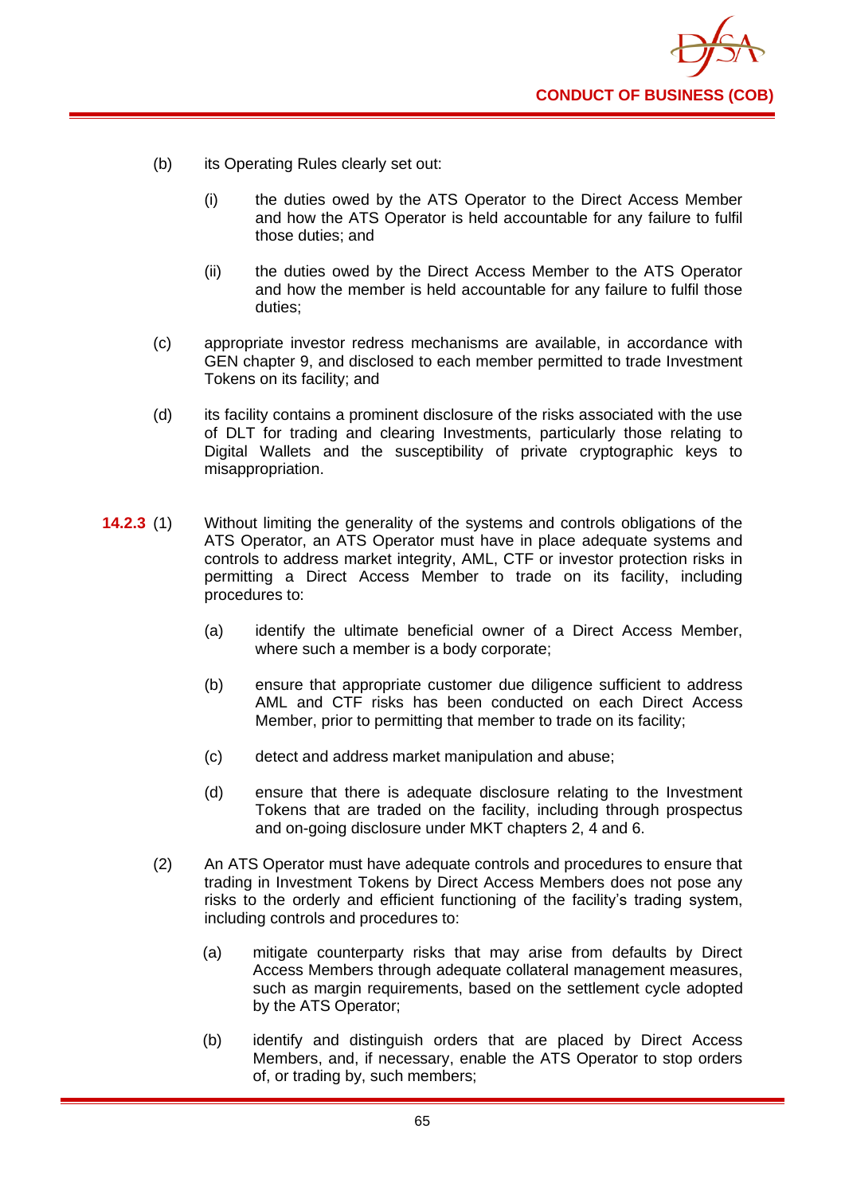(b) its Operating Rules clearly set out:

   (i) the duties owed by the ATS Operator to the Direct Access Member and how the ATS Operator is held accountable for any failure to fulfil those duties; and

   (ii) the duties owed by the Direct Access Member to the ATS Operator and how the member is held accountable for any failure to fulfil those duties;

(c) appropriate investor redress mechanisms are available, in accordance with GEN chapter 9, and disclosed to each member permitted to trade Investment Tokens on its facility; and

(d) its facility contains a prominent disclosure of the risks associated with the use of DLT for trading and clearing Investments, particularly those relating to Digital Wallets and the susceptibility of private cryptographic keys to misappropriation.

**14.2.3** (1) Without limiting the generality of the systems and controls obligations of the ATS Operator, an ATS Operator must have in place adequate systems and controls to address market integrity, AML, CTF or investor protection risks in permitting a Direct Access Member to trade on its facility, including procedures to:

   (a) identify the ultimate beneficial owner of a Direct Access Member, where such a member is a body corporate;

   (b) ensure that appropriate customer due diligence sufficient to address AML and CTF risks has been conducted on each Direct Access Member, prior to permitting that member to trade on its facility;

   (c) detect and address market manipulation and abuse;

   (d) ensure that there is adequate disclosure relating to the Investment Tokens that are traded on the facility, including through prospectus and on-going disclosure under MKT chapters 2, 4 and 6.

(2) An ATS Operator must have adequate controls and procedures to ensure that trading in Investment Tokens by Direct Access Members does not pose any risks to the orderly and efficient functioning of the facility's trading system, including controls and procedures to:

   (a) mitigate counterparty risks that may arise from defaults by Direct Access Members through adequate collateral management measures, such as margin requirements, based on the settlement cycle adopted by the ATS Operator;

   (b) identify and distinguish orders that are placed by Direct Access Members, and, if necessary, enable the ATS Operator to stop orders of, or trading by, such members;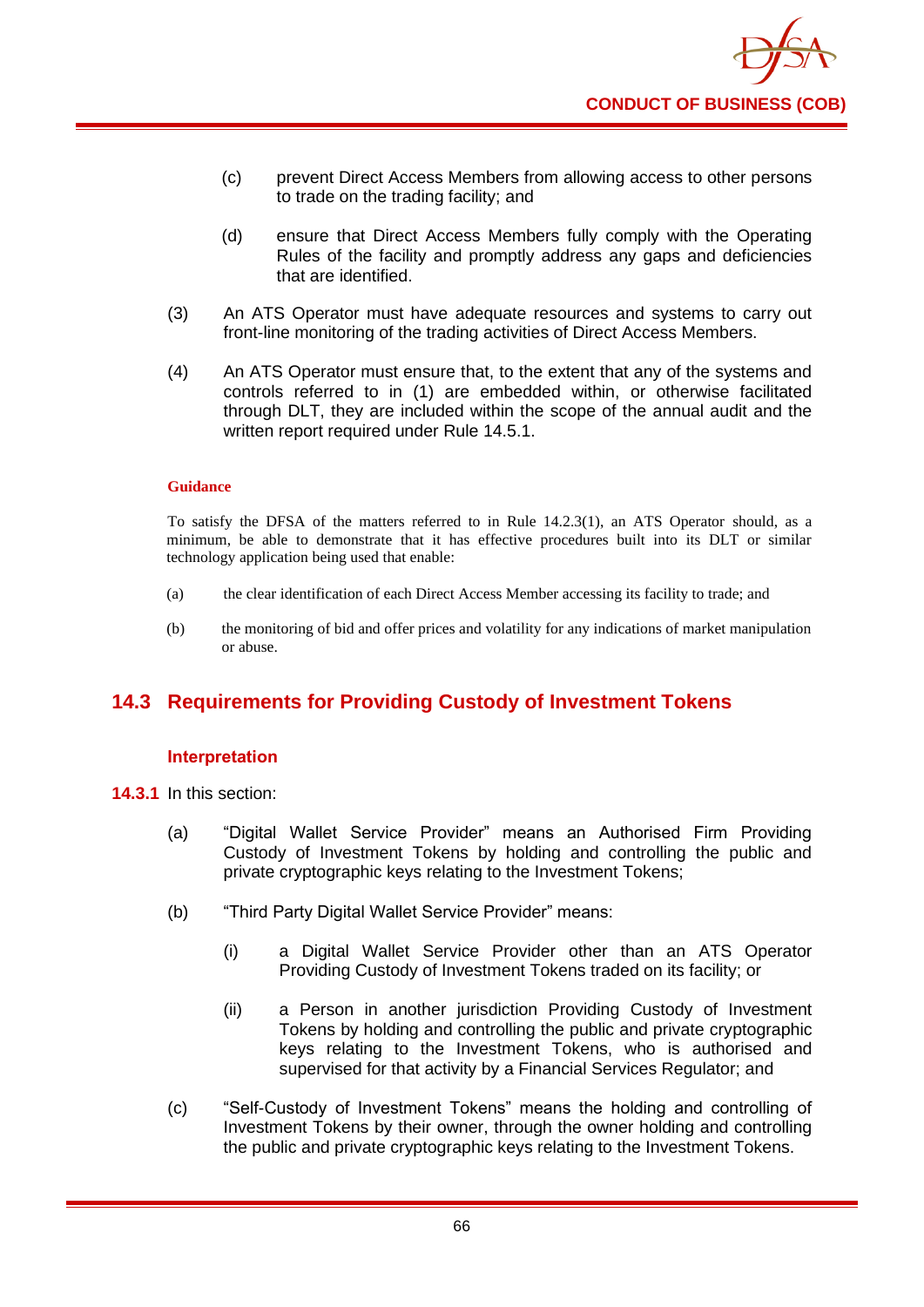(c) prevent Direct Access Members from allowing access to other persons to trade on the trading facility; and

(d) ensure that Direct Access Members fully comply with the Operating Rules of the facility and promptly address any gaps and deficiencies that are identified.

(3) An ATS Operator must have adequate resources and systems to carry out front-line monitoring of the trading activities of Direct Access Members.

(4) An ATS Operator must ensure that, to the extent that any of the systems and controls referred to in (1) are embedded within, or otherwise facilitated through DLT, they are included within the scope of the annual audit and the written report required under Rule 14.5.1.

**Guidance**

To satisfy the DFSA of the matters referred to in Rule 14.2.3(1), an ATS Operator should, as a minimum, be able to demonstrate that it has effective procedures built into its DLT or similar technology application being used that enable:

(a) the clear identification of each Direct Access Member accessing its facility to trade; and

(b) the monitoring of bid and offer prices and volatility for any indications of market manipulation or abuse.

## 14.3 Requirements for Providing Custody of Investment Tokens

### Interpretation

**14.3.1** In this section:

(a) "Digital Wallet Service Provider" means an Authorised Firm Providing Custody of Investment Tokens by holding and controlling the public and private cryptographic keys relating to the Investment Tokens;

(b) "Third Party Digital Wallet Service Provider" means:

(i) a Digital Wallet Service Provider other than an ATS Operator Providing Custody of Investment Tokens traded on its facility; or

(ii) a Person in another jurisdiction Providing Custody of Investment Tokens by holding and controlling the public and private cryptographic keys relating to the Investment Tokens, who is authorised and supervised for that activity by a Financial Services Regulator; and

(c) "Self-Custody of Investment Tokens" means the holding and controlling of Investment Tokens by their owner, through the owner holding and controlling the public and private cryptographic keys relating to the Investment Tokens.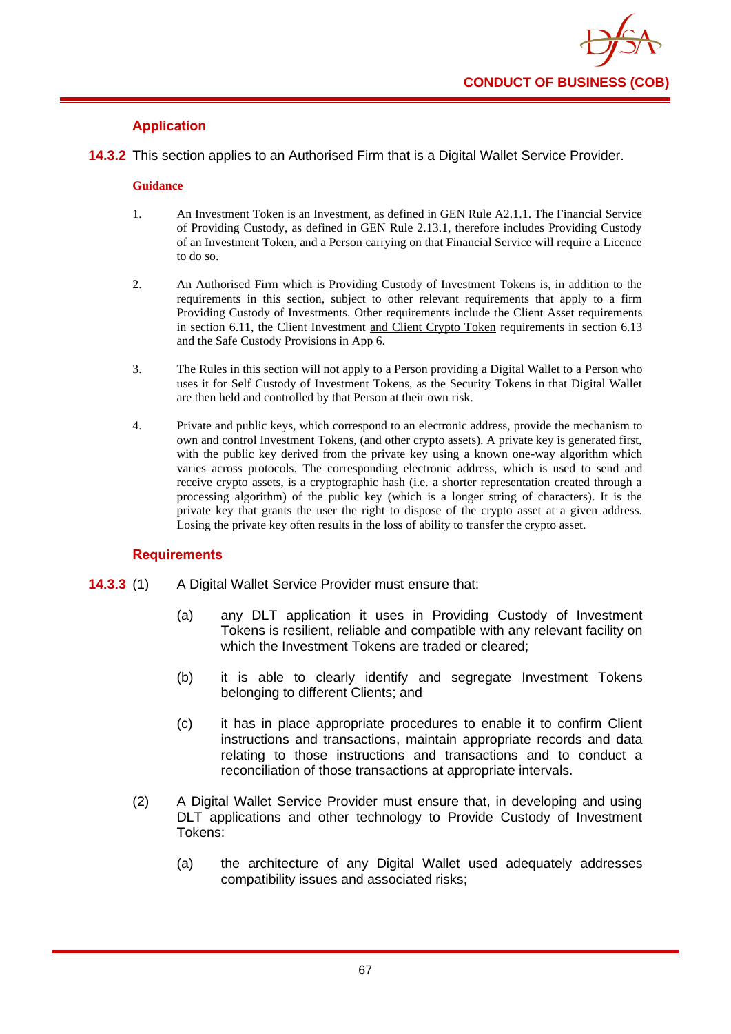### Application

**14.3.2** This section applies to an Authorised Firm that is a Digital Wallet Service Provider.

**Guidance**

1. An Investment Token is an Investment, as defined in GEN Rule A2.1.1. The Financial Service of Providing Custody, as defined in GEN Rule 2.13.1, therefore includes Providing Custody of an Investment Token, and a Person carrying on that Financial Service will require a Licence to do so.

2. An Authorised Firm which is Providing Custody of Investment Tokens is, in addition to the requirements in this section, subject to other relevant requirements that apply to a firm Providing Custody of Investments. Other requirements include the Client Asset requirements in section 6.11, the Client Investment and Client Crypto Token requirements in section 6.13 and the Safe Custody Provisions in App 6.

3. The Rules in this section will not apply to a Person providing a Digital Wallet to a Person who uses it for Self Custody of Investment Tokens, as the Security Tokens in that Digital Wallet are then held and controlled by that Person at their own risk.

4. Private and public keys, which correspond to an electronic address, provide the mechanism to own and control Investment Tokens, (and other crypto assets). A private key is generated first, with the public key derived from the private key using a known one-way algorithm which varies across protocols. The corresponding electronic address, which is used to send and receive crypto assets, is a cryptographic hash (i.e. a shorter representation created through a processing algorithm) of the public key (which is a longer string of characters). It is the private key that grants the user the right to dispose of the crypto asset at a given address. Losing the private key often results in the loss of ability to transfer the crypto asset.

### Requirements

**14.3.3** (1) A Digital Wallet Service Provider must ensure that:

(a) any DLT application it uses in Providing Custody of Investment Tokens is resilient, reliable and compatible with any relevant facility on which the Investment Tokens are traded or cleared;

(b) it is able to clearly identify and segregate Investment Tokens belonging to different Clients; and

(c) it has in place appropriate procedures to enable it to confirm Client instructions and transactions, maintain appropriate records and data relating to those instructions and transactions and to conduct a reconciliation of those transactions at appropriate intervals.

(2) A Digital Wallet Service Provider must ensure that, in developing and using DLT applications and other technology to Provide Custody of Investment Tokens:

(a) the architecture of any Digital Wallet used adequately addresses compatibility issues and associated risks;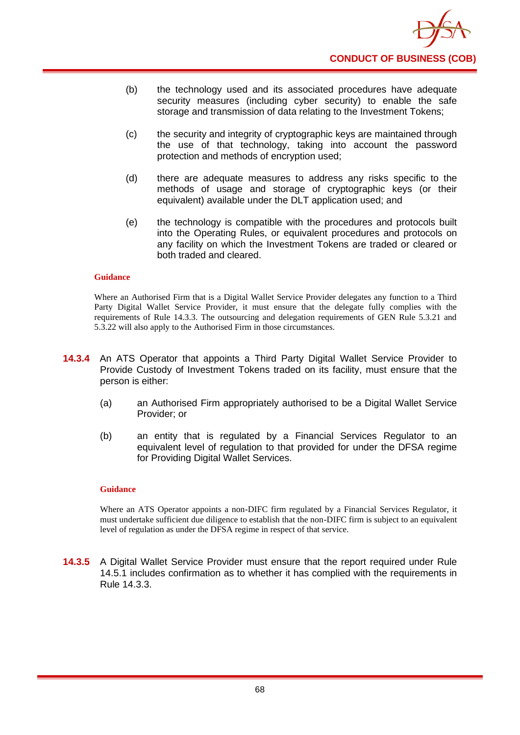(b) the technology used and its associated procedures have adequate security measures (including cyber security) to enable the safe storage and transmission of data relating to the Investment Tokens;

(c) the security and integrity of cryptographic keys are maintained through the use of that technology, taking into account the password protection and methods of encryption used;

(d) there are adequate measures to address any risks specific to the methods of usage and storage of cryptographic keys (or their equivalent) available under the DLT application used; and

(e) the technology is compatible with the procedures and protocols built into the Operating Rules, or equivalent procedures and protocols on any facility on which the Investment Tokens are traded or cleared or both traded and cleared.

**Guidance**

Where an Authorised Firm that is a Digital Wallet Service Provider delegates any function to a Third Party Digital Wallet Service Provider, it must ensure that the delegate fully complies with the requirements of Rule 14.3.3. The outsourcing and delegation requirements of GEN Rule 5.3.21 and 5.3.22 will also apply to the Authorised Firm in those circumstances.

**14.3.4** An ATS Operator that appoints a Third Party Digital Wallet Service Provider to Provide Custody of Investment Tokens traded on its facility, must ensure that the person is either:

(a) an Authorised Firm appropriately authorised to be a Digital Wallet Service Provider; or

(b) an entity that is regulated by a Financial Services Regulator to an equivalent level of regulation to that provided for under the DFSA regime for Providing Digital Wallet Services.

**Guidance**

Where an ATS Operator appoints a non-DIFC firm regulated by a Financial Services Regulator, it must undertake sufficient due diligence to establish that the non-DIFC firm is subject to an equivalent level of regulation as under the DFSA regime in respect of that service.

**14.3.5** A Digital Wallet Service Provider must ensure that the report required under Rule 14.5.1 includes confirmation as to whether it has complied with the requirements in Rule 14.3.3.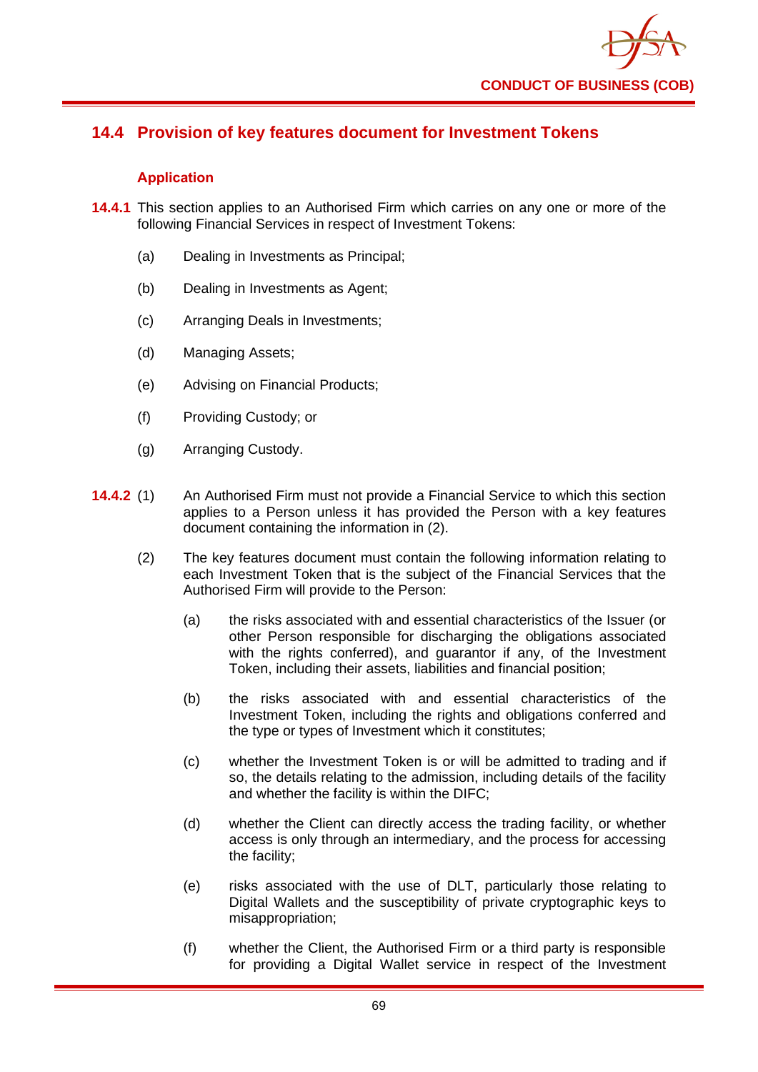## 14.4 Provision of key features document for Investment Tokens

### Application

**14.4.1** This section applies to an Authorised Firm which carries on any one or more of the following Financial Services in respect of Investment Tokens:

(a) Dealing in Investments as Principal;

(b) Dealing in Investments as Agent;

(c) Arranging Deals in Investments;

(d) Managing Assets;

(e) Advising on Financial Products;

(f) Providing Custody; or

(g) Arranging Custody.

**14.4.2** (1) An Authorised Firm must not provide a Financial Service to which this section applies to a Person unless it has provided the Person with a key features document containing the information in (2).

(2) The key features document must contain the following information relating to each Investment Token that is the subject of the Financial Services that the Authorised Firm will provide to the Person:

(a) the risks associated with and essential characteristics of the Issuer (or other Person responsible for discharging the obligations associated with the rights conferred), and guarantor if any, of the Investment Token, including their assets, liabilities and financial position;

(b) the risks associated with and essential characteristics of the Investment Token, including the rights and obligations conferred and the type or types of Investment which it constitutes;

(c) whether the Investment Token is or will be admitted to trading and if so, the details relating to the admission, including details of the facility and whether the facility is within the DIFC;

(d) whether the Client can directly access the trading facility, or whether access is only through an intermediary, and the process for accessing the facility;

(e) risks associated with the use of DLT, particularly those relating to Digital Wallets and the susceptibility of private cryptographic keys to misappropriation;

(f) whether the Client, the Authorised Firm or a third party is responsible for providing a Digital Wallet service in respect of the Investment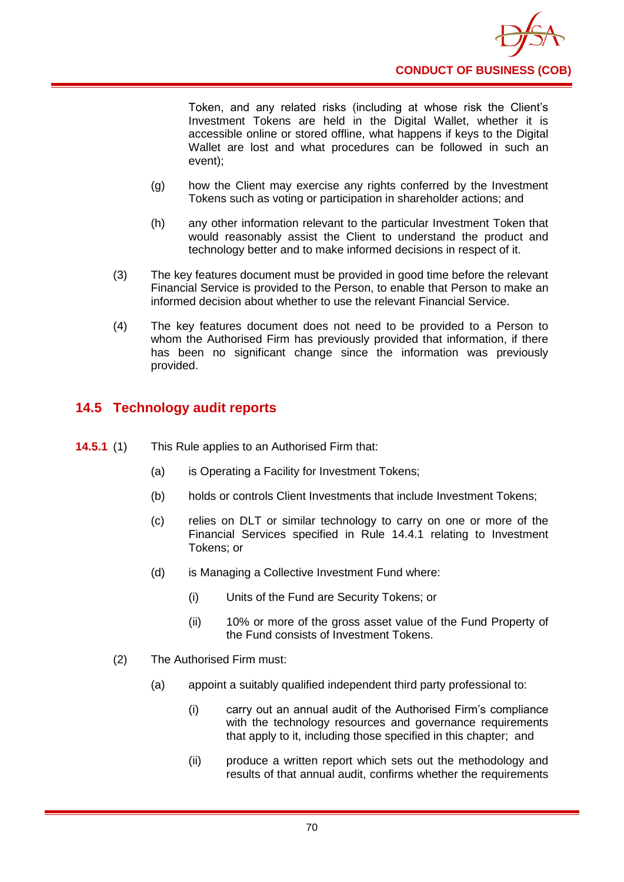Token, and any related risks (including at whose risk the Client's Investment Tokens are held in the Digital Wallet, whether it is accessible online or stored offline, what happens if keys to the Digital Wallet are lost and what procedures can be followed in such an event);

(g) how the Client may exercise any rights conferred by the Investment Tokens such as voting or participation in shareholder actions; and

(h) any other information relevant to the particular Investment Token that would reasonably assist the Client to understand the product and technology better and to make informed decisions in respect of it.

(3) The key features document must be provided in good time before the relevant Financial Service is provided to the Person, to enable that Person to make an informed decision about whether to use the relevant Financial Service.

(4) The key features document does not need to be provided to a Person to whom the Authorised Firm has previously provided that information, if there has been no significant change since the information was previously provided.

## 14.5 Technology audit reports

**14.5.1** (1) This Rule applies to an Authorised Firm that:

(a) is Operating a Facility for Investment Tokens;

(b) holds or controls Client Investments that include Investment Tokens;

(c) relies on DLT or similar technology to carry on one or more of the Financial Services specified in Rule 14.4.1 relating to Investment Tokens; or

(d) is Managing a Collective Investment Fund where:

(i) Units of the Fund are Security Tokens; or

(ii) 10% or more of the gross asset value of the Fund Property of the Fund consists of Investment Tokens.

(2) The Authorised Firm must:

(a) appoint a suitably qualified independent third party professional to:

(i) carry out an annual audit of the Authorised Firm's compliance with the technology resources and governance requirements that apply to it, including those specified in this chapter; and

(ii) produce a written report which sets out the methodology and results of that annual audit, confirms whether the requirements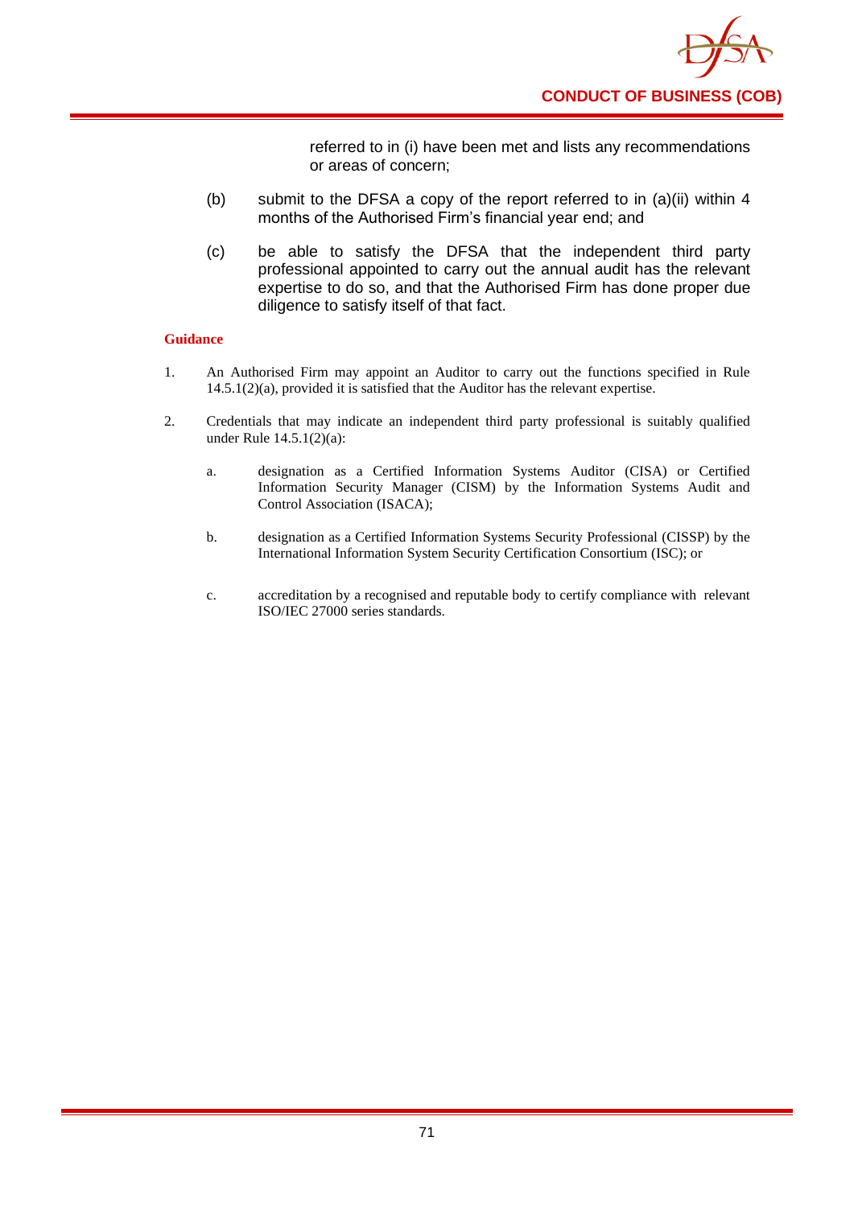referred to in (i) have been met and lists any recommendations or areas of concern;

(b) submit to the DFSA a copy of the report referred to in (a)(ii) within 4 months of the Authorised Firm's financial year end; and

(c) be able to satisfy the DFSA that the independent third party professional appointed to carry out the annual audit has the relevant expertise to do so, and that the Authorised Firm has done proper due diligence to satisfy itself of that fact.

**Guidance**

1. An Authorised Firm may appoint an Auditor to carry out the functions specified in Rule 14.5.1(2)(a), provided it is satisfied that the Auditor has the relevant expertise.

2. Credentials that may indicate an independent third party professional is suitably qualified under Rule 14.5.1(2)(a):

   a. designation as a Certified Information Systems Auditor (CISA) or Certified Information Security Manager (CISM) by the Information Systems Audit and Control Association (ISACA);

   b. designation as a Certified Information Systems Security Professional (CISSP) by the International Information System Security Certification Consortium (ISC); or

   c. accreditation by a recognised and reputable body to certify compliance with relevant ISO/IEC 27000 series standards.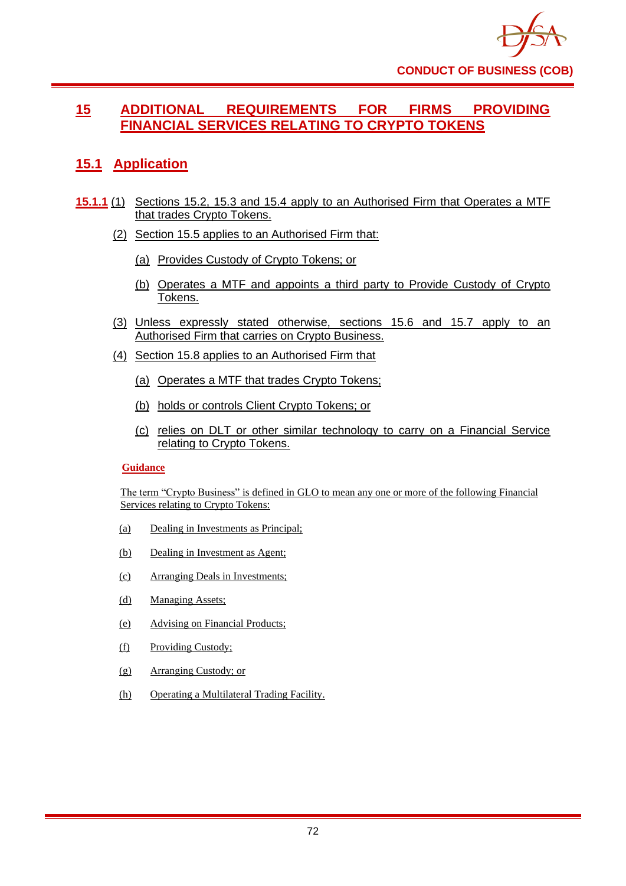# 15 ADDITIONAL REQUIREMENTS FOR FIRMS PROVIDING FINANCIAL SERVICES RELATING TO CRYPTO TOKENS

## 15.1 Application

**15.1.1** (1) Sections 15.2, 15.3 and 15.4 apply to an Authorised Firm that Operates a MTF that trades Crypto Tokens.

(2) Section 15.5 applies to an Authorised Firm that:

(a) Provides Custody of Crypto Tokens; or

(b) Operates a MTF and appoints a third party to Provide Custody of Crypto Tokens.

(3) Unless expressly stated otherwise, sections 15.6 and 15.7 apply to an Authorised Firm that carries on Crypto Business.

(4) Section 15.8 applies to an Authorised Firm that

(a) Operates a MTF that trades Crypto Tokens;

(b) holds or controls Client Crypto Tokens; or

(c) relies on DLT or other similar technology to carry on a Financial Service relating to Crypto Tokens.

**Guidance**

The term "Crypto Business" is defined in GLO to mean any one or more of the following Financial Services relating to Crypto Tokens:

(a) Dealing in Investments as Principal;

(b) Dealing in Investment as Agent;

(c) Arranging Deals in Investments;

(d) Managing Assets;

(e) Advising on Financial Products;

(f) Providing Custody;

(g) Arranging Custody; or

(h) Operating a Multilateral Trading Facility.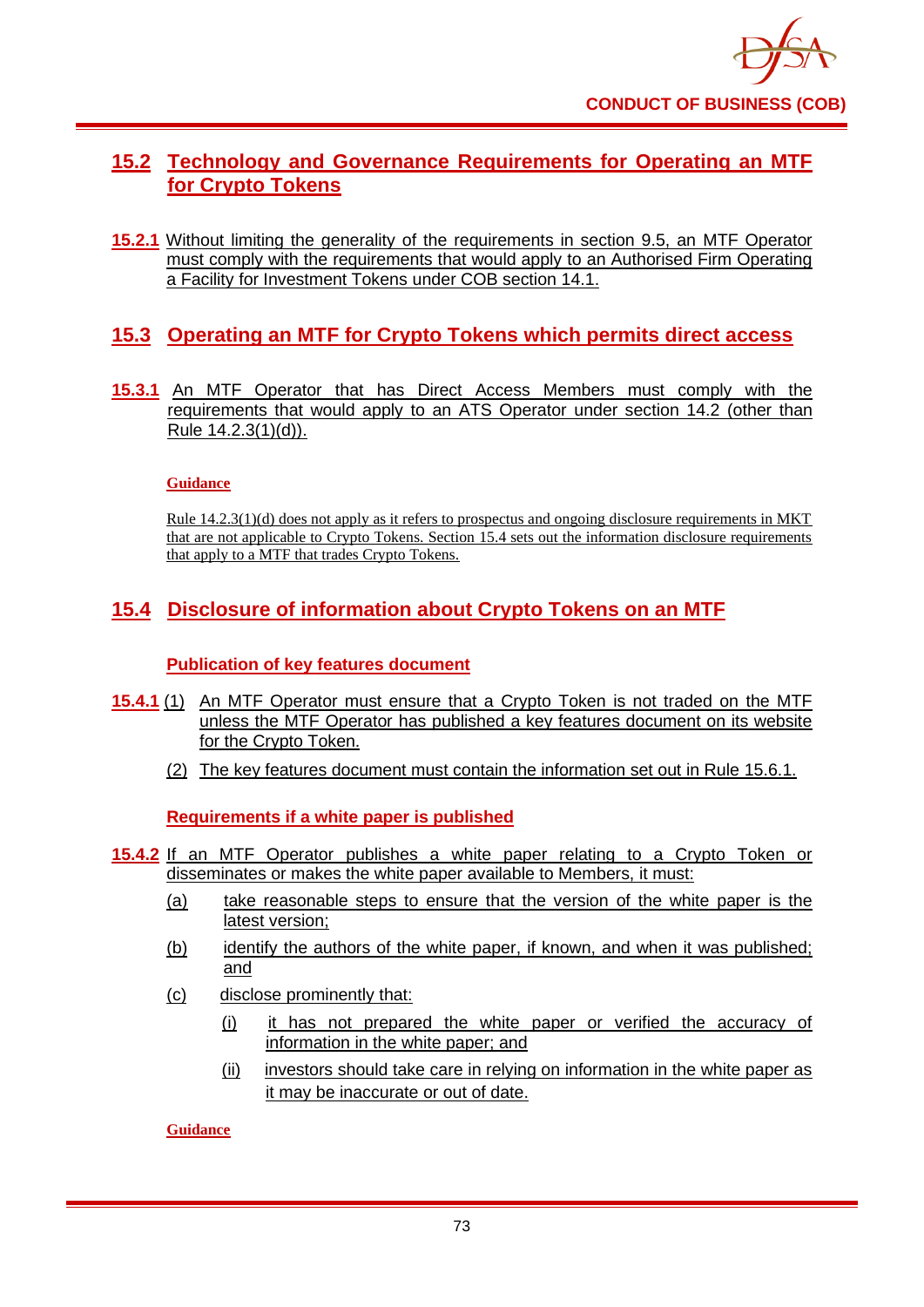## 15.2 Technology and Governance Requirements for Operating an MTF for Crypto Tokens

**15.2.1** Without limiting the generality of the requirements in section 9.5, an MTF Operator must comply with the requirements that would apply to an Authorised Firm Operating a Facility for Investment Tokens under COB section 14.1.

## 15.3 Operating an MTF for Crypto Tokens which permits direct access

**15.3.1** An MTF Operator that has Direct Access Members must comply with the requirements that would apply to an ATS Operator under section 14.2 (other than Rule 14.2.3(1)(d)).

**Guidance**

Rule 14.2.3(1)(d) does not apply as it refers to prospectus and ongoing disclosure requirements in MKT that are not applicable to Crypto Tokens. Section 15.4 sets out the information disclosure requirements that apply to a MTF that trades Crypto Tokens.

## 15.4 Disclosure of information about Crypto Tokens on an MTF

### Publication of key features document

**15.4.1** (1) An MTF Operator must ensure that a Crypto Token is not traded on the MTF unless the MTF Operator has published a key features document on its website for the Crypto Token.

(2) The key features document must contain the information set out in Rule 15.6.1.

### Requirements if a white paper is published

**15.4.2** If an MTF Operator publishes a white paper relating to a Crypto Token or disseminates or makes the white paper available to Members, it must:

(a) take reasonable steps to ensure that the version of the white paper is the latest version;

(b) identify the authors of the white paper, if known, and when it was published; and

(c) disclose prominently that:

(i) it has not prepared the white paper or verified the accuracy of information in the white paper; and

(ii) investors should take care in relying on information in the white paper as it may be inaccurate or out of date.

**Guidance**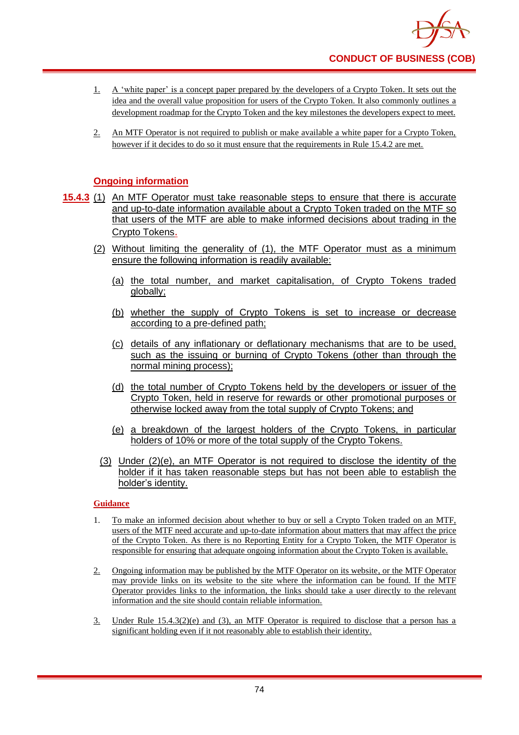1. A 'white paper' is a concept paper prepared by the developers of a Crypto Token. It sets out the idea and the overall value proposition for users of the Crypto Token. It also commonly outlines a development roadmap for the Crypto Token and the key milestones the developers expect to meet.

2. An MTF Operator is not required to publish or make available a white paper for a Crypto Token, however if it decides to do so it must ensure that the requirements in Rule 15.4.2 are met.

### Ongoing information

**15.4.3** (1) An MTF Operator must take reasonable steps to ensure that there is accurate and up-to-date information available about a Crypto Token traded on the MTF so that users of the MTF are able to make informed decisions about trading in the Crypto Tokens.

(2) Without limiting the generality of (1), the MTF Operator must as a minimum ensure the following information is readily available:

(a) the total number, and market capitalisation, of Crypto Tokens traded globally;

(b) whether the supply of Crypto Tokens is set to increase or decrease according to a pre-defined path;

(c) details of any inflationary or deflationary mechanisms that are to be used, such as the issuing or burning of Crypto Tokens (other than through the normal mining process);

(d) the total number of Crypto Tokens held by the developers or issuer of the Crypto Token, held in reserve for rewards or other promotional purposes or otherwise locked away from the total supply of Crypto Tokens; and

(e) a breakdown of the largest holders of the Crypto Tokens, in particular holders of 10% or more of the total supply of the Crypto Tokens.

(3) Under (2)(e), an MTF Operator is not required to disclose the identity of the holder if it has taken reasonable steps but has not been able to establish the holder's identity.

**Guidance**

1. To make an informed decision about whether to buy or sell a Crypto Token traded on an MTF, users of the MTF need accurate and up-to-date information about matters that may affect the price of the Crypto Token. As there is no Reporting Entity for a Crypto Token, the MTF Operator is responsible for ensuring that adequate ongoing information about the Crypto Token is available.

2. Ongoing information may be published by the MTF Operator on its website, or the MTF Operator may provide links on its website to the site where the information can be found. If the MTF Operator provides links to the information, the links should take a user directly to the relevant information and the site should contain reliable information.

3. Under Rule 15.4.3(2)(e) and (3), an MTF Operator is required to disclose that a person has a significant holding even if it not reasonably able to establish their identity.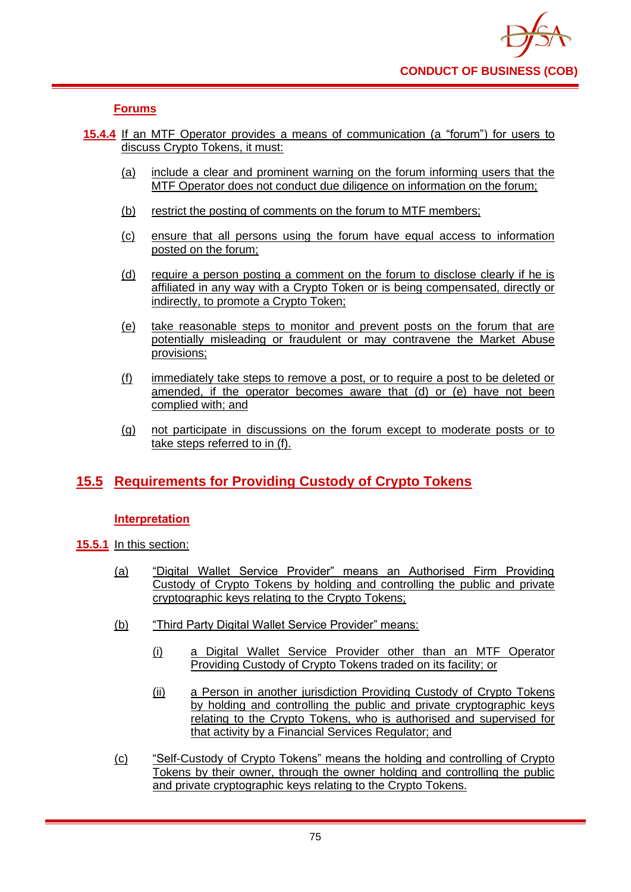### Forums

**15.4.4** If an MTF Operator provides a means of communication (a "forum") for users to discuss Crypto Tokens, it must:

(a) include a clear and prominent warning on the forum informing users that the MTF Operator does not conduct due diligence on information on the forum;

(b) restrict the posting of comments on the forum to MTF members;

(c) ensure that all persons using the forum have equal access to information posted on the forum;

(d) require a person posting a comment on the forum to disclose clearly if he is affiliated in any way with a Crypto Token or is being compensated, directly or indirectly, to promote a Crypto Token;

(e) take reasonable steps to monitor and prevent posts on the forum that are potentially misleading or fraudulent or may contravene the Market Abuse provisions;

(f) immediately take steps to remove a post, or to require a post to be deleted or amended, if the operator becomes aware that (d) or (e) have not been complied with; and

(g) not participate in discussions on the forum except to moderate posts or to take steps referred to in (f).

## 15.5 Requirements for Providing Custody of Crypto Tokens

### Interpretation

**15.5.1** In this section:

(a) "Digital Wallet Service Provider" means an Authorised Firm Providing Custody of Crypto Tokens by holding and controlling the public and private cryptographic keys relating to the Crypto Tokens;

(b) "Third Party Digital Wallet Service Provider" means:

   (i) a Digital Wallet Service Provider other than an MTF Operator Providing Custody of Crypto Tokens traded on its facility; or

   (ii) a Person in another jurisdiction Providing Custody of Crypto Tokens by holding and controlling the public and private cryptographic keys relating to the Crypto Tokens, who is authorised and supervised for that activity by a Financial Services Regulator; and

(c) "Self-Custody of Crypto Tokens" means the holding and controlling of Crypto Tokens by their owner, through the owner holding and controlling the public and private cryptographic keys relating to the Crypto Tokens.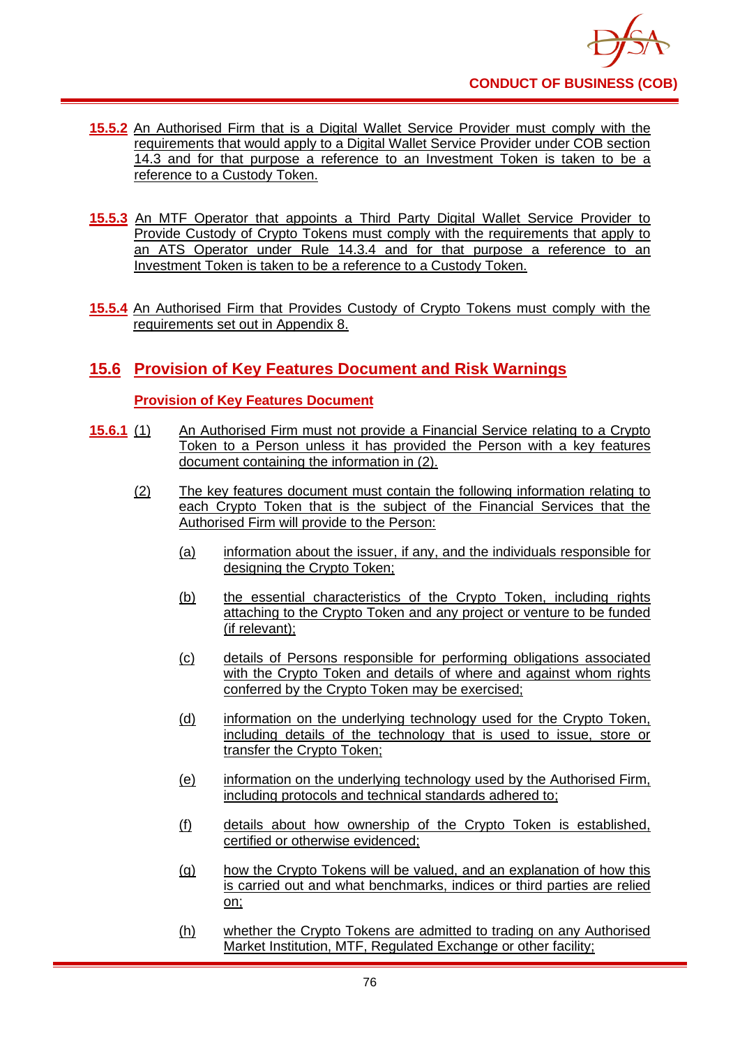**15.5.2** An Authorised Firm that is a Digital Wallet Service Provider must comply with the requirements that would apply to a Digital Wallet Service Provider under COB section 14.3 and for that purpose a reference to an Investment Token is taken to be a reference to a Custody Token.

**15.5.3** An MTF Operator that appoints a Third Party Digital Wallet Service Provider to Provide Custody of Crypto Tokens must comply with the requirements that apply to an ATS Operator under Rule 14.3.4 and for that purpose a reference to an Investment Token is taken to be a reference to a Custody Token.

**15.5.4** An Authorised Firm that Provides Custody of Crypto Tokens must comply with the requirements set out in Appendix 8.

## 15.6 Provision of Key Features Document and Risk Warnings

### Provision of Key Features Document

**15.6.1** (1) An Authorised Firm must not provide a Financial Service relating to a Crypto Token to a Person unless it has provided the Person with a key features document containing the information in (2).

(2) The key features document must contain the following information relating to each Crypto Token that is the subject of the Financial Services that the Authorised Firm will provide to the Person:

(a) information about the issuer, if any, and the individuals responsible for designing the Crypto Token;

(b) the essential characteristics of the Crypto Token, including rights attaching to the Crypto Token and any project or venture to be funded (if relevant);

(c) details of Persons responsible for performing obligations associated with the Crypto Token and details of where and against whom rights conferred by the Crypto Token may be exercised;

(d) information on the underlying technology used for the Crypto Token, including details of the technology that is used to issue, store or transfer the Crypto Token;

(e) information on the underlying technology used by the Authorised Firm, including protocols and technical standards adhered to;

(f) details about how ownership of the Crypto Token is established, certified or otherwise evidenced;

(g) how the Crypto Tokens will be valued, and an explanation of how this is carried out and what benchmarks, indices or third parties are relied on;

(h) whether the Crypto Tokens are admitted to trading on any Authorised Market Institution, MTF, Regulated Exchange or other facility;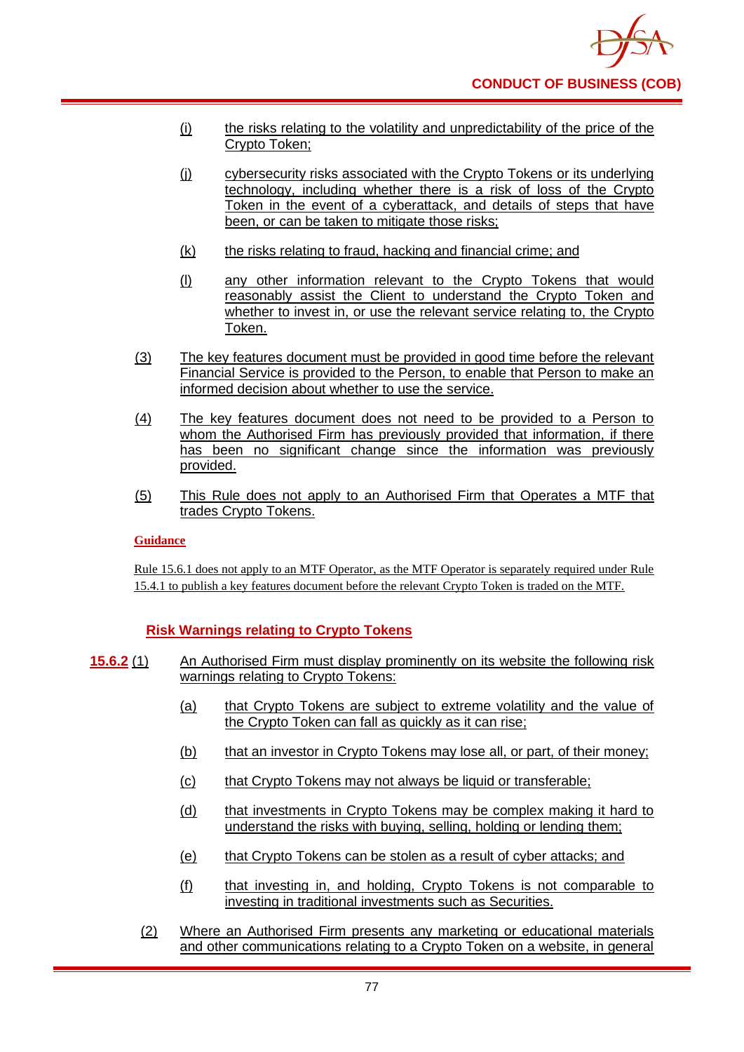(i) the risks relating to the volatility and unpredictability of the price of the Crypto Token;

(j) cybersecurity risks associated with the Crypto Tokens or its underlying technology, including whether there is a risk of loss of the Crypto Token in the event of a cyberattack, and details of steps that have been, or can be taken to mitigate those risks;

(k) the risks relating to fraud, hacking and financial crime; and

(l) any other information relevant to the Crypto Tokens that would reasonably assist the Client to understand the Crypto Token and whether to invest in, or use the relevant service relating to, the Crypto Token.

(3) The key features document must be provided in good time before the relevant Financial Service is provided to the Person, to enable that Person to make an informed decision about whether to use the service.

(4) The key features document does not need to be provided to a Person to whom the Authorised Firm has previously provided that information, if there has been no significant change since the information was previously provided.

(5) This Rule does not apply to an Authorised Firm that Operates a MTF that trades Crypto Tokens.

**Guidance**

Rule 15.6.1 does not apply to an MTF Operator, as the MTF Operator is separately required under Rule 15.4.1 to publish a key features document before the relevant Crypto Token is traded on the MTF.

### Risk Warnings relating to Crypto Tokens

**15.6.2** (1) An Authorised Firm must display prominently on its website the following risk warnings relating to Crypto Tokens:

(a) that Crypto Tokens are subject to extreme volatility and the value of the Crypto Token can fall as quickly as it can rise;

(b) that an investor in Crypto Tokens may lose all, or part, of their money;

(c) that Crypto Tokens may not always be liquid or transferable;

(d) that investments in Crypto Tokens may be complex making it hard to understand the risks with buying, selling, holding or lending them;

(e) that Crypto Tokens can be stolen as a result of cyber attacks; and

(f) that investing in, and holding, Crypto Tokens is not comparable to investing in traditional investments such as Securities.

(2) Where an Authorised Firm presents any marketing or educational materials and other communications relating to a Crypto Token on a website, in general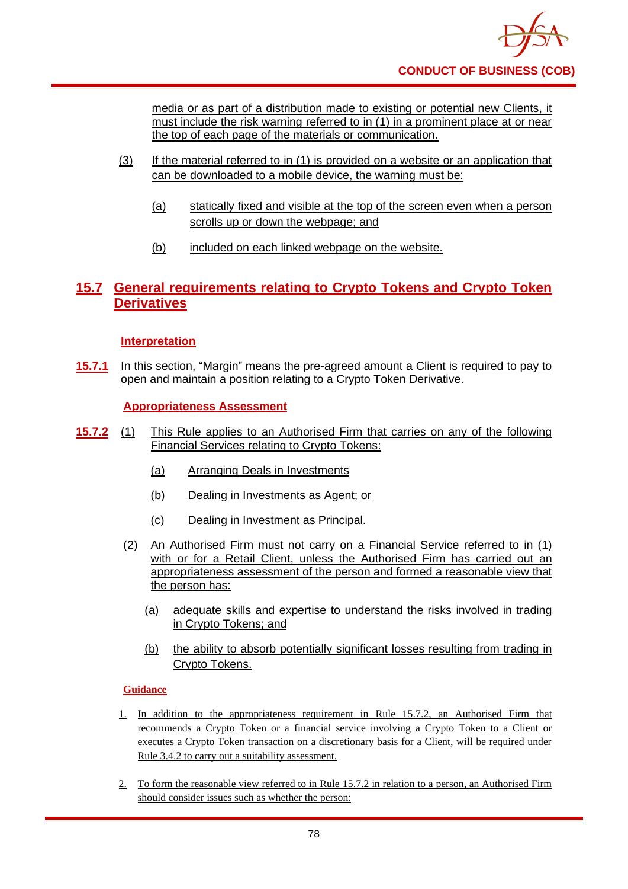media or as part of a distribution made to existing or potential new Clients, it must include the risk warning referred to in (1) in a prominent place at or near the top of each page of the materials or communication.

(3) If the material referred to in (1) is provided on a website or an application that can be downloaded to a mobile device, the warning must be:

(a) statically fixed and visible at the top of the screen even when a person scrolls up or down the webpage; and

(b) included on each linked webpage on the website.

## 15.7 General requirements relating to Crypto Tokens and Crypto Token Derivatives

### Interpretation

**15.7.1** In this section, "Margin" means the pre-agreed amount a Client is required to pay to open and maintain a position relating to a Crypto Token Derivative.

### Appropriateness Assessment

**15.7.2** (1) This Rule applies to an Authorised Firm that carries on any of the following Financial Services relating to Crypto Tokens:

(a) Arranging Deals in Investments

(b) Dealing in Investments as Agent; or

(c) Dealing in Investment as Principal.

(2) An Authorised Firm must not carry on a Financial Service referred to in (1) with or for a Retail Client, unless the Authorised Firm has carried out an appropriateness assessment of the person and formed a reasonable view that the person has:

(a) adequate skills and expertise to understand the risks involved in trading in Crypto Tokens; and

(b) the ability to absorb potentially significant losses resulting from trading in Crypto Tokens.

#### Guidance

1. In addition to the appropriateness requirement in Rule 15.7.2, an Authorised Firm that recommends a Crypto Token or a financial service involving a Crypto Token to a Client or executes a Crypto Token transaction on a discretionary basis for a Client, will be required under Rule 3.4.2 to carry out a suitability assessment.

2. To form the reasonable view referred to in Rule 15.7.2 in relation to a person, an Authorised Firm should consider issues such as whether the person: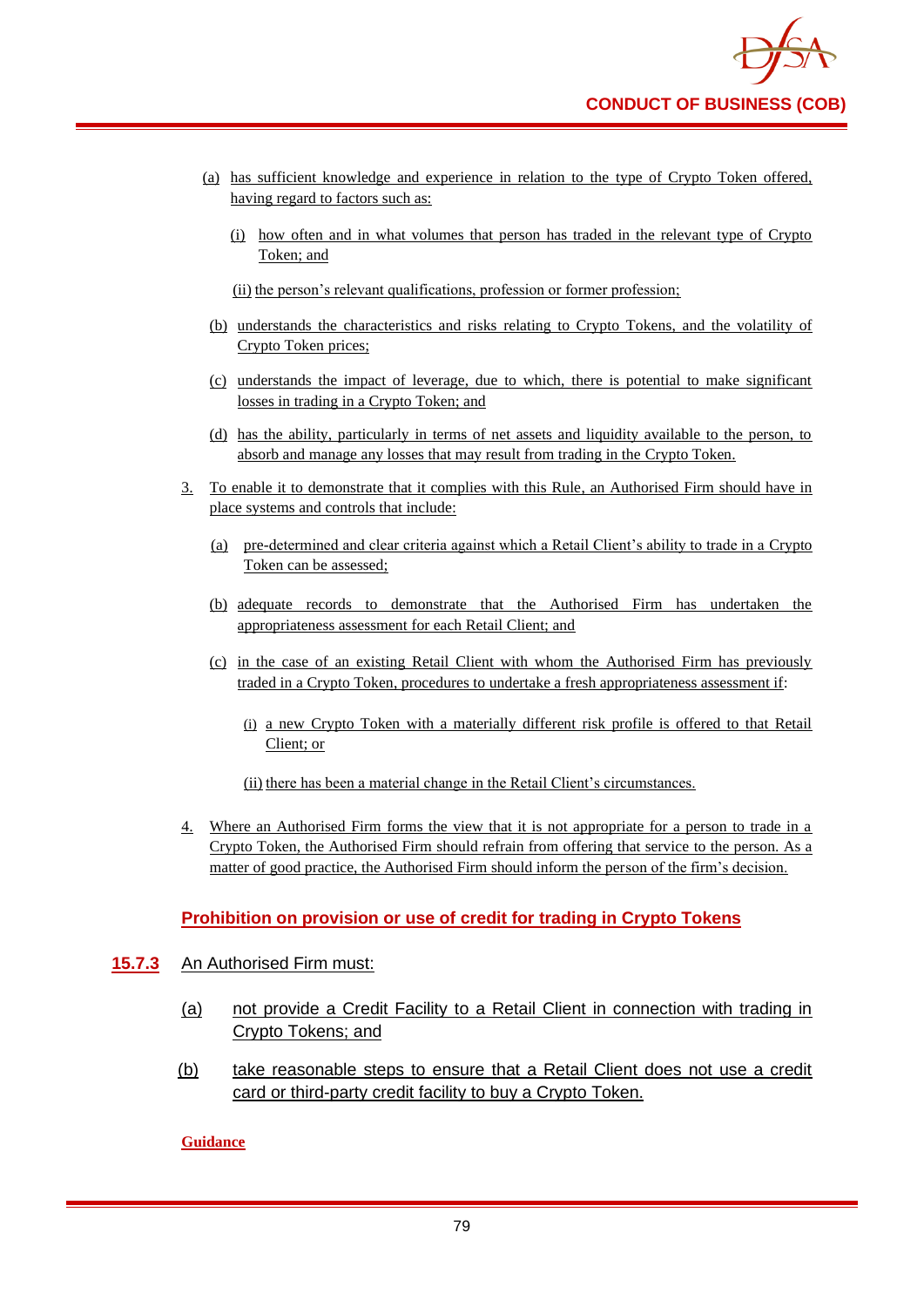(a) has sufficient knowledge and experience in relation to the type of Crypto Token offered, having regard to factors such as:

(i) how often and in what volumes that person has traded in the relevant type of Crypto Token; and

(ii) the person's relevant qualifications, profession or former profession;

(b) understands the characteristics and risks relating to Crypto Tokens, and the volatility of Crypto Token prices;

(c) understands the impact of leverage, due to which, there is potential to make significant losses in trading in a Crypto Token; and

(d) has the ability, particularly in terms of net assets and liquidity available to the person, to absorb and manage any losses that may result from trading in the Crypto Token.

3. To enable it to demonstrate that it complies with this Rule, an Authorised Firm should have in place systems and controls that include:

(a) pre-determined and clear criteria against which a Retail Client's ability to trade in a Crypto Token can be assessed;

(b) adequate records to demonstrate that the Authorised Firm has undertaken the appropriateness assessment for each Retail Client; and

(c) in the case of an existing Retail Client with whom the Authorised Firm has previously traded in a Crypto Token, procedures to undertake a fresh appropriateness assessment if:

(i) a new Crypto Token with a materially different risk profile is offered to that Retail Client; or

(ii) there has been a material change in the Retail Client's circumstances.

4. Where an Authorised Firm forms the view that it is not appropriate for a person to trade in a Crypto Token, the Authorised Firm should refrain from offering that service to the person. As a matter of good practice, the Authorised Firm should inform the person of the firm's decision.

### Prohibition on provision or use of credit for trading in Crypto Tokens

**15.7.3** An Authorised Firm must:

(a) not provide a Credit Facility to a Retail Client in connection with trading in Crypto Tokens; and

(b) take reasonable steps to ensure that a Retail Client does not use a credit card or third-party credit facility to buy a Crypto Token.

**Guidance**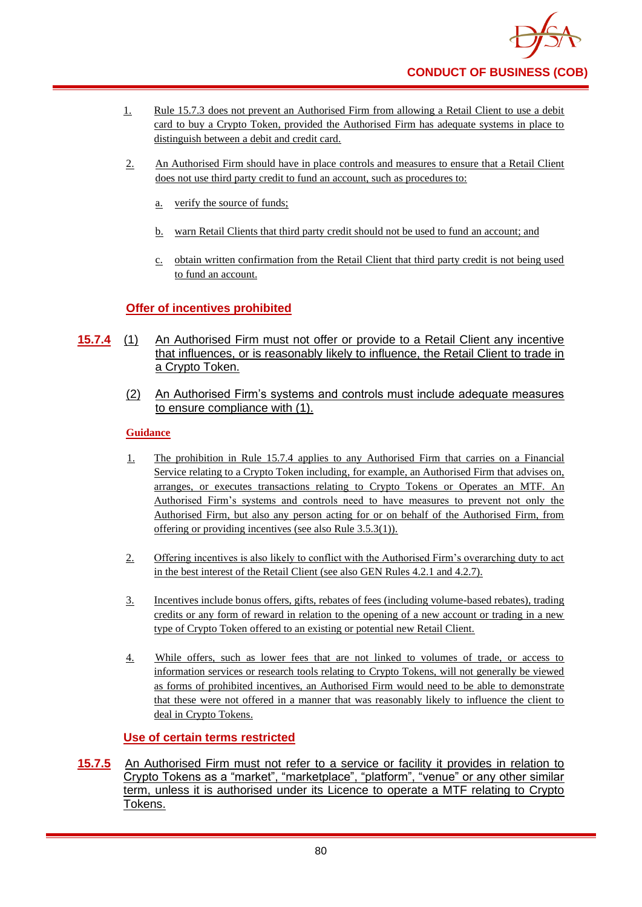1. Rule 15.7.3 does not prevent an Authorised Firm from allowing a Retail Client to use a debit card to buy a Crypto Token, provided the Authorised Firm has adequate systems in place to distinguish between a debit and credit card.

2. An Authorised Firm should have in place controls and measures to ensure that a Retail Client does not use third party credit to fund an account, such as procedures to:

   a. verify the source of funds;

   b. warn Retail Clients that third party credit should not be used to fund an account; and

   c. obtain written confirmation from the Retail Client that third party credit is not being used to fund an account.

### Offer of incentives prohibited

**15.7.4** (1) An Authorised Firm must not offer or provide to a Retail Client any incentive that influences, or is reasonably likely to influence, the Retail Client to trade in a Crypto Token.

(2) An Authorised Firm's systems and controls must include adequate measures to ensure compliance with (1).

**Guidance**

1. The prohibition in Rule 15.7.4 applies to any Authorised Firm that carries on a Financial Service relating to a Crypto Token including, for example, an Authorised Firm that advises on, arranges, or executes transactions relating to Crypto Tokens or Operates an MTF. An Authorised Firm's systems and controls need to have measures to prevent not only the Authorised Firm, but also any person acting for or on behalf of the Authorised Firm, from offering or providing incentives (see also Rule 3.5.3(1)).

2. Offering incentives is also likely to conflict with the Authorised Firm's overarching duty to act in the best interest of the Retail Client (see also GEN Rules 4.2.1 and 4.2.7).

3. Incentives include bonus offers, gifts, rebates of fees (including volume-based rebates), trading credits or any form of reward in relation to the opening of a new account or trading in a new type of Crypto Token offered to an existing or potential new Retail Client.

4. While offers, such as lower fees that are not linked to volumes of trade, or access to information services or research tools relating to Crypto Tokens, will not generally be viewed as forms of prohibited incentives, an Authorised Firm would need to be able to demonstrate that these were not offered in a manner that was reasonably likely to influence the client to deal in Crypto Tokens.

### Use of certain terms restricted

**15.7.5** An Authorised Firm must not refer to a service or facility it provides in relation to Crypto Tokens as a "market", "marketplace", "platform", "venue" or any other similar term, unless it is authorised under its Licence to operate a MTF relating to Crypto Tokens.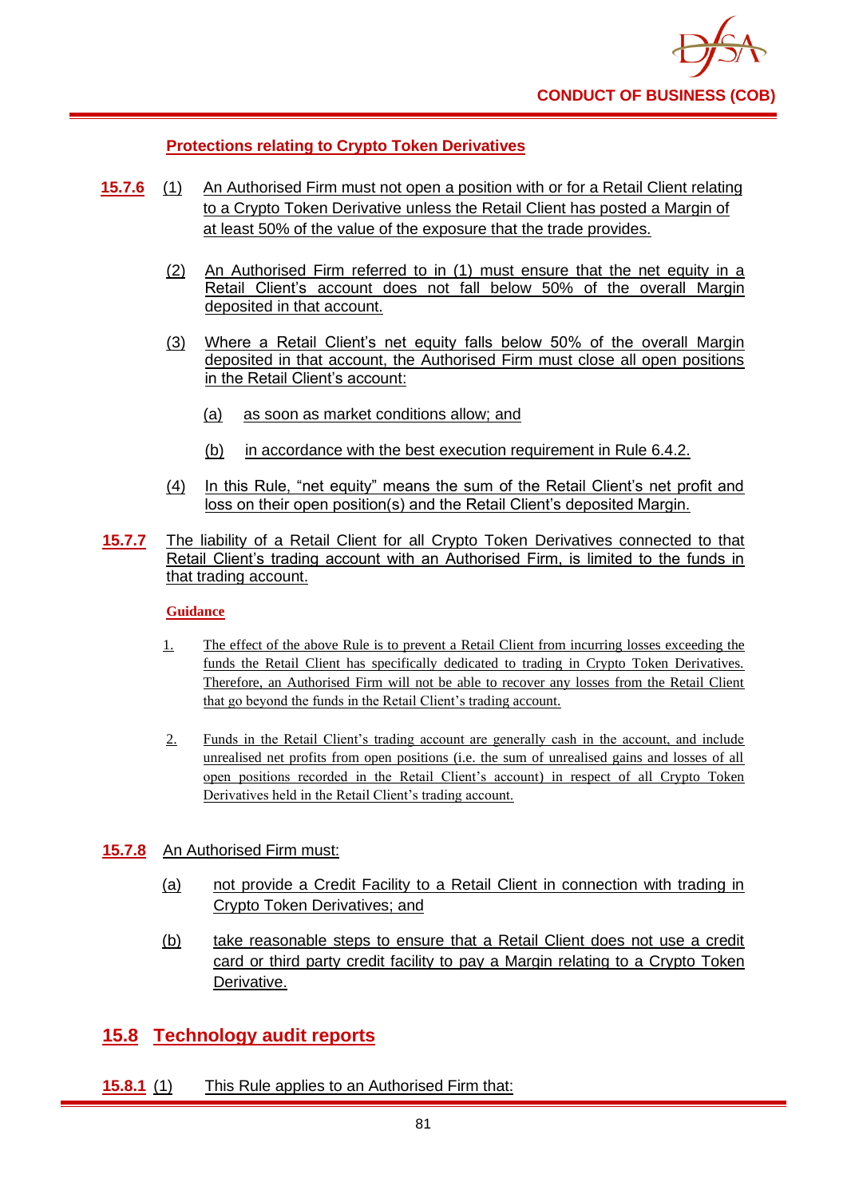**Protections relating to Crypto Token Derivatives**

**15.7.6** (1) An Authorised Firm must not open a position with or for a Retail Client relating to a Crypto Token Derivative unless the Retail Client has posted a Margin of at least 50% of the value of the exposure that the trade provides.

(2) An Authorised Firm referred to in (1) must ensure that the net equity in a Retail Client's account does not fall below 50% of the overall Margin deposited in that account.

(3) Where a Retail Client's net equity falls below 50% of the overall Margin deposited in that account, the Authorised Firm must close all open positions in the Retail Client's account:

(a) as soon as market conditions allow; and

(b) in accordance with the best execution requirement in Rule 6.4.2.

(4) In this Rule, "net equity" means the sum of the Retail Client's net profit and loss on their open position(s) and the Retail Client's deposited Margin.

**15.7.7** The liability of a Retail Client for all Crypto Token Derivatives connected to that Retail Client's trading account with an Authorised Firm, is limited to the funds in that trading account.

**Guidance**

1. The effect of the above Rule is to prevent a Retail Client from incurring losses exceeding the funds the Retail Client has specifically dedicated to trading in Crypto Token Derivatives. Therefore, an Authorised Firm will not be able to recover any losses from the Retail Client that go beyond the funds in the Retail Client's trading account.

2. Funds in the Retail Client's trading account are generally cash in the account, and include unrealised net profits from open positions (i.e. the sum of unrealised gains and losses of all open positions recorded in the Retail Client's account) in respect of all Crypto Token Derivatives held in the Retail Client's trading account.

**15.7.8** An Authorised Firm must:

(a) not provide a Credit Facility to a Retail Client in connection with trading in Crypto Token Derivatives; and

(b) take reasonable steps to ensure that a Retail Client does not use a credit card or third party credit facility to pay a Margin relating to a Crypto Token Derivative.

## 15.8 Technology audit reports

**15.8.1** (1) This Rule applies to an Authorised Firm that: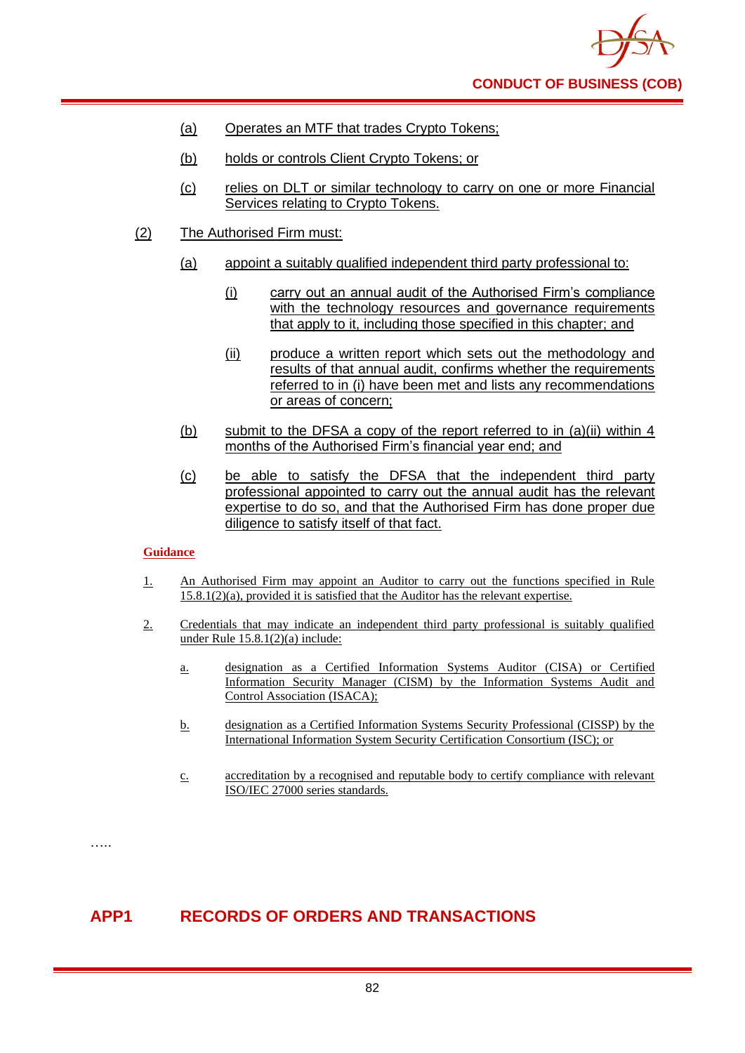(a) Operates an MTF that trades Crypto Tokens;

(b) holds or controls Client Crypto Tokens; or

(c) relies on DLT or similar technology to carry on one or more Financial Services relating to Crypto Tokens.

(2) The Authorised Firm must:

(a) appoint a suitably qualified independent third party professional to:

(i) carry out an annual audit of the Authorised Firm's compliance with the technology resources and governance requirements that apply to it, including those specified in this chapter; and

(ii) produce a written report which sets out the methodology and results of that annual audit, confirms whether the requirements referred to in (i) have been met and lists any recommendations or areas of concern;

(b) submit to the DFSA a copy of the report referred to in (a)(ii) within 4 months of the Authorised Firm's financial year end; and

(c) be able to satisfy the DFSA that the independent third party professional appointed to carry out the annual audit has the relevant expertise to do so, and that the Authorised Firm has done proper due diligence to satisfy itself of that fact.

**Guidance**

1. An Authorised Firm may appoint an Auditor to carry out the functions specified in Rule 15.8.1(2)(a), provided it is satisfied that the Auditor has the relevant expertise.

2. Credentials that may indicate an independent third party professional is suitably qualified under Rule 15.8.1(2)(a) include:

   a. designation as a Certified Information Systems Auditor (CISA) or Certified Information Security Manager (CISM) by the Information Systems Audit and Control Association (ISACA);

   b. designation as a Certified Information Systems Security Professional (CISSP) by the International Information System Security Certification Consortium (ISC); or

   c. accreditation by a recognised and reputable body to certify compliance with relevant ISO/IEC 27000 series standards.

…..

## APP1 RECORDS OF ORDERS AND TRANSACTIONS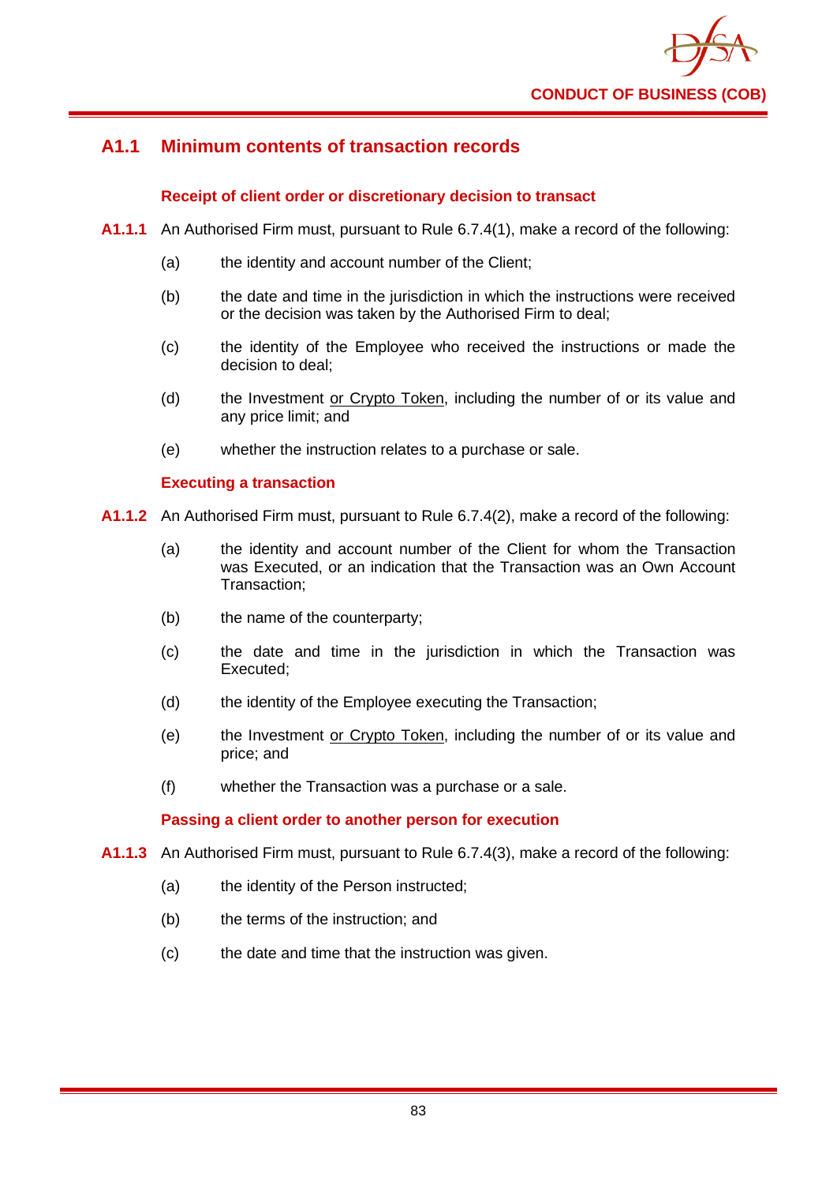## A1.1 Minimum contents of transaction records

### Receipt of client order or discretionary decision to transact

**A1.1.1** An Authorised Firm must, pursuant to Rule 6.7.4(1), make a record of the following:

(a) the identity and account number of the Client;

(b) the date and time in the jurisdiction in which the instructions were received or the decision was taken by the Authorised Firm to deal;

(c) the identity of the Employee who received the instructions or made the decision to deal;

(d) the Investment or Crypto Token, including the number of or its value and any price limit; and

(e) whether the instruction relates to a purchase or sale.

### Executing a transaction

**A1.1.2** An Authorised Firm must, pursuant to Rule 6.7.4(2), make a record of the following:

(a) the identity and account number of the Client for whom the Transaction was Executed, or an indication that the Transaction was an Own Account Transaction;

(b) the name of the counterparty;

(c) the date and time in the jurisdiction in which the Transaction was Executed;

(d) the identity of the Employee executing the Transaction;

(e) the Investment or Crypto Token, including the number of or its value and price; and

(f) whether the Transaction was a purchase or a sale.

### Passing a client order to another person for execution

**A1.1.3** An Authorised Firm must, pursuant to Rule 6.7.4(3), make a record of the following:

(a) the identity of the Person instructed;

(b) the terms of the instruction; and

(c) the date and time that the instruction was given.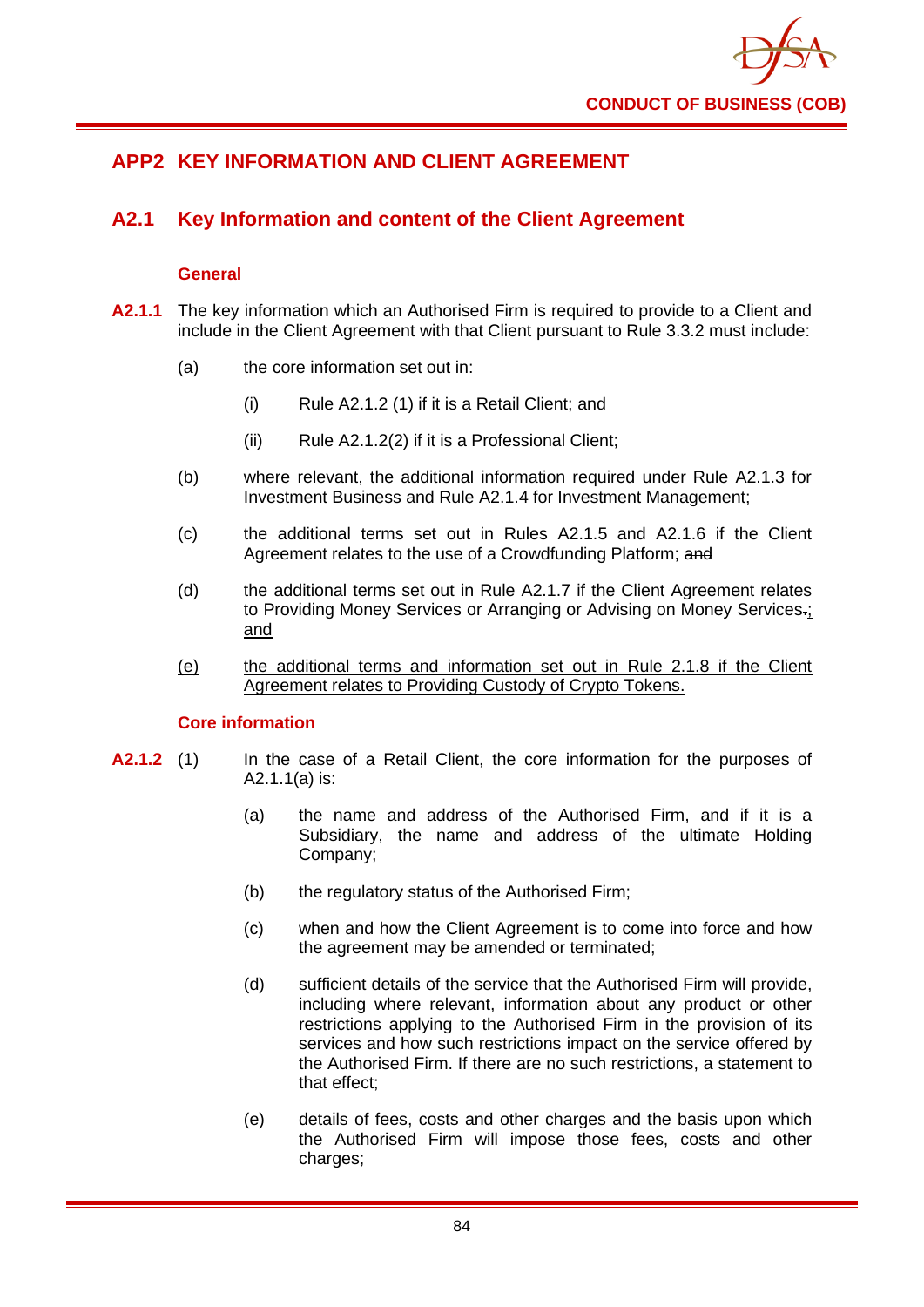## APP2 KEY INFORMATION AND CLIENT AGREEMENT

### A2.1 Key Information and content of the Client Agreement

#### General

**A2.1.1** The key information which an Authorised Firm is required to provide to a Client and include in the Client Agreement with that Client pursuant to Rule 3.3.2 must include:

(a) the core information set out in:

(i) Rule A2.1.2 (1) if it is a Retail Client; and

(ii) Rule A2.1.2(2) if it is a Professional Client;

(b) where relevant, the additional information required under Rule A2.1.3 for Investment Business and Rule A2.1.4 for Investment Management;

(c) the additional terms set out in Rules A2.1.5 and A2.1.6 if the Client Agreement relates to the use of a Crowdfunding Platform; ~~and~~

(d) the additional terms set out in Rule A2.1.7 if the Client Agreement relates to Providing Money Services or Arranging or Advising on Money Services~~.~~; and

(e) the additional terms and information set out in Rule 2.1.8 if the Client Agreement relates to Providing Custody of Crypto Tokens.

#### Core information

**A2.1.2** (1) In the case of a Retail Client, the core information for the purposes of A2.1.1(a) is:

(a) the name and address of the Authorised Firm, and if it is a Subsidiary, the name and address of the ultimate Holding Company;

(b) the regulatory status of the Authorised Firm;

(c) when and how the Client Agreement is to come into force and how the agreement may be amended or terminated;

(d) sufficient details of the service that the Authorised Firm will provide, including where relevant, information about any product or other restrictions applying to the Authorised Firm in the provision of its services and how such restrictions impact on the service offered by the Authorised Firm. If there are no such restrictions, a statement to that effect;

(e) details of fees, costs and other charges and the basis upon which the Authorised Firm will impose those fees, costs and other charges;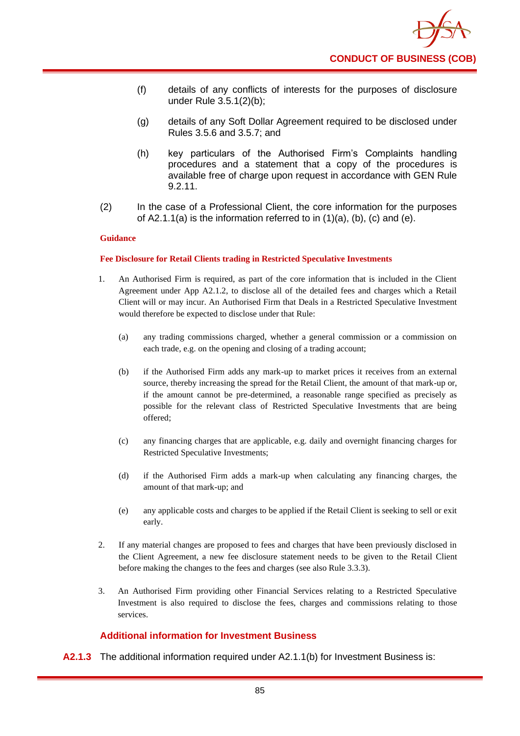(f) details of any conflicts of interests for the purposes of disclosure under Rule 3.5.1(2)(b);

(g) details of any Soft Dollar Agreement required to be disclosed under Rules 3.5.6 and 3.5.7; and

(h) key particulars of the Authorised Firm's Complaints handling procedures and a statement that a copy of the procedures is available free of charge upon request in accordance with GEN Rule 9.2.11.

(2) In the case of a Professional Client, the core information for the purposes of A2.1.1(a) is the information referred to in (1)(a), (b), (c) and (e).

**Guidance**

**Fee Disclosure for Retail Clients trading in Restricted Speculative Investments**

1. An Authorised Firm is required, as part of the core information that is included in the Client Agreement under App A2.1.2, to disclose all of the detailed fees and charges which a Retail Client will or may incur. An Authorised Firm that Deals in a Restricted Speculative Investment would therefore be expected to disclose under that Rule:

   (a) any trading commissions charged, whether a general commission or a commission on each trade, e.g. on the opening and closing of a trading account;

   (b) if the Authorised Firm adds any mark-up to market prices it receives from an external source, thereby increasing the spread for the Retail Client, the amount of that mark-up or, if the amount cannot be pre-determined, a reasonable range specified as precisely as possible for the relevant class of Restricted Speculative Investments that are being offered;

   (c) any financing charges that are applicable, e.g. daily and overnight financing charges for Restricted Speculative Investments;

   (d) if the Authorised Firm adds a mark-up when calculating any financing charges, the amount of that mark-up; and

   (e) any applicable costs and charges to be applied if the Retail Client is seeking to sell or exit early.

2. If any material changes are proposed to fees and charges that have been previously disclosed in the Client Agreement, a new fee disclosure statement needs to be given to the Retail Client before making the changes to the fees and charges (see also Rule 3.3.3).

3. An Authorised Firm providing other Financial Services relating to a Restricted Speculative Investment is also required to disclose the fees, charges and commissions relating to those services.

### Additional information for Investment Business

**A2.1.3** The additional information required under A2.1.1(b) for Investment Business is: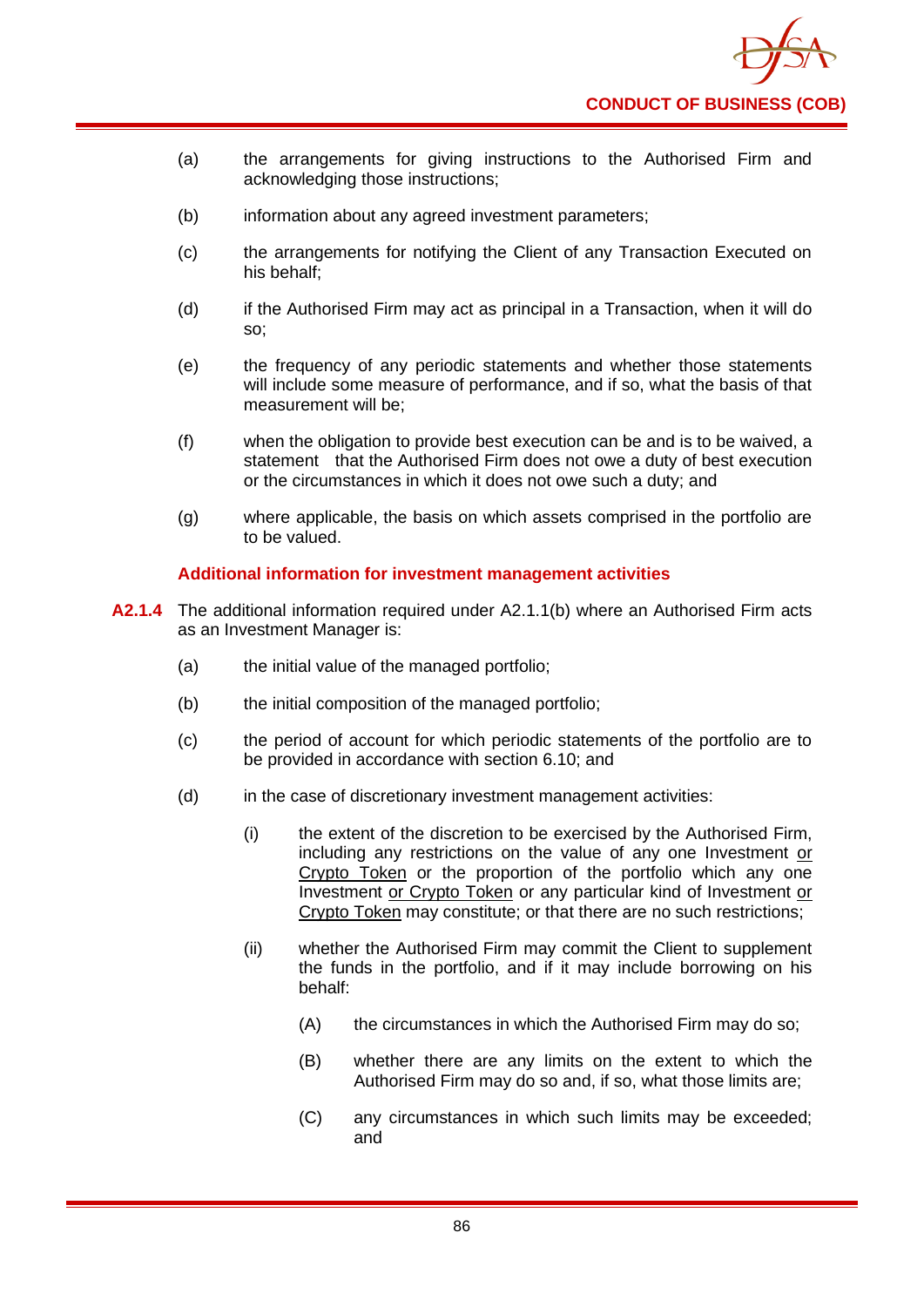(a) the arrangements for giving instructions to the Authorised Firm and acknowledging those instructions;

(b) information about any agreed investment parameters;

(c) the arrangements for notifying the Client of any Transaction Executed on his behalf;

(d) if the Authorised Firm may act as principal in a Transaction, when it will do so;

(e) the frequency of any periodic statements and whether those statements will include some measure of performance, and if so, what the basis of that measurement will be;

(f) when the obligation to provide best execution can be and is to be waived, a statement that the Authorised Firm does not owe a duty of best execution or the circumstances in which it does not owe such a duty; and

(g) where applicable, the basis on which assets comprised in the portfolio are to be valued.

### Additional information for investment management activities

**A2.1.4** The additional information required under A2.1.1(b) where an Authorised Firm acts as an Investment Manager is:

(a) the initial value of the managed portfolio;

(b) the initial composition of the managed portfolio;

(c) the period of account for which periodic statements of the portfolio are to be provided in accordance with section 6.10; and

(d) in the case of discretionary investment management activities:

(i) the extent of the discretion to be exercised by the Authorised Firm, including any restrictions on the value of any one Investment or Crypto Token or the proportion of the portfolio which any one Investment or Crypto Token or any particular kind of Investment or Crypto Token may constitute; or that there are no such restrictions;

(ii) whether the Authorised Firm may commit the Client to supplement the funds in the portfolio, and if it may include borrowing on his behalf:

(A) the circumstances in which the Authorised Firm may do so;

(B) whether there are any limits on the extent to which the Authorised Firm may do so and, if so, what those limits are;

(C) any circumstances in which such limits may be exceeded; and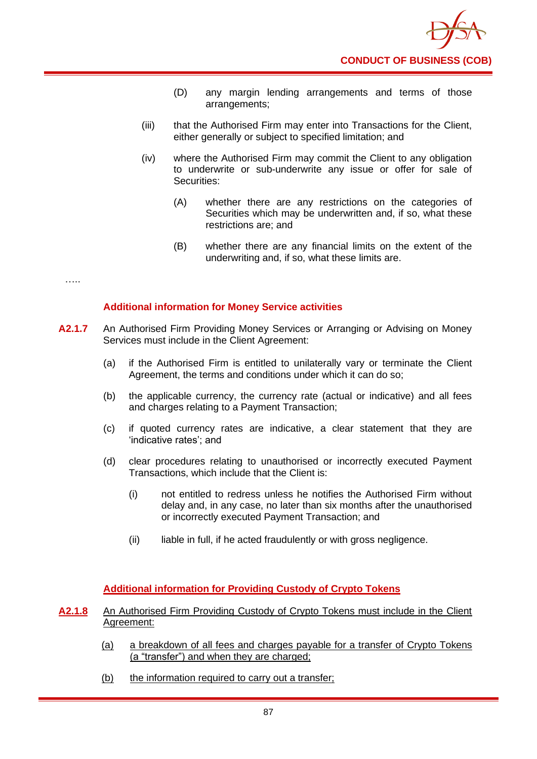(D) any margin lending arrangements and terms of those arrangements;

(iii) that the Authorised Firm may enter into Transactions for the Client, either generally or subject to specified limitation; and

(iv) where the Authorised Firm may commit the Client to any obligation to underwrite or sub-underwrite any issue or offer for sale of Securities:

(A) whether there are any restrictions on the categories of Securities which may be underwritten and, if so, what these restrictions are; and

(B) whether there are any financial limits on the extent of the underwriting and, if so, what these limits are.

…..

### Additional information for Money Service activities

**A2.1.7** An Authorised Firm Providing Money Services or Arranging or Advising on Money Services must include in the Client Agreement:

(a) if the Authorised Firm is entitled to unilaterally vary or terminate the Client Agreement, the terms and conditions under which it can do so;

(b) the applicable currency, the currency rate (actual or indicative) and all fees and charges relating to a Payment Transaction;

(c) if quoted currency rates are indicative, a clear statement that they are 'indicative rates'; and

(d) clear procedures relating to unauthorised or incorrectly executed Payment Transactions, which include that the Client is:

(i) not entitled to redress unless he notifies the Authorised Firm without delay and, in any case, no later than six months after the unauthorised or incorrectly executed Payment Transaction; and

(ii) liable in full, if he acted fraudulently or with gross negligence.

### Additional information for Providing Custody of Crypto Tokens

**A2.1.8** An Authorised Firm Providing Custody of Crypto Tokens must include in the Client Agreement:

(a) a breakdown of all fees and charges payable for a transfer of Crypto Tokens (a "transfer") and when they are charged;

(b) the information required to carry out a transfer;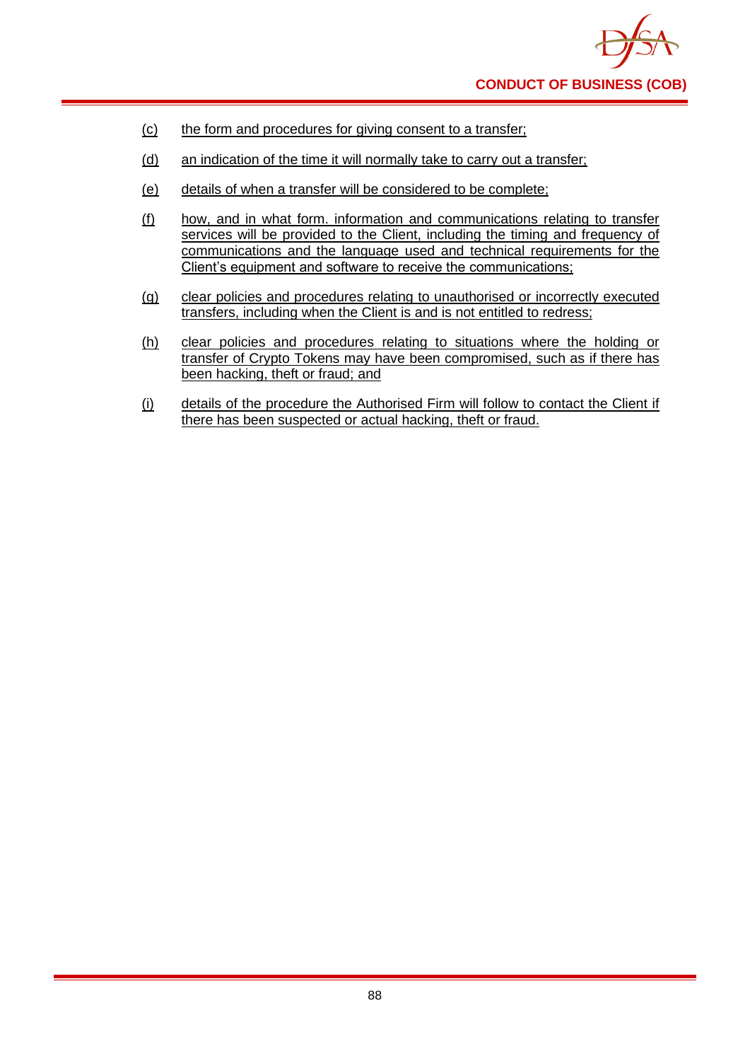(c) the form and procedures for giving consent to a transfer;

(d) an indication of the time it will normally take to carry out a transfer;

(e) details of when a transfer will be considered to be complete;

(f) how, and in what form. information and communications relating to transfer services will be provided to the Client, including the timing and frequency of communications and the language used and technical requirements for the Client's equipment and software to receive the communications;

(g) clear policies and procedures relating to unauthorised or incorrectly executed transfers, including when the Client is and is not entitled to redress;

(h) clear policies and procedures relating to situations where the holding or transfer of Crypto Tokens may have been compromised, such as if there has been hacking, theft or fraud; and

(i) details of the procedure the Authorised Firm will follow to contact the Client if there has been suspected or actual hacking, theft or fraud.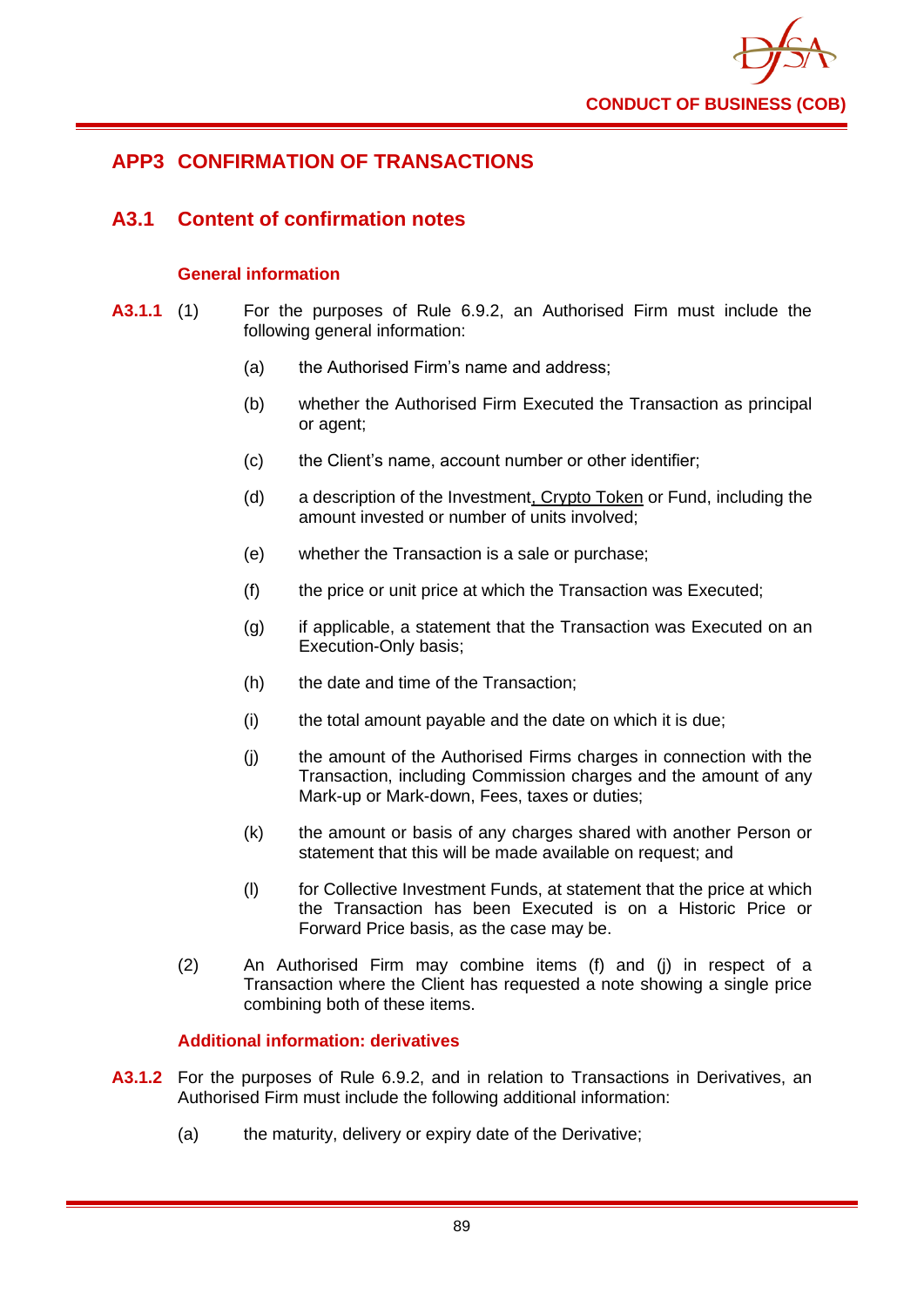# APP3 CONFIRMATION OF TRANSACTIONS

## A3.1 Content of confirmation notes

### General information

**A3.1.1** (1) For the purposes of Rule 6.9.2, an Authorised Firm must include the following general information:

(a) the Authorised Firm's name and address;

(b) whether the Authorised Firm Executed the Transaction as principal or agent;

(c) the Client's name, account number or other identifier;

(d) a description of the Investment, Crypto Token or Fund, including the amount invested or number of units involved;

(e) whether the Transaction is a sale or purchase;

(f) the price or unit price at which the Transaction was Executed;

(g) if applicable, a statement that the Transaction was Executed on an Execution-Only basis;

(h) the date and time of the Transaction;

(i) the total amount payable and the date on which it is due;

(j) the amount of the Authorised Firms charges in connection with the Transaction, including Commission charges and the amount of any Mark-up or Mark-down, Fees, taxes or duties;

(k) the amount or basis of any charges shared with another Person or statement that this will be made available on request; and

(l) for Collective Investment Funds, at statement that the price at which the Transaction has been Executed is on a Historic Price or Forward Price basis, as the case may be.

(2) An Authorised Firm may combine items (f) and (j) in respect of a Transaction where the Client has requested a note showing a single price combining both of these items.

### Additional information: derivatives

**A3.1.2** For the purposes of Rule 6.9.2, and in relation to Transactions in Derivatives, an Authorised Firm must include the following additional information:

(a) the maturity, delivery or expiry date of the Derivative;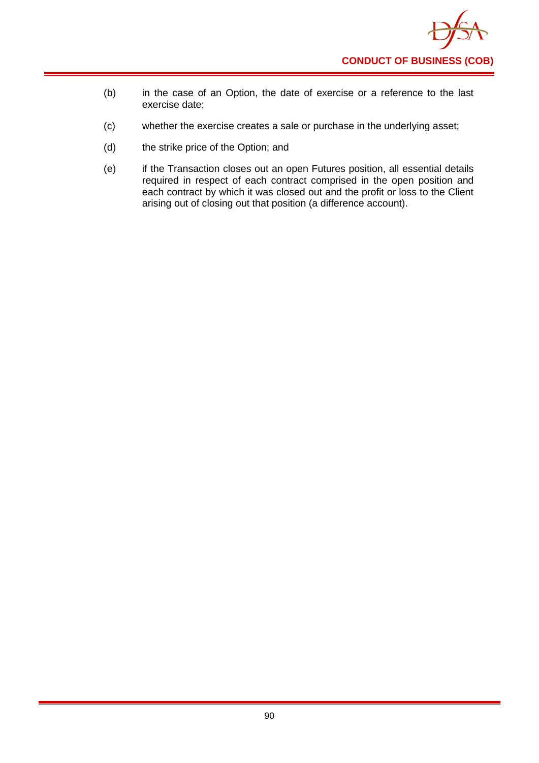(b) in the case of an Option, the date of exercise or a reference to the last exercise date;

(c) whether the exercise creates a sale or purchase in the underlying asset;

(d) the strike price of the Option; and

(e) if the Transaction closes out an open Futures position, all essential details required in respect of each contract comprised in the open position and each contract by which it was closed out and the profit or loss to the Client arising out of closing out that position (a difference account).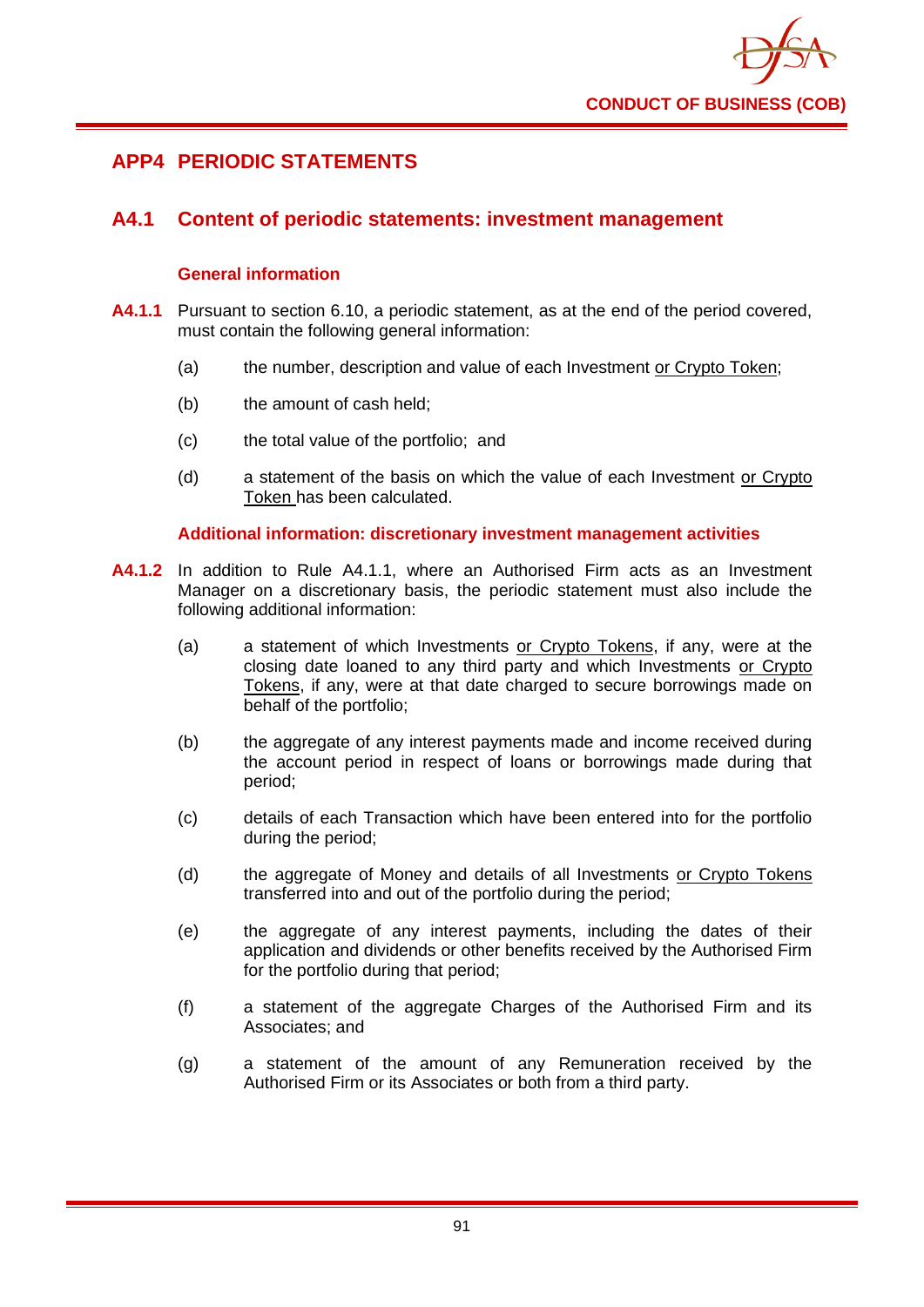# APP4 PERIODIC STATEMENTS

## A4.1 Content of periodic statements: investment management

### General information

**A4.1.1** Pursuant to section 6.10, a periodic statement, as at the end of the period covered, must contain the following general information:

(a) the number, description and value of each Investment or Crypto Token;

(b) the amount of cash held;

(c) the total value of the portfolio; and

(d) a statement of the basis on which the value of each Investment or Crypto Token has been calculated.

### Additional information: discretionary investment management activities

**A4.1.2** In addition to Rule A4.1.1, where an Authorised Firm acts as an Investment Manager on a discretionary basis, the periodic statement must also include the following additional information:

(a) a statement of which Investments or Crypto Tokens, if any, were at the closing date loaned to any third party and which Investments or Crypto Tokens, if any, were at that date charged to secure borrowings made on behalf of the portfolio;

(b) the aggregate of any interest payments made and income received during the account period in respect of loans or borrowings made during that period;

(c) details of each Transaction which have been entered into for the portfolio during the period;

(d) the aggregate of Money and details of all Investments or Crypto Tokens transferred into and out of the portfolio during the period;

(e) the aggregate of any interest payments, including the dates of their application and dividends or other benefits received by the Authorised Firm for the portfolio during that period;

(f) a statement of the aggregate Charges of the Authorised Firm and its Associates; and

(g) a statement of the amount of any Remuneration received by the Authorised Firm or its Associates or both from a third party.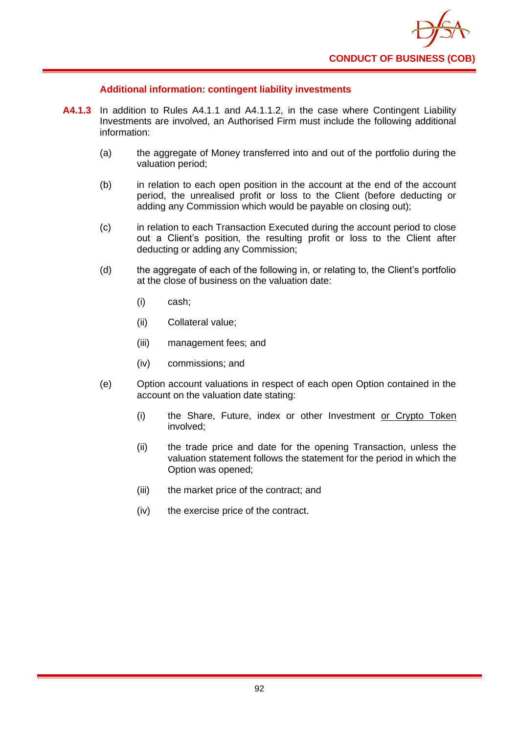### Additional information: contingent liability investments

**A4.1.3** In addition to Rules A4.1.1 and A4.1.1.2, in the case where Contingent Liability Investments are involved, an Authorised Firm must include the following additional information:

(a) the aggregate of Money transferred into and out of the portfolio during the valuation period;

(b) in relation to each open position in the account at the end of the account period, the unrealised profit or loss to the Client (before deducting or adding any Commission which would be payable on closing out);

(c) in relation to each Transaction Executed during the account period to close out a Client's position, the resulting profit or loss to the Client after deducting or adding any Commission;

(d) the aggregate of each of the following in, or relating to, the Client's portfolio at the close of business on the valuation date:

   (i) cash;

   (ii) Collateral value;

   (iii) management fees; and

   (iv) commissions; and

(e) Option account valuations in respect of each open Option contained in the account on the valuation date stating:

   (i) the Share, Future, index or other Investment <u>or Crypto Token</u> involved;

   (ii) the trade price and date for the opening Transaction, unless the valuation statement follows the statement for the period in which the Option was opened;

   (iii) the market price of the contract; and

   (iv) the exercise price of the contract.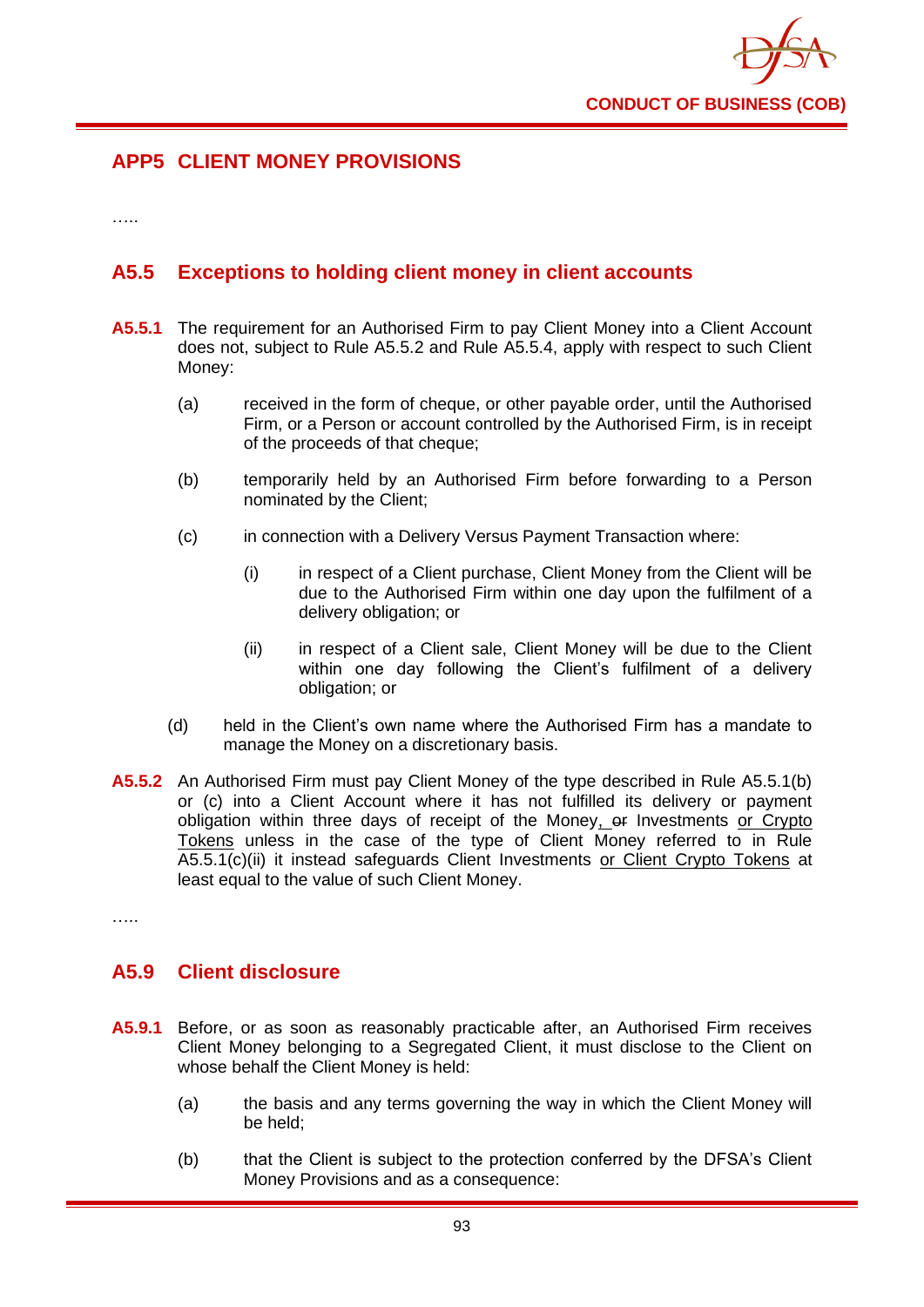## APP5 CLIENT MONEY PROVISIONS

…..

### A5.5 Exceptions to holding client money in client accounts

**A5.5.1** The requirement for an Authorised Firm to pay Client Money into a Client Account does not, subject to Rule A5.5.2 and Rule A5.5.4, apply with respect to such Client Money:

(a) received in the form of cheque, or other payable order, until the Authorised Firm, or a Person or account controlled by the Authorised Firm, is in receipt of the proceeds of that cheque;

(b) temporarily held by an Authorised Firm before forwarding to a Person nominated by the Client;

(c) in connection with a Delivery Versus Payment Transaction where:

(i) in respect of a Client purchase, Client Money from the Client will be due to the Authorised Firm within one day upon the fulfilment of a delivery obligation; or

(ii) in respect of a Client sale, Client Money will be due to the Client within one day following the Client's fulfilment of a delivery obligation; or

(d) held in the Client's own name where the Authorised Firm has a mandate to manage the Money on a discretionary basis.

**A5.5.2** An Authorised Firm must pay Client Money of the type described in Rule A5.5.1(b) or (c) into a Client Account where it has not fulfilled its delivery or payment obligation within three days of receipt of the Money, ~~or~~ Investments or Crypto Tokens unless in the case of the type of Client Money referred to in Rule A5.5.1(c)(ii) it instead safeguards Client Investments or Client Crypto Tokens at least equal to the value of such Client Money.

…..

### A5.9 Client disclosure

**A5.9.1** Before, or as soon as reasonably practicable after, an Authorised Firm receives Client Money belonging to a Segregated Client, it must disclose to the Client on whose behalf the Client Money is held:

(a) the basis and any terms governing the way in which the Client Money will be held;

(b) that the Client is subject to the protection conferred by the DFSA's Client Money Provisions and as a consequence: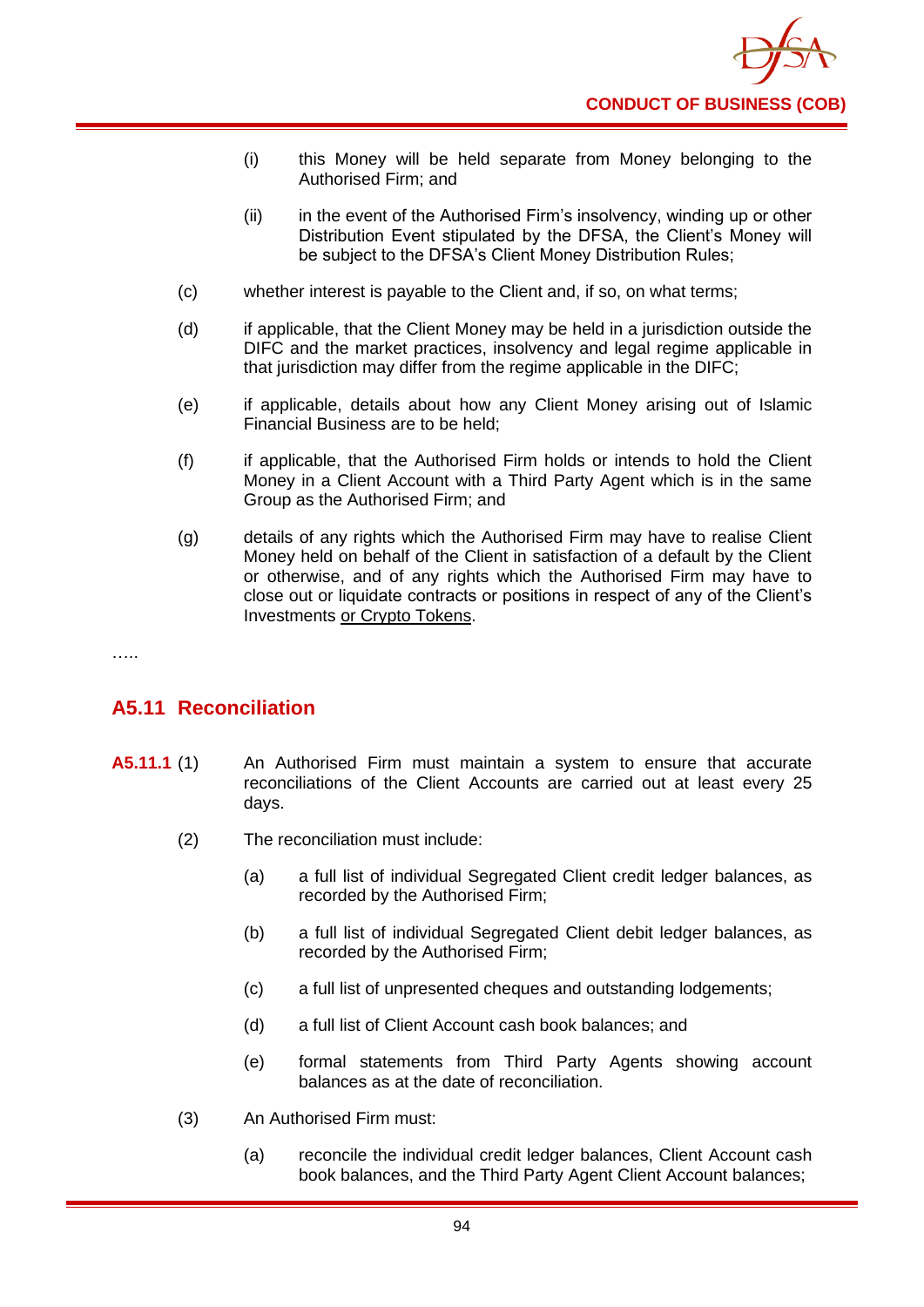(i) this Money will be held separate from Money belonging to the Authorised Firm; and

(ii) in the event of the Authorised Firm's insolvency, winding up or other Distribution Event stipulated by the DFSA, the Client's Money will be subject to the DFSA's Client Money Distribution Rules;

(c) whether interest is payable to the Client and, if so, on what terms;

(d) if applicable, that the Client Money may be held in a jurisdiction outside the DIFC and the market practices, insolvency and legal regime applicable in that jurisdiction may differ from the regime applicable in the DIFC;

(e) if applicable, details about how any Client Money arising out of Islamic Financial Business are to be held;

(f) if applicable, that the Authorised Firm holds or intends to hold the Client Money in a Client Account with a Third Party Agent which is in the same Group as the Authorised Firm; and

(g) details of any rights which the Authorised Firm may have to realise Client Money held on behalf of the Client in satisfaction of a default by the Client or otherwise, and of any rights which the Authorised Firm may have to close out or liquidate contracts or positions in respect of any of the Client's Investments <u>or Crypto Tokens</u>.

…..

## A5.11 Reconciliation

**A5.11.1** (1) An Authorised Firm must maintain a system to ensure that accurate reconciliations of the Client Accounts are carried out at least every 25 days.

(2) The reconciliation must include:

(a) a full list of individual Segregated Client credit ledger balances, as recorded by the Authorised Firm;

(b) a full list of individual Segregated Client debit ledger balances, as recorded by the Authorised Firm;

(c) a full list of unpresented cheques and outstanding lodgements;

(d) a full list of Client Account cash book balances; and

(e) formal statements from Third Party Agents showing account balances as at the date of reconciliation.

(3) An Authorised Firm must:

(a) reconcile the individual credit ledger balances, Client Account cash book balances, and the Third Party Agent Client Account balances;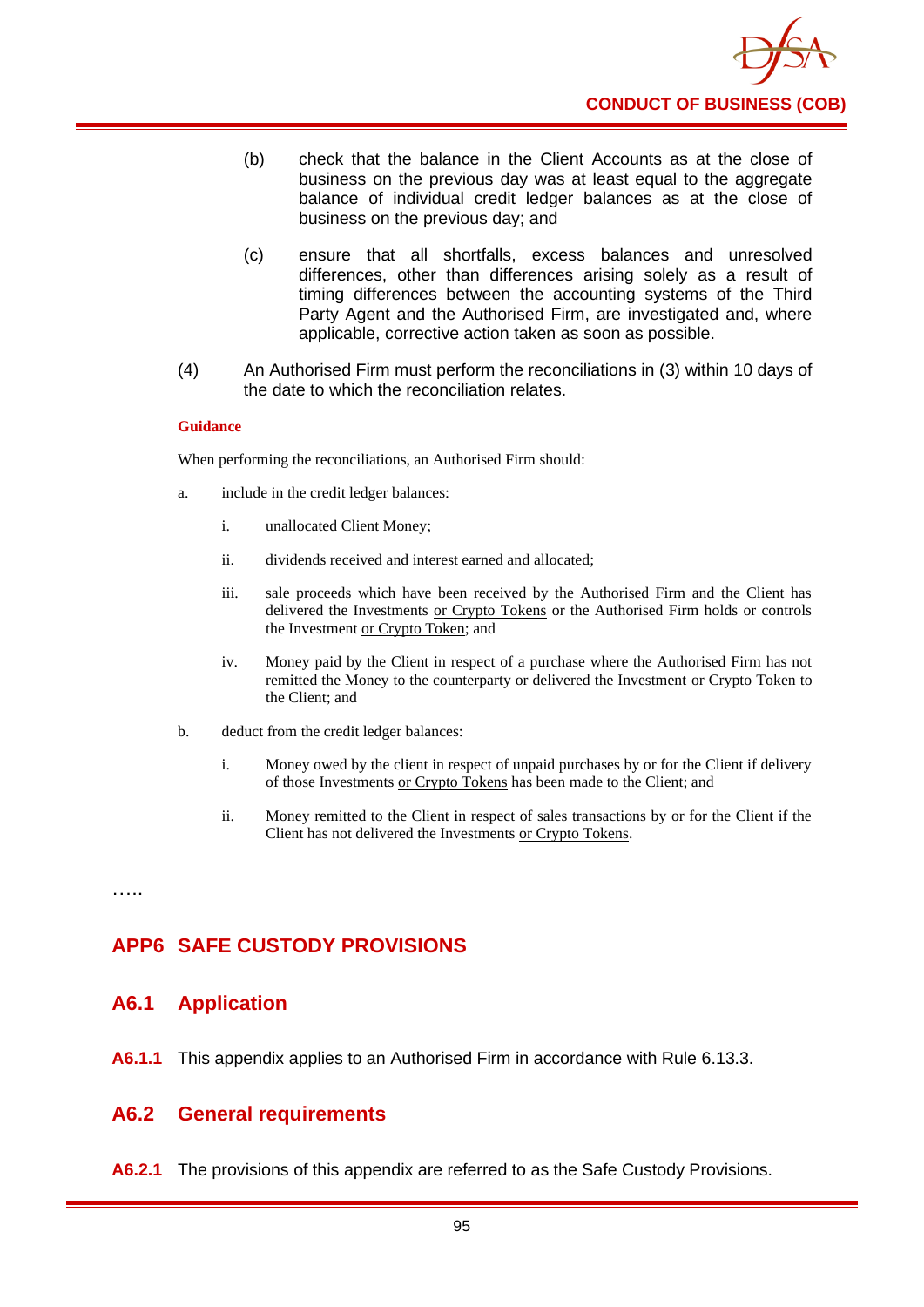(b) check that the balance in the Client Accounts as at the close of business on the previous day was at least equal to the aggregate balance of individual credit ledger balances as at the close of business on the previous day; and

(c) ensure that all shortfalls, excess balances and unresolved differences, other than differences arising solely as a result of timing differences between the accounting systems of the Third Party Agent and the Authorised Firm, are investigated and, where applicable, corrective action taken as soon as possible.

(4) An Authorised Firm must perform the reconciliations in (3) within 10 days of the date to which the reconciliation relates.

**Guidance**

When performing the reconciliations, an Authorised Firm should:

a. include in the credit ledger balances:

   i. unallocated Client Money;

   ii. dividends received and interest earned and allocated;

   iii. sale proceeds which have been received by the Authorised Firm and the Client has delivered the Investments <u>or Crypto Tokens</u> or the Authorised Firm holds or controls the Investment <u>or Crypto Token</u>; and

   iv. Money paid by the Client in respect of a purchase where the Authorised Firm has not remitted the Money to the counterparty or delivered the Investment <u>or Crypto Token</u> to the Client; and

b. deduct from the credit ledger balances:

   i. Money owed by the client in respect of unpaid purchases by or for the Client if delivery of those Investments <u>or Crypto Tokens</u> has been made to the Client; and

   ii. Money remitted to the Client in respect of sales transactions by or for the Client if the Client has not delivered the Investments <u>or Crypto Tokens</u>.

…..

## APP6 SAFE CUSTODY PROVISIONS

### A6.1 Application

**A6.1.1** This appendix applies to an Authorised Firm in accordance with Rule 6.13.3.

### A6.2 General requirements

**A6.2.1** The provisions of this appendix are referred to as the Safe Custody Provisions.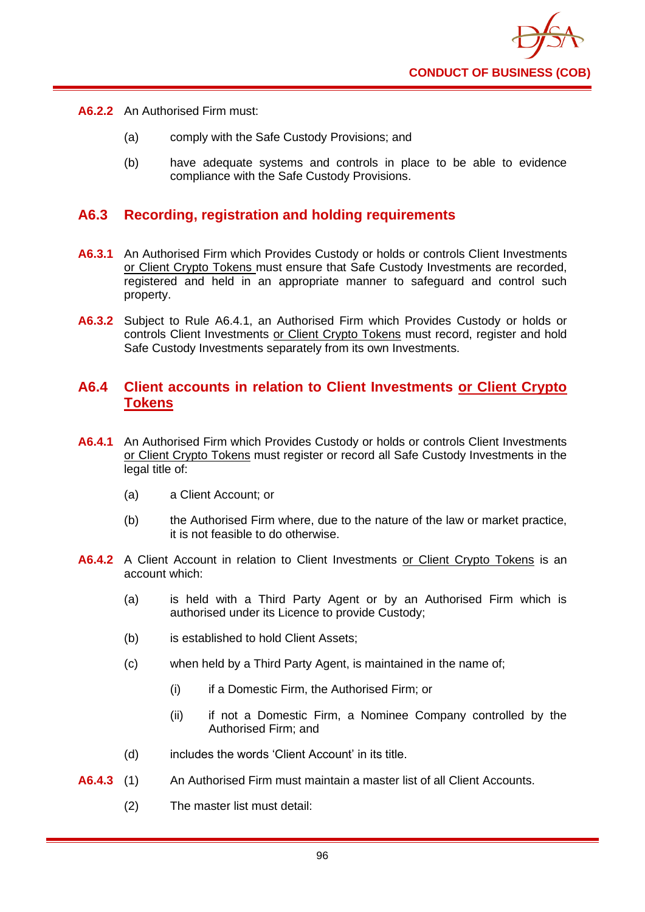**A6.2.2** An Authorised Firm must:

(a) comply with the Safe Custody Provisions; and

(b) have adequate systems and controls in place to be able to evidence compliance with the Safe Custody Provisions.

## A6.3 Recording, registration and holding requirements

**A6.3.1** An Authorised Firm which Provides Custody or holds or controls Client Investments <u>or Client Crypto Tokens</u> must ensure that Safe Custody Investments are recorded, registered and held in an appropriate manner to safeguard and control such property.

**A6.3.2** Subject to Rule A6.4.1, an Authorised Firm which Provides Custody or holds or controls Client Investments <u>or Client Crypto Tokens</u> must record, register and hold Safe Custody Investments separately from its own Investments.

## A6.4 Client accounts in relation to Client Investments <u>or Client Crypto Tokens</u>

**A6.4.1** An Authorised Firm which Provides Custody or holds or controls Client Investments <u>or Client Crypto Tokens</u> must register or record all Safe Custody Investments in the legal title of:

(a) a Client Account; or

(b) the Authorised Firm where, due to the nature of the law or market practice, it is not feasible to do otherwise.

**A6.4.2** A Client Account in relation to Client Investments <u>or Client Crypto Tokens</u> is an account which:

(a) is held with a Third Party Agent or by an Authorised Firm which is authorised under its Licence to provide Custody;

(b) is established to hold Client Assets;

(c) when held by a Third Party Agent, is maintained in the name of;

(i) if a Domestic Firm, the Authorised Firm; or

(ii) if not a Domestic Firm, a Nominee Company controlled by the Authorised Firm; and

(d) includes the words 'Client Account' in its title.

**A6.4.3** (1) An Authorised Firm must maintain a master list of all Client Accounts.

(2) The master list must detail: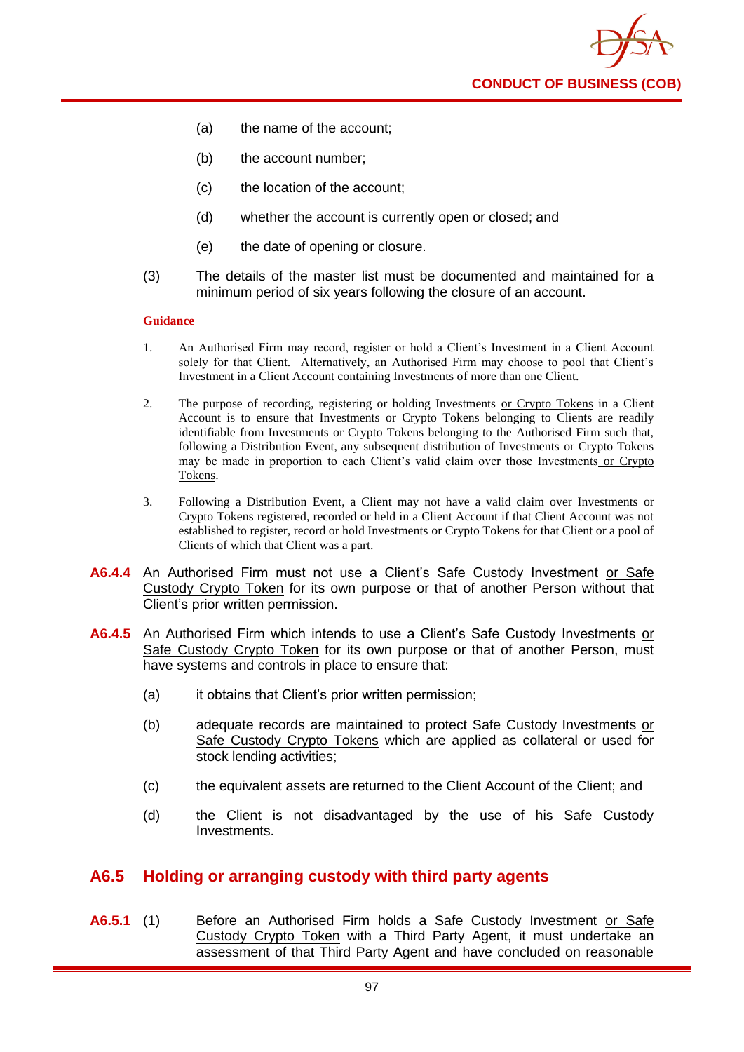(a) the name of the account;

(b) the account number;

(c) the location of the account;

(d) whether the account is currently open or closed; and

(e) the date of opening or closure.

(3) The details of the master list must be documented and maintained for a minimum period of six years following the closure of an account.

**Guidance**

1. An Authorised Firm may record, register or hold a Client's Investment in a Client Account solely for that Client. Alternatively, an Authorised Firm may choose to pool that Client's Investment in a Client Account containing Investments of more than one Client.

2. The purpose of recording, registering or holding Investments or Crypto Tokens in a Client Account is to ensure that Investments or Crypto Tokens belonging to Clients are readily identifiable from Investments or Crypto Tokens belonging to the Authorised Firm such that, following a Distribution Event, any subsequent distribution of Investments or Crypto Tokens may be made in proportion to each Client's valid claim over those Investments or Crypto Tokens.

3. Following a Distribution Event, a Client may not have a valid claim over Investments or Crypto Tokens registered, recorded or held in a Client Account if that Client Account was not established to register, record or hold Investments or Crypto Tokens for that Client or a pool of Clients of which that Client was a part.

**A6.4.4** An Authorised Firm must not use a Client's Safe Custody Investment or Safe Custody Crypto Token for its own purpose or that of another Person without that Client's prior written permission.

**A6.4.5** An Authorised Firm which intends to use a Client's Safe Custody Investments or Safe Custody Crypto Token for its own purpose or that of another Person, must have systems and controls in place to ensure that:

(a) it obtains that Client's prior written permission;

(b) adequate records are maintained to protect Safe Custody Investments or Safe Custody Crypto Tokens which are applied as collateral or used for stock lending activities;

(c) the equivalent assets are returned to the Client Account of the Client; and

(d) the Client is not disadvantaged by the use of his Safe Custody Investments.

## A6.5 Holding or arranging custody with third party agents

**A6.5.1** (1) Before an Authorised Firm holds a Safe Custody Investment or Safe Custody Crypto Token with a Third Party Agent, it must undertake an assessment of that Third Party Agent and have concluded on reasonable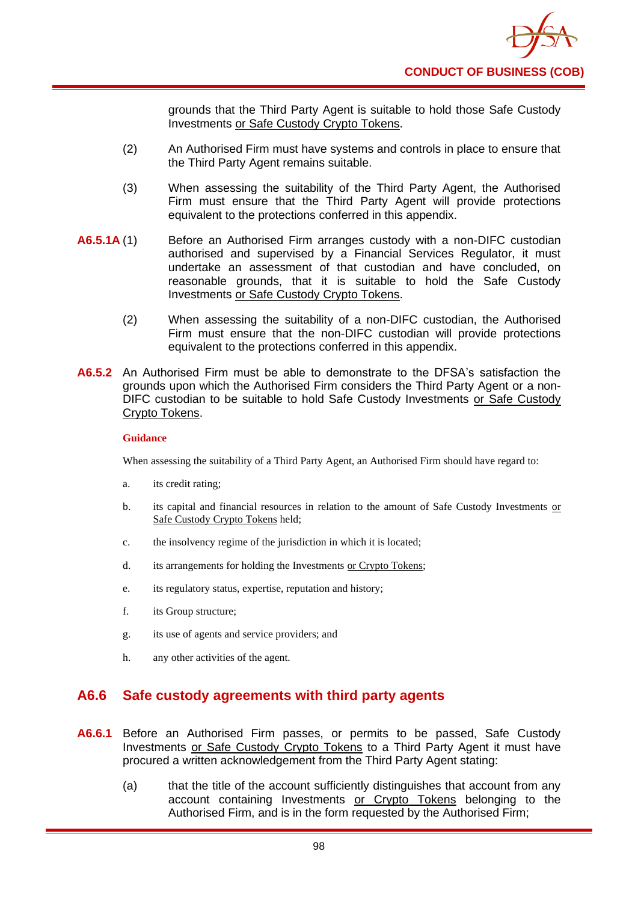grounds that the Third Party Agent is suitable to hold those Safe Custody Investments or Safe Custody Crypto Tokens.

(2) An Authorised Firm must have systems and controls in place to ensure that the Third Party Agent remains suitable.

(3) When assessing the suitability of the Third Party Agent, the Authorised Firm must ensure that the Third Party Agent will provide protections equivalent to the protections conferred in this appendix.

**A6.5.1A** (1) Before an Authorised Firm arranges custody with a non-DIFC custodian authorised and supervised by a Financial Services Regulator, it must undertake an assessment of that custodian and have concluded, on reasonable grounds, that it is suitable to hold the Safe Custody Investments or Safe Custody Crypto Tokens.

(2) When assessing the suitability of a non-DIFC custodian, the Authorised Firm must ensure that the non-DIFC custodian will provide protections equivalent to the protections conferred in this appendix.

**A6.5.2** An Authorised Firm must be able to demonstrate to the DFSA's satisfaction the grounds upon which the Authorised Firm considers the Third Party Agent or a non-DIFC custodian to be suitable to hold Safe Custody Investments or Safe Custody Crypto Tokens.

**Guidance**

When assessing the suitability of a Third Party Agent, an Authorised Firm should have regard to:

a. its credit rating;

b. its capital and financial resources in relation to the amount of Safe Custody Investments or Safe Custody Crypto Tokens held;

c. the insolvency regime of the jurisdiction in which it is located;

d. its arrangements for holding the Investments or Crypto Tokens;

e. its regulatory status, expertise, reputation and history;

f. its Group structure;

g. its use of agents and service providers; and

h. any other activities of the agent.

## A6.6 Safe custody agreements with third party agents

**A6.6.1** Before an Authorised Firm passes, or permits to be passed, Safe Custody Investments or Safe Custody Crypto Tokens to a Third Party Agent it must have procured a written acknowledgement from the Third Party Agent stating:

(a) that the title of the account sufficiently distinguishes that account from any account containing Investments or Crypto Tokens belonging to the Authorised Firm, and is in the form requested by the Authorised Firm;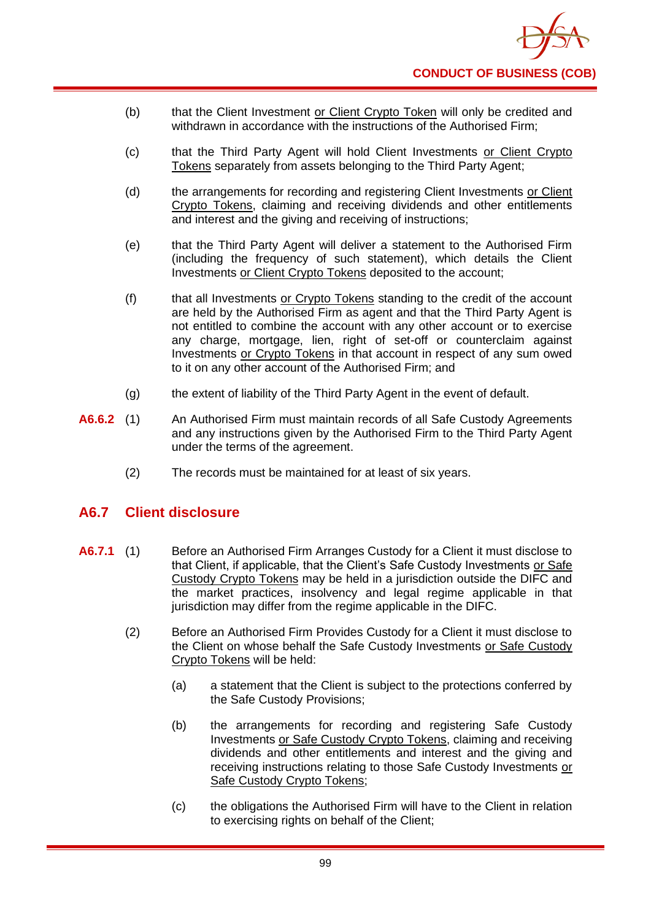(b) that the Client Investment or Client Crypto Token will only be credited and withdrawn in accordance with the instructions of the Authorised Firm;

(c) that the Third Party Agent will hold Client Investments or Client Crypto Tokens separately from assets belonging to the Third Party Agent;

(d) the arrangements for recording and registering Client Investments or Client Crypto Tokens, claiming and receiving dividends and other entitlements and interest and the giving and receiving of instructions;

(e) that the Third Party Agent will deliver a statement to the Authorised Firm (including the frequency of such statement), which details the Client Investments or Client Crypto Tokens deposited to the account;

(f) that all Investments or Crypto Tokens standing to the credit of the account are held by the Authorised Firm as agent and that the Third Party Agent is not entitled to combine the account with any other account or to exercise any charge, mortgage, lien, right of set-off or counterclaim against Investments or Crypto Tokens in that account in respect of any sum owed to it on any other account of the Authorised Firm; and

(g) the extent of liability of the Third Party Agent in the event of default.

**A6.6.2** (1) An Authorised Firm must maintain records of all Safe Custody Agreements and any instructions given by the Authorised Firm to the Third Party Agent under the terms of the agreement.

(2) The records must be maintained for at least six years.

## A6.7 Client disclosure

**A6.7.1** (1) Before an Authorised Firm Arranges Custody for a Client it must disclose to that Client, if applicable, that the Client's Safe Custody Investments or Safe Custody Crypto Tokens may be held in a jurisdiction outside the DIFC and the market practices, insolvency and legal regime applicable in that jurisdiction may differ from the regime applicable in the DIFC.

(2) Before an Authorised Firm Provides Custody for a Client it must disclose to the Client on whose behalf the Safe Custody Investments or Safe Custody Crypto Tokens will be held:

(a) a statement that the Client is subject to the protections conferred by the Safe Custody Provisions;

(b) the arrangements for recording and registering Safe Custody Investments or Safe Custody Crypto Tokens, claiming and receiving dividends and other entitlements and interest and the giving and receiving instructions relating to those Safe Custody Investments or Safe Custody Crypto Tokens;

(c) the obligations the Authorised Firm will have to the Client in relation to exercising rights on behalf of the Client;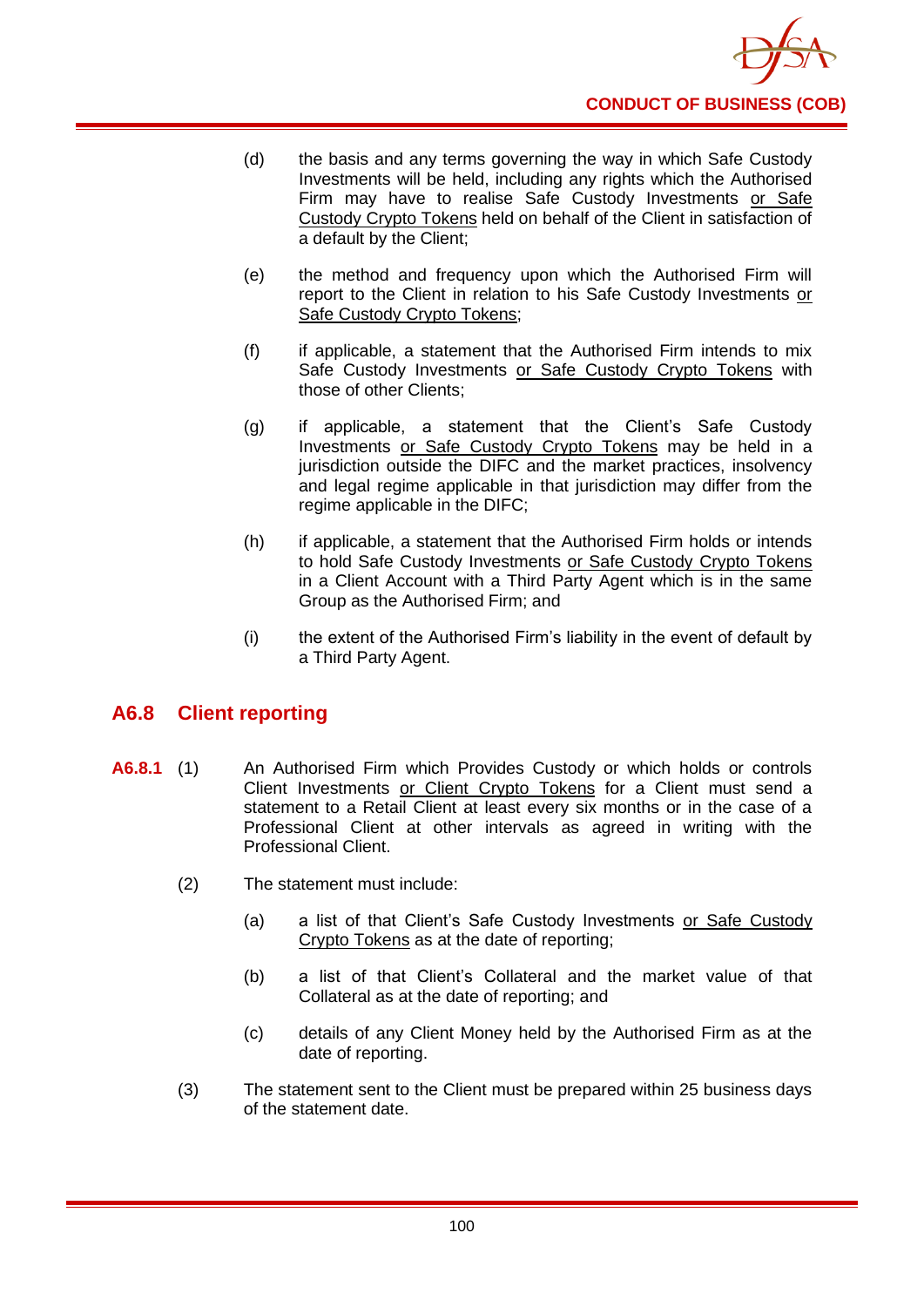(d) the basis and any terms governing the way in which Safe Custody Investments will be held, including any rights which the Authorised Firm may have to realise Safe Custody Investments <u>or Safe Custody Crypto Tokens</u> held on behalf of the Client in satisfaction of a default by the Client;

(e) the method and frequency upon which the Authorised Firm will report to the Client in relation to his Safe Custody Investments <u>or Safe Custody Crypto Tokens</u>;

(f) if applicable, a statement that the Authorised Firm intends to mix Safe Custody Investments <u>or Safe Custody Crypto Tokens</u> with those of other Clients;

(g) if applicable, a statement that the Client's Safe Custody Investments <u>or Safe Custody Crypto Tokens</u> may be held in a jurisdiction outside the DIFC and the market practices, insolvency and legal regime applicable in that jurisdiction may differ from the regime applicable in the DIFC;

(h) if applicable, a statement that the Authorised Firm holds or intends to hold Safe Custody Investments <u>or Safe Custody Crypto Tokens</u> in a Client Account with a Third Party Agent which is in the same Group as the Authorised Firm; and

(i) the extent of the Authorised Firm's liability in the event of default by a Third Party Agent.

## A6.8 Client reporting

**A6.8.1** (1) An Authorised Firm which Provides Custody or which holds or controls Client Investments <u>or Client Crypto Tokens</u> for a Client must send a statement to a Retail Client at least every six months or in the case of a Professional Client at other intervals as agreed in writing with the Professional Client.

(2) The statement must include:

(a) a list of that Client's Safe Custody Investments <u>or Safe Custody Crypto Tokens</u> as at the date of reporting;

(b) a list of that Client's Collateral and the market value of that Collateral as at the date of reporting; and

(c) details of any Client Money held by the Authorised Firm as at the date of reporting.

(3) The statement sent to the Client must be prepared within 25 business days of the statement date.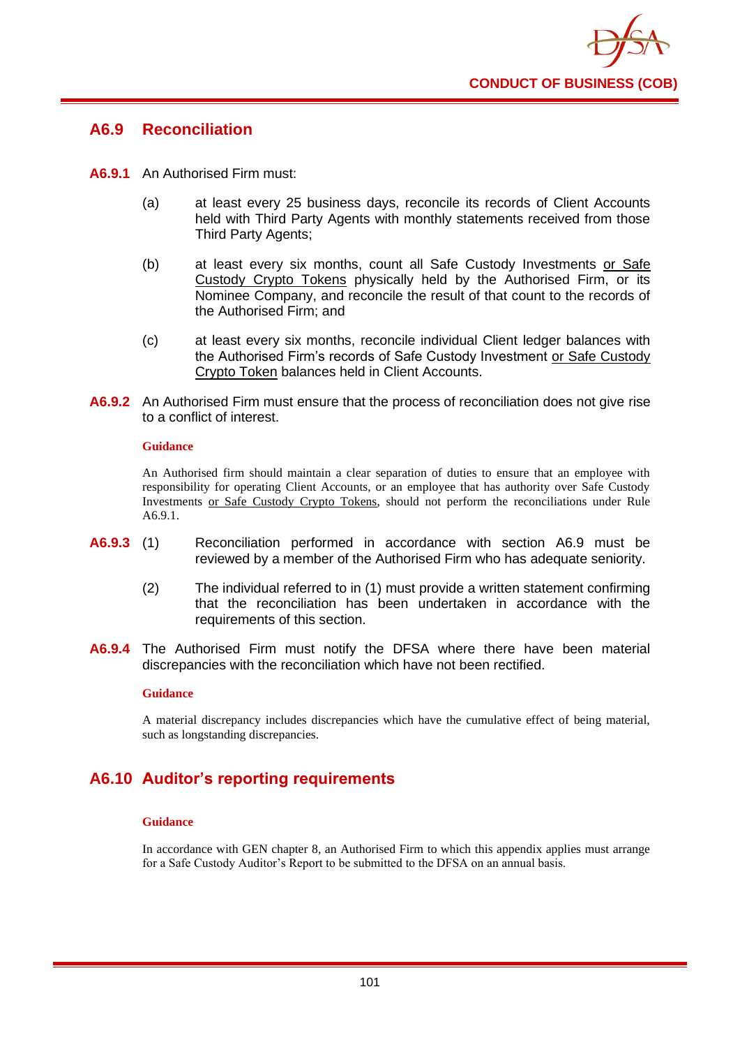## A6.9 Reconciliation

**A6.9.1** An Authorised Firm must:

(a) at least every 25 business days, reconcile its records of Client Accounts held with Third Party Agents with monthly statements received from those Third Party Agents;

(b) at least every six months, count all Safe Custody Investments or Safe Custody Crypto Tokens physically held by the Authorised Firm, or its Nominee Company, and reconcile the result of that count to the records of the Authorised Firm; and

(c) at least every six months, reconcile individual Client ledger balances with the Authorised Firm's records of Safe Custody Investment or Safe Custody Crypto Token balances held in Client Accounts.

**A6.9.2** An Authorised Firm must ensure that the process of reconciliation does not give rise to a conflict of interest.

**Guidance**

An Authorised firm should maintain a clear separation of duties to ensure that an employee with responsibility for operating Client Accounts, or an employee that has authority over Safe Custody Investments or Safe Custody Crypto Tokens, should not perform the reconciliations under Rule A6.9.1.

**A6.9.3** (1) Reconciliation performed in accordance with section A6.9 must be reviewed by a member of the Authorised Firm who has adequate seniority.

(2) The individual referred to in (1) must provide a written statement confirming that the reconciliation has been undertaken in accordance with the requirements of this section.

**A6.9.4** The Authorised Firm must notify the DFSA where there have been material discrepancies with the reconciliation which have not been rectified.

**Guidance**

A material discrepancy includes discrepancies which have the cumulative effect of being material, such as longstanding discrepancies.

## A6.10 Auditor's reporting requirements

**Guidance**

In accordance with GEN chapter 8, an Authorised Firm to which this appendix applies must arrange for a Safe Custody Auditor's Report to be submitted to the DFSA on an annual basis.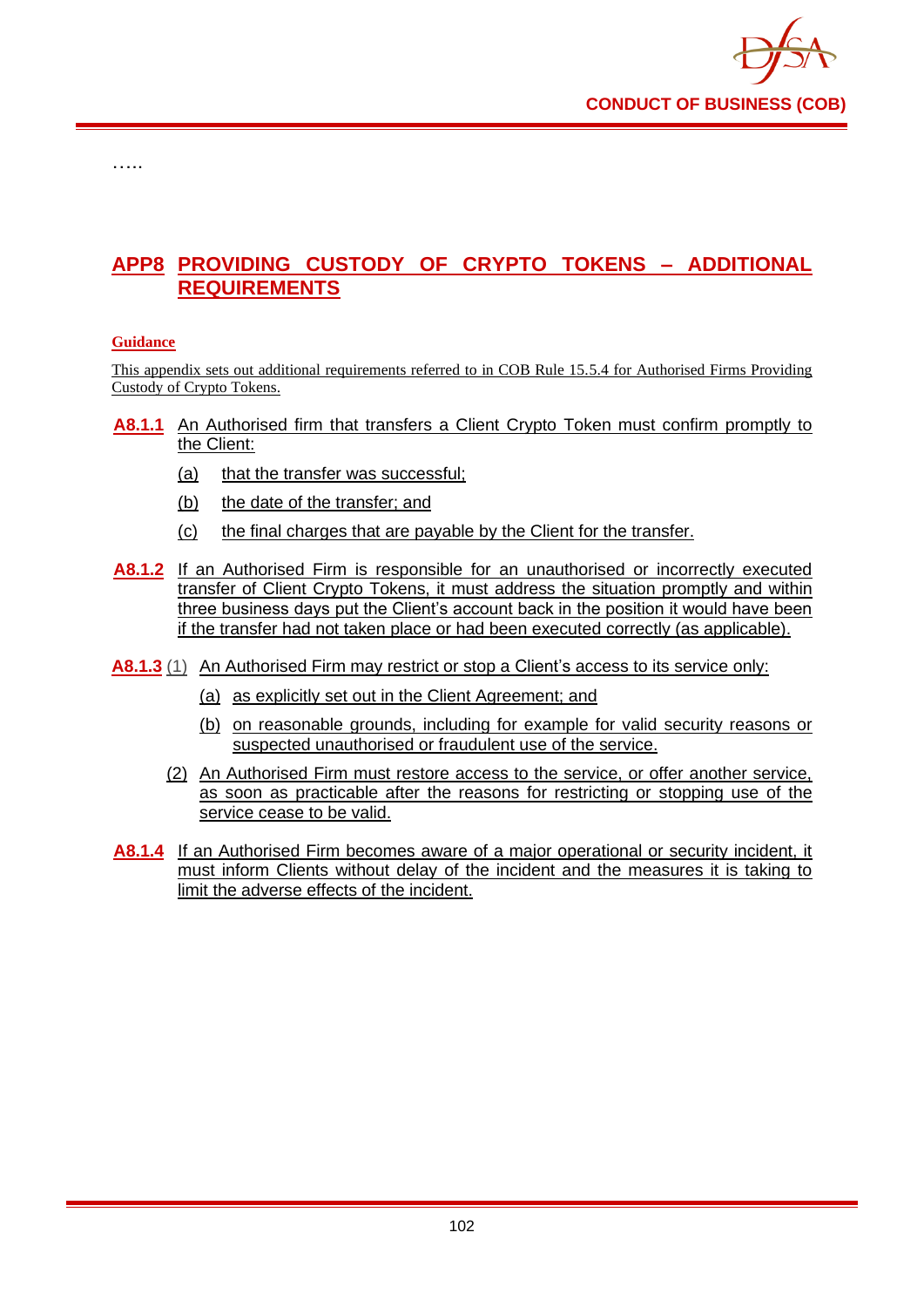…..

## APP8 PROVIDING CUSTODY OF CRYPTO TOKENS – ADDITIONAL REQUIREMENTS

**Guidance**

This appendix sets out additional requirements referred to in COB Rule 15.5.4 for Authorised Firms Providing Custody of Crypto Tokens.

**A8.1.1** An Authorised firm that transfers a Client Crypto Token must confirm promptly to the Client:

- (a) that the transfer was successful;
- (b) the date of the transfer; and
- (c) the final charges that are payable by the Client for the transfer.

**A8.1.2** If an Authorised Firm is responsible for an unauthorised or incorrectly executed transfer of Client Crypto Tokens, it must address the situation promptly and within three business days put the Client's account back in the position it would have been if the transfer had not taken place or had been executed correctly (as applicable).

**A8.1.3** (1) An Authorised Firm may restrict or stop a Client's access to its service only:

- (a) as explicitly set out in the Client Agreement; and
- (b) on reasonable grounds, including for example for valid security reasons or suspected unauthorised or fraudulent use of the service.

(2) An Authorised Firm must restore access to the service, or offer another service, as soon as practicable after the reasons for restricting or stopping use of the service cease to be valid.

**A8.1.4** If an Authorised Firm becomes aware of a major operational or security incident, it must inform Clients without delay of the incident and the measures it is taking to limit the adverse effects of the incident.